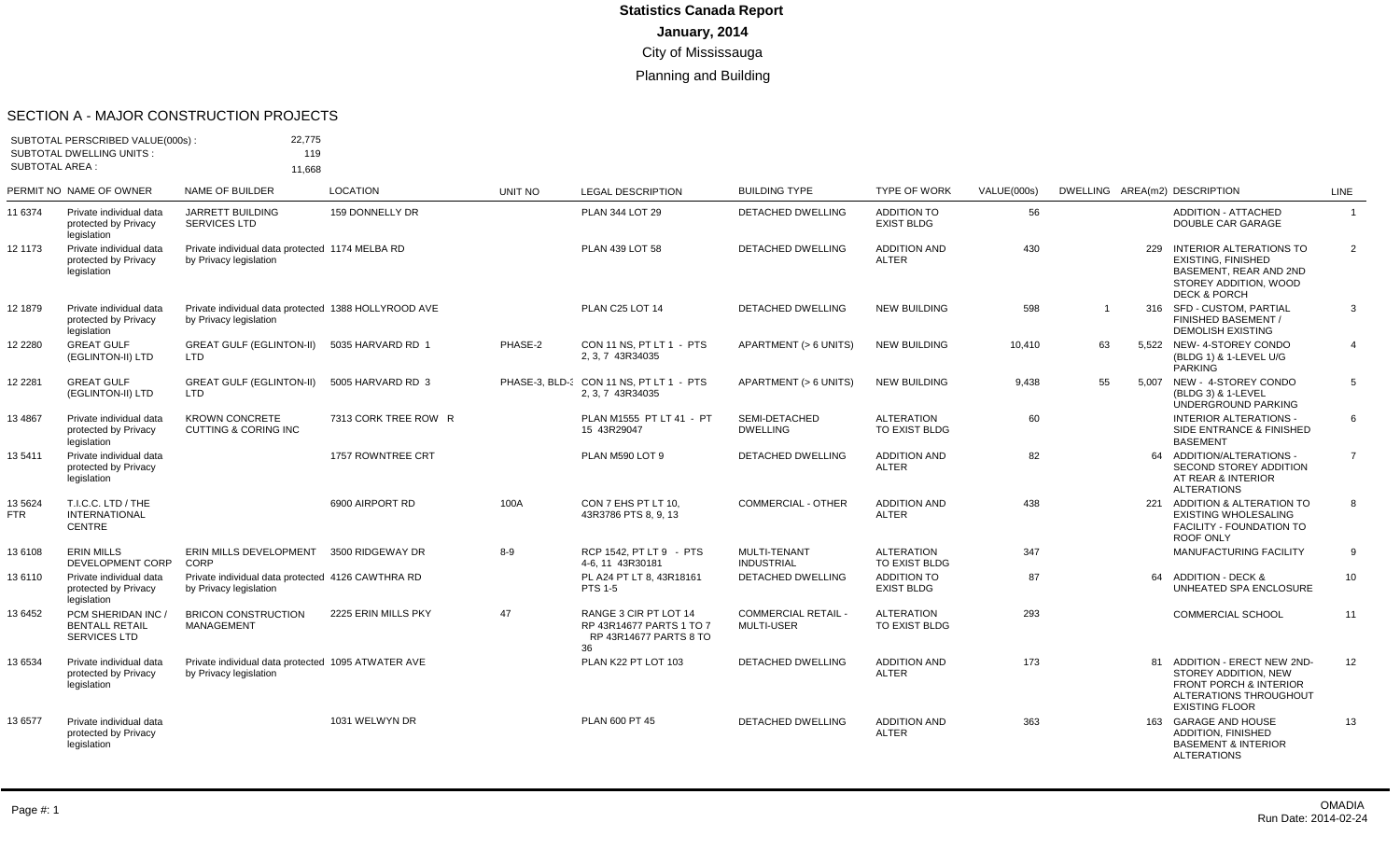# Statistics Canada Report

**January, 2014**

City of Mississauga

Planning and Building

## SECTION A - MAJOR CONSTRUCTION PROJECTS

SUBTOTAL PERSCRIBED VALUE(000s) : 22,775
SUBTOTAL DWELLING UNITS : 119
SUBTOTAL AREA : 11,668

| PERMIT NO | NAME OF OWNER | NAME OF BUILDER | LOCATION | UNIT NO | LEGAL DESCRIPTION | BUILDING TYPE | TYPE OF WORK | VALUE(000s) | DWELLING | AREA(m2) | DESCRIPTION | LINE |
|---|---|---|---|---|---|---|---|---|---|---|---|---|
| 11 6374 | Private individual data protected by Privacy legislation | JARRETT BUILDING SERVICES LTD | 159 DONNELLY DR | | PLAN 344 LOT 29 | DETACHED DWELLING | ADDITION TO EXIST BLDG | 56 | | | ADDITION - ATTACHED DOUBLE CAR GARAGE | 1 |
| 12 1173 | Private individual data protected by Privacy legislation | Private individual data protected by Privacy legislation | 1174 MELBA RD | | PLAN 439 LOT 58 | DETACHED DWELLING | ADDITION AND ALTER | 430 | | 229 | INTERIOR ALTERATIONS TO EXISTING, FINISHED BASEMENT, REAR AND 2ND STOREY ADDITION, WOOD DECK & PORCH | 2 |
| 12 1879 | Private individual data protected by Privacy legislation | Private individual data protected by Privacy legislation | 1388 HOLLYROOD AVE | | PLAN C25 LOT 14 | DETACHED DWELLING | NEW BUILDING | 598 | 1 | 316 | SFD - CUSTOM, PARTIAL FINISHED BASEMENT / DEMOLISH EXISTING | 3 |
| 12 2280 | GREAT GULF (EGLINTON-II) LTD | GREAT GULF (EGLINTON-II) LTD | 5035 HARVARD RD 1 | PHASE-2 | CON 11 NS, PT LT 1 - PTS 2, 3, 7 43R34035 | APARTMENT (> 6 UNITS) | NEW BUILDING | 10,410 | 63 | 5,522 | NEW- 4-STOREY CONDO (BLDG 1) & 1-LEVEL U/G PARKING | 4 |
| 12 2281 | GREAT GULF (EGLINTON-II) LTD | GREAT GULF (EGLINTON-II) LTD | 5005 HARVARD RD 3 | PHASE-3, BLD-3 | CON 11 NS, PT LT 1 - PTS 2, 3, 7 43R34035 | APARTMENT (> 6 UNITS) | NEW BUILDING | 9,438 | 55 | 5,007 | NEW - 4-STOREY CONDO (BLDG 3) & 1-LEVEL UNDERGROUND PARKING | 5 |
| 13 4867 | Private individual data protected by Privacy legislation | KROWN CONCRETE CUTTING & CORING INC | 7313 CORK TREE ROW R | | PLAN M1555 PT LT 41 - PT 15 43R29047 | SEMI-DETACHED DWELLING | ALTERATION TO EXIST BLDG | 60 | | | INTERIOR ALTERATIONS - SIDE ENTRANCE & FINISHED BASEMENT | 6 |
| 13 5411 | Private individual data protected by Privacy legislation | | 1757 ROWNTREE CRT | | PLAN M590 LOT 9 | DETACHED DWELLING | ADDITION AND ALTER | 82 | | 64 | ADDITION/ALTERATIONS - SECOND STOREY ADDITION AT REAR & INTERIOR ALTERATIONS | 7 |
| 13 5624 FTR | T.I.C.C. LTD / THE INTERNATIONAL CENTRE | | 6900 AIRPORT RD | 100A | CON 7 EHS PT LT 10, 43R3786 PTS 8, 9, 13 | COMMERCIAL - OTHER | ADDITION AND ALTER | 438 | | 221 | ADDITION & ALTERATION TO EXISTING WHOLESALING FACILITY - FOUNDATION TO ROOF ONLY | 8 |
| 13 6108 | ERIN MILLS DEVELOPMENT CORP | ERIN MILLS DEVELOPMENT CORP | 3500 RIDGEWAY DR | 8-9 | RCP 1542, PT LT 9 - PTS 4-6, 11 43R30181 | MULTI-TENANT INDUSTRIAL | ALTERATION TO EXIST BLDG | 347 | | | MANUFACTURING FACILITY | 9 |
| 13 6110 | Private individual data protected by Privacy legislation | Private individual data protected by Privacy legislation | 4126 CAWTHRA RD | | PL A24 PT LT 8, 43R18161 PTS 1-5 | DETACHED DWELLING | ADDITION TO EXIST BLDG | 87 | | 64 | ADDITION - DECK & UNHEATED SPA ENCLOSURE | 10 |
| 13 6452 | PCM SHERIDAN INC / BENTALL RETAIL SERVICES LTD | BRICON CONSTRUCTION MANAGEMENT | 2225 ERIN MILLS PKY | 47 | RANGE 3 CIR PT LOT 14 RP 43R14677 PARTS 1 TO 7 RP 43R14677 PARTS 8 TO 36 | COMMERCIAL RETAIL - MULTI-USER | ALTERATION TO EXIST BLDG | 293 | | | COMMERCIAL SCHOOL | 11 |
| 13 6534 | Private individual data protected by Privacy legislation | Private individual data protected by Privacy legislation | 1095 ATWATER AVE | | PLAN K22 PT LOT 103 | DETACHED DWELLING | ADDITION AND ALTER | 173 | | 81 | ADDITION - ERECT NEW 2ND-STOREY ADDITION, NEW FRONT PORCH & INTERIOR ALTERATIONS THROUGHOUT EXISTING FLOOR | 12 |
| 13 6577 | Private individual data protected by Privacy legislation | | 1031 WELWYN DR | | PLAN 600 PT 45 | DETACHED DWELLING | ADDITION AND ALTER | 363 | | 163 | GARAGE AND HOUSE ADDITION, FINISHED BASEMENT & INTERIOR ALTERATIONS | 13 |

OMADIA
Run Date: 2014-02-24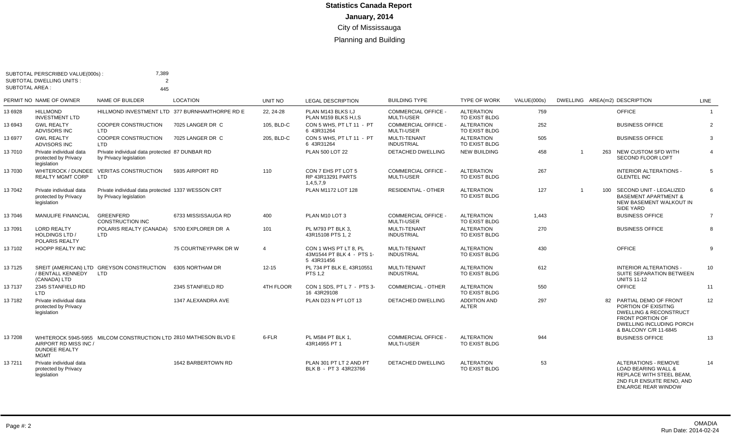# Statistics Canada Report

## January, 2014

City of Mississauga

Planning and Building

SUBTOTAL PERSCRIBED VALUE(000s) : 7,389
SUBTOTAL DWELLING UNITS : 2
SUBTOTAL AREA : 445

| PERMIT NO | NAME OF OWNER | NAME OF BUILDER | LOCATION | UNIT NO | LEGAL DESCRIPTION | BUILDING TYPE | TYPE OF WORK | VALUE(000s) | DWELLING | AREA(m2) | DESCRIPTION | LINE |
|---|---|---|---|---|---|---|---|---|---|---|---|---|
| 13 6928 | HILLMOND INVESTMENT LTD | HILLMOND INVESTMENT LTD | 377 BURNHAMTHORPE RD E | 22, 24-28 | PLAN M143 BLKS I,J PLAN M159 BLKS H,I,S | COMMERCIAL OFFICE - MULTI-USER | ALTERATION TO EXIST BLDG | 759 | | | OFFICE | 1 |
| 13 6943 | GWL REALTY ADVISORS INC | COOPER CONSTRUCTION LTD | 7025 LANGER DR C | 105, BLD-C | CON 5 WHS, PT LT 11 - PT 6 43R31264 | COMMERCIAL OFFICE - MULTI-USER | ALTERATION TO EXIST BLDG | 252 | | | BUSINESS OFFICE | 2 |
| 13 6977 | GWL REALTY ADVISORS INC | COOPER CONSTRUCTION LTD | 7025 LANGER DR C | 205, BLD-C | CON 5 WHS, PT LT 11 - PT 6 43R31264 | MULTI-TENANT INDUSTRIAL | ALTERATION TO EXIST BLDG | 505 | | | BUSINESS OFFICE | 3 |
| 13 7010 | Private individual data protected by Privacy legislation | Private individual data protected by Privacy legislation | 87 DUNBAR RD | | PLAN 500 LOT 22 | DETACHED DWELLING | NEW BUILDING | 458 | 1 | 263 | NEW CUSTOM SFD WITH SECOND FLOOR LOFT | 4 |
| 13 7030 | WHITEROCK / DUNDEE REALTY MGMT CORP | VERITAS CONSTRUCTION LTD | 5935 AIRPORT RD | 110 | CON 7 EHS PT LOT 5 RP 43R13291 PARTS 1,4,5,7,9 | COMMERCIAL OFFICE - MULTI-USER | ALTERATION TO EXIST BLDG | 267 | | | INTERIOR ALTERATIONS - GLENTEL INC | 5 |
| 13 7042 | Private individual data protected by Privacy legislation | Private individual data protected by Privacy legislation | 1337 WESSON CRT | | PLAN M1172 LOT 128 | RESIDENTIAL - OTHER | ALTERATION TO EXIST BLDG | 127 | 1 | 100 | SECOND UNIT - LEGALIZED BASEMENT APARTMENT & NEW BASEMENT WALKOUT IN SIDE YARD | 6 |
| 13 7046 | MANULIFE FINANCIAL | GREENFERD CONSTRUCTION INC | 6733 MISSISSAUGA RD | 400 | PLAN M10 LOT 3 | COMMERCIAL OFFICE - MULTI-USER | ALTERATION TO EXIST BLDG | 1,443 | | | BUSINESS OFFICE | 7 |
| 13 7091 | LORD REALTY HOLDINGS LTD / POLARIS REALTY | POLARIS REALTY (CANADA) LTD | 5700 EXPLORER DR A | 101 | PL M793 PT BLK 3, 43R15108 PTS 1, 2 | MULTI-TENANT INDUSTRIAL | ALTERATION TO EXIST BLDG | 270 | | | BUSINESS OFFICE | 8 |
| 13 7102 | HOOPP REALTY INC | | 75 COURTNEYPARK DR W | 4 | CON 1 WHS PT LT 8, PL 43M1544 PT BLK 4 - PTS 1-5 43R31456 | MULTI-TENANT INDUSTRIAL | ALTERATION TO EXIST BLDG | 430 | | | OFFICE | 9 |
| 13 7125 | SREIT (AMERICAN) LTD / BENTALL KENNEDY (CANADA) LTD | GREYSON CONSTRUCTION LTD | 6305 NORTHAM DR | 12-15 | PL 734 PT BLK E, 43R10551 PTS 1,2 | MULTI-TENANT INDUSTRIAL | ALTERATION TO EXIST BLDG | 612 | | | INTERIOR ALTERATIONS - SUITE SEPARATION BETWEEN UNITS 11-12 | 10 |
| 13 7137 | 2345 STANFIELD RD LTD | | 2345 STANFIELD RD | 4TH FLOOR | CON 1 SDS, PT L 7 - PTS 3-16 43R29108 | COMMERCIAL - OTHER | ALTERATION TO EXIST BLDG | 550 | | | OFFICE | 11 |
| 13 7182 | Private individual data protected by Privacy legislation | | 1347 ALEXANDRA AVE | | PLAN D23 N PT LOT 13 | DETACHED DWELLING | ADDITION AND ALTER | 297 | | 82 | PARTIAL DEMO OF FRONT PORTION OF EXISITNG DWELLING & RECONSTRUCT FRONT PORTION OF DWELLING INCLUDING PORCH & BALCONY C/R 11-6845 | 12 |
| 13 7208 | WHITEROCK 5945-5955 AIRPORT RD MISS INC / DUNDEE REALTY MGMT | MILCOM CONSTRUCTION LTD | 2810 MATHESON BLVD E | 6-FLR | PL M584 PT BLK 1, 43R14955 PT 1 | COMMERCIAL OFFICE - MULTI-USER | ALTERATION TO EXIST BLDG | 944 | | | BUSINESS OFFICE | 13 |
| 13 7211 | Private individual data protected by Privacy legislation | | 1642 BARBERTOWN RD | | PLAN 301 PT LT 2 AND PT BLK B - PT 3 43R23766 | DETACHED DWELLING | ALTERATION TO EXIST BLDG | 53 | | | ALTERATIONS - REMOVE LOAD BEARING WALL & REPLACE WITH STEEL BEAM, 2ND FLR ENSUITE RENO, AND ENLARGE REAR WINDOW | 14 |

OMADIA
Run Date: 2014-02-24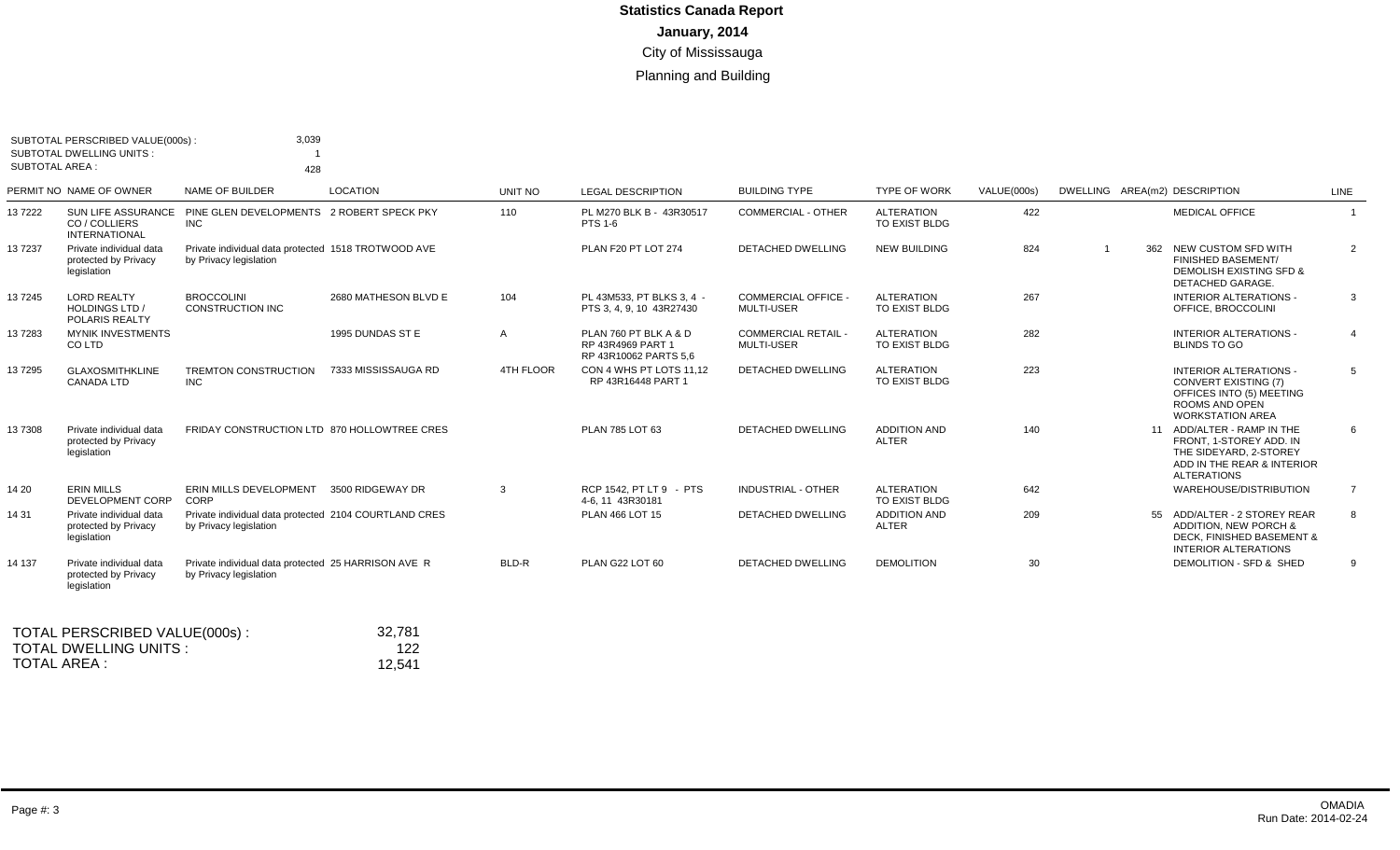# Statistics Canada Report

## January, 2014

City of Mississauga

Planning and Building

SUBTOTAL PERSCRIBED VALUE(000s) : 3,039
SUBTOTAL DWELLING UNITS : 1
SUBTOTAL AREA : 428

| PERMIT NO | NAME OF OWNER | NAME OF BUILDER | LOCATION | UNIT NO | LEGAL DESCRIPTION | BUILDING TYPE | TYPE OF WORK | VALUE(000s) | DWELLING | AREA(m2) | DESCRIPTION | LINE |
|---|---|---|---|---|---|---|---|---|---|---|---|---|
| 13 7222 | SUN LIFE ASSURANCE CO / COLLIERS INTERNATIONAL | PINE GLEN DEVELOPMENTS INC | 2 ROBERT SPECK PKY | 110 | PL M270 BLK B - 43R30517 PTS 1-6 | COMMERCIAL - OTHER | ALTERATION TO EXIST BLDG | 422 | | | MEDICAL OFFICE | 1 |
| 13 7237 | Private individual data protected by Privacy legislation | Private individual data protected by Privacy legislation | 1518 TROTWOOD AVE | | PLAN F20 PT LOT 274 | DETACHED DWELLING | NEW BUILDING | 824 | 1 | 362 | NEW CUSTOM SFD WITH FINISHED BASEMENT/ DEMOLISH EXISTING SFD & DETACHED GARAGE. | 2 |
| 13 7245 | LORD REALTY HOLDINGS LTD / POLARIS REALTY | BROCCOLINI CONSTRUCTION INC | 2680 MATHESON BLVD E | 104 | PL 43M533, PT BLKS 3, 4 - PTS 3, 4, 9, 10 43R27430 | COMMERCIAL OFFICE - MULTI-USER | ALTERATION TO EXIST BLDG | 267 | | | INTERIOR ALTERATIONS - OFFICE, BROCCOLINI | 3 |
| 13 7283 | MYNIK INVESTMENTS CO LTD | | 1995 DUNDAS ST E | A | PLAN 760 PT BLK A & D RP 43R4969 PART 1 RP 43R10062 PARTS 5,6 | COMMERCIAL RETAIL - MULTI-USER | ALTERATION TO EXIST BLDG | 282 | | | INTERIOR ALTERATIONS - BLINDS TO GO | 4 |
| 13 7295 | GLAXOSMITHKLINE CANADA LTD | TREMTON CONSTRUCTION INC | 7333 MISSISSAUGA RD | 4TH FLOOR | CON 4 WHS PT LOTS 11,12 RP 43R16448 PART 1 | DETACHED DWELLING | ALTERATION TO EXIST BLDG | 223 | | | INTERIOR ALTERATIONS - CONVERT EXISTING (7) OFFICES INTO (5) MEETING ROOMS AND OPEN WORKSTATION AREA | 5 |
| 13 7308 | Private individual data protected by Privacy legislation | FRIDAY CONSTRUCTION LTD | 870 HOLLOWTREE CRES | | PLAN 785 LOT 63 | DETACHED DWELLING | ADDITION AND ALTER | 140 | | 11 | ADD/ALTER - RAMP IN THE FRONT, 1-STOREY ADD. IN THE SIDEYARD, 2-STOREY ADD IN THE REAR & INTERIOR ALTERATIONS | 6 |
| 14 20 | ERIN MILLS DEVELOPMENT CORP | ERIN MILLS DEVELOPMENT CORP | 3500 RIDGEWAY DR | 3 | RCP 1542, PT LT 9 - PTS 4-6, 11 43R30181 | INDUSTRIAL - OTHER | ALTERATION TO EXIST BLDG | 642 | | | WAREHOUSE/DISTRIBUTION | 7 |
| 14 31 | Private individual data protected by Privacy legislation | Private individual data protected by Privacy legislation | 2104 COURTLAND CRES | | PLAN 466 LOT 15 | DETACHED DWELLING | ADDITION AND ALTER | 209 | | 55 | ADD/ALTER - 2 STOREY REAR ADDITION, NEW PORCH & DECK, FINISHED BASEMENT & INTERIOR ALTERATIONS | 8 |
| 14 137 | Private individual data protected by Privacy legislation | Private individual data protected by Privacy legislation | 25 HARRISON AVE R | BLD-R | PLAN G22 LOT 60 | DETACHED DWELLING | DEMOLITION | 30 | | | DEMOLITION - SFD & SHED | 9 |

TOTAL PERSCRIBED VALUE(000s) : 32,781
TOTAL DWELLING UNITS : 122
TOTAL AREA : 12,541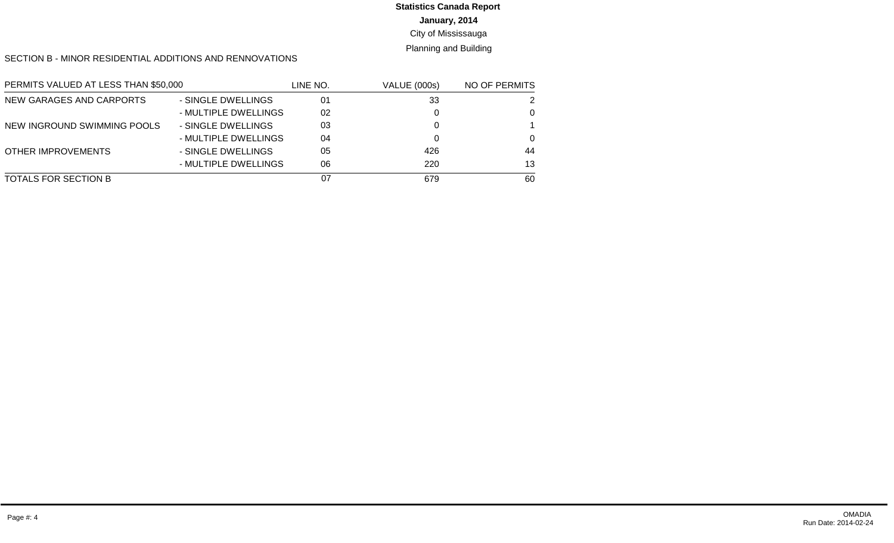**Statistics Canada Report**

**January, 2014**

City of Mississauga

Planning and Building

SECTION B - MINOR RESIDENTIAL ADDITIONS AND RENNOVATIONS

| PERMITS VALUED AT LESS THAN $50,000 | | LINE NO. | VALUE (000s) | NO OF PERMITS |
|---|---|---|---|---|
| NEW GARAGES AND CARPORTS | - SINGLE DWELLINGS | 01 | 33 | 2 |
| | - MULTIPLE DWELLINGS | 02 | 0 | 0 |
| NEW INGROUND SWIMMING POOLS | - SINGLE DWELLINGS | 03 | 0 | 1 |
| | - MULTIPLE DWELLINGS | 04 | 0 | 0 |
| OTHER IMPROVEMENTS | - SINGLE DWELLINGS | 05 | 426 | 44 |
| | - MULTIPLE DWELLINGS | 06 | 220 | 13 |
| TOTALS FOR SECTION B | | 07 | 679 | 60 |

OMADIA
Run Date: 2014-02-24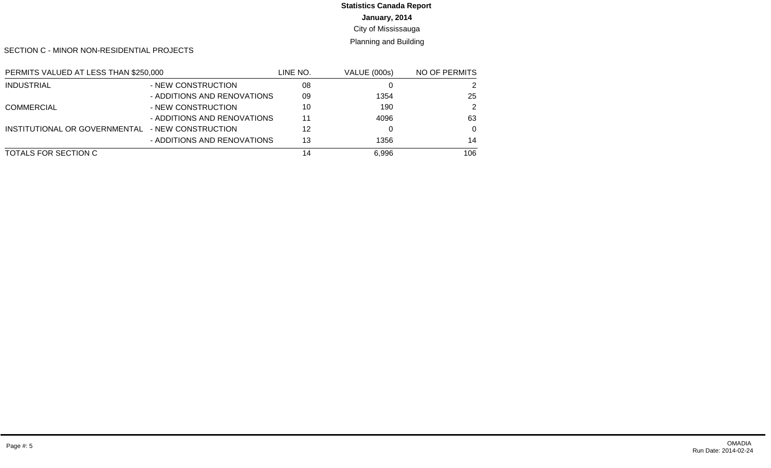**Statistics Canada Report**

**January, 2014**

City of Mississauga

Planning and Building

SECTION C - MINOR NON-RESIDENTIAL PROJECTS

| PERMITS VALUED AT LESS THAN $250,000 | | LINE NO. | VALUE (000s) | NO OF PERMITS |
|---|---|---|---|---|
| INDUSTRIAL | - NEW CONSTRUCTION | 08 | 0 | 2 |
| | - ADDITIONS AND RENOVATIONS | 09 | 1354 | 25 |
| COMMERCIAL | - NEW CONSTRUCTION | 10 | 190 | 2 |
| | - ADDITIONS AND RENOVATIONS | 11 | 4096 | 63 |
| INSTITUTIONAL OR GOVERNMENTAL | - NEW CONSTRUCTION | 12 | 0 | 0 |
| | - ADDITIONS AND RENOVATIONS | 13 | 1356 | 14 |
| TOTALS FOR SECTION C | | 14 | 6,996 | 106 |

OMADIA
Run Date: 2014-02-24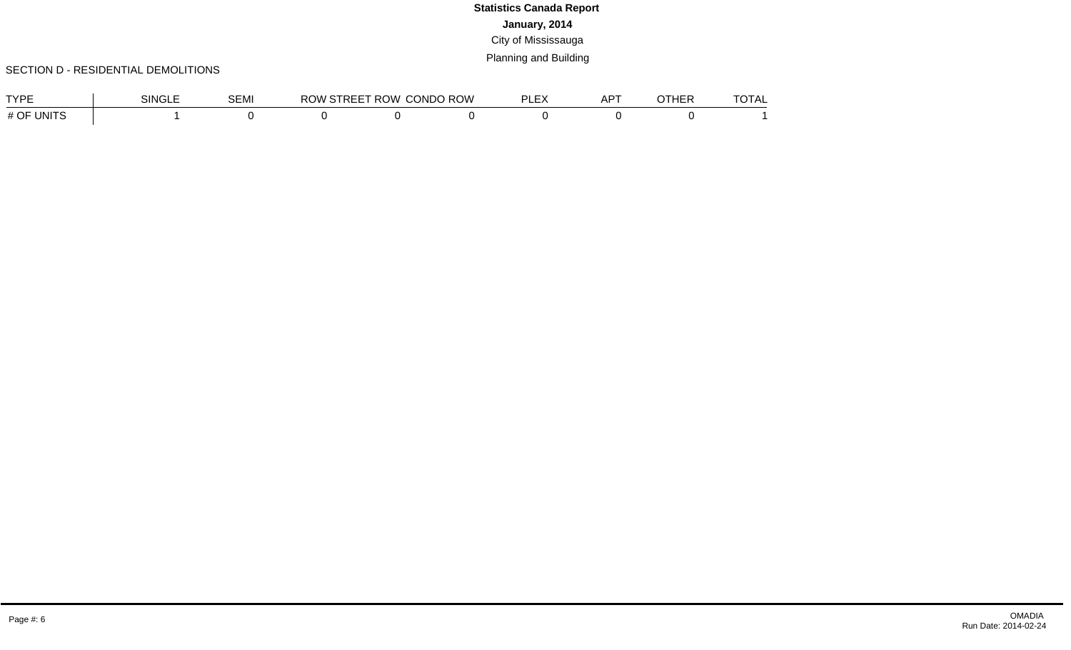**Statistics Canada Report**

**January, 2014**

City of Mississauga

Planning and Building

SECTION D - RESIDENTIAL DEMOLITIONS

| TYPE | SINGLE | SEMI | ROW STREET | ROW CONDO | ROW PLEX | APT | OTHER | TOTAL |
|---|---|---|---|---|---|---|---|---|
| # OF UNITS | 1 | 0 | 0 | 0 | 0 | 0 | 0 | 1 |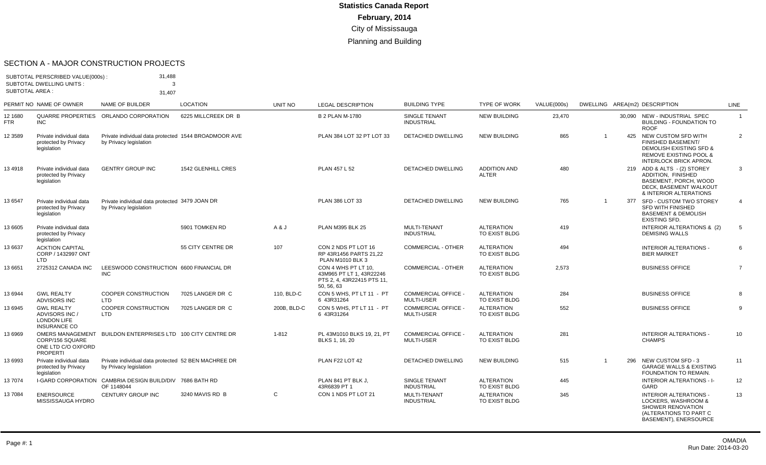# Statistics Canada Report

**February, 2014**

City of Mississauga

Planning and Building

## SECTION A - MAJOR CONSTRUCTION PROJECTS

SUBTOTAL PERSCRIBED VALUE(000s) : 31,488
SUBTOTAL DWELLING UNITS : 3
SUBTOTAL AREA : 31,407

| PERMIT NO | NAME OF OWNER | NAME OF BUILDER | LOCATION | UNIT NO | LEGAL DESCRIPTION | BUILDING TYPE | TYPE OF WORK | VALUE(000s) | DWELLING | AREA(m2) | DESCRIPTION | LINE |
|---|---|---|---|---|---|---|---|---|---|---|---|---|
| 12 1680 FTR | QUARRE PROPERTIES INC | ORLANDO CORPORATION | 6225 MILLCREEK DR B | | B 2 PLAN M-1780 | SINGLE TENANT INDUSTRIAL | NEW BUILDING | 23,470 | | 30,090 | NEW - INDUSTRIAL SPEC BUILDING - FOUNDATION TO ROOF | 1 |
| 12 3589 | Private individual data protected by Privacy legislation | Private individual data protected by Privacy legislation | 1544 BROADMOOR AVE | | PLAN 384 LOT 32 PT LOT 33 | DETACHED DWELLING | NEW BUILDING | 865 | 1 | 425 | NEW CUSTOM SFD WITH FINISHED BASEMENT/ DEMOLISH EXISTING SFD & REMOVE EXISTING POOL & INTERLOCK BRICK APRON. | 2 |
| 13 4918 | Private individual data protected by Privacy legislation | GENTRY GROUP INC | 1542 GLENHILL CRES | | PLAN 457 L 52 | DETACHED DWELLING | ADDITION AND ALTER | 480 | | 219 | ADD & ALTS - (2) STOREY ADDITION, FINISHED BASEMENT, PORCH, WOOD DECK, BASEMENT WALKOUT & INTERIOR ALTERATIONS | 3 |
| 13 6547 | Private individual data protected by Privacy legislation | Private individual data protected by Privacy legislation | 3479 JOAN DR | | PLAN 386 LOT 33 | DETACHED DWELLING | NEW BUILDING | 765 | 1 | 377 | SFD - CUSTOM TWO STOREY SFD WITH FINISHED BASEMENT & DEMOLISH EXISTING SFD. | 4 |
| 13 6605 | Private individual data protected by Privacy legislation | | 5901 TOMKEN RD | A & J | PLAN M395 BLK 25 | MULTI-TENANT INDUSTRIAL | ALTERATION TO EXIST BLDG | 419 | | | INTERIOR ALTERATIONS & (2) DEMISING WALLS | 5 |
| 13 6637 | ACKTION CAPITAL CORP / 1432997 ONT LTD | | 55 CITY CENTRE DR | 107 | CON 2 NDS PT LOT 16 RP 43R1456 PARTS 21,22 PLAN M1010 BLK 3 | COMMERCIAL - OTHER | ALTERATION TO EXIST BLDG | 494 | | | INTERIOR ALTERATIONS - BIER MARKET | 6 |
| 13 6651 | 2725312 CANADA INC | LEESWOOD CONSTRUCTION INC | 6600 FINANCIAL DR | | CON 4 WHS PT LT 10, 43M965 PT LT 1, 43R22246 PTS 2, 4, 43R22415 PTS 11, 50, 56, 63 | COMMERCIAL - OTHER | ALTERATION TO EXIST BLDG | 2,573 | | | BUSINESS OFFICE | 7 |
| 13 6944 | GWL REALTY ADVISORS INC | COOPER CONSTRUCTION LTD | 7025 LANGER DR C | 110, BLD-C | CON 5 WHS, PT LT 11 - PT 6 43R31264 | COMMERCIAL OFFICE - MULTI-USER | ALTERATION TO EXIST BLDG | 284 | | | BUSINESS OFFICE | 8 |
| 13 6945 | GWL REALTY ADVISORS INC / LONDON LIFE INSURANCE CO | COOPER CONSTRUCTION LTD | 7025 LANGER DR C | 200B, BLD-C | CON 5 WHS, PT LT 11 - PT 6 43R31264 | COMMERCIAL OFFICE - MULTI-USER | ALTERATION TO EXIST BLDG | 552 | | | BUSINESS OFFICE | 9 |
| 13 6969 | OMERS MANAGEMENT CORP/156 SQUARE ONE LTD C/O OXFORD PROPERTI | BUILDON ENTERPRISES LTD | 100 CITY CENTRE DR | 1-812 | PL 43M1010 BLKS 19, 21, PT BLKS 1, 16, 20 | COMMERCIAL OFFICE - MULTI-USER | ALTERATION TO EXIST BLDG | 281 | | | INTERIOR ALTERATIONS - CHAMPS | 10 |
| 13 6993 | Private individual data protected by Privacy legislation | Private individual data protected by Privacy legislation | 52 BEN MACHREE DR | | PLAN F22 LOT 42 | DETACHED DWELLING | NEW BUILDING | 515 | 1 | 296 | NEW CUSTOM SFD - 3 GARAGE WALLS & EXISTING FOUNDATION TO REMAIN. | 11 |
| 13 7074 | I-GARD CORPORATION | CAMBRIA DESIGN BUILD/DIV OF 1148044 | 7686 BATH RD | | PLAN 841 PT BLK J, 43R6839 PT 1 | SINGLE TENANT INDUSTRIAL | ALTERATION TO EXIST BLDG | 445 | | | INTERIOR ALTERATIONS - I-GARD | 12 |
| 13 7084 | ENERSOURCE MISSISSAUGA HYDRO | CENTURY GROUP INC | 3240 MAVIS RD B | C | CON 1 NDS PT LOT 21 | MULTI-TENANT INDUSTRIAL | ALTERATION TO EXIST BLDG | 345 | | | INTERIOR ALTERATIONS - LOCKERS, WASHROOM & SHOWER RENOVATION (ALTERATIONS TO PART C BASEMENT), ENERSOURCE | 13 |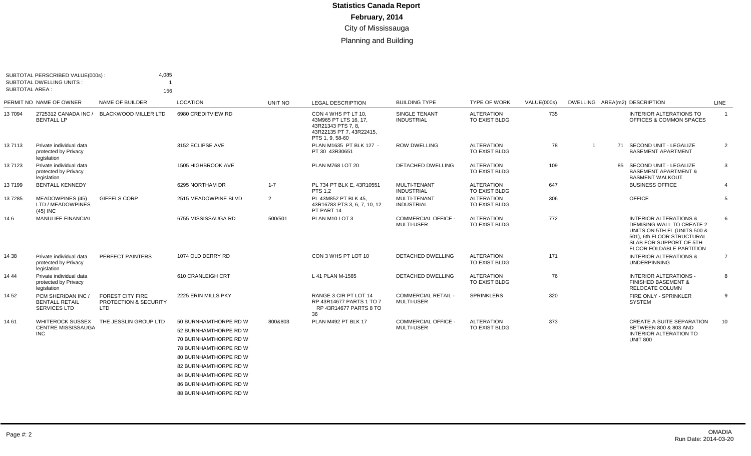# Statistics Canada Report

**February, 2014**

City of Mississauga

Planning and Building

SUBTOTAL PERSCRIBED VALUE(000s) : 4,085
SUBTOTAL DWELLING UNITS : 1
SUBTOTAL AREA : 156

| PERMIT NO | NAME OF OWNER | NAME OF BUILDER | LOCATION | UNIT NO | LEGAL DESCRIPTION | BUILDING TYPE | TYPE OF WORK | VALUE(000s) | DWELLING | AREA(m2) | DESCRIPTION | LINE |
|---|---|---|---|---|---|---|---|---|---|---|---|---|
| 13 7094 | 2725312 CANADA INC / BENTALL LP | BLACKWOOD MILLER LTD | 6980 CREDITVIEW RD | | CON 4 WHS PT LT 10, 43M965 PT LTS 16, 17, 43R21343 PTS 7, 8, 43R22135 PT 7, 43R22415, PTS 1, 9, 58-60 | SINGLE TENANT INDUSTRIAL | ALTERATION TO EXIST BLDG | 735 | | | INTERIOR ALTERATIONS TO OFFICES & COMMON SPACES | 1 |
| 13 7113 | Private individual data protected by Privacy legislation | | 3152 ECLIPSE AVE | | PLAN M1635 PT BLK 127 - PT 30 43R30651 | ROW DWELLING | ALTERATION TO EXIST BLDG | 78 | 1 | 71 | SECOND UNIT - LEGALIZE BASEMENT APARTMENT | 2 |
| 13 7123 | Private individual data protected by Privacy legislation | | 1505 HIGHBROOK AVE | | PLAN M768 LOT 20 | DETACHED DWELLING | ALTERATION TO EXIST BLDG | 109 | | 85 | SECOND UNIT - LEGALIZE BASEMENT APARTMENT & BASMENT WALKOUT | 3 |
| 13 7199 | BENTALL KENNEDY | | 6295 NORTHAM DR | 1-7 | PL 734 PT BLK E, 43R10551 PTS 1,2 | MULTI-TENANT INDUSTRIAL | ALTERATION TO EXIST BLDG | 647 | | | BUSINESS OFFICE | 4 |
| 13 7285 | MEADOWPINES (45) LTD / MEADOWPINES (45) INC | GIFFELS CORP | 2515 MEADOWPINE BLVD | 2 | PL 43M852 PT BLK 45, 43R16783 PTS 3, 6, 7, 10, 12 PT PART 14 | MULTI-TENANT INDUSTRIAL | ALTERATION TO EXIST BLDG | 306 | | | OFFICE | 5 |
| 14 6 | MANULIFE FINANCIAL | | 6755 MISSISSAUGA RD | 500/501 | PLAN M10 LOT 3 | COMMERCIAL OFFICE - MULTI-USER | ALTERATION TO EXIST BLDG | 772 | | | INTERIOR ALTERATIONS & DEMISING WALL TO CREATE 2 UNITS ON 5TH FL (UNITS 500 & 501), 6th FLOOR STRUCTURAL SLAB FOR SUPPORT OF 5TH FLOOR FOLDABLE PARTITION | 6 |
| 14 38 | Private individual data protected by Privacy legislation | PERFECT PAINTERS | 1074 OLD DERRY RD | | CON 3 WHS PT LOT 10 | DETACHED DWELLING | ALTERATION TO EXIST BLDG | 171 | | | INTERIOR ALTERATIONS & UNDERPINNING | 7 |
| 14 44 | Private individual data protected by Privacy legislation | | 610 CRANLEIGH CRT | | L 41 PLAN M-1565 | DETACHED DWELLING | ALTERATION TO EXIST BLDG | 76 | | | INTERIOR ALTERATIONS - FINISHED BASEMENT & RELOCATE COLUMN | 8 |
| 14 52 | PCM SHERIDAN INC / BENTALL RETAIL SERVICES LTD | FOREST CITY FIRE PROTECTION & SECURITY LTD | 2225 ERIN MILLS PKY | | RANGE 3 CIR PT LOT 14 RP 43R14677 PARTS 1 TO 7 RP 43R14677 PARTS 8 TO 36 | COMMERCIAL RETAIL - MULTI-USER | SPRINKLERS | 320 | | | FIRE ONLY - SPRINKLER SYSTEM | 9 |
| 14 61 | WHITEROCK SUSSEX CENTRE MISSISSAUGA INC | THE JESSLIN GROUP LTD | 50 BURNHAMTHORPE RD W<br>52 BURNHAMTHORPE RD W<br>70 BURNHAMTHORPE RD W<br>78 BURNHAMTHORPE RD W<br>80 BURNHAMTHORPE RD W<br>82 BURNHAMTHORPE RD W<br>84 BURNHAMTHORPE RD W<br>86 BURNHAMTHORPE RD W<br>88 BURNHAMTHORPE RD W | 800&803 | PLAN M492 PT BLK 17 | COMMERCIAL OFFICE - MULTI-USER | ALTERATION TO EXIST BLDG | 373 | | | CREATE A SUITE SEPARATION BETWEEN 800 & 803 AND INTERIOR ALTERATION TO UNIT 800 | 10 |

OMADIA
Run Date: 2014-03-20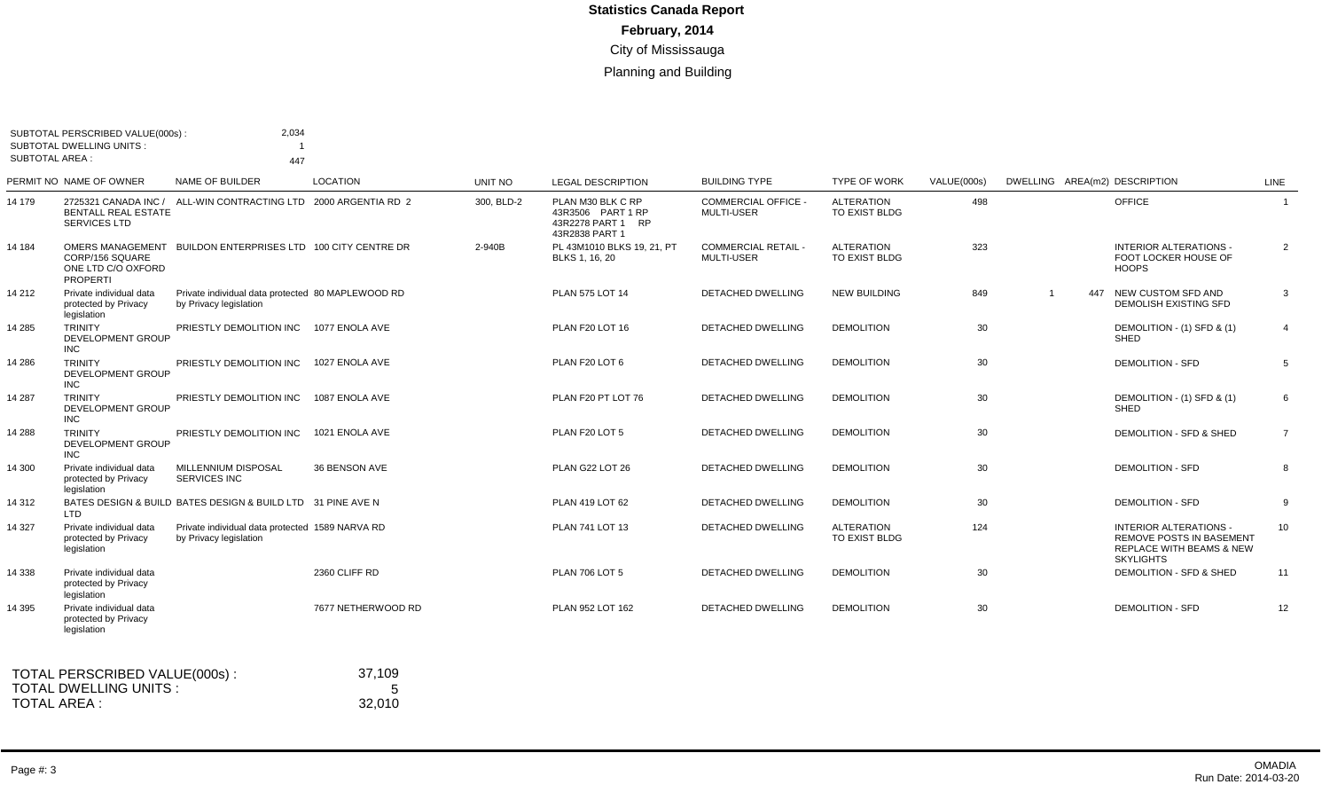# Statistics Canada Report

## February, 2014

### City of Mississauga

### Planning and Building

SUBTOTAL PERSCRIBED VALUE(000s) : 2,034
SUBTOTAL DWELLING UNITS : 1
SUBTOTAL AREA : 447

| PERMIT NO | NAME OF OWNER | NAME OF BUILDER | LOCATION | UNIT NO | LEGAL DESCRIPTION | BUILDING TYPE | TYPE OF WORK | VALUE(000s) | DWELLING | AREA(m2) | DESCRIPTION | LINE |
|---|---|---|---|---|---|---|---|---|---|---|---|---|
| 14 179 | 2725321 CANADA INC / BENTALL REAL ESTATE SERVICES LTD | ALL-WIN CONTRACTING LTD | 2000 ARGENTIA RD 2 | 300, BLD-2 | PLAN M30 BLK C RP 43R3506 PART 1 RP 43R2278 PART 1 RP 43R2838 PART 1 | COMMERCIAL OFFICE - MULTI-USER | ALTERATION TO EXIST BLDG | 498 | | | OFFICE | 1 |
| 14 184 | OMERS MANAGEMENT CORP/156 SQUARE ONE LTD C/O OXFORD PROPERTI | BUILDON ENTERPRISES LTD | 100 CITY CENTRE DR | 2-940B | PL 43M1010 BLKS 19, 21, PT BLKS 1, 16, 20 | COMMERCIAL RETAIL - MULTI-USER | ALTERATION TO EXIST BLDG | 323 | | | INTERIOR ALTERATIONS - FOOT LOCKER HOUSE OF HOOPS | 2 |
| 14 212 | Private individual data protected by Privacy legislation | Private individual data protected by Privacy legislation | 80 MAPLEWOOD RD | | PLAN 575 LOT 14 | DETACHED DWELLING | NEW BUILDING | 849 | 1 | 447 | NEW CUSTOM SFD AND DEMOLISH EXISTING SFD | 3 |
| 14 285 | TRINITY DEVELOPMENT GROUP INC | PRIESTLY DEMOLITION INC | 1077 ENOLA AVE | | PLAN F20 LOT 16 | DETACHED DWELLING | DEMOLITION | 30 | | | DEMOLITION - (1) SFD & (1) SHED | 4 |
| 14 286 | TRINITY DEVELOPMENT GROUP INC | PRIESTLY DEMOLITION INC | 1027 ENOLA AVE | | PLAN F20 LOT 6 | DETACHED DWELLING | DEMOLITION | 30 | | | DEMOLITION - SFD | 5 |
| 14 287 | TRINITY DEVELOPMENT GROUP INC | PRIESTLY DEMOLITION INC | 1087 ENOLA AVE | | PLAN F20 PT LOT 76 | DETACHED DWELLING | DEMOLITION | 30 | | | DEMOLITION - (1) SFD & (1) SHED | 6 |
| 14 288 | TRINITY DEVELOPMENT GROUP INC | PRIESTLY DEMOLITION INC | 1021 ENOLA AVE | | PLAN F20 LOT 5 | DETACHED DWELLING | DEMOLITION | 30 | | | DEMOLITION - SFD & SHED | 7 |
| 14 300 | Private individual data protected by Privacy legislation | MILLENNIUM DISPOSAL SERVICES INC | 36 BENSON AVE | | PLAN G22 LOT 26 | DETACHED DWELLING | DEMOLITION | 30 | | | DEMOLITION - SFD | 8 |
| 14 312 | BATES DESIGN & BUILD LTD | BATES DESIGN & BUILD LTD | 31 PINE AVE N | | PLAN 419 LOT 62 | DETACHED DWELLING | DEMOLITION | 30 | | | DEMOLITION - SFD | 9 |
| 14 327 | Private individual data protected by Privacy legislation | Private individual data protected by Privacy legislation | 1589 NARVA RD | | PLAN 741 LOT 13 | DETACHED DWELLING | ALTERATION TO EXIST BLDG | 124 | | | INTERIOR ALTERATIONS - REMOVE POSTS IN BASEMENT REPLACE WITH BEAMS & NEW SKYLIGHTS | 10 |
| 14 338 | Private individual data protected by Privacy legislation | | 2360 CLIFF RD | | PLAN 706 LOT 5 | DETACHED DWELLING | DEMOLITION | 30 | | | DEMOLITION - SFD & SHED | 11 |
| 14 395 | Private individual data protected by Privacy legislation | | 7677 NETHERWOOD RD | | PLAN 952 LOT 162 | DETACHED DWELLING | DEMOLITION | 30 | | | DEMOLITION - SFD | 12 |

TOTAL PERSCRIBED VALUE(000s) : 37,109
TOTAL DWELLING UNITS : 5
TOTAL AREA : 32,010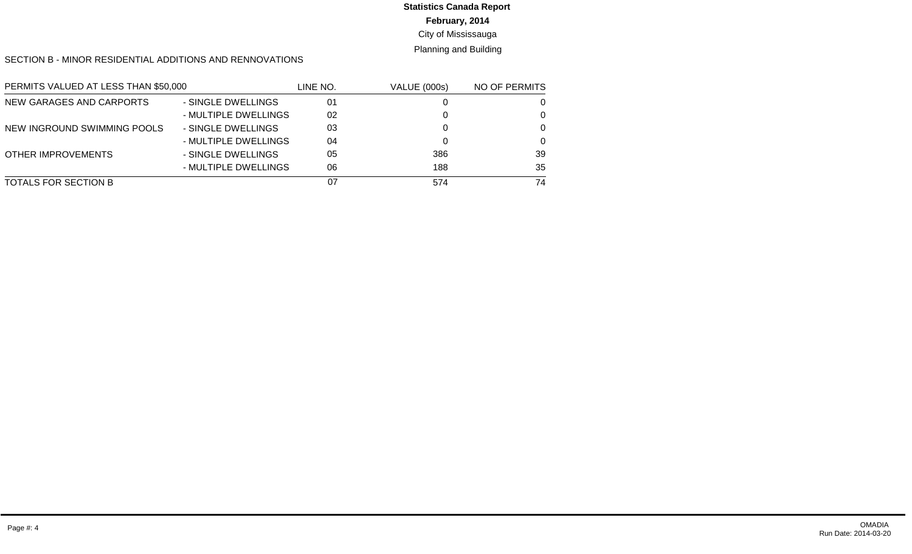**Statistics Canada Report**

**February, 2014**

City of Mississauga

Planning and Building

SECTION B - MINOR RESIDENTIAL ADDITIONS AND RENNOVATIONS

| PERMITS VALUED AT LESS THAN $50,000 | | LINE NO. | VALUE (000s) | NO OF PERMITS |
|---|---|---|---|---|
| NEW GARAGES AND CARPORTS | - SINGLE DWELLINGS | 01 | 0 | 0 |
| | - MULTIPLE DWELLINGS | 02 | 0 | 0 |
| NEW INGROUND SWIMMING POOLS | - SINGLE DWELLINGS | 03 | 0 | 0 |
| | - MULTIPLE DWELLINGS | 04 | 0 | 0 |
| OTHER IMPROVEMENTS | - SINGLE DWELLINGS | 05 | 386 | 39 |
| | - MULTIPLE DWELLINGS | 06 | 188 | 35 |
| TOTALS FOR SECTION B | | 07 | 574 | 74 |

OMADIA
Run Date: 2014-03-20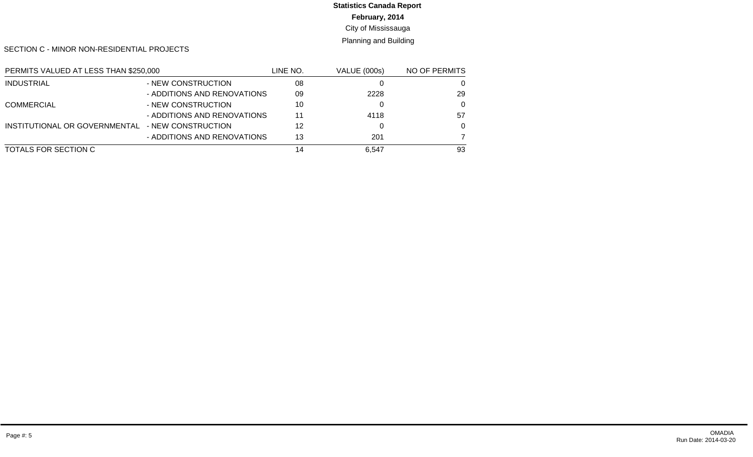**Statistics Canada Report**

**February, 2014**

City of Mississauga

Planning and Building

SECTION C - MINOR NON-RESIDENTIAL PROJECTS

| PERMITS VALUED AT LESS THAN $250,000 | | LINE NO. | VALUE (000s) | NO OF PERMITS |
|---|---|---|---|---|
| INDUSTRIAL | - NEW CONSTRUCTION | 08 | 0 | 0 |
| | - ADDITIONS AND RENOVATIONS | 09 | 2228 | 29 |
| COMMERCIAL | - NEW CONSTRUCTION | 10 | 0 | 0 |
| | - ADDITIONS AND RENOVATIONS | 11 | 4118 | 57 |
| INSTITUTIONAL OR GOVERNMENTAL | - NEW CONSTRUCTION | 12 | 0 | 0 |
| | - ADDITIONS AND RENOVATIONS | 13 | 201 | 7 |
| TOTALS FOR SECTION C | | 14 | 6,547 | 93 |

OMADIA
Run Date: 2014-03-20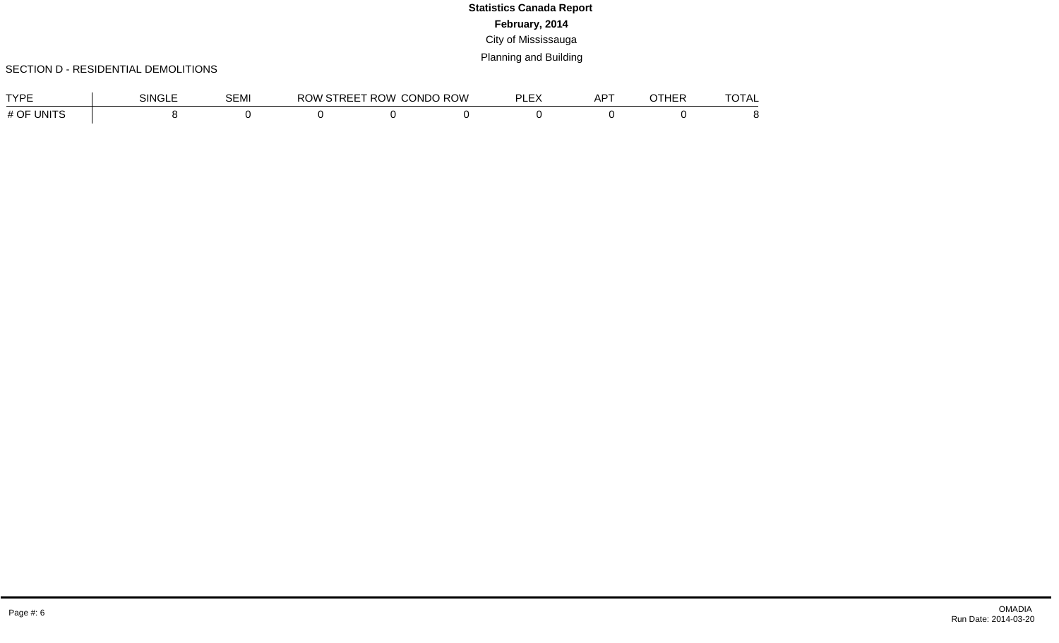**Statistics Canada Report**

**February, 2014**

City of Mississauga

Planning and Building

SECTION D - RESIDENTIAL DEMOLITIONS

| TYPE | SINGLE | SEMI | ROW STREET | ROW CONDO | ROW | PLEX | APT | OTHER | TOTAL |
|---|---|---|---|---|---|---|---|---|---|
| # OF UNITS | 8 | 0 | 0 | 0 | 0 | 0 | 0 | 0 | 8 |

OMADIA
Run Date: 2014-03-20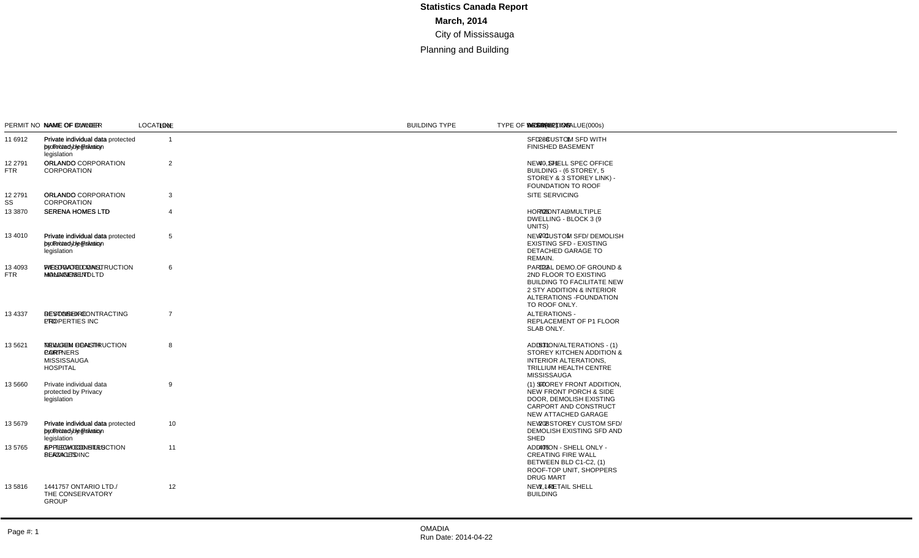# Statistics Canada Report

**March, 2014**

City of Mississauga

Planning and Building

| PERMIT NO | NAME OF OWNER | NAME OF BUILDER | LOCATION | LINE | BUILDING TYPE | TYPE OF WORK | VALUE(000s) | DWELLINGS | AREA(m2) | DESCRIPTION |
|---|---|---|---|---|---|---|---|---|---|---|
| 11 6912 | Private individual data protected by Privacy legislation | Private individual data protected by Privacy legislation | | 1 | | | 280 | 1 | | SFD - CUSTOM SFD WITH FINISHED BASEMENT |
| 12 2791 FTR | ORLANDO CORPORATION | ORLANDO CORPORATION | | 2 | | | 40,574 | | | NEW - SHELL SPEC OFFICE BUILDING - (6 STOREY, 5 STOREY & 3 STOREY LINK) - FOUNDATION TO ROOF |
| 12 2791 SS | ORLANDO CORPORATION | ORLANDO CORPORATION | | 3 | | | | | | SITE SERVICING |
| 13 3870 | SERENA HOMES LTD | SERENA HOMES LTD | | 4 | | | 725 | 9 | | HORIZONTAL MULTIPLE DWELLING - BLOCK 3 (9 UNITS) |
| 13 4010 | Private individual data protected by Privacy legislation | Private individual data protected by Privacy legislation | | 5 | | | 401 | 1 | | NEW CUSTOM SFD/ DEMOLISH EXISTING SFD - EXISTING DETACHED GARAGE TO REMAIN. |
| 13 4093 FTR | WESTDALE MALL INC | FIELDGATE CONSTRUCTION MANAGEMENT LTD | | 6 | | | 722 | | | PARTIAL DEMO.OF GROUND & 2ND FLOOR TO EXISTING BUILDING TO FACILITATE NEW 2 STY ADDITION & INTERIOR ALTERATIONS -FOUNDATION TO ROOF ONLY. |
| 13 4337 | DEVONSHIRE PROPERTIES INC | BEST CONTRACTING LTD | | 7 | | | | | | ALTERATIONS - REPLACEMENT OF P1 FLOOR SLAB ONLY. |
| 13 5621 | TRILLIUM HEALTH PARTNERS - MISSISSAUGA HOSPITAL | MILLGEM CONSTRUCTION CORP | | 8 | | | 3,311 | | | ADDITION/ALTERATIONS - (1) STOREY KITCHEN ADDITION & INTERIOR ALTERATIONS, TRILLIUM HEALTH CENTRE MISSISSAUGA |
| 13 5660 | Private individual data protected by Privacy legislation | | | 9 | | | 50 | | | (1) STOREY FRONT ADDITION, NEW FRONT PORCH & SIDE DOOR, DEMOLISH EXISTING CARPORT AND CONSTRUCT NEW ATTACHED GARAGE |
| 13 5679 | Private individual data protected by Privacy legislation | Private individual data protected by Privacy legislation | | 10 | | | 202 | 1 | | NEW 2 STOREY CUSTOM SFD/ DEMOLISH EXISTING SFD AND SHED |
| 13 5765 | APPLEWOOD HILLS PLAZA LTD | SP TECH CONSTRUCTION INC | | 11 | | | 405 | | | ADDITION - SHELL ONLY - CREATING FIRE WALL BETWEEN BLD C1-C2, (1) ROOF-TOP UNIT, SHOPPERS DRUG MART |
| 13 5816 | 1441757 ONTARIO LTD./ THE CONSERVATORY GROUP | | | 12 | | | 1,141 | | | NEW - RETAIL SHELL BUILDING |

OMADIA

Run Date: 2014-04-22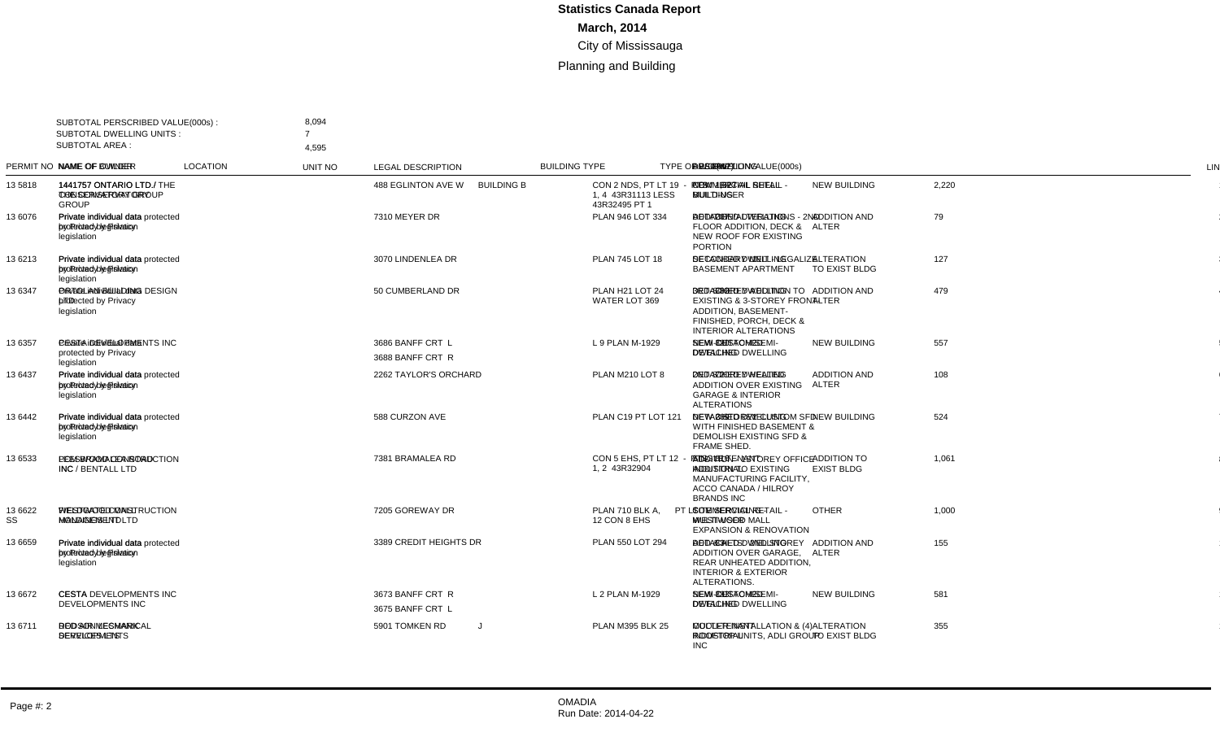# Statistics Canada Report

**March, 2014**

City of Mississauga

Planning and Building

SUBTOTAL PERSCRIBED VALUE(000s) : 8,094
SUBTOTAL DWELLING UNITS : 7
SUBTOTAL AREA : 4,595

| PERMIT NO | NAME OF OWNER | NAME OF BUILDER | LOCATION | UNIT NO | LEGAL DESCRIPTION | BUILDING TYPE | TYPE OF WORK | DESCRIPTION | VALUE(000s) | DWELLING UNITS | AREA(m2) | LINE |
|---|---|---|---|---|---|---|---|---|---|---|---|---|
| 13 5818 | 1441757 ONTARIO LTD. / THE CONSERVATORY GROUP | 1441757 ONTARIO LTD. / THE CONSERVATORY GROUP | 488 EGLINTON AVE W | BUILDING B | CON 2 NDS, PT LT 19 - PT 1, 4 43R31113 LESS 43R32495 PT 1 | COMMERCIAL RETAIL - SINGLE USER | NEW BUILDING | NEW - RETAIL SHELL BUILDING | 2,220 | | | 1 |
| 13 6076 | Private individual data protected by Privacy legislation | Private individual data protected by Privacy legislation | 7310 MEYER DR | | PLAN 946 LOT 334 | DETACHED DWELLING | ADDITION AND ALTER | RESIDENTIAL ALTERATIONS - 2ND FLOOR ADDITION, DECK & NEW ROOF FOR EXISTING PORTION | 79 | | | 2 |
| 13 6213 | Private individual data protected by Privacy legislation | Private individual data protected by Privacy legislation | 3070 LINDENLEA DR | | PLAN 745 LOT 18 | SECONDARY UNIT | ALTERATION TO EXIST BLDG | DETACHED DWELLING - LEGALIZE BASEMENT APARTMENT | 127 | | | 3 |
| 13 6347 | Private individual data protected by Privacy legislation | ORIGIN BUILDING DESIGN LTD | 50 CUMBERLAND DR | | PLAN H21 LOT 24 WATER LOT 369 | DETACHED DWELLING | ADDITION AND ALTER | 2ND STOREY ADDITION TO EXISTING & 3-STOREY FRONT ADDITION, BASEMENT-FINISHED, PORCH, DECK & INTERIOR ALTERATIONS | 479 | | | 4 |
| 13 6357 | Private individual data protected by Privacy legislation | CESTA DEVELOPMENTS INC | 3686 BANFF CRT L<br>3688 BANFF CRT R | | L 9 PLAN M-1929 | SEMI-DETACHED DWELLING | NEW BUILDING | NEW - CUSTOM SEMI-DETACHED DWELLING | 557 | | | 5 |
| 13 6437 | Private individual data protected by Privacy legislation | Private individual data protected by Privacy legislation | 2262 TAYLOR'S ORCHARD | | PLAN M210 LOT 8 | DETACHED DWELLING | ADDITION AND ALTER | 2ND STOREY HEATED ADDITION OVER EXISTING GARAGE & INTERIOR ALTERATIONS | 108 | | | 6 |
| 13 6442 | Private individual data protected by Privacy legislation | Private individual data protected by Privacy legislation | 588 CURZON AVE | | PLAN C19 PT LOT 121 | DETACHED DWELLING | NEW BUILDING | NEW 2-STOREY CUSTOM SFD WITH FINISHED BASEMENT & DEMOLISH EXISTING SFD & FRAME SHED. | 524 | | | 7 |
| 13 6533 | PCI BRAMALEA ROAD INC / BENTALL LTD | LEESWOOD CONSTRUCTION | 7381 BRAMALEA RD | | CON 5 EHS, PT LT 12 - PTS 1, 2 43R32904 | INDUSTRIAL | ADDITION TO EXIST BLDG | ADDITION - 1-STOREY OFFICE ADDITION TO EXISTING MANUFACTURING FACILITY, ACCO CANADA / HILROY BRANDS INC | 1,061 | | | 8 |
| 13 6622 SS | WESTWOOD MALL HOLDINGS LTD | PELOGA CONSTRUCTION MANAGEMENT | 7205 GOREWAY DR | | PLAN 710 BLK A, PT LOT 12 CON 8 EHS | COMMERCIAL RETAIL - MULTI-USER | OTHER | SITE SERVICING - WESTWOOD MALL EXPANSION & RENOVATION | 1,000 | | | 9 |
| 13 6659 | Private individual data protected by Privacy legislation | Private individual data protected by Privacy legislation | 3389 CREDIT HEIGHTS DR | | PLAN 550 LOT 294 | DETACHED DWELLING | ADDITION AND ALTER | ADDITIONS - 2ND STOREY ADDITION OVER GARAGE, REAR UNHEATED ADDITION, INTERIOR & EXTERIOR ALTERATIONS. | 155 | | | 10 |
| 13 6672 | CESTA DEVELOPMENTS INC | CESTA DEVELOPMENTS INC | 3673 BANFF CRT R<br>3675 BANFF CRT L | | L 2 PLAN M-1929 | SEMI-DETACHED DWELLING | NEW BUILDING | NEW - CUSTOM SEMI-DETACHED DWELLING | 581 | | | 11 |
| 13 6711 | BOD-WIN DEVELOPMENTS | DEDSON MECHANICAL SERVICES INC | 5901 TOMKEN RD | J | PLAN M395 BLK 25 | INDUSTRIAL | ALTERATION TO EXIST BLDG | COOLER INSTALLATION & (4) ROOFTOP UNITS, ADLI GROUP INC | 355 | | | 12 |

Page #: 2

OMADIA
Run Date: 2014-04-22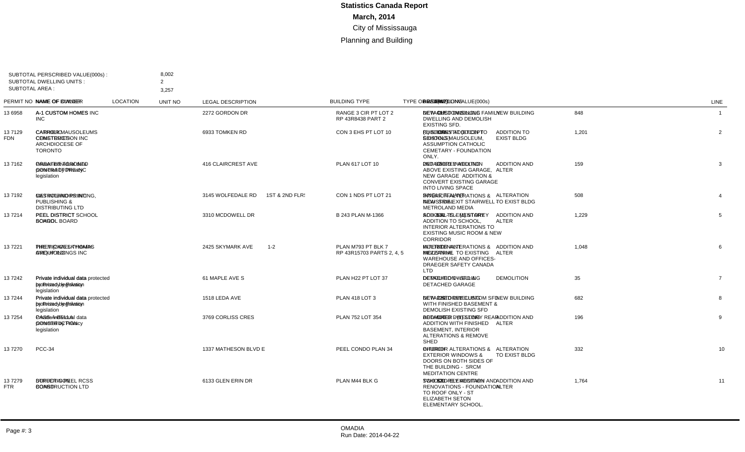# Statistics Canada Report

**March, 2014**

City of Mississauga

Planning and Building

SUBTOTAL PERSCRIBED VALUE(000s) : 8,002
SUBTOTAL DWELLING UNITS : 2
SUBTOTAL AREA : 3,257

| PERMIT NO | NAME OF OWNER / NAME OF BUILDER | LOCATION | UNIT NO | LEGAL DESCRIPTION | BUILDING TYPE / DESCRIPTION | TYPE OF WORK | VALUE(000s) | LINE |
|---|---|---|---|---|---|---|---|---|
| 13 6958 | A-1 CUSTOM HOMES INC / A-1 CUSTOM HOMES INC | 2272 GORDON DR | | RANGE 3 CIR PT LOT 2 RP 43R8438 PART 2 | DETACHED DWELLING / NEW CUSTOM SINGLE FAMILY DWELLING AND DEMOLISH EXISTING SFD. | NEW BUILDING | 848 | 1 |
| 13 7129 FDN | CARRIER MAUSOLEUMS CONSTRUCTION INC / CEMETERIES ARCHDIOCESE OF TORONTO | 6933 TOMKEN RD | | CON 3 EHS PT LOT 10 | (2) STOREY ADDITION TO EXISTING MAUSOLEUM, ASSUMPTION CATHOLIC CEMETARY - FOUNDATION ONLY. | ADDITION TO EXIST BLDG | 1,201 | 2 |
| 13 7162 | Private individual data protected by Privacy legislation / GREATER TORONTO CONTRACTORS INC | 416 CLAIRCREST AVE | | PLAN 617 LOT 10 | DETACHED DWELLING / 2ND STOREY ADDITION ABOVE EXISTING GARAGE, NEW GARAGE ADDITION & CONVERT EXISTING GARAGE INTO LIVING SPACE | ADDITION AND ALTER | 159 | 3 |
| 13 7192 | METROLAND PRINTING, PUBLISHING & DISTRIBUTING LTD / GESTION LIBRE INC | 3145 WOLFEDALE RD | 1ST & 2ND FLRS | CON 1 NDS PT LOT 21 | SINGLE TENANT INDUSTRIAL / INTERIOR ALTERATIONS & NEW STAIR/EXIT STAIRWELL - METROLAND MEDIA | ALTERATION TO EXIST BLDG | 508 | 4 |
| 13 7214 | PEEL DISTRICT SCHOOL BOARD / PEEL DISTRICT SCHOOL BOARD | 3310 MCDOWELL DR | | B 243 PLAN M-1366 | SCHOOL - ELEMENTARY / ONE STOREY ADDITION TO SCHOOL, INTERIOR ALTERATIONS TO EXISTING MUSIC ROOM & NEW CORRIDOR | ADDITION AND ALTER | 1,229 | 5 |
| 13 7221 | PREMIER 2425 SKYMARK AVE HOLDINGS INC / THE MCKEE GROUP | 2425 SKYMARK AVE | 1-2 | PLAN M793 PT BLK 7 RP 43R15703 PARTS 2, 4, 5 | MULTI-TENANT INDUSTRIAL / INTERIOR ALTERATIONS & MEZZANINE TO EXISTING WAREHOUSE AND OFFICES- DRAEGER SAFETY CANADA LTD | ADDITION AND ALTER | 1,048 | 6 |
| 13 7242 | Private individual data protected by Privacy legislation / Private individual data protected by Privacy legislation | 61 MAPLE AVE S | | PLAN H22 PT LOT 37 | DETACHED DWELLING / DETACHED GARAGE | DEMOLITION | 35 | 7 |
| 13 7244 | Private individual data protected by Privacy legislation / Private individual data protected by Privacy legislation | 1518 LEDA AVE | | PLAN 418 LOT 3 | DETACHED DWELLING / NEW 2-STOREY CUSTOM SFD WITH FINISHED BASEMENT & DEMOLISH EXISTING SFD | NEW BUILDING | 682 | 8 |
| 13 7254 | Private individual data protected by Privacy legislation / CASE-ABELLA CONSTRUCTION | 3769 CORLISS CRES | | PLAN 752 LOT 354 | DETACHED DWELLING / ONE (1) STOREY REAR ADDITION WITH FINISHED BASEMENT, INTERIOR ALTERATIONS & REMOVE SHED | ADDITION AND ALTER | 196 | 9 |
| 13 7270 | PCC-34 | 1337 MATHESON BLVD E | | PEEL CONDO PLAN 34 | CHURCH / INTERIOR ALTERATIONS & EXTERIOR WINDOWS & DOORS ON BOTH SIDES OF THE BUILDING - SRCM MEDITATION CENTRE | ALTERATION TO EXIST BLDG | 332 | 10 |
| 13 7279 FTR | DUFFERIN-PEEL RCSS BOARD / STRUCT-CON CONSTRUCTION LTD | 6133 GLEN ERIN DR | | PLAN M44 BLK G | SCHOOL - ELEMENTARY / TWO-STOREY ADDITION AND RENOVATIONS - FOUNDATION TO ROOF ONLY - ST ELIZABETH SETON ELEMENTARY SCHOOL. | ADDITION AND ALTER | 1,764 | 11 |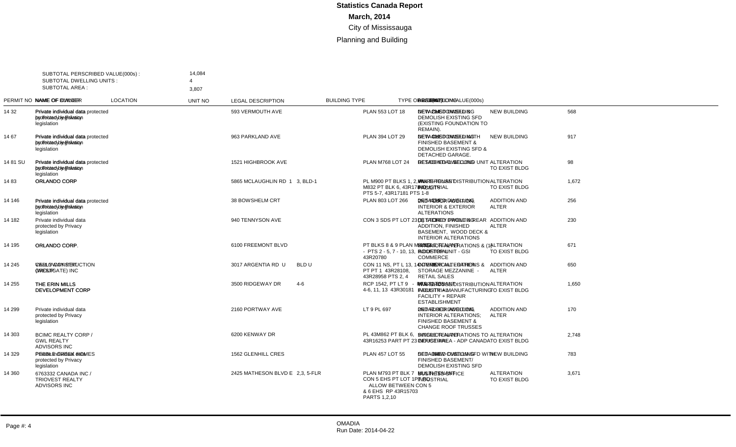# Statistics Canada Report

**March, 2014**

City of Mississauga

Planning and Building

| | |
|---|---|
| SUBTOTAL PERSCRIBED VALUE(000s) : | 14,084 |
| SUBTOTAL DWELLING UNITS : | 4 |
| SUBTOTAL AREA : | 3,807 |

| PERMIT NO | NAME OF OWNER | NAME OF BUILDER | LOCATION | UNIT NO | LEGAL DESCRIPTION | BUILDING TYPE | TYPE OF WORK | DESCRIPTION | VALUE(000s) | DWELLING |
|---|---|---|---|---|---|---|---|---|---|---|
| 14 32 | Private individual data protected by Privacy legislation | Private individual data protected by Privacy legislation | 593 VERMOUTH AVE | | PLAN 553 LOT 18 | DETACHED DWELLING | NEW BUILDING | NEW CUSTOM SFD & DEMOLISH EXISTING SFD (EXISTING FOUNDATION TO REMAIN). | 568 | |
| 14 67 | Private individual data protected by Privacy legislation | Private individual data protected by Privacy legislation | 963 PARKLAND AVE | | PLAN 394 LOT 29 | DETACHED DWELLING | NEW BUILDING | NEW CUSTOM SFD WITH FINISHED BASEMENT & DEMOLISH EXISTING SFD & DETACHED GARAGE. | 917 | |
| 14 81 SU | Private individual data protected by Privacy legislation | Private individual data protected by Privacy legislation | 1521 HIGHBROOK AVE | | PLAN M768 LOT 24 | DETACHED DWELLING | ALTERATION TO EXIST BLDG | RESIDENTIAL SECOND UNIT | 98 | |
| 14 83 | ORLANDO CORP | ORLANDO CORP | 5865 MCLAUGHLIN RD | 1 3, BLD-1 | PL M900 PT BLKS 1, 2, PL M832 PT BLK 6, 43R17800 PTS 5-7, 43R17181 PTS 1-8 | MULTI-TENANT INDUSTRIAL | ALTERATION TO EXIST BLDG | WAREHOUSE/DISTRIBUTION FACILITY | 1,672 | |
| 14 146 | Private individual data protected by Privacy legislation | Private individual data protected by Privacy legislation | 38 BOWSHELM CRT | | PLAN 803 LOT 266 | DETACHED DWELLING | ADDITION AND ALTER | 2ND STOREY ADDITION, INTERIOR & EXTERIOR ALTERATIONS | 256 | |
| 14 182 | Private individual data protected by Privacy legislation | | 940 TENNYSON AVE | | CON 3 SDS PT LOT 23 | DETACHED DWELLING | ADDITION AND ALTER | (1) STOREY SIDE & REAR ADDITION, FINISHED BASEMENT, WOOD DECK & INTERIOR ALTERATIONS | 230 | |
| 14 195 | ORLANDO CORP. | ORLANDO CORP | 6100 FREEMONT BLVD | | PT BLKS 8 & 9 PLAN M-1010 - PTS 2 - 5, 7 - 10, 13, 14 43R20780 | SINGLE TENANT INDUSTRIAL | ALTERATION TO EXIST BLDG | INTERIOR ALTERATIONS & (1) ROOFTOP UNIT - GSI COMMERCE | 671 | |
| 14 245 | CELLO CONSTRUCTION (WESTGATE) INC | VASILOV CONSTRUCTION GROUP | 3017 ARGENTIA RD | U BLD U | CON 11 NS, PT L 13, 14 - PT PT 1 43R28108, 43R28958 PTS 2, 4 | COMMERCIAL - OTHER | ADDITION AND ALTER | INTERIOR ALTERATIONS & STORAGE MEZZANINE - RETAIL SALES | 650 | |
| 14 255 | THE ERIN MILLS DEVELOPMENT CORP | THE ERIN MILLS DEVELOPMENT CORP | 3500 RIDGEWAY DR | 4-6 | RCP 1542, PT LT 9 - PTS 4-6, 11, 13 43R30181 | MULTI-TENANT INDUSTRIAL | ALTERATION TO EXIST BLDG | WAREHOUSE/DISTRIBUTION FACILITY + MANUFACTURING FACILITY + REPAIR ESTABLISHMENT | 1,650 | |
| 14 299 | Private individual data protected by Privacy legislation | | 2160 PORTWAY AVE | | LT 9 PL 697 | DETACHED DWELLING | ADDITION AND ALTER | 2ND FLOOR ADDITION, INTERIOR ALTERATIONS; FINISHED BASEMENT & CHANGE ROOF TRUSSES | 170 | |
| 14 303 | BCIMC REALTY CORP / GWL REALTY ADVISORS INC | | 6200 KENWAY DR | | PL 43M862 PT BLK 6, 43R16253 PART PT 23 | SINGLE TENANT INDUSTRIAL | ALTERATION TO EXIST BLDG | INTERIOR ALTERATIONS TO OFFICE AREA - ADP CANADA | 2,748 | |
| 14 329 | Private individual data protected by Privacy legislation | PEBBLE CREEK HOMES | 1562 GLENHILL CRES | | PLAN 457 LOT 55 | DETACHED DWELLING | NEW BUILDING | SFD - NEW CUSTOM SFD WITH FINISHED BASEMENT/ DEMOLISH EXISTING SFD | 783 | |
| 14 360 | 6763332 CANADA INC / TRIOVEST REALTY ADVISORS INC | | 2425 MATHESON BLVD E | 2,3, 5-FLR | PLAN M793 PT BLK 7 CON 5 EHS PT LOT 1 PT RD ALLOW BETWEEN CON 5 & 6 EHS RP 43R15703 PARTS 1,2,10 | MULTI-TENANT INDUSTRIAL | ALTERATION TO EXIST BLDG | BUSINESS OFFICE | 3,671 | |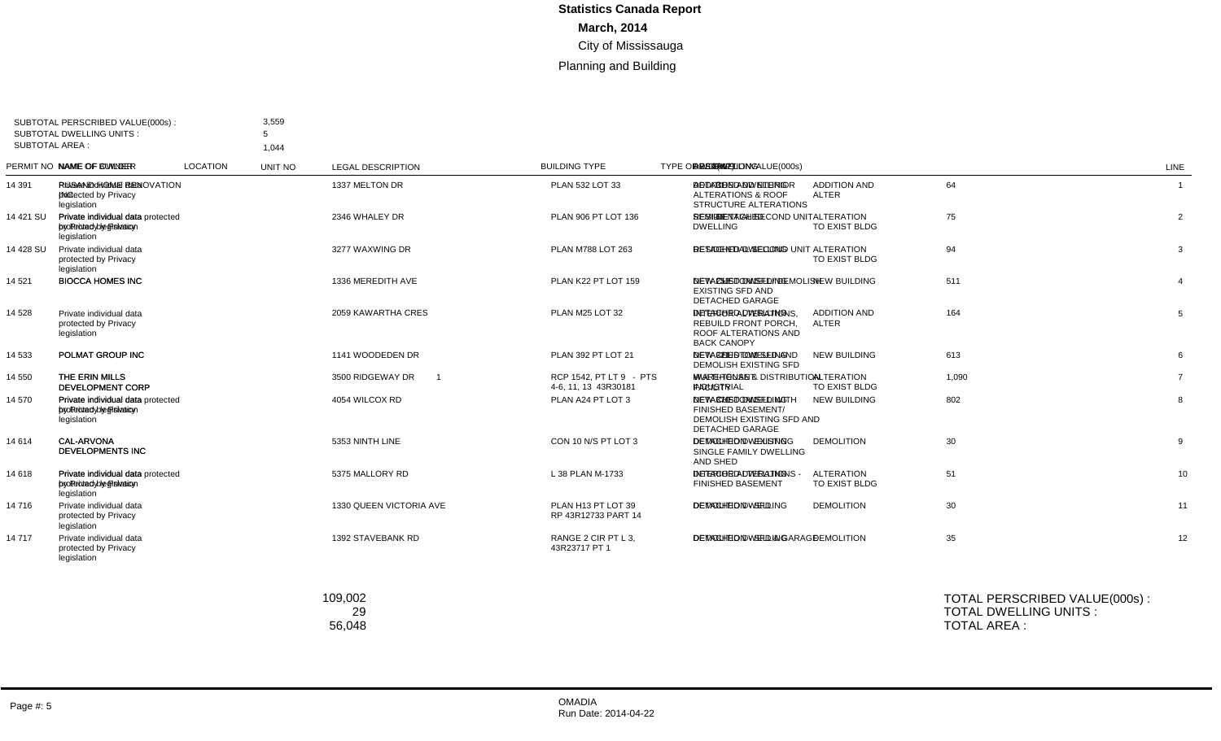# Statistics Canada Report

**March, 2014**

City of Mississauga

Planning and Building

SUBTOTAL PERSCRIBED VALUE(000s) : 3,559
SUBTOTAL DWELLING UNITS : 5
SUBTOTAL AREA : 1,044

| PERMIT NO | NAME OF OWNER | NAME OF BUILDER | LOCATION | UNIT NO | LEGAL DESCRIPTION | BUILDING TYPE | TYPE OF WORK | DESCRIPTION | VALUE(000s) | DWELLING | AREA | LINE |
|---|---|---|---|---|---|---|---|---|---|---|---|---|
| 14 391 | Private individual data protected by Privacy legislation | RUSANDOMIKE RENOVATION INC | 1337 MELTON DR | | PLAN 532 LOT 33 | DETACHED DWELLING | ADDITION AND ALTER | BASEMENT AND INTERIOR ALTERATIONS & ROOF STRUCTURE ALTERATIONS | 64 | | | 1 |
| 14 421 SU | Private individual data protected by Privacy legislation | Private individual data protected by Privacy legislation | 2346 WHALEY DR | | PLAN 906 PT LOT 136 | DETACHED DWELLING | ALTERATION TO EXIST BLDG | RESIDENTIAL SECOND UNIT | 75 | | | 2 |
| 14 428 SU | Private individual data protected by Privacy legislation | | 3277 WAXWING DR | | PLAN M788 LOT 263 | DETACHED DWELLING | ALTERATION TO EXIST BLDG | RESIDENTIAL SECOND UNIT | 94 | | | 3 |
| 14 521 | BIOCCA HOMES INC | BIOCCA HOMES INC | 1336 MEREDITH AVE | | PLAN K22 PT LOT 159 | DETACHED DWELLING | NEW BUILDING | NEW CUSTOM SFD - DEMOLISH EXISTING SFD AND DETACHED GARAGE | 511 | | | 4 |
| 14 528 | Private individual data protected by Privacy legislation | | 2059 KAWARTHA CRES | | PLAN M25 LOT 32 | DETACHED DWELLING | ADDITION AND ALTER | INTERIOR ALTERATIONS, REBUILD FRONT PORCH, ROOF ALTERATIONS AND BACK CANOPY | 164 | | | 5 |
| 14 533 | POLMAT GROUP INC | POLMAT GROUP INC | 1141 WOODEDEN DR | | PLAN 392 PT LOT 21 | DETACHED DWELLING | NEW BUILDING | NEW CUSTOM SFD AND DEMOLISH EXISTING SFD | 613 | | | 6 |
| 14 550 | THE ERIN MILLS DEVELOPMENT CORP | THE ERIN MILLS DEVELOPMENT CORP | 3500 RIDGEWAY DR | 1 | RCP 1542, PT LT 9 - PTS 4-6, 11, 13 43R30181 | INDUSTRIAL | ALTERATION TO EXIST BLDG | WAREHOUSE & DISTRIBUTION FACILITY | 1,090 | | | 7 |
| 14 570 | Private individual data protected by Privacy legislation | Private individual data protected by Privacy legislation | 4054 WILCOX RD | | PLAN A24 PT LOT 3 | DETACHED DWELLING | NEW BUILDING | NEW CUSTOM SFD WITH FINISHED BASEMENT/ DEMOLISH EXISTING SFD AND DETACHED GARAGE | 802 | | | 8 |
| 14 614 | CAL-ARVONA DEVELOPMENTS INC | CAL-ARVONA DEVELOPMENTS INC | 5353 NINTH LINE | | CON 10 N/S PT LOT 3 | DETACHED DWELLING | DEMOLITION | DEMOLITION - EXISTING SINGLE FAMILY DWELLING AND SHED | 30 | | | 9 |
| 14 618 | Private individual data protected by Privacy legislation | Private individual data protected by Privacy legislation | 5375 MALLORY RD | | L 38 PLAN M-1733 | DETACHED DWELLING | ALTERATION TO EXIST BLDG | INTERIOR ALTERATIONS - FINISHED BASEMENT | 51 | | | 10 |
| 14 716 | Private individual data protected by Privacy legislation | | 1330 QUEEN VICTORIA AVE | | PLAN H13 PT LOT 39 RP 43R12733 PART 14 | DETACHED DWELLING | DEMOLITION | DEMOLITION - SFD | 30 | | | 11 |
| 14 717 | Private individual data protected by Privacy legislation | | 1392 STAVEBANK RD | | RANGE 2 CIR PT L 3, 43R23717 PT 1 | DETACHED DWELLING | DEMOLITION | DEMOLITION - SFD & GARAGE | 35 | | | 12 |

TOTAL PERSCRIBED VALUE(000s) : 109,002
TOTAL DWELLING UNITS : 29
TOTAL AREA : 56,048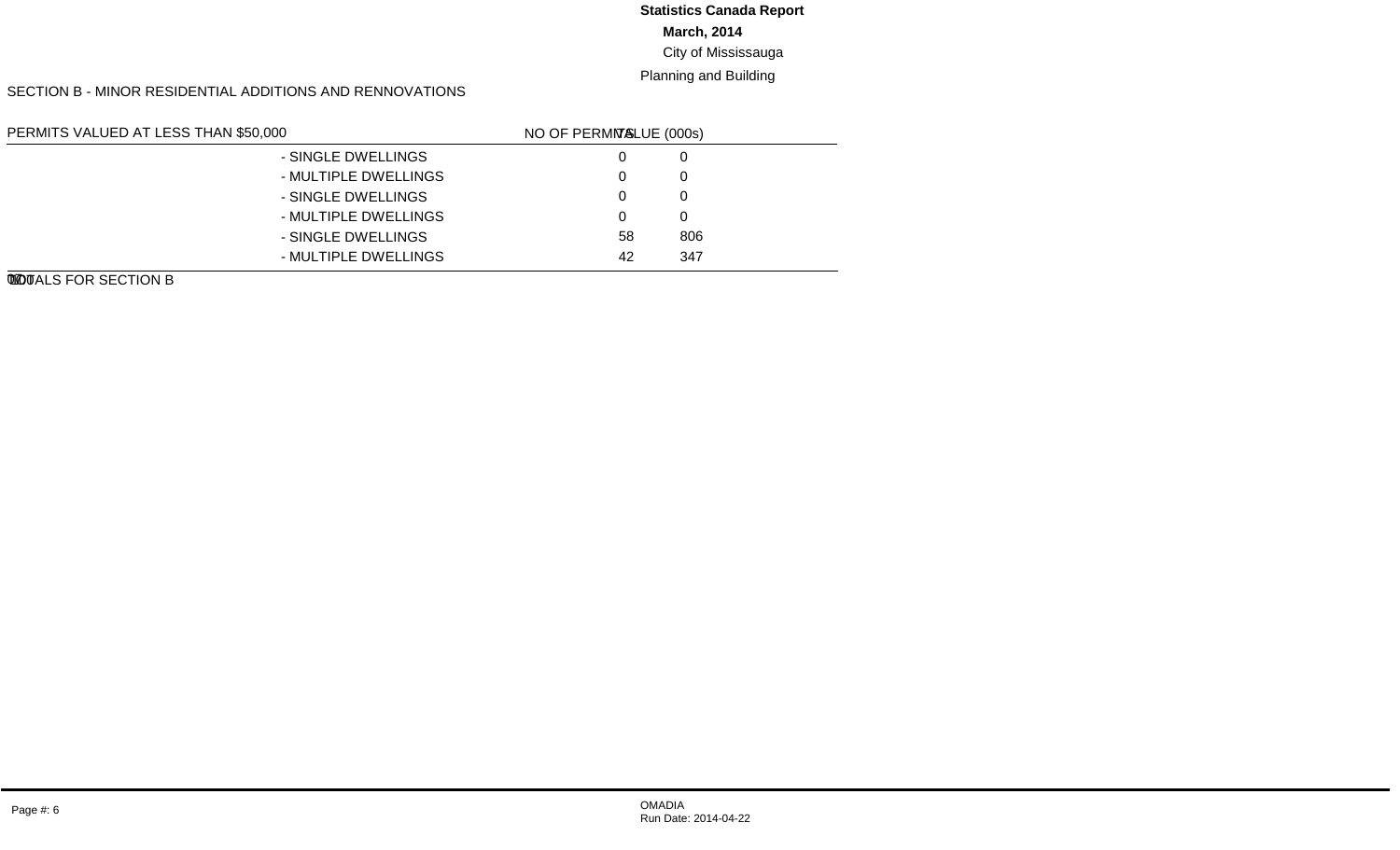**Statistics Canada Report**

**March, 2014**

City of Mississauga

Planning and Building

SECTION B - MINOR RESIDENTIAL ADDITIONS AND RENNOVATIONS

| PERMITS VALUED AT LESS THAN $50,000 | | NO OF PERMITS | VALUE (000s) |
|---|---|---|---|
| | - SINGLE DWELLINGS | 0 | 0 |
| | - MULTIPLE DWELLINGS | 0 | 0 |
| | - SINGLE DWELLINGS | 0 | 0 |
| | - MULTIPLE DWELLINGS | 0 | 0 |
| | - SINGLE DWELLINGS | 58 | 806 |
| | - MULTIPLE DWELLINGS | 42 | 347 |
| TOTALS FOR SECTION B | | 100 | 1,153 |

OMADIA
Run Date: 2014-04-22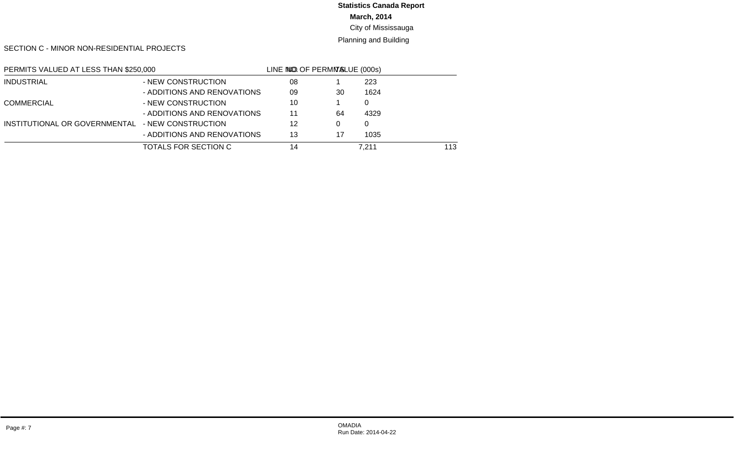**Statistics Canada Report**

**March, 2014**

City of Mississauga

Planning and Building

SECTION C - MINOR NON-RESIDENTIAL PROJECTS

| PERMITS VALUED AT LESS THAN $250,000 | | LINE NO. | NO. OF PERMITS | VALUE (000s) | |
|---|---|---|---|---|---|
| INDUSTRIAL | - NEW CONSTRUCTION | 08 | 1 | 223 | |
| | - ADDITIONS AND RENOVATIONS | 09 | 30 | 1624 | |
| COMMERCIAL | - NEW CONSTRUCTION | 10 | 1 | 0 | |
| | - ADDITIONS AND RENOVATIONS | 11 | 64 | 4329 | |
| INSTITUTIONAL OR GOVERNMENTAL | - NEW CONSTRUCTION | 12 | 0 | 0 | |
| | - ADDITIONS AND RENOVATIONS | 13 | 17 | 1035 | |
| | TOTALS FOR SECTION C | 14 | | 7,211 | 113 |

OMADIA

Run Date: 2014-04-22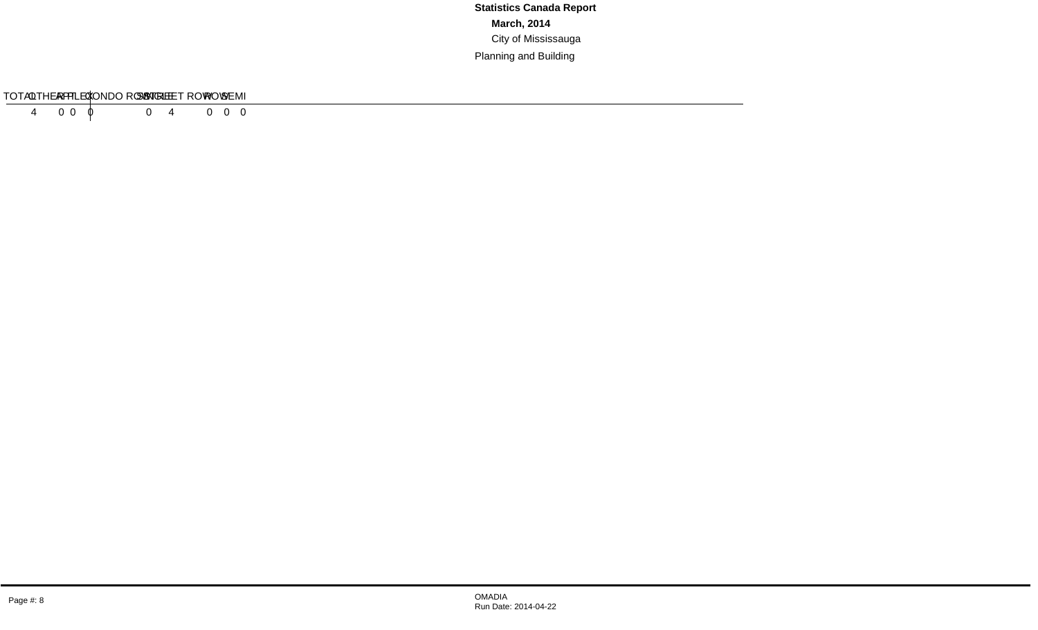**Statistics Canada Report**

**March, 2014**

City of Mississauga

Planning and Building

| TOTAL | OTHER | APT | PLEX | CONDO ROW | SINGLE | STREET ROW | ROW | SEMI |
|---|---|---|---|---|---|---|---|---|
| 4 | 0 | 0 | 0 | 0 | 4 | 0 | 0 | 0 |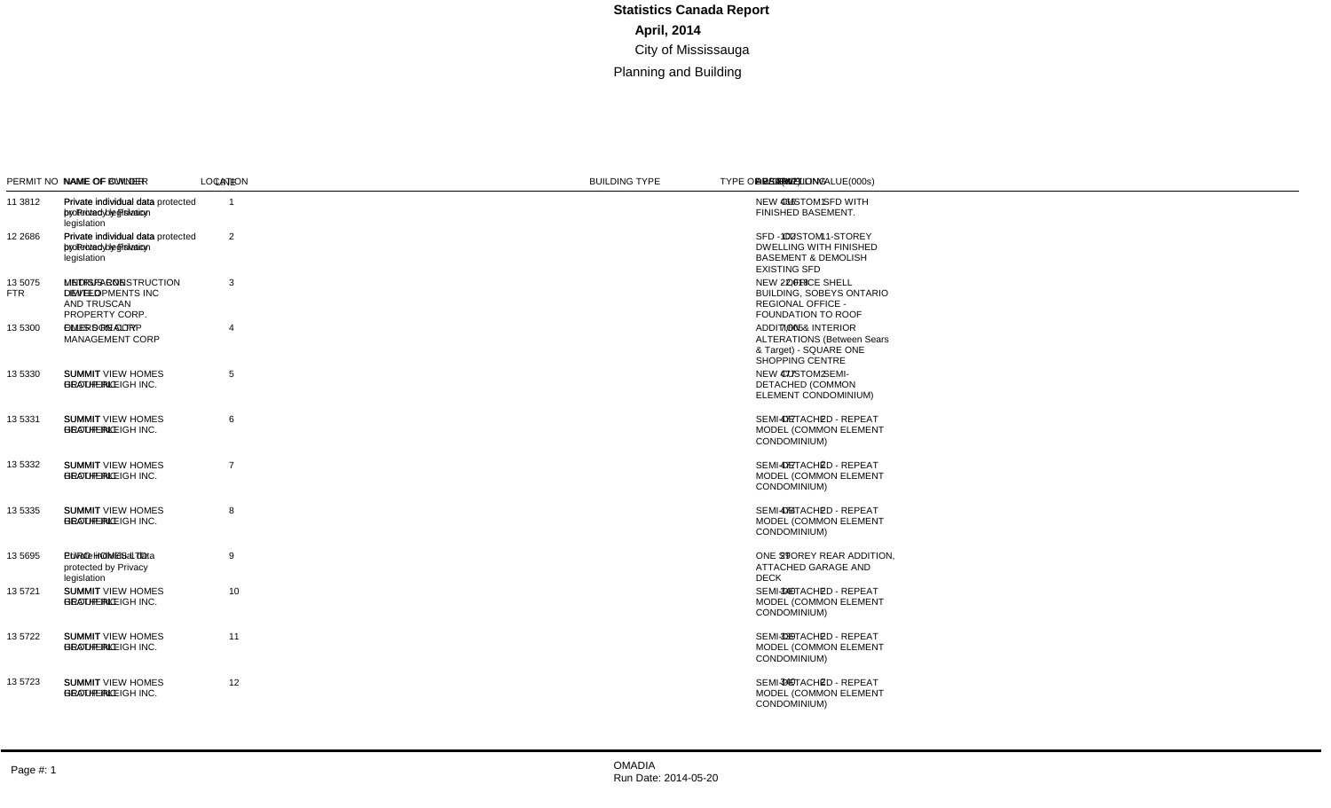# Statistics Canada Report

**April, 2014**

City of Mississauga

Planning and Building

| PERMIT NO | NAME OF OWNER | NAME OF BUILDER | LOCATION | LINE | BUILDING TYPE | TYPE OF WORK | DESCRIPTION | DWELLING UNITS | VALUE(000s) |
|---|---|---|---|---|---|---|---|---|---|
| 11 3812 | Private individual data protected by Privacy legislation | Private individual data protected by Privacy legislation | | 1 | | | NEW CUSTOM SFD WITH FINISHED BASEMENT. | 1 | 618 |
| 12 2686 | Private individual data protected by Privacy legislation | Private individual data protected by Privacy legislation | | 2 | | | SFD - CUSTOM 1-STOREY DWELLING WITH FINISHED BASEMENT & DEMOLISH EXISTING SFD | 1 | 1,002 |
| 13 5075 FTR | MEDRUS DEVELOPMENTS INC AND TRUSCAN PROPERTY CORP. | UNITY CONSTRUCTION | | 3 | | | NEW OFFICE SHELL BUILDING, SOBEYS ONTARIO REGIONAL OFFICE - FOUNDATION TO ROOF | | 22,098 |
| 13 5300 | OMERS REALTY MANAGEMENT CORP | ELLIS DON CORP | | 4 | | | ADDITION & INTERIOR ALTERATIONS (Between Sears & Target) - SQUARE ONE SHOPPING CENTRE | | 7,065 |
| 13 5330 | SUMMIT VIEW HOMES (RALEIGH) INC. | SUMMIT VIEW HOMES | | 5 | | | NEW CUSTOM SEMI-DETACHED (COMMON ELEMENT CONDOMINIUM) | 2 | 477 |
| 13 5331 | SUMMIT VIEW HOMES (RALEIGH) INC. | SUMMIT VIEW HOMES | | 6 | | | SEMI-DETACHED - REPEAT MODEL (COMMON ELEMENT CONDOMINIUM) | 2 | 477 |
| 13 5332 | SUMMIT VIEW HOMES (RALEIGH) INC. | SUMMIT VIEW HOMES | | 7 | | | SEMI-DETACHED - REPEAT MODEL (COMMON ELEMENT CONDOMINIUM) | 2 | 477 |
| 13 5335 | SUMMIT VIEW HOMES (RALEIGH) INC. | SUMMIT VIEW HOMES | | 8 | | | SEMI-DETACHED - REPEAT MODEL (COMMON ELEMENT CONDOMINIUM) | 2 | 478 |
| 13 5695 | Private individual data protected by Privacy legislation | EURO HOMES LTD | | 9 | | | ONE STOREY REAR ADDITION, ATTACHED GARAGE AND DECK | | 39 |
| 13 5721 | SUMMIT VIEW HOMES (RALEIGH) INC. | SUMMIT VIEW HOMES | | 10 | | | SEMI-DETACHED - REPEAT MODEL (COMMON ELEMENT CONDOMINIUM) | 2 | 346 |
| 13 5722 | SUMMIT VIEW HOMES (RALEIGH) INC. | SUMMIT VIEW HOMES | | 11 | | | SEMI-DETACHED - REPEAT MODEL (COMMON ELEMENT CONDOMINIUM) | 2 | 329 |
| 13 5723 | SUMMIT VIEW HOMES (RALEIGH) INC. | SUMMIT VIEW HOMES | | 12 | | | SEMI-DETACHED - REPEAT MODEL (COMMON ELEMENT CONDOMINIUM) | 2 | 346 |

OMADIA
Run Date: 2014-05-20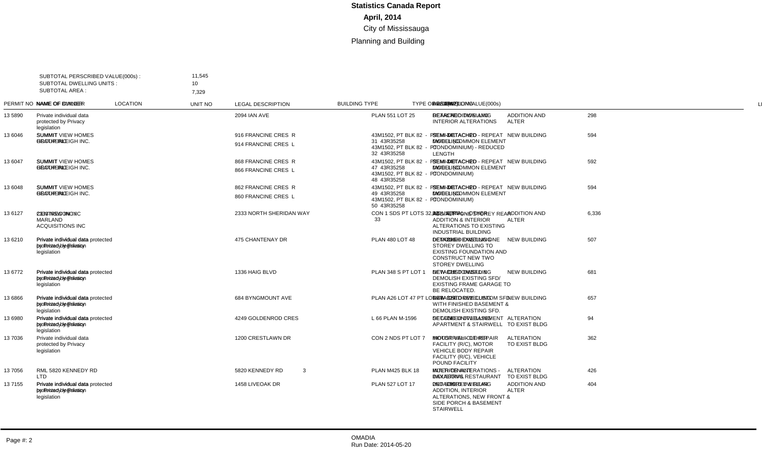# Statistics Canada Report
## April, 2014
City of Mississauga
Planning and Building

SUBTOTAL PERSCRIBED VALUE(000s) : 11,545
SUBTOTAL DWELLING UNITS : 10
SUBTOTAL AREA : 7,329

| PERMIT NO | NAME OF OWNER | NAME OF BUILDER | LOCATION | UNIT NO | LEGAL DESCRIPTION | BUILDING TYPE | TYPE OF WORK | PRESCRIBED VALUE(000s) | DWELLING UNITS | AREA(m2) |
|---|---|---|---|---|---|---|---|---|---|---|
| 13 5890 | Private individual data protected by Privacy legislation | | 2094 IAN AVE | | PLAN 551 LOT 25 | DETACHED DWELLING | REAR ADDITION AND INTERIOR ALTERATIONS | ADDITION AND ALTER | 298 | |
| 13 6046 | SUMMIT VIEW HOMES (SOUTH) INC. | GREATER LEIGH INC. | 916 FRANCINE CRES R / 914 FRANCINE CRES L | | 43M1502, PT BLK 82 - PT 31 43R35258 / 43M1502, PT BLK 82 - PT 32 43R35258 | SEMI-DETACHED DWELLING | SEMI-DETACHED - REPEAT MODEL (COMMON ELEMENT CONDOMINIUM) - REDUCED LENGTH | NEW BUILDING | 594 | |
| 13 6047 | SUMMIT VIEW HOMES (SOUTH) INC. | GREATER LEIGH INC. | 868 FRANCINE CRES R / 866 FRANCINE CRES L | | 43M1502, PT BLK 82 - PT 47 43R35258 / 43M1502, PT BLK 82 - PT 48 43R35258 | SEMI-DETACHED DWELLING | SEMI-DETACHED - REPEAT MODEL (COMMON ELEMENT CONDOMINIUM) | NEW BUILDING | 592 | |
| 13 6048 | SUMMIT VIEW HOMES (SOUTH) INC. | GREATER LEIGH INC. | 862 FRANCINE CRES R / 860 FRANCINE CRES L | | 43M1502, PT BLK 82 - PT 49 43R35258 / 43M1502, PT BLK 82 - PT 50 43R35258 | SEMI-DETACHED DWELLING | SEMI-DETACHED - REPEAT MODEL (COMMON ELEMENT CONDOMINIUM) | NEW BUILDING | 594 | |
| 13 6127 | 2237 NEVCO INC, MARLAND ACQUISITIONS INC | CENTREVON INC | 2333 NORTH SHERIDAN WAY | | CON 1 SDS PT LOTS 32, 33 | INDUSTRIAL - OTHER | ADD/ALTER - ONE STOREY REAR ADDITION & INTERIOR ALTERATIONS TO EXISTING INDUSTRIAL BUILDING | ADDITION AND ALTER | 6,336 | |
| 13 6210 | Private individual data protected by Privacy legislation | Private individual data protected by Privacy legislation | 475 CHANTENAY DR | | PLAN 480 LOT 48 | DETACHED DWELLING | DEMOLISH EXISTING ONE STOREY DWELLING TO EXISTING FOUNDATION AND CONSTRUCT NEW TWO STOREY DWELLING | NEW BUILDING | 507 | |
| 13 6772 | Private individual data protected by Privacy legislation | Private individual data protected by Privacy legislation | 1336 HAIG BLVD | | PLAN 348 S PT LOT 1 | DETACHED DWELLING | NEW CUSTOM SFD - DEMOLISH EXISTING SFD/ EXISTING FRAME GARAGE TO BE RELOCATED. | NEW BUILDING | 681 | |
| 13 6866 | Private individual data protected by Privacy legislation | Private individual data protected by Privacy legislation | 684 BYNGMOUNT AVE | | PLAN A26 LOT 47 PT LOT 48 | DETACHED DWELLING | NEW 2-STOREY CUSTOM SFD WITH FINISHED BASEMENT & DEMOLISH EXISTING SFD. | NEW BUILDING | 657 | 1 |
| 13 6980 | Private individual data protected by Privacy legislation | Private individual data protected by Privacy legislation | 4249 GOLDENROD CRES | | L 66 PLAN M-1596 | SECOND UNIT | SECOND UNIT IN BASEMENT APARTMENT & STAIRWELL | ALTERATION TO EXIST BLDG | 94 | 1 |
| 13 7036 | Private individual data protected by Privacy legislation | | 1200 CRESTLAWN DR | | CON 2 NDS PT LOT 7 | INDUSTRIAL - OTHER | MOTOR VEHICLE REPAIR FACILITY (R/C), MOTOR VEHICLE BODY REPAIR FACILITY (R/C), VEHICLE POUND FACILITY | ALTERATION TO EXIST BLDG | 362 | |
| 13 7056 | RML 5820 KENNEDY RD LTD | | 5820 KENNEDY RD | 3 | PLAN M425 BLK 18 | MULTI-TENANT INDUSTRIAL | INTERIOR ALTERATIONS - TAKE-OUT RESTAURANT | ALTERATION TO EXIST BLDG | 426 | |
| 13 7155 | Private individual data protected by Privacy legislation | Private individual data protected by Privacy legislation | 1458 LIVEOAK DR | | PLAN 527 LOT 17 | DETACHED DWELLING | 2ND STOREY REAR ADDITION, INTERIOR ALTERATIONS, NEW FRONT & SIDE PORCH & BASEMENT STAIRWELL | ADDITION AND ALTER | 404 | |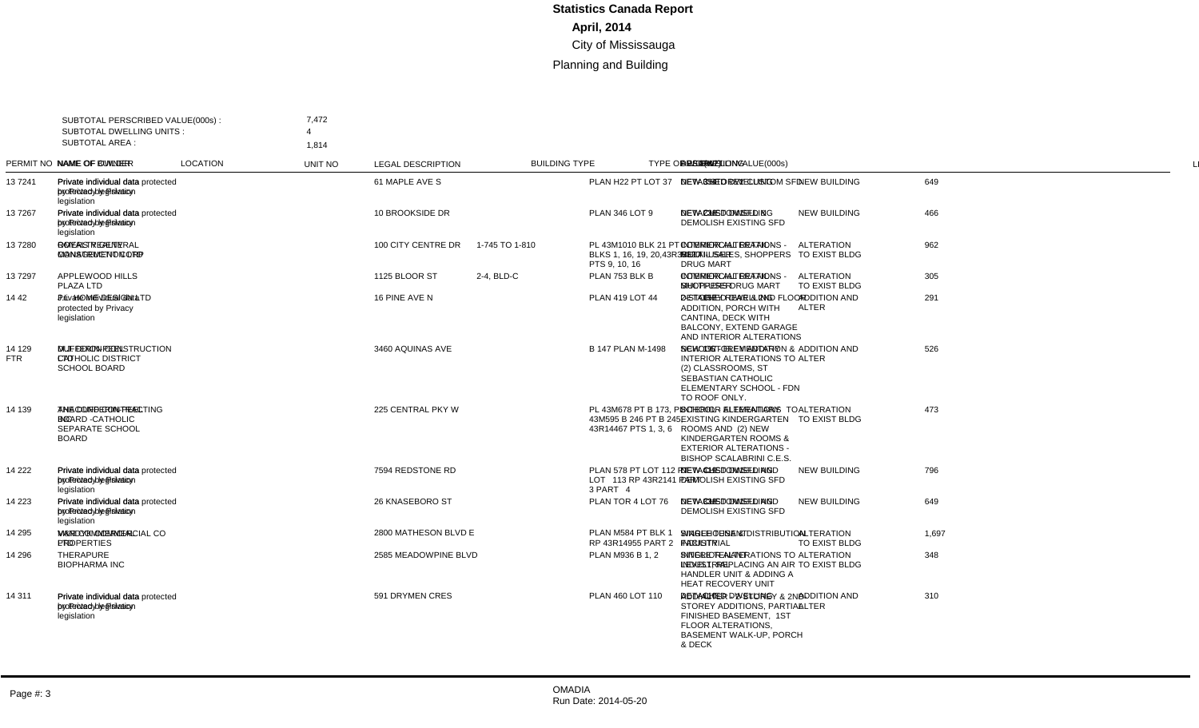# Statistics Canada Report

**April, 2014**

City of Mississauga

Planning and Building

SUBTOTAL PERSCRIBED VALUE(000s) : 7,472
SUBTOTAL DWELLING UNITS : 4
SUBTOTAL AREA : 1,814

| PERMIT NO | NAME OF OWNER | NAME OF BUILDER | LOCATION | UNIT NO | LEGAL DESCRIPTION | BUILDING TYPE | TYPE OF WORK | DESCRIPTION | VALUE(000s) | DWELLING UNITS | AREA(m2) |
|---|---|---|---|---|---|---|---|---|---|---|---|
| 13 7241 | Private individual data protected by Privacy legislation | Private individual data protected by Privacy legislation | 61 MAPLE AVE S | | PLAN H22 PT LOT 37 | DETACHED DWELLING | NEW BUILDING | NEW 2-STOREY CUSTOM SFD | 649 | | |
| 13 7267 | Private individual data protected by Privacy legislation | Private individual data protected by Privacy legislation | 10 BROOKSIDE DR | | PLAN 346 LOT 9 | DETACHED DWELLING | NEW BUILDING | NEW CUSTOM SFD & DEMOLISH EXISTING SFD | 466 | | |
| 13 7280 | ROYAL REGENT MANAGEMENT CORP | OCEAS TREE GENERAL CONTRACTOR CORP | 100 CITY CENTRE DR | 1-745 TO 1-810 | PL 43M1010 BLK 21 PT BLKS 1, 16, 19, 20,43R30184 PTS 9, 10, 16 | COMMERCIAL RETAIL - MULTI-USER | ALTERATION TO EXIST BLDG | INTERIOR ALTERATIONS - RETAIL SALES, SHOPPERS DRUG MART | 962 | | |
| 13 7297 | APPLEWOOD HILLS PLAZA LTD | | 1125 BLOOR ST | 2-4, BLD-C | PLAN 753 BLK B | COMMERCIAL RETAIL - MULTI-USER | ALTERATION TO EXIST BLDG | INTERIOR ALTERATIONS - SHOPPERS DRUG MART | 305 | | |
| 14 42 | Private individual data protected by Privacy legislation | 3 J HOME DESIGN LTD | 16 PINE AVE N | | PLAN 419 LOT 44 | DETACHED DWELLING | ADDITION AND ALTER | 2-STOREY REAR & 2ND FLOOR ADDITION, PORCH WITH CANTINA, DECK WITH BALCONY, EXTEND GARAGE AND INTERIOR ALTERATIONS | 291 | | |
| 14 129 FTR | DUFFERIN-PEEL CATHOLIC DISTRICT SCHOOL BOARD | M.J. DIXON CONSTRUCTION LTD | 3460 AQUINAS AVE | | B 147 PLAN M-1498 | SCHOOL - ELEMENTARY | ADDITION AND ALTER | NEW 1ST-STOREY ADDITION & INTERIOR ALTERATIONS TO (2) CLASSROOMS, ST SEBASTIAN CATHOLIC ELEMENTARY SCHOOL - FDN TO ROOF ONLY. | 526 | | |
| 14 139 | THE DUFFERIN-PEEL BOARD -CATHOLIC SEPARATE SCHOOL BOARD | ANBOLD CONTRACTING INC | 225 CENTRAL PKY W | | PL 43M678 PT B 173, PL 43M595 B 246 PT B 245, 43R14467 PTS 1, 3, 6 | SCHOOL - ELEMENTARY | ALTERATION TO EXIST BLDG | INTERIOR ALTERATIONS TO EXISTING KINDERGARTEN ROOMS AND (2) NEW KINDERGARTEN ROOMS & EXTERIOR ALTERATIONS - BISHOP SCALABRINI C.E.S. | 473 | | |
| 14 222 | Private individual data protected by Privacy legislation | Private individual data protected by Privacy legislation | 7594 REDSTONE RD | | PLAN 578 PT LOT 112 RP LOT 113 RP 43R2141 PART 3 PART 4 | DETACHED DWELLING | NEW BUILDING | NEW CUSTOM SFD AND DEMOLISH EXISTING SFD | 796 | | |
| 14 223 | Private individual data protected by Privacy legislation | Private individual data protected by Privacy legislation | 26 KNASEBORO ST | | PLAN TOR 4 LOT 76 | DETACHED DWELLING | NEW BUILDING | NEW CUSTOM SFD AND DEMOLISH EXISTING SFD | 649 | | |
| 14 295 | MANULIFE REAL PROPERTIES | VERDON COMMERCIAL CO LTD | 2800 MATHESON BLVD E | | PLAN M584 PT BLK 1 RP 43R14955 PART 2 | SINGLE TENANT INDUSTRIAL | ALTERATION TO EXIST BLDG | WAREHOUSE & DISTRIBUTION FACILITY | 1,697 | | |
| 14 296 | THERAPURE BIOPHARMA INC | | 2585 MEADOWPINE BLVD | | PLAN M936 B 1, 2 | SINGLE TENANT INDUSTRIAL | ALTERATION TO EXIST BLDG | INTERIOR ALTERATIONS TO LEVEL 1 - REPLACING AN AIR HANDLER UNIT & ADDING A HEAT RECOVERY UNIT | 348 | | |
| 14 311 | Private individual data protected by Privacy legislation | Private individual data protected by Privacy legislation | 591 DRYMEN CRES | | PLAN 460 LOT 110 | DETACHED DWELLING | ADDITION AND ALTER | REAR 1ST STOREY & 2ND STOREY ADDITIONS, PARTIAL FINISHED BASEMENT, 1ST FLOOR ALTERATIONS, BASEMENT WALK-UP, PORCH & DECK | 310 | | |

OMADIA
Run Date: 2014-05-20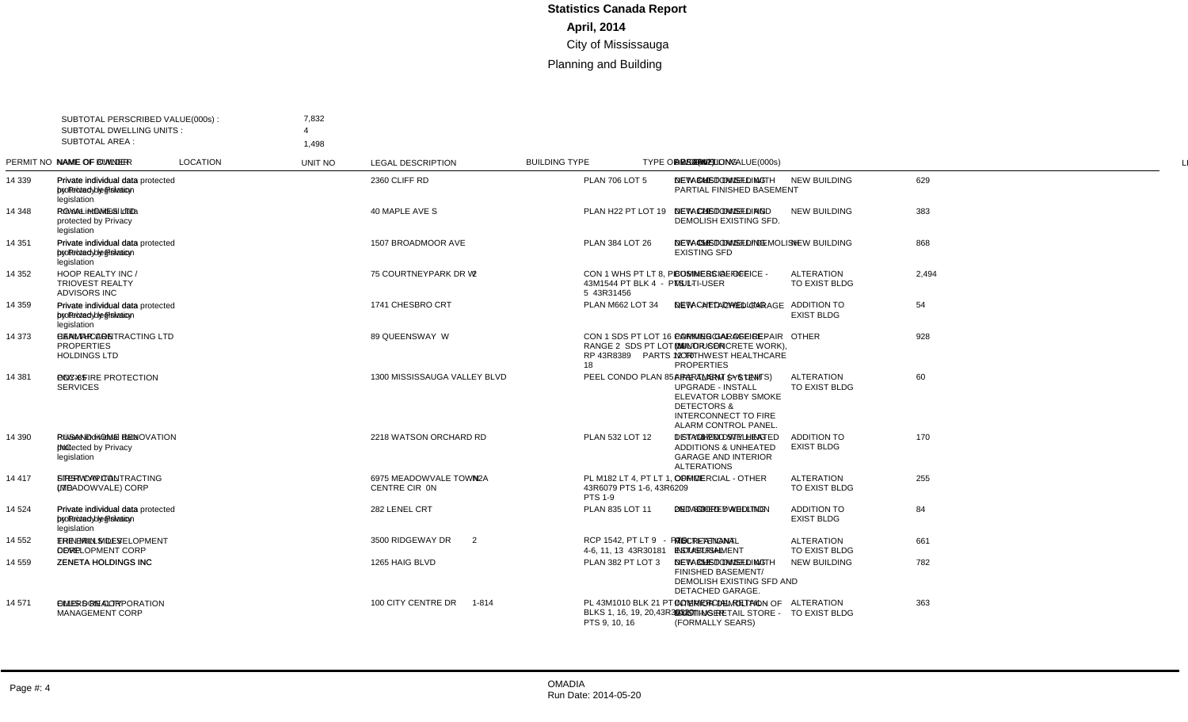# Statistics Canada Report

**April, 2014**

City of Mississauga

Planning and Building

SUBTOTAL PERSCRIBED VALUE(000s) : 7,832
SUBTOTAL DWELLING UNITS : 4
SUBTOTAL AREA : 1,498

| PERMIT NO | NAME OF OWNER | NAME OF BUILDER | LOCATION | UNIT NO | LEGAL DESCRIPTION | BUILDING TYPE | TYPE OF WORK | DESCRIPTION | VALUE(000s) |
|---|---|---|---|---|---|---|---|---|---|
| 14 339 | Private individual data protected by Privacy legislation | Private individual data protected by Privacy legislation | 2360 CLIFF RD | | PLAN 706 LOT 5 | DETACHED DWELLING | NEW BUILDING | NEW CUSTOM SFD WITH PARTIAL FINISHED BASEMENT | 629 |
| 14 348 | ROYAL HOMES LTD | Private individual data protected by Privacy legislation | 40 MAPLE AVE S | | PLAN H22 PT LOT 19 | DETACHED DWELLING | NEW BUILDING | NEW CUSTOM SFD AND DEMOLISH EXISTING SFD. | 383 |
| 14 351 | Private individual data protected by Privacy legislation | Private individual data protected by Privacy legislation | 1507 BROADMOOR AVE | | PLAN 384 LOT 26 | DETACHED DWELLING | NEW BUILDING | NEW CUSTOM SFD / DEMOLISH EXISTING SFD | 868 |
| 14 352 | HOOP REALTY INC / TRIOVEST REALTY ADVISORS INC | | 75 COURTNEYPARK DR W | 2 | CON 1 WHS PT LT 8, PL 43M1544 PT BLK 4 - PTS 1-5 43R31456 | COMMERCIAL OFFICE - MULTI-USER | ALTERATION TO EXIST BLDG | BUSINESS OFFICE | 2,494 |
| 14 359 | Private individual data protected by Privacy legislation | Private individual data protected by Privacy legislation | 1741 CHESBRO CRT | | PLAN M662 LOT 34 | DETACHED DWELLING | ADDITION TO EXIST BLDG | NEW ATTACHED GARAGE | 54 |
| 14 373 | HEALTHCARE PROPERTIES HOLDINGS LTD | GENMAR CONTRACTING LTD | 89 QUEENSWAY W | | CON 1 SDS PT LOT 16 RANGE 2 SDS PT LOT 16, RP 43R8389 PARTS 1, 2, 18 | PARKING GARAGE (MINOR CONCRETE WORK), NORTHWEST HEALTHCARE PROPERTIES | OTHER | PARKING GARAGE REPAIR - MULTI-USER | 928 |
| 14 381 | PCC 85 | DOCXX FIRE PROTECTION SERVICES | 1300 MISSISSAUGA VALLEY BLVD | | PEEL CONDO PLAN 85 | APARTMENT (> 6 UNITS) | ALTERATION TO EXIST BLDG | FIRE ALARM SYSTEM UPGRADE - INSTALL ELEVATOR LOBBY SMOKE DETECTORS & INTERCONNECT TO FIRE ALARM CONTROL PANEL. | 60 |
| 14 390 | Private individual data protected by Privacy legislation | RUSAN HOME RENOVATION INC | 2218 WATSON ORCHARD RD | | PLAN 532 LOT 12 | DETACHED DWELLING | ADDITION TO EXIST BLDG | 1 STOREY & 2ND STOREY ADDITIONS & UNHEATED GARAGE AND INTERIOR ALTERATIONS | 170 |
| 14 417 | FIRST CAPITAL (MEADOWVALE) CORP | STERLING CONTRACTING LTD | 6975 MEADOWVALE TOWN CENTRE CIR | N2A | PL M182 LT 4, PT LT 1, 43R6079 PTS 1-6, 43R6209 PTS 1-9 | COMMERCIAL - OTHER | ALTERATION TO EXIST BLDG | OFFICE | 255 |
| 14 524 | Private individual data protected by Privacy legislation | Private individual data protected by Privacy legislation | 282 LENEL CRT | | PLAN 835 LOT 11 | DETACHED DWELLING | ADDITION TO EXIST BLDG | 2ND STOREY ADDITION | 84 |
| 14 552 | ERIN MILLS DEVELOPMENT CORP | THE ERIN MILLS DEVELOPMENT CORP | 3500 RIDGEWAY DR | 2 | RCP 1542, PT LT 9 - PTS 4-6, 11, 13 43R30181 | RECREATIONAL ESTABLISHMENT | ALTERATION TO EXIST BLDG | MECH. RENTAL INDUSTRIAL | 661 |
| 14 559 | ZENETA HOLDINGS INC | ZENETA HOLDINGS INC | 1265 HAIG BLVD | | PLAN 382 PT LOT 3 | DETACHED DWELLING | NEW BUILDING | NEW CUSTOM SFD WITH FINISHED BASEMENT/ DEMOLISH EXISTING SFD AND DETACHED GARAGE. | 782 |
| 14 571 | OMERS REALTY MANAGEMENT CORP | COLLIERS CORPORATION | 100 CITY CENTRE DR | 1-814 | PL 43M1010 BLK 21 PT BLKS 1, 16, 19, 20,43R30031 PTS 9, 10, 16 | COMMERCIAL RETAIL - MULTI-USER | ALTERATION TO EXIST BLDG | INTERIOR DEMOLITION OF EXISTING RETAIL STORE - (FORMALLY SEARS) | 363 |

OMADIA
Run Date: 2014-05-20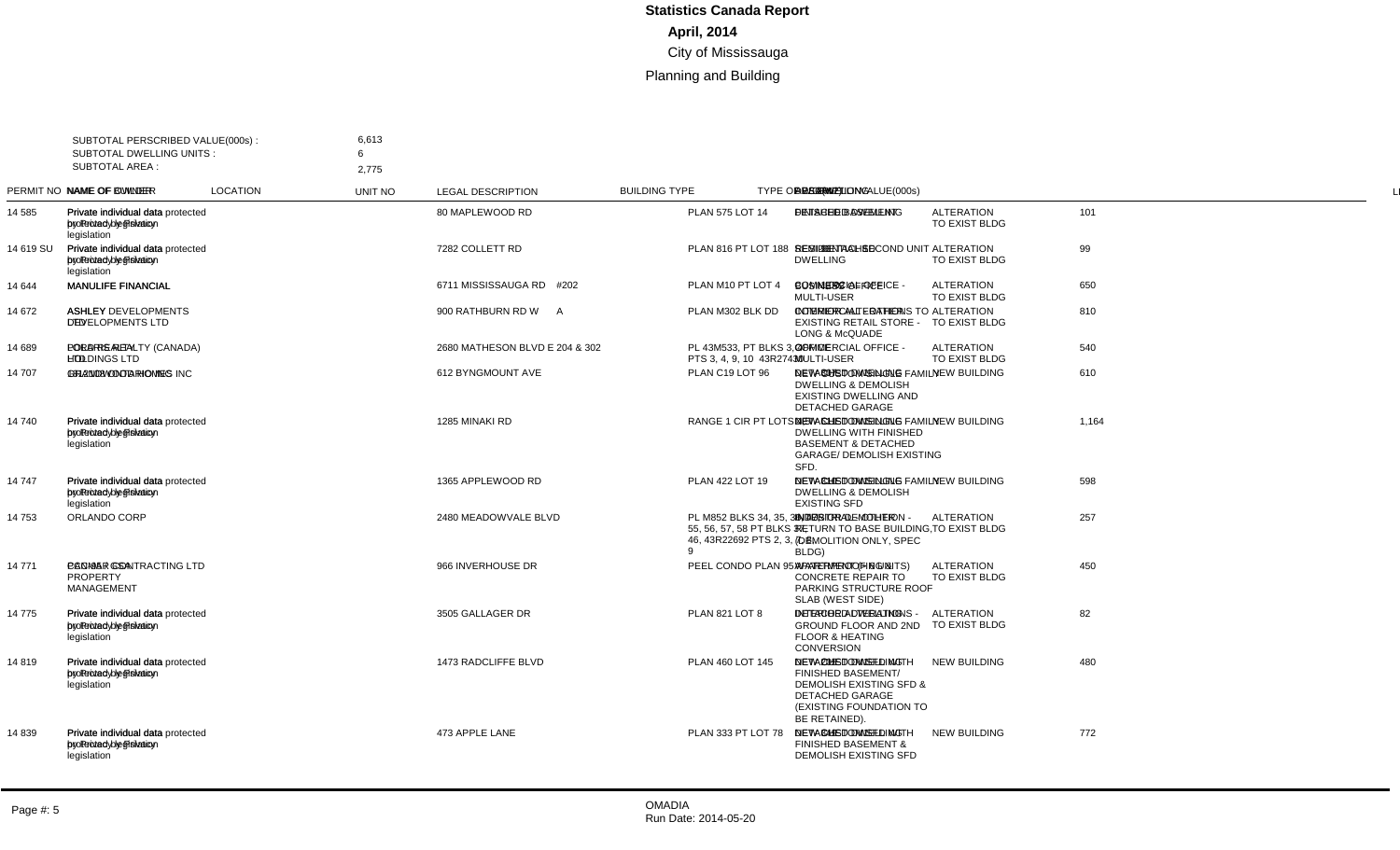# Statistics Canada Report

## April, 2014

City of Mississauga

Planning and Building

SUBTOTAL PERSCRIBED VALUE(000s) : 6,613
SUBTOTAL DWELLING UNITS : 6
SUBTOTAL AREA : 2,775

| PERMIT NO | NAME OF OWNER | NAME OF BUILDER | LOCATION | UNIT NO | LEGAL DESCRIPTION | BUILDING TYPE | TYPE OF WORK | DESCRIPTION | VALUE(000s) | DWELLING | AREA |
|---|---|---|---|---|---|---|---|---|---|---|---|
| 14 585 | Private individual data protected by Privacy legislation | Private individual data protected by Privacy legislation | 80 MAPLEWOOD RD | | PLAN 575 LOT 14 | DETACHED DWELLING | ALTERATION TO EXIST BLDG | FINISHED BASEMENT | 101 | | |
| 14 619 SU | Private individual data protected by Privacy legislation | Private individual data protected by Privacy legislation | 7282 COLLETT RD | | PLAN 816 PT LOT 188 | DETACHED DWELLING | ALTERATION TO EXIST BLDG | RESIDENTIAL SECOND UNIT | 99 | | |
| 14 644 | MANULIFE FINANCIAL | MANULIFE FINANCIAL | 6711 MISSISSAUGA RD | #202 | PLAN M10 PT LOT 4 | COMMERCIAL OFFICE - MULTI-USER | ALTERATION TO EXIST BLDG | BUSINESS OFFICE | 650 | | |
| 14 672 | ASHLEY DEVELOPMENTS LTD | ASHLEY DEVELOPMENTS LTD | 900 RATHBURN RD W | A | PLAN M302 BLK DD | COMMERCIAL RETAIL | ALTERATION TO EXIST BLDG | INTERIOR ALTERATIONS TO EXISTING RETAIL STORE - LONG & McQUADE | 810 | | |
| 14 689 | POLARIS REALTY (CANADA) LTD | CONSTRUCTION HOLDINGS LTD | 2680 MATHESON BLVD E 204 & 302 | | PL 43M533, PT BLKS 3, 4, 9, 10 43R27431 PTS 3, 4, 9, 10 | COMMERCIAL OFFICE - MULTI-USER | ALTERATION TO EXIST BLDG | OFFICE | 540 | | |
| 14 707 | GRANDVIEW CUSTOM HOMES INC | 1742100 ONTARIO INC | 612 BYNGMOUNT AVE | | PLAN C19 LOT 96 | DETACHED DWELLING | NEW BUILDING | NEW CUSTOM SINGLE FAMILY DWELLING & DEMOLISH EXISTING DWELLING AND DETACHED GARAGE | 610 | | |
| 14 740 | Private individual data protected by Privacy legislation | Private individual data protected by Privacy legislation | 1285 MINAKI RD | | RANGE 1 CIR PT LOTS 8, 9 | DETACHED DWELLING | NEW BUILDING | NEW CUSTOM SINGLE FAMILY DWELLING WITH FINISHED BASEMENT & DETACHED GARAGE/ DEMOLISH EXISTING SFD. | 1,164 | | |
| 14 747 | Private individual data protected by Privacy legislation | Private individual data protected by Privacy legislation | 1365 APPLEWOOD RD | | PLAN 422 LOT 19 | DETACHED DWELLING | NEW BUILDING | NEW CUSTOM SINGLE FAMILY DWELLING & DEMOLISH EXISTING SFD | 598 | | |
| 14 753 | ORLANDO CORP | ORLANDO CORP | 2480 MEADOWVALE BLVD | | PL M852 BLKS 34, 35, 36, 53, 54, 55, 56, 57, 58 PT BLKS 37, 46, 43R22692 PTS 2, 3, 7, 9 | INDUSTRIAL - OTHER | ALTERATION TO EXIST BLDG | INTERIOR DEMOLITION - RETURN TO BASE BUILDING, (DEMOLITION ONLY, SPEC BLDG) | 257 | | |
| 14 771 | PEEL CONDOMINIUM CORP #95 C/O ... PROPERTY MANAGEMENT | CONMAR CONTRACTING LTD | 966 INVERHOUSE DR | | PEEL CONDO PLAN 95 | APARTMENT (> 6 UNITS) | ALTERATION TO EXIST BLDG | WATERPROOFING & CONCRETE REPAIR TO PARKING STRUCTURE ROOF SLAB (WEST SIDE) | 450 | | |
| 14 775 | Private individual data protected by Privacy legislation | Private individual data protected by Privacy legislation | 3505 GALLAGER DR | | PLAN 821 LOT 8 | DETACHED DWELLING | ALTERATION TO EXIST BLDG | INTERIOR ALTERATIONS - GROUND FLOOR AND 2ND FLOOR & HEATING CONVERSION | 82 | | |
| 14 819 | Private individual data protected by Privacy legislation | Private individual data protected by Privacy legislation | 1473 RADCLIFFE BLVD | | PLAN 460 LOT 145 | DETACHED DWELLING | NEW BUILDING | NEW SFD DWELLING WITH FINISHED BASEMENT/ DEMOLISH EXISTING SFD & DETACHED GARAGE (EXISTING FOUNDATION TO BE RETAINED). | 480 | | |
| 14 839 | Private individual data protected by Privacy legislation | Private individual data protected by Privacy legislation | 473 APPLE LANE | | PLAN 333 PT LOT 78 | DETACHED DWELLING | NEW BUILDING | NEW SFD DWELLING WITH FINISHED BASEMENT & DEMOLISH EXISTING SFD | 772 | | |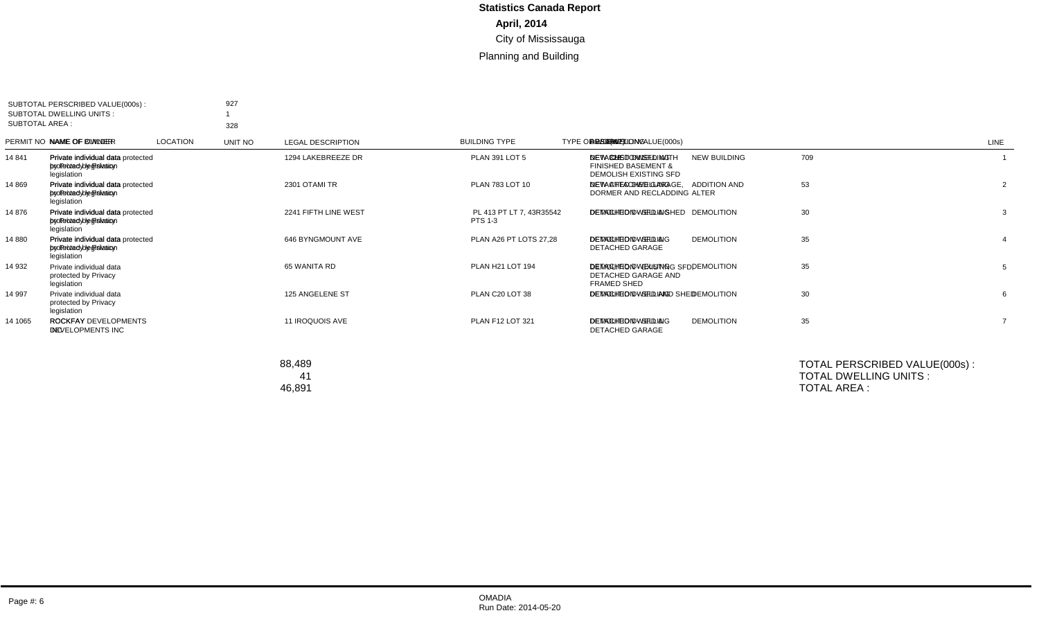# Statistics Canada Report

## April, 2014

City of Mississauga

Planning and Building

SUBTOTAL PERSCRIBED VALUE(000s) : 927
SUBTOTAL DWELLING UNITS : 1
SUBTOTAL AREA : 328

| PERMIT NO | NAME OF OWNER | NAME OF BUILDER | LOCATION | UNIT NO | LEGAL DESCRIPTION | BUILDING TYPE | TYPE OF WORK | DESCRIPTION | PERSCRIBED VALUE(000s) | DWELLING UNITS | AREA | LINE |
|---|---|---|---|---|---|---|---|---|---|---|---|---|
| 14 841 | Private individual data protected by Privacy legislation | Private individual data protected by Privacy legislation | 1294 LAKEBREEZE DR | | PLAN 391 LOT 5 | DETACHED DWELLING | NEW BUILDING | NEW CUSTOM SFD WITH FINISHED BASEMENT & DEMOLISH EXISTING SFD | 709 | | | 1 |
| 14 869 | Private individual data protected by Privacy legislation | Private individual data protected by Privacy legislation | 2301 OTAMI TR | | PLAN 783 LOT 10 | DETACHED DWELLING | ADDITION AND ALTER | NEW ATTACHED GARAGE, DORMER AND RECLADDING | 53 | | | 2 |
| 14 876 | Private individual data protected by Privacy legislation | Private individual data protected by Privacy legislation | 2241 FIFTH LINE WEST | | PL 413 PT LT 7, 43R35542 PTS 1-3 | DETACHED DWELLING | DEMOLITION | DEMOLITION - SFD & SHED | 30 | | | 3 |
| 14 880 | Private individual data protected by Privacy legislation | Private individual data protected by Privacy legislation | 646 BYNGMOUNT AVE | | PLAN A26 PT LOTS 27,28 | DETACHED DWELLING | DEMOLITION | DEMOLITION - SFD & DETACHED GARAGE | 35 | | | 4 |
| 14 932 | Private individual data protected by Privacy legislation | | 65 WANITA RD | | PLAN H21 LOT 194 | DETACHED DWELLING | DEMOLITION | DEMOLITION - EXISTING SFD, DETACHED GARAGE AND FRAMED SHED | 35 | | | 5 |
| 14 997 | Private individual data protected by Privacy legislation | | 125 ANGELENE ST | | PLAN C20 LOT 38 | DETACHED DWELLING | DEMOLITION | DEMOLITION - SFD AND SHED | 30 | | | 6 |
| 14 1065 | ROCKFAY DEVELOPMENTS INC | ROCKFAY DEVELOPMENTS INC | 11 IROQUOIS AVE | | PLAN F12 LOT 321 | DETACHED DWELLING | DEMOLITION | DEMOLITION - SFD & DETACHED GARAGE | 35 | | | 7 |

TOTAL PERSCRIBED VALUE(000s) : 88,489
TOTAL DWELLING UNITS : 41
TOTAL AREA : 46,891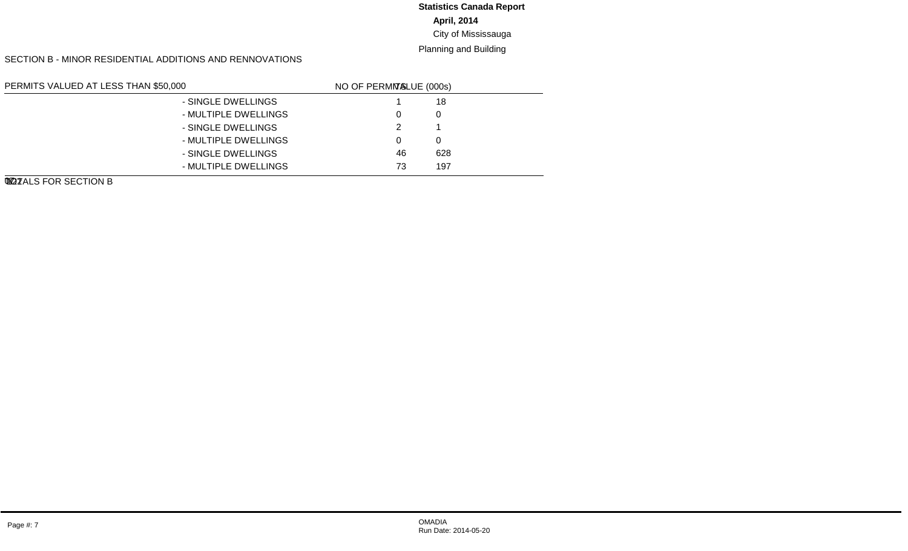**Statistics Canada Report**

**April, 2014**

City of Mississauga

Planning and Building

SECTION B - MINOR RESIDENTIAL ADDITIONS AND RENNOVATIONS

| PERMITS VALUED AT LESS THAN $50,000 | | NO OF PERMITS | VALUE (000s) |
|---|---|---|---|
| | - SINGLE DWELLINGS | 1 | 18 |
| | - MULTIPLE DWELLINGS | 0 | 0 |
| | - SINGLE DWELLINGS | 2 | 1 |
| | - MULTIPLE DWELLINGS | 0 | 0 |
| | - SINGLE DWELLINGS | 46 | 628 |
| | - MULTIPLE DWELLINGS | 73 | 197 |
| TOTALS FOR SECTION B | | | |

Page #: 7

OMADIA
Run Date: 2014-05-20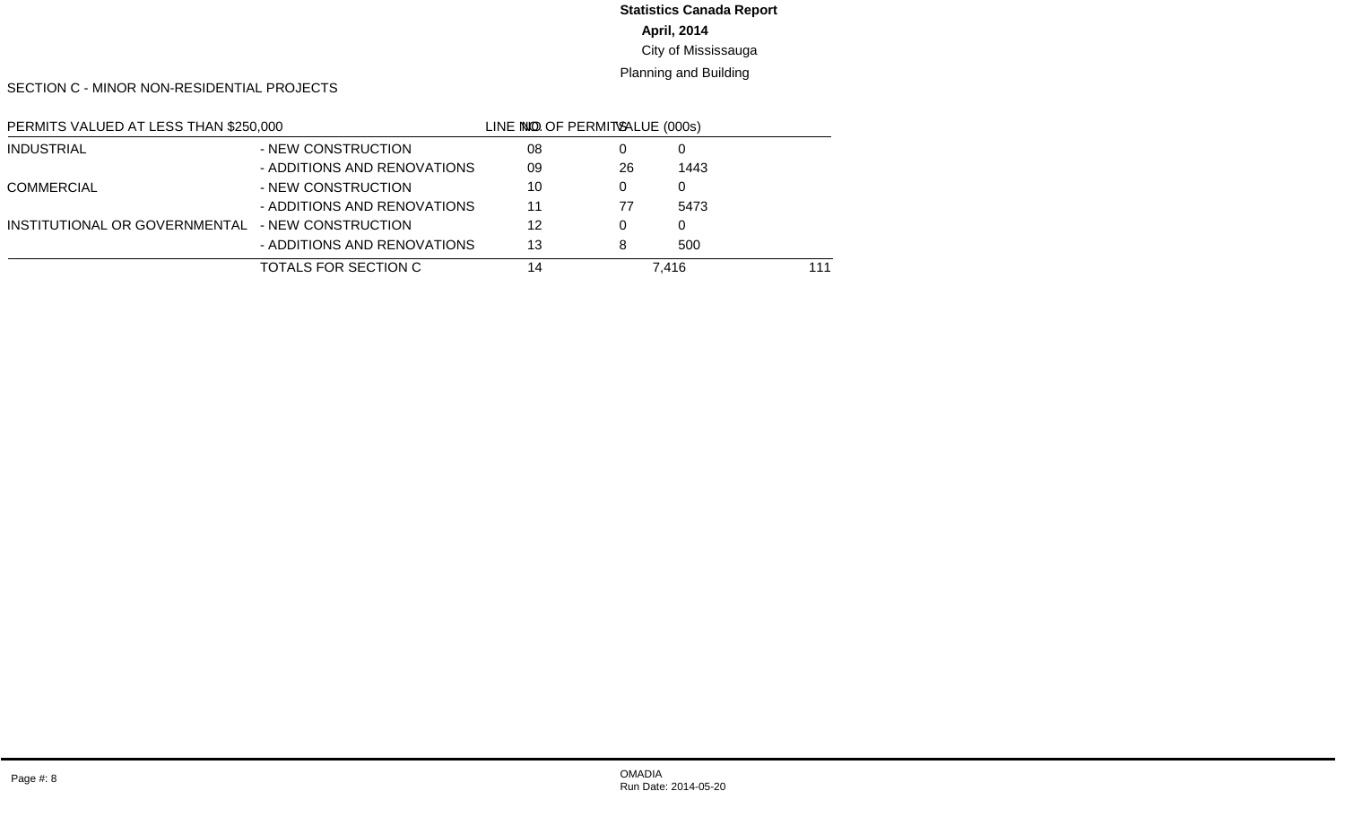**Statistics Canada Report**

**April, 2014**

City of Mississauga

Planning and Building

SECTION C - MINOR NON-RESIDENTIAL PROJECTS

| PERMITS VALUED AT LESS THAN $250,000 | | LINE NO. | NO. OF PERMITS | VALUE (000s) |
|---|---|---|---|---|
| INDUSTRIAL | - NEW CONSTRUCTION | 08 | 0 | 0 |
| | - ADDITIONS AND RENOVATIONS | 09 | 26 | 1443 |
| COMMERCIAL | - NEW CONSTRUCTION | 10 | 0 | 0 |
| | - ADDITIONS AND RENOVATIONS | 11 | 77 | 5473 |
| INSTITUTIONAL OR GOVERNMENTAL | - NEW CONSTRUCTION | 12 | 0 | 0 |
| | - ADDITIONS AND RENOVATIONS | 13 | 8 | 500 |
| | TOTALS FOR SECTION C | 14 | 111 | 7,416 |

OMADIA
Run Date: 2014-05-20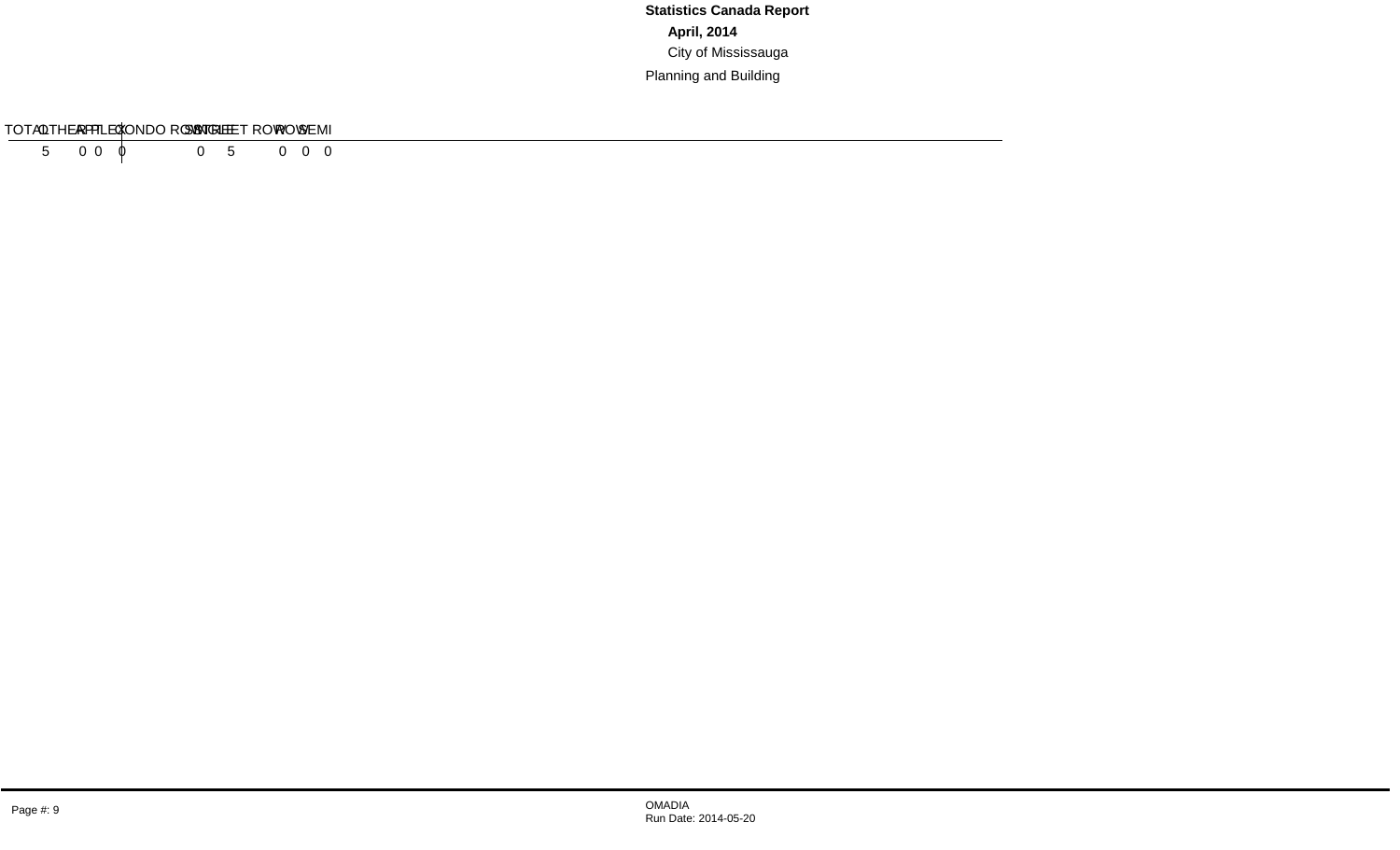**Statistics Canada Report**

**April, 2014**

City of Mississauga

Planning and Building

| TOTAL | OTHER | APT | PLEX | CONDO ROW | SINGLE | STREET ROW | ROW | SEMI |
|---|---|---|---|---|---|---|---|---|
| 5 | 0 | 0 | 0 | 0 | 5 | 0 | 0 | 0 |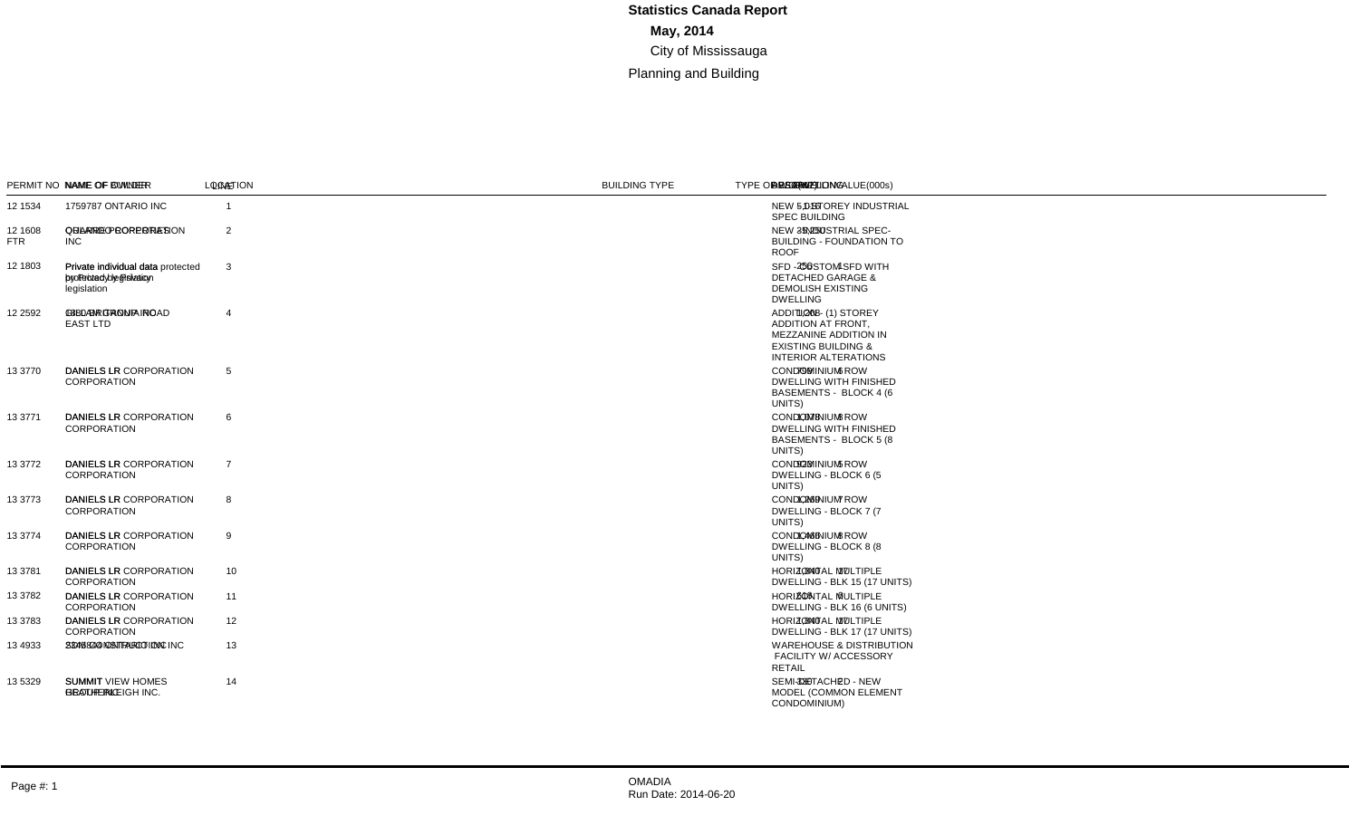# Statistics Canada Report

## May, 2014

City of Mississauga

Planning and Building

| PERMIT NO | NAME OF OWNER | NAME OF BUILDER | LOCATION | BUILDING TYPE | TYPE OF WORK | VALUE(000s) | DWELLING UNITS | DESCRIPTION | LINE |
|---|---|---|---|---|---|---|---|---|---|
| 12 1534 | 1759787 ONTARIO INC | | | | | 5,057 | | NEW 1 STOREY INDUSTRIAL SPEC BUILDING | 1 |
| 12 1608 FTR | ORLANDO CORPORATION | QUEENSCORP PROPERTIES INC | | | | 3,250 | | NEW INDUSTRIAL SPEC-BUILDING - FOUNDATION TO ROOF | 2 |
| 12 1803 | Private individual data protected by Privacy legislation | Private individual data protected by Privacy legislation | | | | 250 | 1 | SFD - CUSTOM SFD WITH DETACHED GARAGE & DEMOLISH EXISTING DWELLING | 3 |
| 12 2592 | CBL GROUP INC | 3800 ... ROAD EAST LTD | | | | 1,208 | | ADDITION - (1) STOREY ADDITION AT FRONT, MEZZANINE ADDITION IN EXISTING BUILDING & INTERIOR ALTERATIONS | 4 |
| 13 3770 | DANIELS LR CORPORATION | DANIELS LR CORPORATION | | | | 799 | 6 | CONDOMINIUM ROW DWELLING WITH FINISHED BASEMENTS - BLOCK 4 (6 UNITS) | 5 |
| 13 3771 | DANIELS LR CORPORATION | DANIELS LR CORPORATION | | | | 1,078 | 8 | CONDOMINIUM ROW DWELLING WITH FINISHED BASEMENTS - BLOCK 5 (8 UNITS) | 6 |
| 13 3772 | DANIELS LR CORPORATION | DANIELS LR CORPORATION | | | | 929 | 5 | CONDOMINIUM ROW DWELLING - BLOCK 6 (5 UNITS) | 7 |
| 13 3773 | DANIELS LR CORPORATION | DANIELS LR CORPORATION | | | | 1,269 | 7 | CONDOMINIUM ROW DWELLING - BLOCK 7 (7 UNITS) | 8 |
| 13 3774 | DANIELS LR CORPORATION | DANIELS LR CORPORATION | | | | 1,465 | 8 | CONDOMINIUM ROW DWELLING - BLOCK 8 (8 UNITS) | 9 |
| 13 3781 | DANIELS LR CORPORATION | DANIELS LR CORPORATION | | | | 2,340 | 17 | HORIZONTAL MULTIPLE DWELLING - BLK 15 (17 UNITS) | 10 |
| 13 3782 | DANIELS LR CORPORATION | DANIELS LR CORPORATION | | | | 808 | 6 | HORIZONTAL MULTIPLE DWELLING - BLK 16 (6 UNITS) | 11 |
| 13 3783 | DANIELS LR CORPORATION | DANIELS LR CORPORATION | | | | 2,340 | 17 | HORIZONTAL MULTIPLE DWELLING - BLK 17 (17 UNITS) | 12 |
| 13 4933 | 2348530 ONTARIO INC | STARCO CONSTRUCTION INC | | | | | | WAREHOUSE & DISTRIBUTION FACILITY W/ ACCESSORY RETAIL | 13 |
| 13 5329 | SUMMIT VIEW HOMES (BEAUFORT) INC | GREAT GULF RALEIGH INC. | | | | 405 | 2 | SEMI-DETACHED - NEW MODEL (COMMON ELEMENT CONDOMINIUM) | 14 |

OMADIA
Run Date: 2014-06-20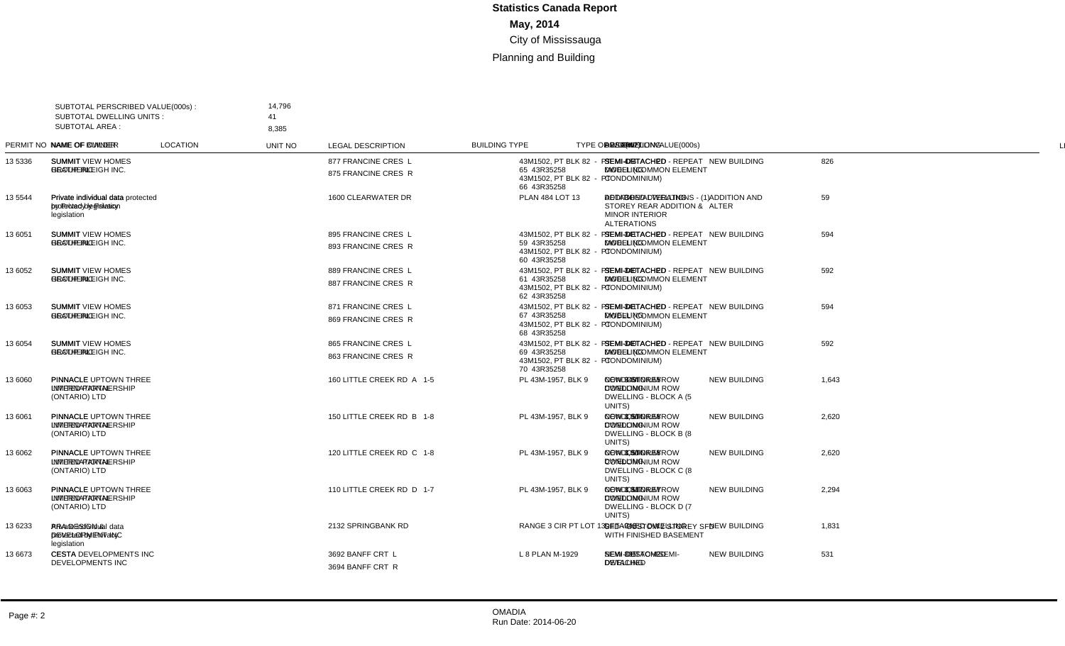# Statistics Canada Report

## May, 2014

City of Mississauga

Planning and Building

SUBTOTAL PERSCRIBED VALUE(000s) : 14,796
SUBTOTAL DWELLING UNITS : 41
SUBTOTAL AREA : 8,385

| PERMIT NO | NAME OF OWNER | NAME OF BUILDER | LOCATION | UNIT NO | LEGAL DESCRIPTION | BUILDING TYPE | TYPE OF WORK | DESCRIPTION | VALUE(000s) |
|---|---|---|---|---|---|---|---|---|---|
| 13 5336 | SUMMIT VIEW HOMES SECURITY | BROOKE RALEIGH INC. | 877 FRANCINE CRES L<br>875 FRANCINE CRES R | | 43M1502, PT BLK 82 - PT 65 43R35258<br>43M1502, PT BLK 82 - PT 66 43R35258 | SEMI-DETACHED DWELLING | NEW BUILDING | SEMI-DETACHED - REPEAT MODEL (COMMON ELEMENT CONDOMINIUM) | 826 |
| 13 5544 | Private individual data protected by Privacy legislation | Private individual data protected by Privacy legislation | 1600 CLEARWATER DR | | PLAN 484 LOT 13 | DETACHED DWELLING | ADDITION AND ALTER | ADDITION/ALTERATIONS - (1) STOREY REAR ADDITION & MINOR INTERIOR ALTERATIONS | 59 |
| 13 6051 | SUMMIT VIEW HOMES SECURITY | BROOKE RALEIGH INC. | 895 FRANCINE CRES L<br>893 FRANCINE CRES R | | 43M1502, PT BLK 82 - PT 59 43R35258<br>43M1502, PT BLK 82 - PT 60 43R35258 | SEMI-DETACHED DWELLING | NEW BUILDING | SEMI-DETACHED - REPEAT MODEL (COMMON ELEMENT CONDOMINIUM) | 594 |
| 13 6052 | SUMMIT VIEW HOMES SECURITY | BROOKE RALEIGH INC. | 889 FRANCINE CRES L<br>887 FRANCINE CRES R | | 43M1502, PT BLK 82 - PT 61 43R35258<br>43M1502, PT BLK 82 - PT 62 43R35258 | SEMI-DETACHED DWELLING | NEW BUILDING | SEMI-DETACHED - REPEAT MODEL (COMMON ELEMENT CONDOMINIUM) | 592 |
| 13 6053 | SUMMIT VIEW HOMES SECURITY | BROOKE RALEIGH INC. | 871 FRANCINE CRES L<br>869 FRANCINE CRES R | | 43M1502, PT BLK 82 - PT 67 43R35258<br>43M1502, PT BLK 82 - PT 68 43R35258 | SEMI-DETACHED DWELLING | NEW BUILDING | SEMI-DETACHED - REPEAT MODEL (COMMON ELEMENT CONDOMINIUM) | 594 |
| 13 6054 | SUMMIT VIEW HOMES SECURITY | BROOKE RALEIGH INC. | 865 FRANCINE CRES L<br>863 FRANCINE CRES R | | 43M1502, PT BLK 82 - PT 69 43R35258<br>43M1502, PT BLK 82 - PT 70 43R35258 | SEMI-DETACHED DWELLING | NEW BUILDING | SEMI-DETACHED - REPEAT MODEL (COMMON ELEMENT CONDOMINIUM) | 592 |
| 13 6060 | PINNACLE UPTOWN THREE LIMITED PARTNERSHIP | LIFETIME INTERNATIONAL (ONTARIO) LTD | 160 LITTLE CREEK RD | A 1-5 | PL 43M-1957, BLK 9 | CONDOMINIUM ROW DWELLING | NEW BUILDING | NEW 3-STOREY ROW CONDOMINIUM ROW DWELLING - BLOCK A (5 UNITS) | 1,643 |
| 13 6061 | PINNACLE UPTOWN THREE LIMITED PARTNERSHIP | LIFETIME INTERNATIONAL (ONTARIO) LTD | 150 LITTLE CREEK RD | B 1-8 | PL 43M-1957, BLK 9 | CONDOMINIUM ROW DWELLING | NEW BUILDING | NEW 3-STOREY ROW CONDOMINIUM ROW DWELLING - BLOCK B (8 UNITS) | 2,620 |
| 13 6062 | PINNACLE UPTOWN THREE LIMITED PARTNERSHIP | LIFETIME INTERNATIONAL (ONTARIO) LTD | 120 LITTLE CREEK RD | C 1-8 | PL 43M-1957, BLK 9 | CONDOMINIUM ROW DWELLING | NEW BUILDING | NEW 3-STOREY ROW CONDOMINIUM ROW DWELLING - BLOCK C (8 UNITS) | 2,620 |
| 13 6063 | PINNACLE UPTOWN THREE LIMITED PARTNERSHIP | LIFETIME INTERNATIONAL (ONTARIO) LTD | 110 LITTLE CREEK RD | D 1-7 | PL 43M-1957, BLK 9 | CONDOMINIUM ROW DWELLING | NEW BUILDING | NEW 3-STOREY ROW CONDOMINIUM ROW DWELLING - BLOCK D (7 UNITS) | 2,294 |
| 13 6233 | Private individual data protected by Privacy legislation | ARAM DESIGN & DEVELOPMENT INC | 2132 SPRINGBANK RD | | RANGE 3 CIR PT LOT 13 | DETACHED DWELLING | NEW BUILDING | NEW CUSTOM 2-STOREY SFD WITH FINISHED BASEMENT | 1,831 |
| 13 6673 | CESTA DEVELOPMENTS INC | CESTA DEVELOPMENTS INC | 3692 BANFF CRT L<br>3694 BANFF CRT R | | L 8 PLAN M-1929 | SEMI-DETACHED DWELLING | NEW BUILDING | NEW CUSTOM 2 SEMI-DETACHED | 531 |

OMADIA
Run Date: 2014-06-20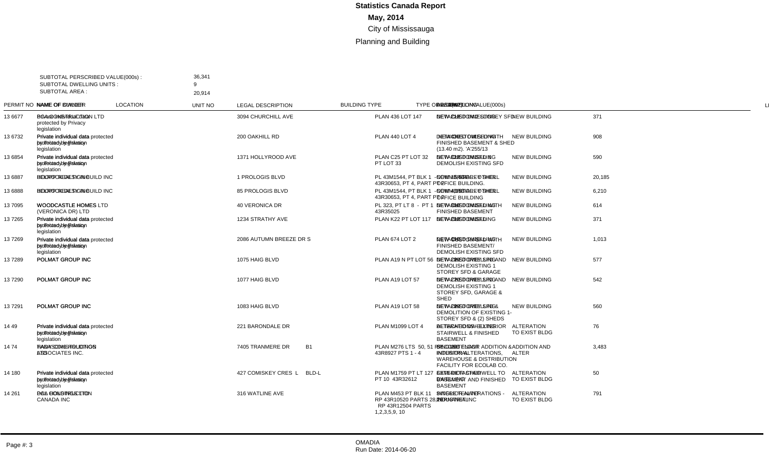# Statistics Canada Report

**May, 2014**

City of Mississauga

Planning and Building

SUBTOTAL PERSCRIBED VALUE(000s) : 36,341
SUBTOTAL DWELLING UNITS : 9
SUBTOTAL AREA : 20,914

| PERMIT NO | NAME OF OWNER | NAME OF BUILDER | LOCATION | UNIT NO | LEGAL DESCRIPTION | BUILDING TYPE | TYPE OF WORK | DESCRIPTION | VALUE(000s) | DWELLING | AREA |
|---|---|---|---|---|---|---|---|---|---|---|---|
| 13 6677 | Private individual data protected by Privacy legislation | BOAZ CONSTRUCTION LTD | 3094 CHURCHILL AVE | | PLAN 436 LOT 147 | DETACHED DWELLING | NEW BUILDING | NEW CUSTOM 2 STOREY SFD | 371 | | |
| 13 6732 | Private individual data protected by Privacy legislation | Private individual data protected by Privacy legislation | 200 OAKHILL RD | | PLAN 440 LOT 4 | DETACHED DWELLING | NEW BUILDING | NEW CUSTOM SFD WITH FINISHED BASEMENT & SHED (13.40 m2). 'A'255/13 | 908 | | |
| 13 6854 | Private individual data protected by Privacy legislation | Private individual data protected by Privacy legislation | 1371 HOLLYROOD AVE | | PLAN C25 PT LOT 32 PT LOT 33 | DETACHED DWELLING | NEW BUILDING | NEW CUSTOM SFD & DEMOLISH EXISTING SFD | 590 | | |
| 13 6887 | HEKOTREALTY GP INC | BLOOR-ISLINGTON BUILD INC | 1 PROLOGIS BLVD | | PL 43M1544, PT BLK 1 - PT 1 43R30653, PT 4, PART PT 2 | COMMERCIAL - OTHER | NEW BUILDING | NEW 15 STOREY SHELL OFFICE BUILDING. | 20,185 | | |
| 13 6888 | HEKOTREALTY GP INC | BLOOR-ISLINGTON BUILD INC | 85 PROLOGIS BLVD | | PL 43M1544, PT BLK 1 - PT 1 43R30653, PT 4, PART PT 2 | COMMERCIAL - OTHER | NEW BUILDING | NEW 4 STOREY SHELL OFFICE BUILDING | 6,210 | | |
| 13 7095 | WOODCASTLE HOMES (VERONICA DR) LTD | WOODCASTLE HOMES LTD | 40 VERONICA DR | | PL 323, PT LT 8 - PT 1 43R35025 | DETACHED DWELLING | NEW BUILDING | NEW CUSTOM SFD WITH FINISHED BASEMENT | 614 | | |
| 13 7265 | Private individual data protected by Privacy legislation | Private individual data protected by Privacy legislation | 1234 STRATHY AVE | | PLAN K22 PT LOT 117 | DETACHED DWELLING | NEW BUILDING | NEW CUSTOM SFD | 371 | | |
| 13 7269 | Private individual data protected by Privacy legislation | Private individual data protected by Privacy legislation | 2086 AUTUMN BREEZE DR S | | PLAN 674 LOT 2 | DETACHED DWELLING | NEW BUILDING | NEW CUSTOM SFD WITH FINISHED BASEMENT/ DEMOLISH EXISTING SFD | 1,013 | | |
| 13 7289 | POLMAT GROUP INC | POLMAT GROUP INC | 1075 HAIG BLVD | | PLAN A19 N PT LOT 56 | DETACHED DWELLING | NEW BUILDING | NEW 2 STOREY SFD AND DEMOLISH EXISTING 1 STOREY SFD & GARAGE | 577 | | |
| 13 7290 | POLMAT GROUP INC | POLMAT GROUP INC | 1077 HAIG BLVD | | PLAN A19 LOT 57 | DETACHED DWELLING | NEW BUILDING | NEW 2 STOREY SFD AND DEMOLISH EXISTING 1 STOREY SFD, GARAGE & SHED | 542 | | |
| 13 7291 | POLMAT GROUP INC | POLMAT GROUP INC | 1083 HAIG BLVD | | PLAN A19 LOT 58 | DETACHED DWELLING | NEW BUILDING | NEW 2 STOREY SFD & DEMOLITION OF EXISTING 1-STOREY SFD & (2) SHEDS | 560 | | |
| 14 49 | Private individual data protected by Privacy legislation | Private individual data protected by Privacy legislation | 221 BARONDALE DR | | PLAN M1099 LOT 4 | DETACHED DWELLING | ALTERATION TO EXIST BLDG | ALTERATIONS - EXTERIOR STAIRWELL & FINISHED BASEMENT | 76 | | |
| 14 74 | HADAS CONSTRUCTION LTD | FANNY SHEN-FOUCHS ASSOCIATES INC. | 7405 TRANMERE DR | B1 | PLAN M276 LTS 50, 51 RP 43R8927 PTS 1 - 4 | INDUSTRIAL | ADDITION AND ALTER | SECOND FLOOR ADDITION & INTERIOR ALTERATIONS, WAREHOUSE & DISTRIBUTION FACILITY FOR ECOLAB CO. | 3,483 | | |
| 14 180 | Private individual data protected by Privacy legislation | Private individual data protected by Privacy legislation | 427 COMISKEY CRES L BLD-L | | PLAN M1759 PT LT 127 PT 10 43R32612 | SEMI-DETACHED DWELLING | ALTERATION TO EXIST BLDG | EXTERIOR STAIRWELL TO BASEMENT AND FINISHED BASEMENT | 50 | | |
| 14 261 | DSL CONSTRUCTION | PSG HOLDINGS CANADA INC | 316 WATLINE AVE | | PLAN M453 PT BLK 11 RP 43R10520 PARTS 28,29 RP 43R12504 PARTS 1,2,3,5,9, 10 | SINGLE TENANT INDUSTRIAL | ALTERATION TO EXIST BLDG | INTERIOR ALTERATIONS - MINSTREL INC | 791 | | |

Run Date: 2014-06-20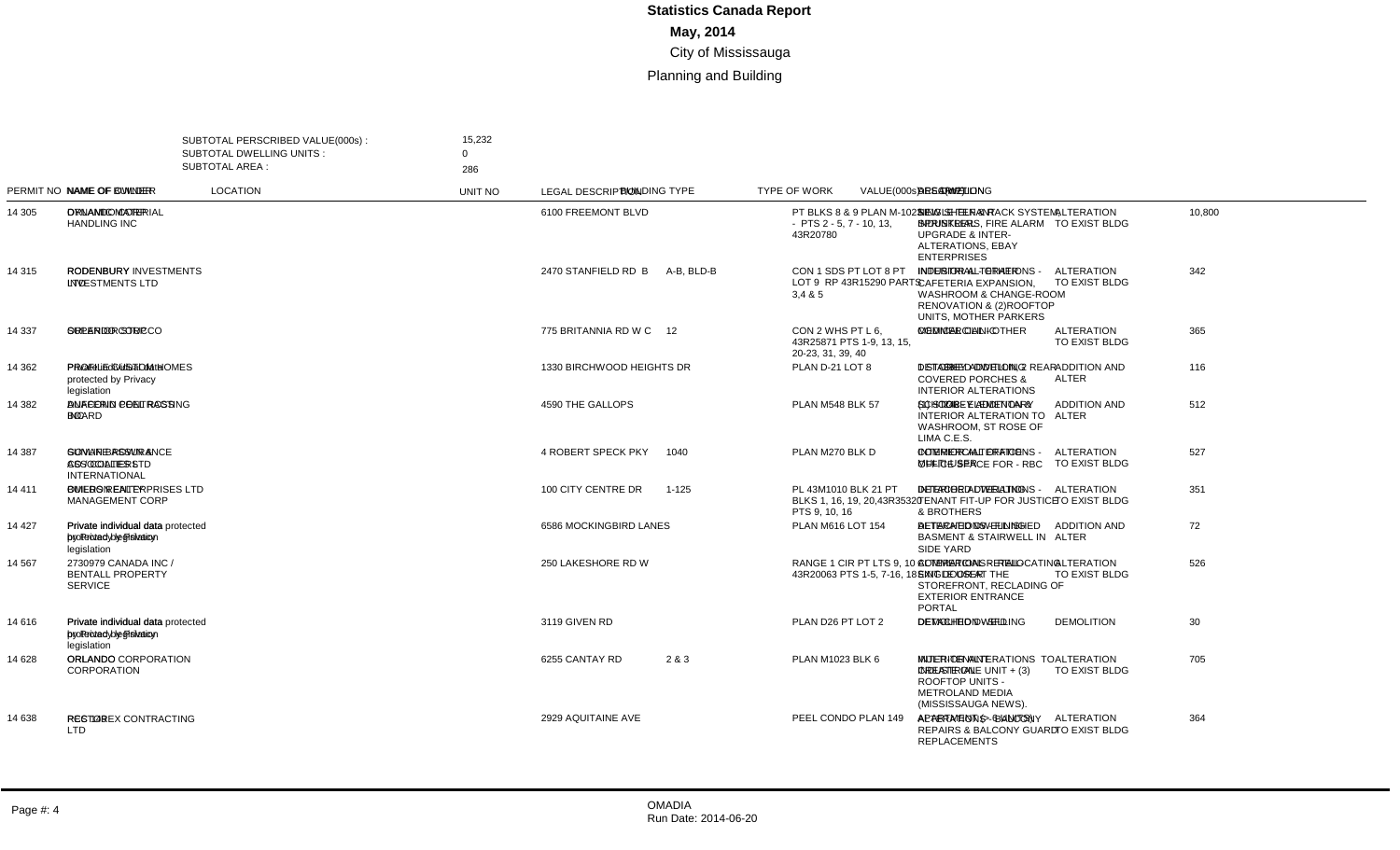# Statistics Canada Report

## May, 2014

City of Mississauga

Planning and Building

SUBTOTAL PERSCRIBED VALUE(000s) : 15,232
SUBTOTAL DWELLING UNITS : 0
SUBTOTAL AREA : 286

| PERMIT NO | NAME OF OWNER | NAME OF BUILDER | LOCATION | UNIT NO | LEGAL DESCRIPTION | BUILDING TYPE | TYPE OF WORK | VALUE(000s) | DWELLING | AREA(m2) | DESCRIPTION |
|---|---|---|---|---|---|---|---|---|---|---|---|
| 14 305 | DYNAMIC MATERIAL HANDLING INC | ORLANDO CORP | 6100 FREEMONT BLVD | | PT BLKS 8 & 9 PLAN M-1023 - PTS 2 - 5, 7 - 10, 13, 43R20780 | SINGLE TENANT INDUSTRIAL | ALTERATION TO EXIST BLDG | 10,800 | | | NEW SHELF & RACK SYSTEM, SPRINKLERS, FIRE ALARM UPGRADE & INTER-ALTERATIONS, EBAY ENTERPRISES |
| 14 315 | RODENBURY INVESTMENTS LTD | RODENBURY INVESTMENTS LTD | 2470 STANFIELD RD B | A-B, BLD-B | CON 1 SDS PT LOT 8 PT LOT 9 RP 43R15290 PARTS 3,4 & 5 | INDUSTRIAL - OTHER | ALTERATION TO EXIST BLDG | 342 | | | INTERIOR ALTERATIONS - CAFETERIA EXPANSION, WASHROOM & CHANGE-ROOM RENOVATION & (2)ROOFTOP UNITS, MOTHER PARKERS |
| 14 337 | ORLANDO CORPORATION | SPEEDRO CORP CO | 775 BRITANNIA RD W C | 12 | CON 2 WHS PT L 6, 43R25871 PTS 1-9, 13, 15, 20-23, 31, 39, 40 | COMMERCIAL - OTHER | ALTERATION TO EXIST BLDG | 365 | | | MEDICAL CLINIC |
| 14 362 | Private individual data protected by Privacy legislation | PROFILE CUSTOM HOMES | 1330 BIRCHWOOD HEIGHTS DR | | PLAN D-21 LOT 8 | DETACHED DWELLING | ADDITION AND ALTER | 116 | | | 1ST, 2ND ADDITION, 2 REAR COVERED PORCHES & INTERIOR ALTERATIONS |
| 14 382 | DUFFERIN PEEL ROMAN CATHOLIC SEPARATE SCHOOL BOARD | BALCORP CONTRACTING INC | 4590 THE GALLOPS | | PLAN M548 BLK 57 | SCHOOL - ELEMENTARY | ADDITION AND ALTER | 512 | | | (1) STORE ADDITION & INTERIOR ALTERATION TO WASHROOM, ST ROSE OF LIMA C.E.S. |
| 14 387 | SUN LIFE ASSURANCE CO OF CANADA | GOVAN BROWN & ASSOCIATES LTD / COLLIERS INTERNATIONAL | 4 ROBERT SPECK PKY | 1040 | PLAN M270 BLK D | COMMERCIAL OFFICE | ALTERATION TO EXIST BLDG | 527 | | | INTERIOR ALTERATIONS - OFFICE USE FOR - RBC |
| 14 411 | OMERS REALTY MANAGEMENT CORP | BIRD ENTERPRISES LTD | 100 CITY CENTRE DR | 1-125 | PL 43M1010 BLK 21 PT BLKS 1, 16, 19, 20,43R35320 PTS 9, 10, 16 | RETAIL STORE | ALTERATION TO EXIST BLDG | 351 | | | INTERIOR ALTERATIONS - TENANT FIT-UP FOR JUSTICE & BROTHERS |
| 14 427 | Private individual data protected by Privacy legislation | Private individual data protected by Privacy legislation | 6586 MOCKINGBIRD LANES | | PLAN M616 LOT 154 | DETACHED DWELLING | ADDITION AND ALTER | 72 | | | ALTERATIONS - FINISHED BASEMENT & STAIRWELL IN SIDE YARD |
| 14 567 | 2730979 CANADA INC / BENTALL PROPERTY SERVICE | | 250 LAKESHORE RD W | | RANGE 1 CIR PT LTS 9, 10 43R20063 PTS 1-5, 7-16, 18-20 | COMMERCIAL RETAIL - SINGLE USE | ALTERATION TO EXIST BLDG | 526 | | | ALTERATIONS - RELOCATING ENTRANCE AT THE STOREFRONT, RECLADING OF EXTERIOR ENTRANCE PORTAL |
| 14 616 | Private individual data protected by Privacy legislation | Private individual data protected by Privacy legislation | 3119 GIVEN RD | | PLAN D26 PT LOT 2 | DETACHED DWELLING | DEMOLITION | 30 | | | DEMOLITION - SFD |
| 14 628 | ORLANDO CORPORATION | ORLANDO CORPORATION | 6255 CANTAY RD | 2 & 3 | PLAN M1023 BLK 6 | MULTI-TENANT INDUSTRIAL | ALTERATION TO EXIST BLDG | 705 | | | INTERIOR ALTERATIONS TO CREATE ONE UNIT + (3) ROOFTOP UNITS - METROLAND MEDIA (MISSISSAUGA NEWS). |
| 14 638 | PEEL CONDO CORP 149 | RESTOREX CONTRACTING LTD | 2929 AQUITAINE AVE | | PEEL CONDO PLAN 149 | APARTMENT (> 6 UNITS) | ALTERATION TO EXIST BLDG | 364 | | | ALTERATIONS - BALCONY REPAIRS & BALCONY GUARD REPLACEMENTS |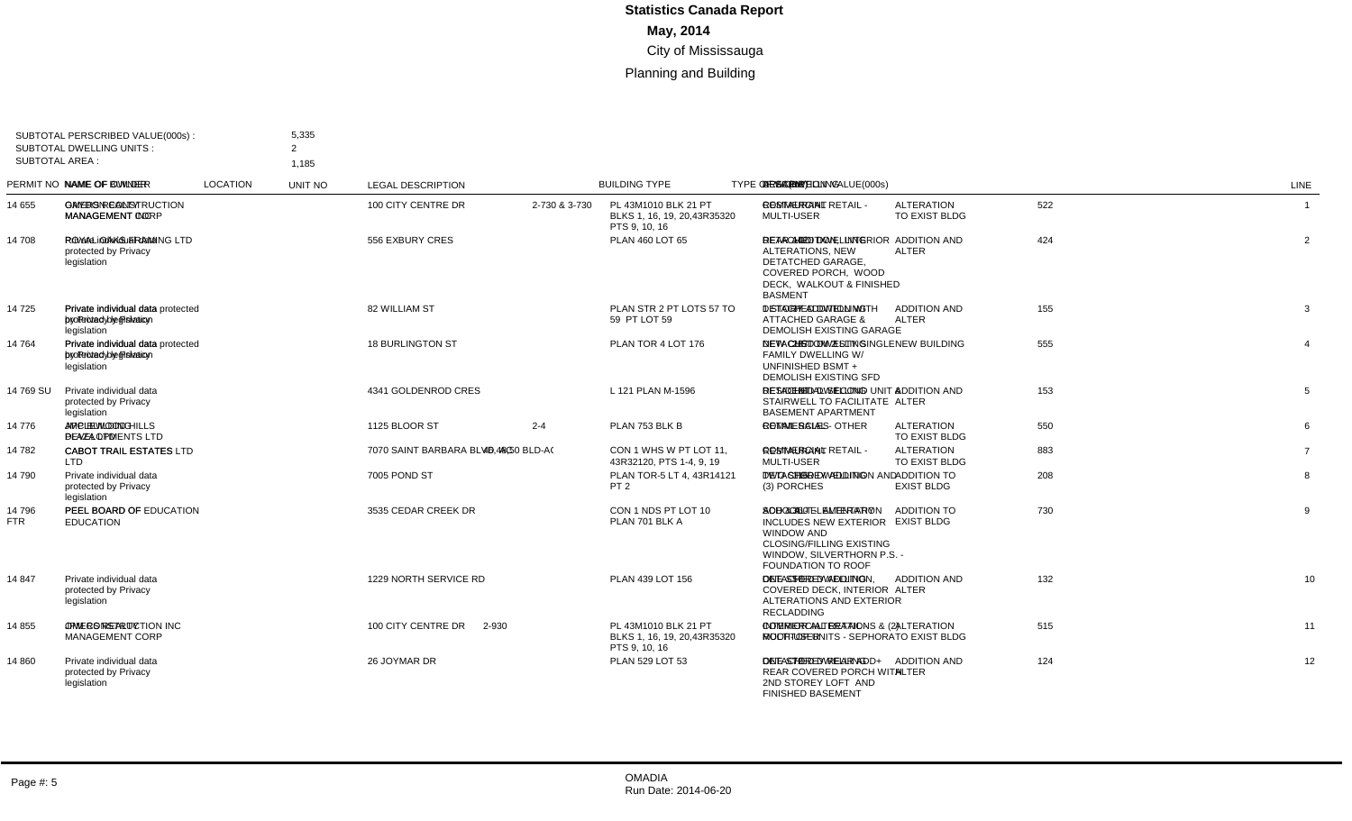**Statistics Canada Report**

**May, 2014**

City of Mississauga

Planning and Building

SUBTOTAL PERSCRIBED VALUE(000s) : 5,335

SUBTOTAL DWELLING UNITS : 2

SUBTOTAL AREA : 1,185

| PERMIT NO | NAME OF OWNER | NAME OF BUILDER | LOCATION | UNIT NO | LEGAL DESCRIPTION | BUILDING TYPE | TYPE OF WORK | DESCRIPTION | VALUE(000s) | DWELLING | AREA(m2) | LINE |
|---|---|---|---|---|---|---|---|---|---|---|---|---|
| 14 655 | OMERS REALTY MANAGEMENT CORP | GATES CONSTRUCTION MANAGEMENT CORP | 100 CITY CENTRE DR | 2-730 & 3-730 | PL 43M1010 BLK 21 PT BLKS 1, 16, 19, 20,43R35320 PTS 9, 10, 16 | COMMERCIAL RETAIL - MULTI-USER | ALTERATION TO EXIST BLDG | RESTAURANT | 522 | | | 1 |
| 14 708 | Private individual data protected by Privacy legislation | ROYAL OAKS FRAMING LTD | 556 EXBURY CRES | | PLAN 460 LOT 65 | DETACHED DWELLING | ADDITION AND ALTER | REAR ADDITION, INTERIOR ALTERATIONS, NEW DETATCHED GARAGE, COVERED PORCH, WOOD DECK, WALKOUT & FINISHED BASMENT | 424 | | | 2 |
| 14 725 | Private individual data protected by Privacy legislation | Private individual data protected by Privacy legislation | 82 WILLIAM ST | | PLAN STR 2 PT LOTS 57 TO 59 PT LOT 59 | DETACHED DWELLING | ADDITION AND ALTER | 1 STOREY ADDITION WITH ATTACHED GARAGE & DEMOLISH EXISTING GARAGE | 155 | | | 3 |
| 14 764 | Private individual data protected by Privacy legislation | Private individual data protected by Privacy legislation | 18 BURLINGTON ST | | PLAN TOR 4 LOT 176 | DETACHED DWELLING | NEW BUILDING | NEW CUSTOM 2 STOREY SINGLE FAMILY DWELLING W/ UNFINISHED BSMT + DEMOLISH EXISTING SFD | 555 | | | 4 |
| 14 769 SU | Private individual data protected by Privacy legislation | | 4341 GOLDENROD CRES | | L 121 PLAN M-1596 | DETACHED DWELLING | ADDITION AND ALTER | SECOND DWELLING UNIT & BELOW GRADE STAIRWELL TO FACILITATE BASEMENT APARTMENT | 153 | | | 5 |
| 14 776 | APPLEWOOD HILLS DEVELOPMENTS LTD | ARC ENVIRO PLAZA LTD | 1125 BLOOR ST | 2-4 | PLAN 753 BLK B | COMMERCIAL - OTHER | ALTERATION TO EXIST BLDG | RETAIL SALES | 550 | | | 6 |
| 14 782 | CABOT TRAIL ESTATES LTD | CABOT TRAIL ESTATES LTD | 7070 SAINT BARBARA BLVD | 40, 46, 50 BLD-A0 | CON 1 WHS W PT LOT 11, 43R32120, PTS 1-4, 9, 19 | COMMERCIAL RETAIL - MULTI-USER | ALTERATION TO EXIST BLDG | RESTAURANT | 883 | | | 7 |
| 14 790 | Private individual data protected by Privacy legislation | | 7005 POND ST | | PLAN TOR-5 LT 4, 43R14121 PT 2 | DETACHED DWELLING | ADDITION TO EXIST BLDG | TWO STOREY ADDITION AND (3) PORCHES | 208 | | | 8 |
| 14 796 FTR | PEEL BOARD OF EDUCATION | PEEL BOARD OF EDUCATION | 3535 CEDAR CREEK DR | | CON 1 NDS PT LOT 10 PLAN 701 BLK A | SCHOOL - ELEMENTARY | ADDITION TO EXIST BLDG | ADDITION - ALTERATION INCLUDES NEW EXTERIOR WINDOW AND CLOSING/FILLING EXISTING WINDOW, SILVERTHORN P.S. - FOUNDATION TO ROOF | 730 | | | 9 |
| 14 847 | Private individual data protected by Privacy legislation | | 1229 NORTH SERVICE RD | | PLAN 439 LOT 156 | DETACHED DWELLING | ADDITION AND ALTER | ONE-STOREY ADDITION, COVERED DECK, INTERIOR ALTERATIONS AND EXTERIOR RECLADDING | 132 | | | 10 |
| 14 855 | OMERS REALTY MANAGEMENT CORP | JPM CONSTRUCTION INC | 100 CITY CENTRE DR | 2-930 | PL 43M1010 BLK 21 PT BLKS 1, 16, 19, 20,43R35320 PTS 9, 10, 16 | COMMERCIAL RETAIL - MULTI-USER | ALTERATION TO EXIST BLDG | INTERIOR ALTERATIONS & (2) ROOFTOP UNITS - SEPHORA | 515 | | | 11 |
| 14 860 | Private individual data protected by Privacy legislation | | 26 JOYMAR DR | | PLAN 529 LOT 53 | DETACHED DWELLING | ADDITION AND ALTER | ONE STOREY REAR ADD+ REAR COVERED PORCH WITH 2ND STOREY LOFT AND FINISHED BASEMENT | 124 | | | 12 |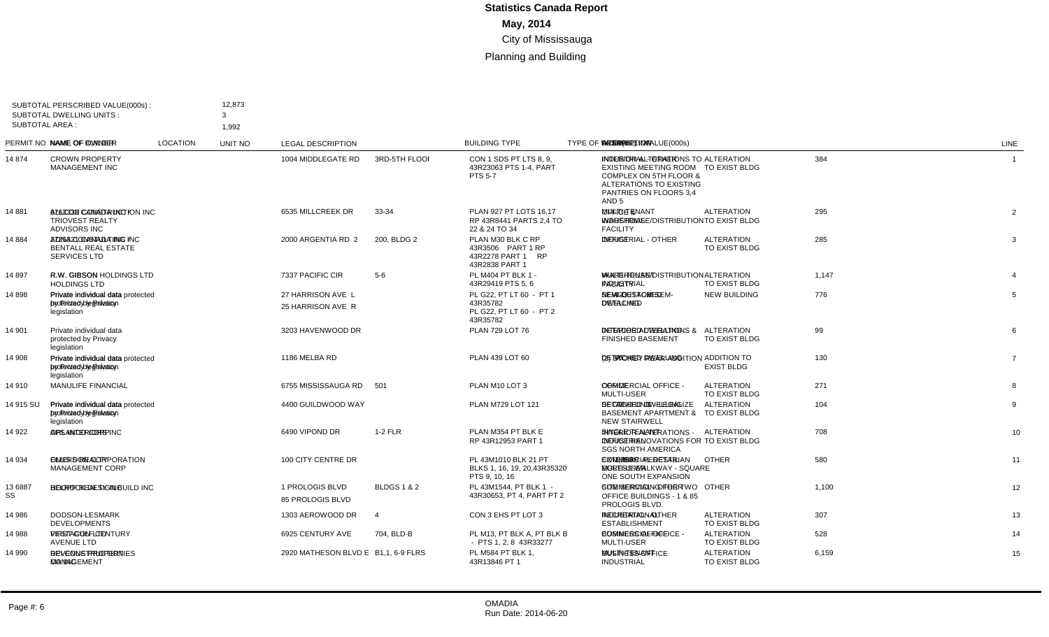# Statistics Canada Report

**May, 2014**

City of Mississauga

Planning and Building

SUBTOTAL PERSCRIBED VALUE(000s) : 12,873
SUBTOTAL DWELLING UNITS : 3
SUBTOTAL AREA : 1,992

| PERMIT NO | NAME OF OWNER | NAME OF BUILDER | LOCATION | UNIT NO | LEGAL DESCRIPTION | BUILDING TYPE | TYPE OF WORK | DESCRIPTION | VALUE(000s) | LINE |
|---|---|---|---|---|---|---|---|---|---|---|
| 14 874 | CROWN PROPERTY MANAGEMENT INC | | 1004 MIDDLEGATE RD | 3RD-5TH FLOOR | CON 1 SDS PT LTS 8, 9, 43R23063 PTS 1-4, PART PTS 5-7 | INDUSTRIAL - OTHER | ALTERATION TO EXIST BLDG | INTERIOR ALTERATIONS TO EXISTING MEETING ROOM COMPLEX ON 5TH FLOOR & ALTERATIONS TO EXISTING PANTRIES ON FLOORS 3,4 AND 5 | 384 | 1 |
| 14 881 | 6711330 CANADA INC / TRIOVEST REALTY ADVISORS INC | FALCON CONSTRUCTION INC | 6535 MILLCREEK DR | 33-34 | PLAN 927 PT LOTS 16,17 RP 43R8441 PARTS 2,4 TO 22 & 24 TO 34 | WAREHOUSE/DISTRIBUTION FACILITY | ALTERATION TO EXIST BLDG | OFFICE TENANT | 295 | 2 |
| 14 884 | 2725312 CANADA INC / BENTALL REAL ESTATE SERVICES LTD | ACTIVE CONSULTING INC | 2000 ARGENTIA RD 2 | 200, BLDG 2 | PLAN M30 BLK C RP 43R3506 PART 1 RP 43R2278 PART 1 RP 43R2838 PART 1 | INDUSTRIAL - OTHER | ALTERATION TO EXIST BLDG | OFFICE | 285 | 3 |
| 14 897 | R.W. GIBSON HOLDINGS LTD | R.W. GIBSON HOLDINGS LTD | 7337 PACIFIC CIR | 5-6 | PL M404 PT BLK 1 - 43R29419 PTS 5, 6 | WAREHOUSE/DISTRIBUTION FACILITY | ALTERATION TO EXIST BLDG | MULTI-TENANT INDUSTRIAL | 1,147 | 4 |
| 14 898 | Private individual data protected by Privacy legislation | Private individual data protected by Privacy legislation | 27 HARRISON AVE L<br>25 HARRISON AVE R | | PL G22, PT LT 60 - PT 1 43R35782<br>PL G22, PT LT 60 - PT 2 43R35782 | SEMI-DETACHED DWELLING | NEW BUILDING | NEW 2 STOREY SEMI-DETACHED | 776 | 5 |
| 14 901 | Private individual data protected by Privacy legislation | | 3203 HAVENWOOD DR | | PLAN 729 LOT 76 | DETACHED DWELLING | ALTERATION TO EXIST BLDG | INTERIOR ALTERATIONS & FINISHED BASEMENT | 99 | 6 |
| 14 908 | Private individual data protected by Privacy legislation | Private individual data protected by Privacy legislation | 1186 MELBA RD | | PLAN 439 LOT 60 | DETACHED DWELLING | ADDITION TO EXIST BLDG | (2) STOREY REAR ADDITION | 130 | 7 |
| 14 910 | MANULIFE FINANCIAL | | 6755 MISSISSAUGA RD | 501 | PLAN M10 LOT 3 | COMMERCIAL OFFICE - MULTI-USER | ALTERATION TO EXIST BLDG | OFFICE | 271 | 8 |
| 14 915 SU | Private individual data protected by Privacy legislation | Private individual data protected by Privacy legislation | 4400 GUILDWOOD WAY | | PLAN M729 LOT 121 | DETACHED DWELLING | ALTERATION TO EXIST BLDG | SECOND UNIT - LEGALIZE BASEMENT APARTMENT & NEW STAIRWELL | 104 | 9 |
| 14 922 | ORLANDO CORP | SPS INTERIORS INC | 6490 VIPOND DR | 1-2 FLR | PLAN M354 PT BLK E RP 43R12953 PART 1 | SINGLE TENANT INDUSTRIAL | ALTERATION TO EXIST BLDG | INTERIOR ALTERATIONS - OFFICE RENOVATIONS FOR SGS NORTH AMERICA | 708 | 10 |
| 14 934 | OMERS REALTY MANAGEMENT CORP | GILLES DE LA CORPORATION | 100 CITY CENTRE DR | | PL 43M1010 BLK 21 PT BLKS 1, 16, 19, 20,43R35320 PTS 9, 10, 16 | COMMERCIAL RETAIL - MULTI-USER | OTHER | EXTERIOR PEDESTRIAN ACCESS WALKWAY - SQUARE ONE SOUTH EXPANSION | 580 | 11 |
| 13 6887 SS | PROLOGIS CANADA | BECKER DESIGN-BUILD INC | 1 PROLOGIS BLVD<br>85 PROLOGIS BLVD | BLDGS 1 & 2 | PL 43M1544, PT BLK 1 - 43R30653, PT 4, PART PT 2 | COMMERCIAL OFFICE | OTHER | SITE SERVICING FOR TWO OFFICE BUILDINGS - 1 & 85 PROLOGIS BLVD. | 1,100 | 12 |
| 14 986 | DODSON-LESMARK DEVELOPMENTS | | 1303 AEROWOOD DR | 4 | CON 3 EHS PT LOT 3 | RECREATIONAL ESTABLISHMENT | ALTERATION TO EXIST BLDG | INDUSTRIAL - OTHER | 307 | 13 |
| 14 988 | FIRST CAPITAL CENTURY AVENUE LTD | VESTACON LTD | 6925 CENTURY AVE | 704, BLD-B | PL M13, PT BLK A, PT BLK B - PTS 1, 2, 8 43R33277 | COMMERCIAL OFFICE - MULTI-USER | ALTERATION TO EXIST BLDG | BUSINESS OFFICE | 528 | 14 |
| 14 990 | DEVCOR PROPERTIES MANAGEMENT | BELVEDERE CONSTRUCTION CO INC | 2920 MATHESON BLVD E | B1,1, 6-9 FLRS | PL M584 PT BLK 1, 43R13846 PT 1 | MULTI-TENANT INDUSTRIAL | ALTERATION TO EXIST BLDG | BUSINESS OFFICE | 6,159 | 15 |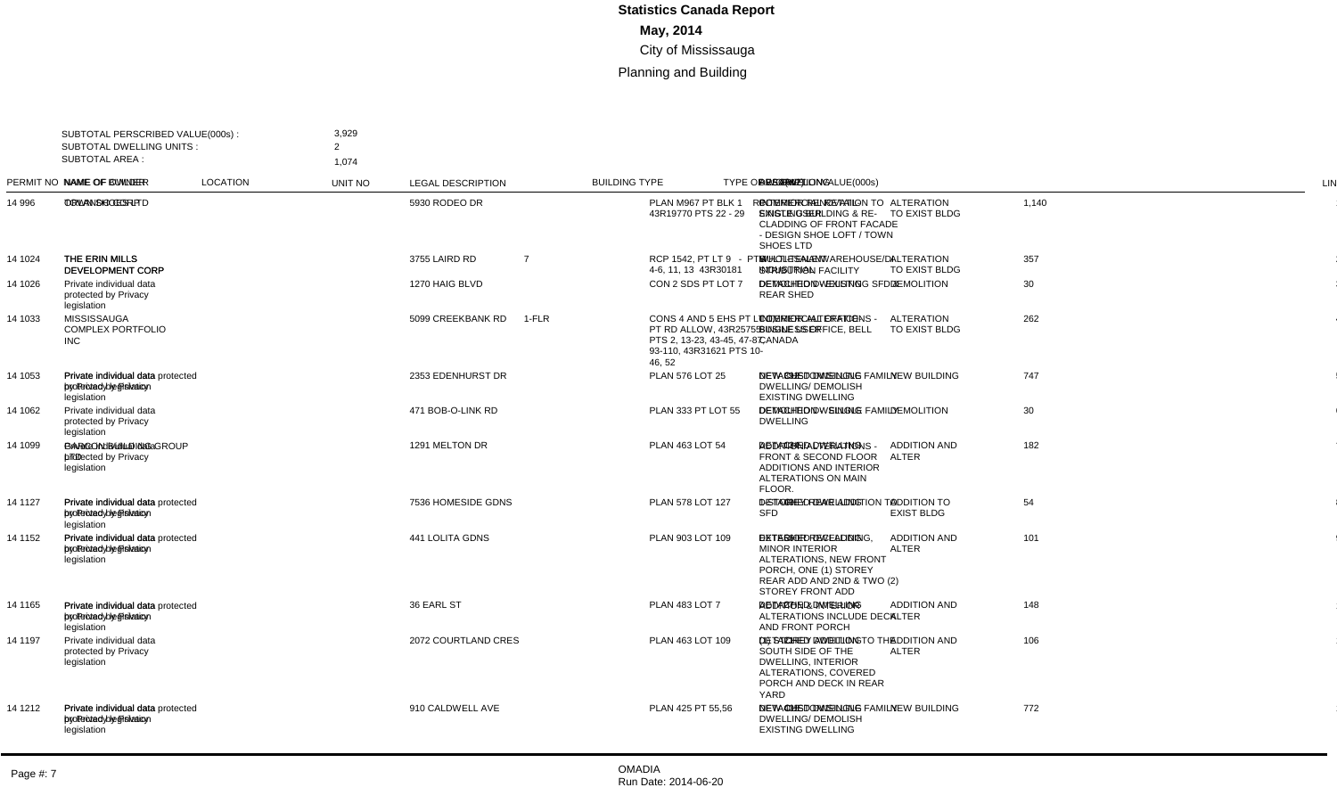# Statistics Canada Report

**May, 2014**

City of Mississauga

Planning and Building

SUBTOTAL PERSCRIBED VALUE(000s) : 3,929
SUBTOTAL DWELLING UNITS : 2
SUBTOTAL AREA : 1,074

| PERMIT NO | NAME OF OWNER | NAME OF BUILDER | LOCATION | UNIT NO | LEGAL DESCRIPTION | BUILDING TYPE | TYPE OF WORK | DESCRIPTION | VALUE(000s) | DWELLING | AREA | LINE |
|---|---|---|---|---|---|---|---|---|---|---|---|---|
| 14 996 | ORLANDO CORP | TOWN SHOES LTD | 5930 RODEO DR | | PLAN M967 PT BLK 1 43R19770 PTS 22 - 29 | COMMERCIAL RETAIL - SINGLE USER | ALTERATION TO EXIST BLDG | INTERIOR ALTERATION TO EXISTING BUILDING & RE-CLADDING OF FRONT FACADE - DESIGN SHOE LOFT / TOWN SHOES LTD | 1,140 | | | 1 |
| 14 1024 | THE ERIN MILLS DEVELOPMENT CORP | THE ERIN MILLS DEVELOPMENT CORP | 3755 LAIRD RD | 7 | RCP 1542, PT LT 9 - PTS 4-6, 11, 13 43R30181 | MULTI-TENANT INDUSTRIAL | ALTERATION TO EXIST BLDG | WHOLESALE WAREHOUSE/DISTRIBUTION FACILITY | 357 | | | 2 |
| 14 1026 | Private individual data protected by Privacy legislation | | 1270 HAIG BLVD | | CON 2 SDS PT LOT 7 | DETACHED DWELLING | DEMOLITION | DEMOLITION - EXISTING SFD & REAR SHED | 30 | | | 3 |
| 14 1033 | MISSISSAUGA COMPLEX PORTFOLIO INC | | 5099 CREEKBANK RD | 1-FLR | CONS 4 AND 5 EHS PT LT 4, PT RD ALLOW, 43R25755 PTS 2, 13-23, 43-45, 47-87, 93-110, 43R31621 PTS 10-46, 52 | COMMERCIAL OFFICE - MULTI-USER | ALTERATION TO EXIST BLDG | INTERIOR ALTERATIONS - BUSINESS OFFICE, BELL CANADA | 262 | | | 4 |
| 14 1053 | Private individual data protected by Privacy legislation | Private individual data protected by Privacy legislation | 2353 EDENHURST DR | | PLAN 576 LOT 25 | DETACHED DWELLING | NEW BUILDING | NEW - SINGLE FAMILY DWELLING/ DEMOLISH EXISTING DWELLING | 747 | | | 5 |
| 14 1062 | Private individual data protected by Privacy legislation | | 471 BOB-O-LINK RD | | PLAN 333 PT LOT 55 | DETACHED DWELLING | DEMOLITION | DEMOLITION - SINGLE FAMILY DWELLING | 30 | | | 6 |
| 14 1099 | Private individual data protected by Privacy legislation | PARAGON BUILDING GROUP LTD | 1291 MELTON DR | | PLAN 463 LOT 54 | DETACHED DWELLING | ADDITION AND ALTER | ADDITION/ALTERATIONS - FRONT & SECOND FLOOR ADDITIONS AND INTERIOR ALTERATIONS ON MAIN FLOOR. | 182 | | | 7 |
| 14 1127 | Private individual data protected by Privacy legislation | Private individual data protected by Privacy legislation | 7536 HOMESIDE GDNS | | PLAN 578 LOT 127 | DETACHED DWELLING | ADDITION TO EXIST BLDG | 1-STOREY REAR ADDITION TO SFD | 54 | | | 8 |
| 14 1152 | Private individual data protected by Privacy legislation | Private individual data protected by Privacy legislation | 441 LOLITA GDNS | | PLAN 903 LOT 109 | DETACHED DWELLING | ADDITION AND ALTER | EXTERIOR RECLADDING, MINOR INTERIOR ALTERATIONS, NEW FRONT PORCH, ONE (1) STOREY REAR ADD AND 2ND & TWO (2) STOREY FRONT ADD | 101 | | | 9 |
| 14 1165 | Private individual data protected by Privacy legislation | Private individual data protected by Privacy legislation | 36 EARL ST | | PLAN 483 LOT 7 | DETACHED DWELLING | ADDITION AND ALTER | ADDITION, INTERIOR ALTERATIONS INCLUDE DECK AND FRONT PORCH | 148 | | | 10 |
| 14 1197 | Private individual data protected by Privacy legislation | | 2072 COURTLAND CRES | | PLAN 463 LOT 109 | DETACHED DWELLING | ADDITION AND ALTER | (1) STOREY ADDITION TO THE SOUTH SIDE OF THE DWELLING, INTERIOR ALTERATIONS, COVERED PORCH AND DECK IN REAR YARD | 106 | | | 11 |
| 14 1212 | Private individual data protected by Privacy legislation | Private individual data protected by Privacy legislation | 910 CALDWELL AVE | | PLAN 425 PT 55,56 | DETACHED DWELLING | NEW BUILDING | NEW - SINGLE FAMILY DWELLING/ DEMOLISH EXISTING DWELLING | 772 | | | 12 |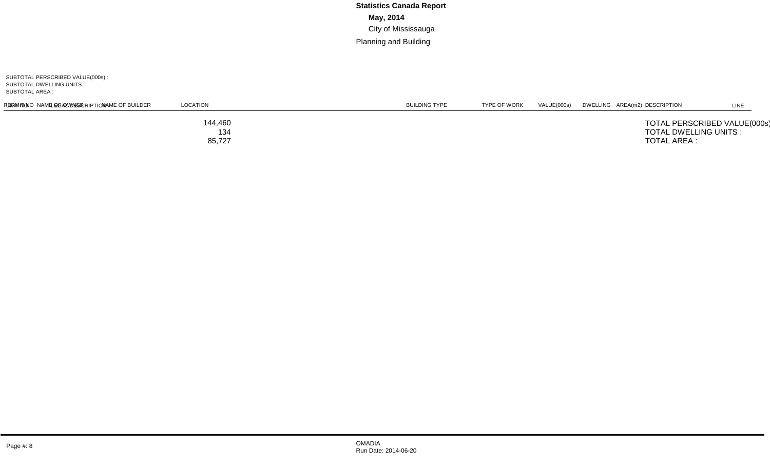**Statistics Canada Report**

**May, 2014**

City of Mississauga

Planning and Building

SUBTOTAL PERSCRIBED VALUE(000s) :
SUBTOTAL DWELLING UNITS :
SUBTOTAL AREA :

| PERMIT NO | NAME OF OWNER | LEGAL DESCRIPTION | NAME OF BUILDER | LOCATION | BUILDING TYPE | TYPE OF WORK | VALUE(000s) | DWELLING | AREA(m2) | DESCRIPTION | LINE |
|---|---|---|---|---|---|---|---|---|---|---|---|

| | |
|---|---|
| TOTAL PERSCRIBED VALUE(000s) : | 144,460 |
| TOTAL DWELLING UNITS : | 134 |
| TOTAL AREA : | 85,727 |

OMADIA
Run Date: 2014-06-20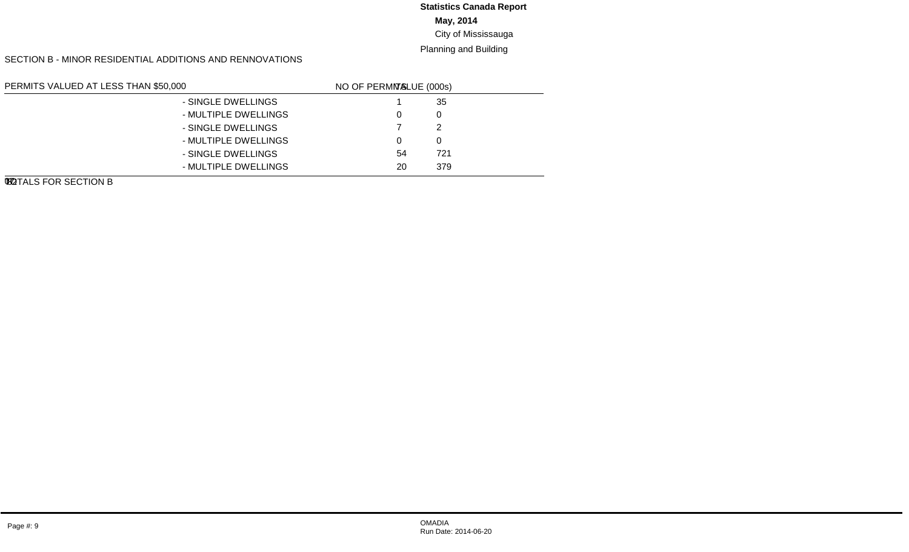**Statistics Canada Report**

**May, 2014**

City of Mississauga

Planning and Building

SECTION B - MINOR RESIDENTIAL ADDITIONS AND RENNOVATIONS

| PERMITS VALUED AT LESS THAN $50,000 | | NO OF PERMITS | VALUE (000s) |
|---|---|---|---|
| | - SINGLE DWELLINGS | 1 | 35 |
| | - MULTIPLE DWELLINGS | 0 | 0 |
| | - SINGLE DWELLINGS | 7 | 2 |
| | - MULTIPLE DWELLINGS | 0 | 0 |
| | - SINGLE DWELLINGS | 54 | 721 |
| | - MULTIPLE DWELLINGS | 20 | 379 |
| TOTALS FOR SECTION B | | | |

OMADIA
Run Date: 2014-06-20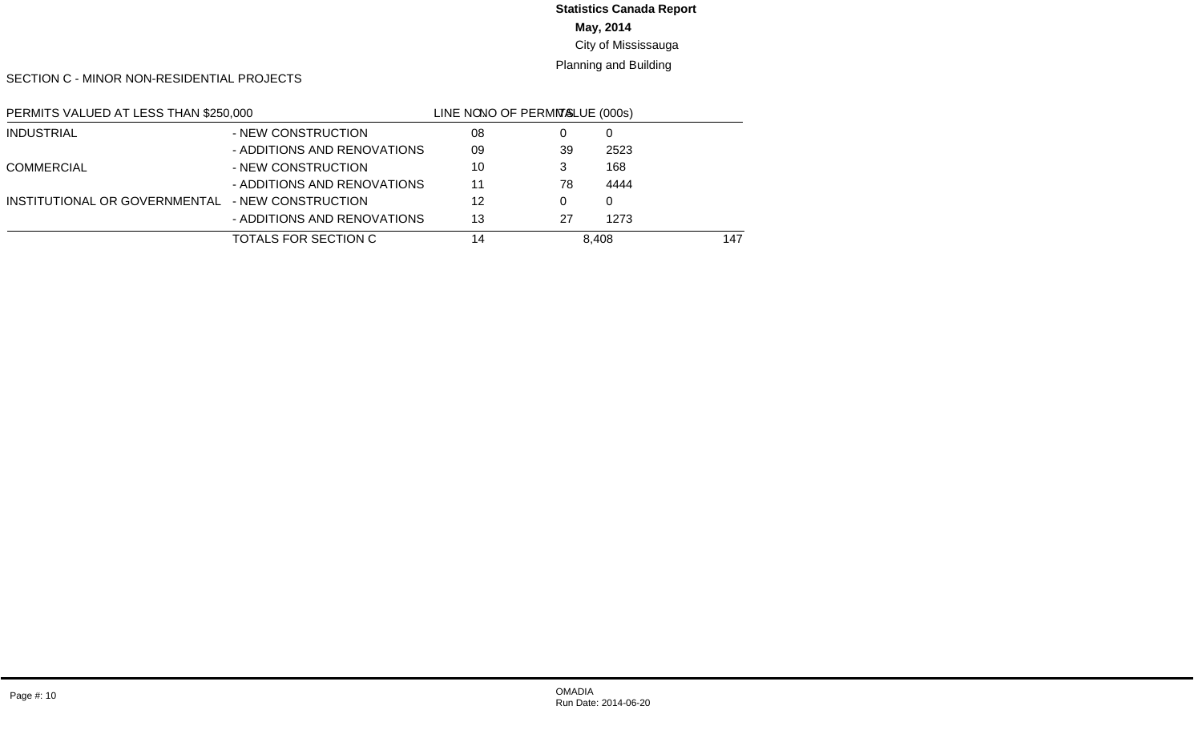**Statistics Canada Report**

**May, 2014**

City of Mississauga

Planning and Building

SECTION C - MINOR NON-RESIDENTIAL PROJECTS

| PERMITS VALUED AT LESS THAN $250,000 | | LINE NO | NO OF PERMITS | VALUE (000s) | |
|---|---|---|---|---|---|
| INDUSTRIAL | - NEW CONSTRUCTION | 08 | 0 | 0 | |
| | - ADDITIONS AND RENOVATIONS | 09 | 39 | 2523 | |
| COMMERCIAL | - NEW CONSTRUCTION | 10 | 3 | 168 | |
| | - ADDITIONS AND RENOVATIONS | 11 | 78 | 4444 | |
| INSTITUTIONAL OR GOVERNMENTAL | - NEW CONSTRUCTION | 12 | 0 | 0 | |
| | - ADDITIONS AND RENOVATIONS | 13 | 27 | 1273 | |
| | TOTALS FOR SECTION C | 14 | | 8,408 | 147 |

OMADIA
Run Date: 2014-06-20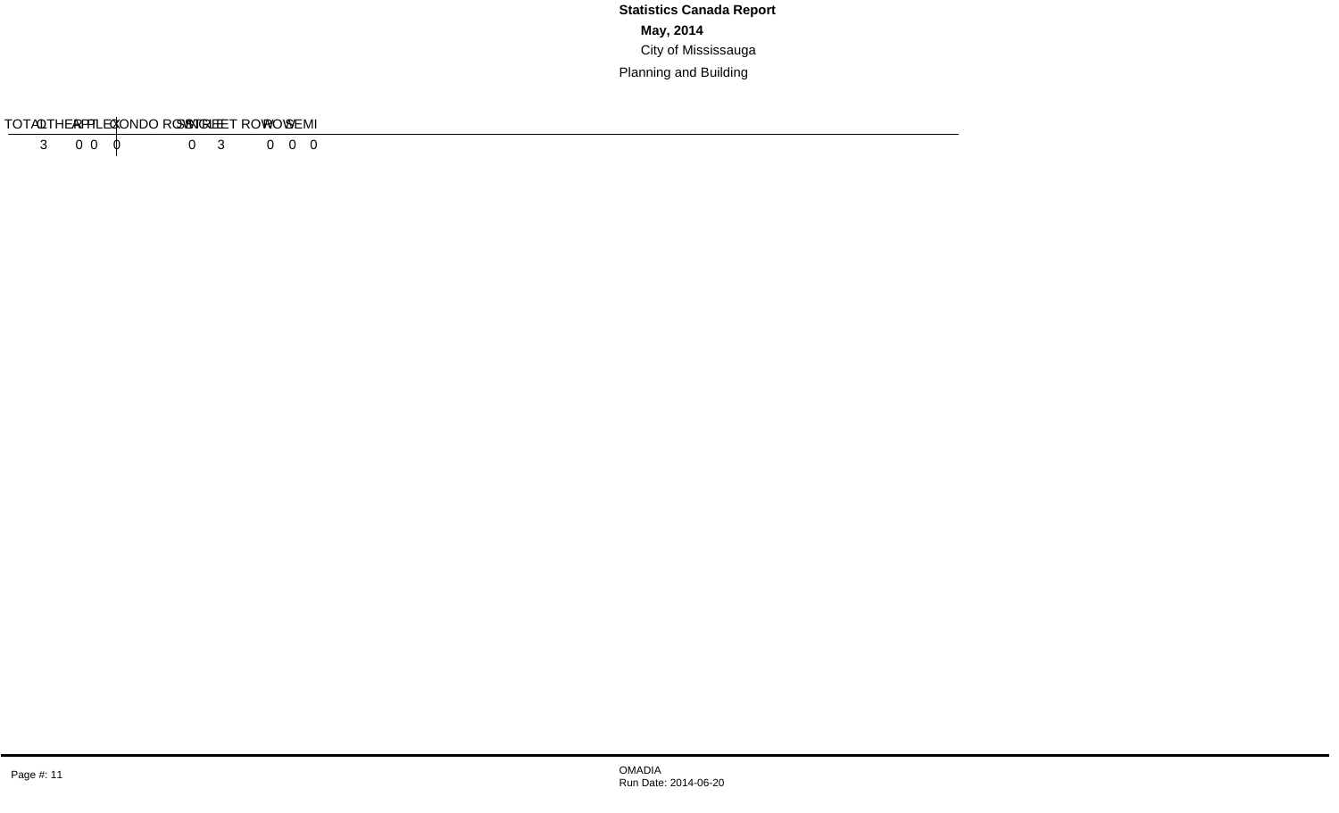**Statistics Canada Report**

**May, 2014**

City of Mississauga

Planning and Building

| TOTAL | OTHER | APT | DUPLEX | CONDO ROW | SINGLE | STREET ROW | ROW | SEMI |
|---|---|---|---|---|---|---|---|---|
| 3 | 0 | 0 | 0 | 0 | 3 | 0 | 0 | 0 |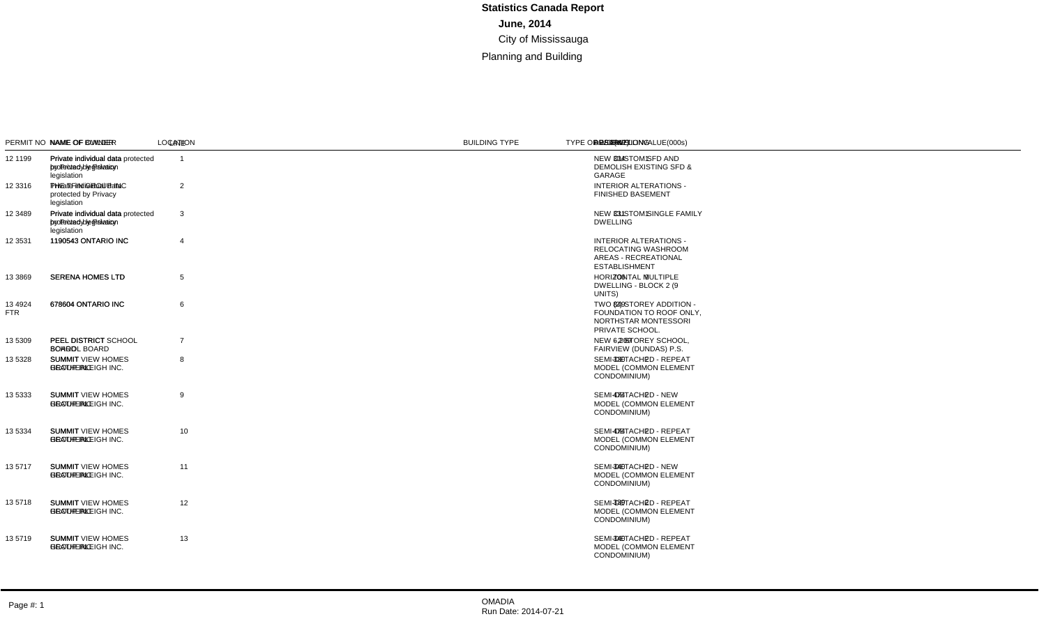# Statistics Canada Report

**June, 2014**

City of Mississauga

Planning and Building

| PERMIT NO | NAME OF OWNER | NAME OF BUILDER | LOCATION | LOT | BUILDING TYPE | TYPE OF WORK | VALUE(000s) | DWELLING UNITS | AREA(m2) | DESCRIPTION |
|---|---|---|---|---|---|---|---|---|---|---|
| 12 1199 | Private individual data protected by Privacy legislation | Private individual data protected by Privacy legislation | | 1 | | | 304 | 1 | | NEW CUSTOM SFD AND DEMOLISH EXISTING SFD & GARAGE |
| 12 3316 | Private individual data protected by Privacy legislation | THE FINCH GROUP INC | | 2 | | | | | | INTERIOR ALTERATIONS - FINISHED BASEMENT |
| 12 3489 | Private individual data protected by Privacy legislation | Private individual data protected by Privacy legislation | | 3 | | | 831 | 1 | | NEW CUSTOM SINGLE FAMILY DWELLING |
| 12 3531 | 1190543 ONTARIO INC | 1190543 ONTARIO INC | | 4 | | | | | | INTERIOR ALTERATIONS - RELOCATING WASHROOM AREAS - RECREATIONAL ESTABLISHMENT |
| 13 3869 | SERENA HOMES LTD | SERENA HOMES LTD | | 5 | | | 706 | 9 | | HORIZONTAL MULTIPLE DWELLING - BLOCK 2 (9 UNITS) |
| 13 4924 FTR | 678604 ONTARIO INC | 678604 ONTARIO INC | | 6 | | | 299 | | | TWO (2) STOREY ADDITION - FOUNDATION TO ROOF ONLY, NORTHSTAR MONTESSORI PRIVATE SCHOOL. |
| 13 5309 | PEEL DISTRICT SCHOOL BOARD | PEEL DISTRICT SCHOOL BOARD | | 7 | | | 6,299 | | | NEW 2 STOREY SCHOOL, FAIRVIEW (DUNDAS) P.S. |
| 13 5328 | SUMMIT VIEW HOMES RALEIGH INC. | SUMMIT GREAT GULF | | 8 | | | 330 | 2 | | SEMI-DETACHED - REPEAT MODEL (COMMON ELEMENT CONDOMINIUM) |
| 13 5333 | SUMMIT VIEW HOMES RALEIGH INC. | SUMMIT GREAT GULF | | 9 | | | 476 | 2 | | SEMI-DETACHED - NEW MODEL (COMMON ELEMENT CONDOMINIUM) |
| 13 5334 | SUMMIT VIEW HOMES RALEIGH INC. | SUMMIT GREAT GULF | | 10 | | | 476 | 2 | | SEMI-DETACHED - REPEAT MODEL (COMMON ELEMENT CONDOMINIUM) |
| 13 5717 | SUMMIT VIEW HOMES RALEIGH INC. | SUMMIT GREAT GULF | | 11 | | | 340 | 2 | | SEMI-DETACHED - NEW MODEL (COMMON ELEMENT CONDOMINIUM) |
| 13 5718 | SUMMIT VIEW HOMES RALEIGH INC. | SUMMIT GREAT GULF | | 12 | | | 332 | 2 | | SEMI-DETACHED - REPEAT MODEL (COMMON ELEMENT CONDOMINIUM) |
| 13 5719 | SUMMIT VIEW HOMES RALEIGH INC. | SUMMIT GREAT GULF | | 13 | | | 340 | 2 | | SEMI-DETACHED - REPEAT MODEL (COMMON ELEMENT CONDOMINIUM) |

OMADIA
Run Date: 2014-07-21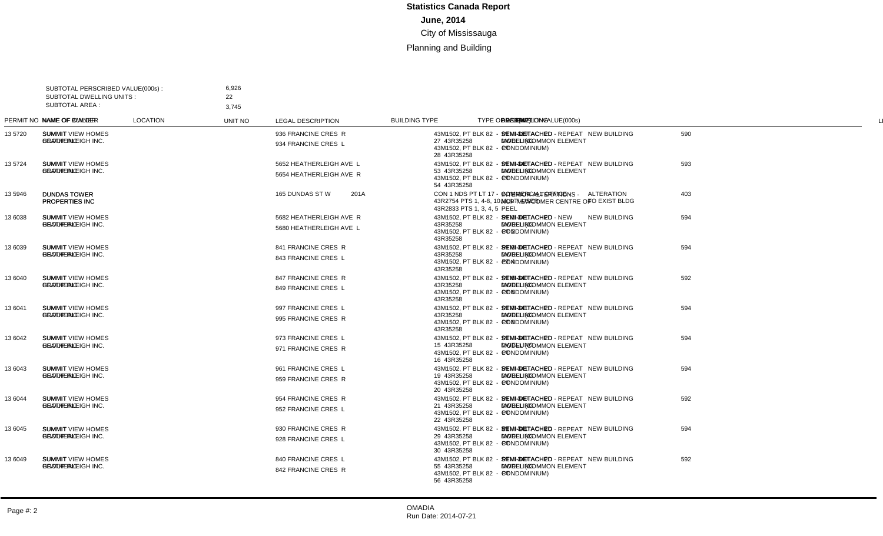# Statistics Canada Report

## June, 2014

City of Mississauga

Planning and Building

SUBTOTAL PERSCRIBED VALUE(000s) : 6,926
SUBTOTAL DWELLING UNITS : 22
SUBTOTAL AREA : 3,745

| PERMIT NO | NAME OF OWNER | NAME OF BUILDER | LOCATION | UNIT NO | LEGAL DESCRIPTION | BUILDING TYPE | TYPE OF WORK | DESCRIPTION | VALUE(000s) |
|---|---|---|---|---|---|---|---|---|---|
| 13 5720 | SUMMIT VIEW HOMES (HEATHERLEIGH) INC. | SUMMIT VIEW HOMES (HEATHERLEIGH) INC. | 936 FRANCINE CRES R<br>934 FRANCINE CRES L | | 43M1502, PT BLK 82 - PT 27 43R35258<br>43M1502, PT BLK 82 - PT 28 43R35258 | SEMI-DETACHED DWELLING | NEW BUILDING | SEMI-DETACHED - REPEAT MODEL (COMMON ELEMENT CONDOMINIUM) | 590 |
| 13 5724 | SUMMIT VIEW HOMES (HEATHERLEIGH) INC. | SUMMIT VIEW HOMES (HEATHERLEIGH) INC. | 5652 HEATHERLEIGH AVE L<br>5654 HEATHERLEIGH AVE R | | 43M1502, PT BLK 82 - PT 53 43R35258<br>43M1502, PT BLK 82 - PT 54 43R35258 | SEMI-DETACHED DWELLING | NEW BUILDING | SEMI-DETACHED - REPEAT MODEL (COMMON ELEMENT CONDOMINIUM) | 593 |
| 13 5946 | DUNDAS TOWER PROPERTIES INC | | 165 DUNDAS ST W | 201A | CON 1 NDS PT LT 17 - PTS 43R2754 PTS 1, 4-8, 10, 11 43R2833 PTS 1, 3, 4, 5 PEEL | COMMERCIAL OFFICE | ALTERATION TO EXIST BLDG | INTERIOR ALTERATIONS - ACCT NEWCOMER CENTRE OF | 403 |
| 13 6038 | SUMMIT VIEW HOMES (HEATHERLEIGH) INC. | SUMMIT VIEW HOMES (HEATHERLEIGH) INC. | 5682 HEATHERLEIGH AVE R<br>5680 HEATHERLEIGH AVE L | | 43M1502, PT BLK 82 - PT 1 43R35258<br>43M1502, PT BLK 82 - PT 2 43R35258 | SEMI-DETACHED DWELLING | NEW BUILDING | SEMI-DETACHED - NEW MODEL (COMMON ELEMENT CONDOMINIUM) | 594 |
| 13 6039 | SUMMIT VIEW HOMES (HEATHERLEIGH) INC. | SUMMIT VIEW HOMES (HEATHERLEIGH) INC. | 841 FRANCINE CRES R<br>843 FRANCINE CRES L | | 43M1502, PT BLK 82 - PT 3 43R35258<br>43M1502, PT BLK 82 - PT 4 43R35258 | SEMI-DETACHED DWELLING | NEW BUILDING | SEMI-DETACHED - REPEAT MODEL (COMMON ELEMENT CONDOMINIUM) | 594 |
| 13 6040 | SUMMIT VIEW HOMES (HEATHERLEIGH) INC. | SUMMIT VIEW HOMES (HEATHERLEIGH) INC. | 847 FRANCINE CRES R<br>849 FRANCINE CRES L | | 43M1502, PT BLK 82 - PT 5 43R35258<br>43M1502, PT BLK 82 - PT 6 43R35258 | SEMI-DETACHED DWELLING | NEW BUILDING | SEMI-DETACHED - REPEAT MODEL (COMMON ELEMENT CONDOMINIUM) | 592 |
| 13 6041 | SUMMIT VIEW HOMES (HEATHERLEIGH) INC. | SUMMIT VIEW HOMES (HEATHERLEIGH) INC. | 997 FRANCINE CRES L<br>995 FRANCINE CRES R | | 43M1502, PT BLK 82 - PT 7 43R35258<br>43M1502, PT BLK 82 - PT 8 43R35258 | SEMI-DETACHED DWELLING | NEW BUILDING | SEMI-DETACHED - REPEAT MODEL (COMMON ELEMENT CONDOMINIUM) | 594 |
| 13 6042 | SUMMIT VIEW HOMES (HEATHERLEIGH) INC. | SUMMIT VIEW HOMES (HEATHERLEIGH) INC. | 973 FRANCINE CRES L<br>971 FRANCINE CRES R | | 43M1502, PT BLK 82 - PT 15 43R35258<br>43M1502, PT BLK 82 - PT 16 43R35258 | SEMI-DETACHED DWELLING | NEW BUILDING | SEMI-DETACHED - REPEAT MODEL (COMMON ELEMENT CONDOMINIUM) | 594 |
| 13 6043 | SUMMIT VIEW HOMES (HEATHERLEIGH) INC. | SUMMIT VIEW HOMES (HEATHERLEIGH) INC. | 961 FRANCINE CRES L<br>959 FRANCINE CRES R | | 43M1502, PT BLK 82 - PT 19 43R35258<br>43M1502, PT BLK 82 - PT 20 43R35258 | SEMI-DETACHED DWELLING | NEW BUILDING | SEMI-DETACHED - REPEAT MODEL (COMMON ELEMENT CONDOMINIUM) | 594 |
| 13 6044 | SUMMIT VIEW HOMES (HEATHERLEIGH) INC. | SUMMIT VIEW HOMES (HEATHERLEIGH) INC. | 954 FRANCINE CRES R<br>952 FRANCINE CRES L | | 43M1502, PT BLK 82 - PT 21 43R35258<br>43M1502, PT BLK 82 - PT 22 43R35258 | SEMI-DETACHED DWELLING | NEW BUILDING | SEMI-DETACHED - REPEAT MODEL (COMMON ELEMENT CONDOMINIUM) | 592 |
| 13 6045 | SUMMIT VIEW HOMES (HEATHERLEIGH) INC. | SUMMIT VIEW HOMES (HEATHERLEIGH) INC. | 930 FRANCINE CRES R<br>928 FRANCINE CRES L | | 43M1502, PT BLK 82 - PT 29 43R35258<br>43M1502, PT BLK 82 - PT 30 43R35258 | SEMI-DETACHED DWELLING | NEW BUILDING | SEMI-DETACHED - REPEAT MODEL (COMMON ELEMENT CONDOMINIUM) | 594 |
| 13 6049 | SUMMIT VIEW HOMES (HEATHERLEIGH) INC. | SUMMIT VIEW HOMES (HEATHERLEIGH) INC. | 840 FRANCINE CRES L<br>842 FRANCINE CRES R | | 43M1502, PT BLK 82 - PT 55 43R35258<br>43M1502, PT BLK 82 - PT 56 43R35258 | SEMI-DETACHED DWELLING | NEW BUILDING | SEMI-DETACHED - REPEAT MODEL (COMMON ELEMENT CONDOMINIUM) | 592 |

OMADIA
Run Date: 2014-07-21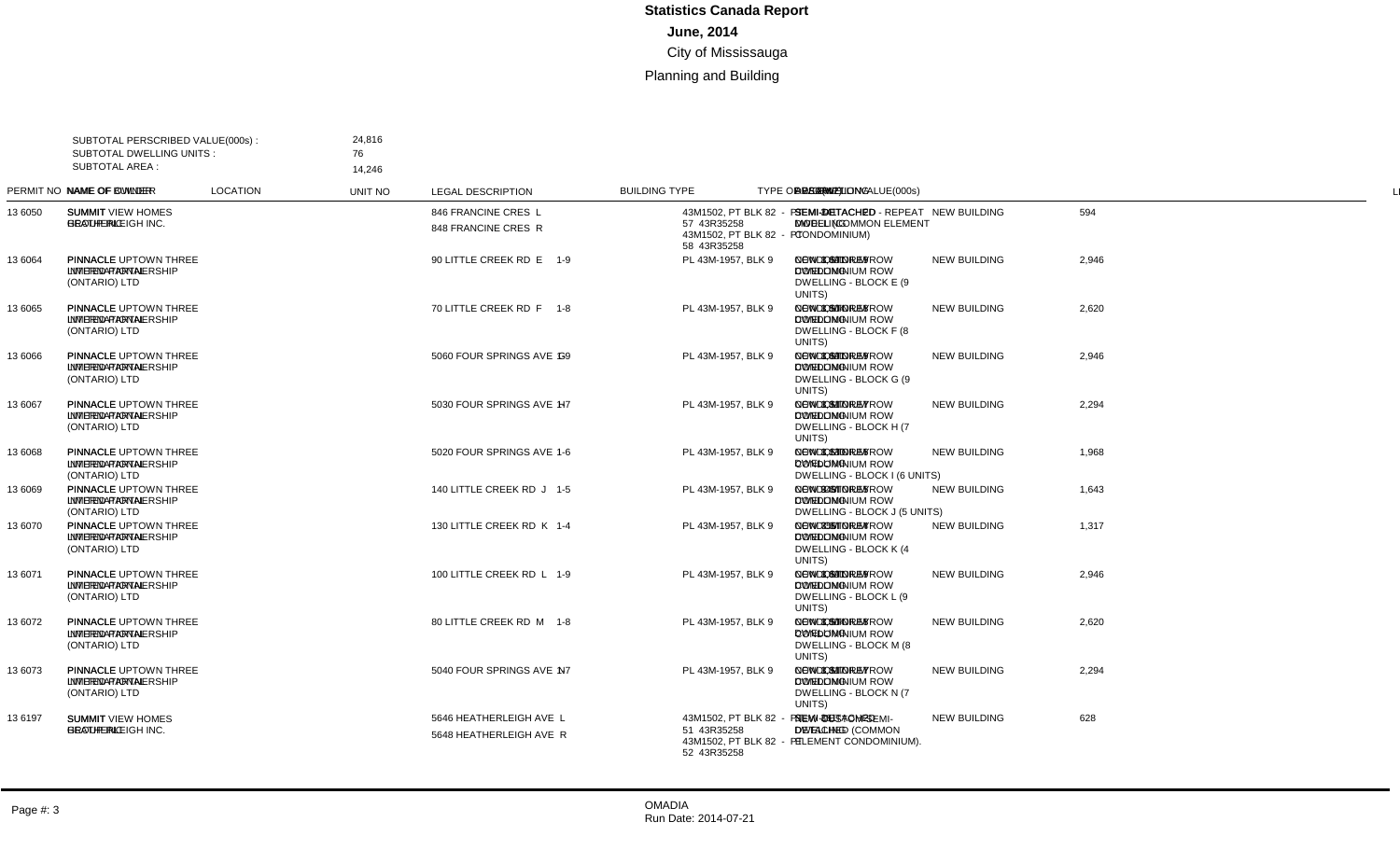# Statistics Canada Report

**June, 2014**

City of Mississauga

Planning and Building

SUBTOTAL PERSCRIBED VALUE(000s) : 24,816

SUBTOTAL DWELLING UNITS : 76

SUBTOTAL AREA : 14,246

| PERMIT NO | NAME OF OWNER | NAME OF BUILDER | LOCATION | UNIT NO | LEGAL DESCRIPTION | BUILDING TYPE | TYPE OF WORK | DESCRIPTION | PRESCRIBED VALUE(000s) |
|---|---|---|---|---|---|---|---|---|---|
| 13 6050 | SUMMIT VIEW HOMES HEATHERLEIGH INC. | SECURITY | 846 FRANCINE CRES L<br>848 FRANCINE CRES R | | 43M1502, PT BLK 82 - PT 57 43R35258<br>43M1502, PT BLK 82 - PT 58 43R35258 | SEMI-DETACHED DWELLING | NEW BUILDING | NEW SEMI - REPEAT MODEL (COMMON ELEMENT CONDOMINIUM) | 594 |
| 13 6064 | PINNACLE UPTOWN THREE LIMITED PARTNERSHIP | PINNACLE INTERNATIONAL (ONTARIO) LTD | 90 LITTLE CREEK RD E | 1-9 | PL 43M-1957, BLK 9 | CONDOMINIUM ROW DWELLING | NEW BUILDING | NEW 3-STOREY CONDOMINIUM ROW DWELLING - BLOCK E (9 UNITS) | 2,946 |
| 13 6065 | PINNACLE UPTOWN THREE LIMITED PARTNERSHIP | PINNACLE INTERNATIONAL (ONTARIO) LTD | 70 LITTLE CREEK RD F | 1-8 | PL 43M-1957, BLK 9 | CONDOMINIUM ROW DWELLING | NEW BUILDING | NEW 3-STOREY CONDOMINIUM ROW DWELLING - BLOCK F (8 UNITS) | 2,620 |
| 13 6066 | PINNACLE UPTOWN THREE LIMITED PARTNERSHIP | PINNACLE INTERNATIONAL (ONTARIO) LTD | 5060 FOUR SPRINGS AVE G | 1-9 | PL 43M-1957, BLK 9 | CONDOMINIUM ROW DWELLING | NEW BUILDING | NEW 3-STOREY CONDOMINIUM ROW DWELLING - BLOCK G (9 UNITS) | 2,946 |
| 13 6067 | PINNACLE UPTOWN THREE LIMITED PARTNERSHIP | PINNACLE INTERNATIONAL (ONTARIO) LTD | 5030 FOUR SPRINGS AVE H | 1-7 | PL 43M-1957, BLK 9 | CONDOMINIUM ROW DWELLING | NEW BUILDING | NEW 3-STOREY CONDOMINIUM ROW DWELLING - BLOCK H (7 UNITS) | 2,294 |
| 13 6068 | PINNACLE UPTOWN THREE LIMITED PARTNERSHIP | PINNACLE INTERNATIONAL (ONTARIO) LTD | 5020 FOUR SPRINGS AVE I | 1-6 | PL 43M-1957, BLK 9 | CONDOMINIUM ROW DWELLING | NEW BUILDING | NEW 3-STOREY CONDOMINIUM ROW DWELLING - BLOCK I (6 UNITS) | 1,968 |
| 13 6069 | PINNACLE UPTOWN THREE LIMITED PARTNERSHIP | PINNACLE INTERNATIONAL (ONTARIO) LTD | 140 LITTLE CREEK RD J | 1-5 | PL 43M-1957, BLK 9 | CONDOMINIUM ROW DWELLING | NEW BUILDING | NEW 3-STOREY CONDOMINIUM ROW DWELLING - BLOCK J (5 UNITS) | 1,643 |
| 13 6070 | PINNACLE UPTOWN THREE LIMITED PARTNERSHIP | PINNACLE INTERNATIONAL (ONTARIO) LTD | 130 LITTLE CREEK RD K | 1-4 | PL 43M-1957, BLK 9 | CONDOMINIUM ROW DWELLING | NEW BUILDING | NEW 3-STOREY CONDOMINIUM ROW DWELLING - BLOCK K (4 UNITS) | 1,317 |
| 13 6071 | PINNACLE UPTOWN THREE LIMITED PARTNERSHIP | PINNACLE INTERNATIONAL (ONTARIO) LTD | 100 LITTLE CREEK RD L | 1-9 | PL 43M-1957, BLK 9 | CONDOMINIUM ROW DWELLING | NEW BUILDING | NEW 3-STOREY CONDOMINIUM ROW DWELLING - BLOCK L (9 UNITS) | 2,946 |
| 13 6072 | PINNACLE UPTOWN THREE LIMITED PARTNERSHIP | PINNACLE INTERNATIONAL (ONTARIO) LTD | 80 LITTLE CREEK RD M | 1-8 | PL 43M-1957, BLK 9 | CONDOMINIUM ROW DWELLING | NEW BUILDING | NEW 3-STOREY CONDOMINIUM ROW DWELLING - BLOCK M (8 UNITS) | 2,620 |
| 13 6073 | PINNACLE UPTOWN THREE LIMITED PARTNERSHIP | PINNACLE INTERNATIONAL (ONTARIO) LTD | 5040 FOUR SPRINGS AVE N | 1-7 | PL 43M-1957, BLK 9 | CONDOMINIUM ROW DWELLING | NEW BUILDING | NEW 3-STOREY CONDOMINIUM ROW DWELLING - BLOCK N (7 UNITS) | 2,294 |
| 13 6197 | SUMMIT VIEW HOMES HEATHERLEIGH INC. | SECURITY | 5646 HEATHERLEIGH AVE L<br>5648 HEATHERLEIGH AVE R | | 43M1502, PT BLK 82 - PT 51 43R35258<br>43M1502, PT BLK 82 - PT 52 43R35258 | SEMI-DETACHED DWELLING | NEW BUILDING | NEW 2 STOREY SEMI-DETACHED (COMMON ELEMENT CONDOMINIUM). | 628 |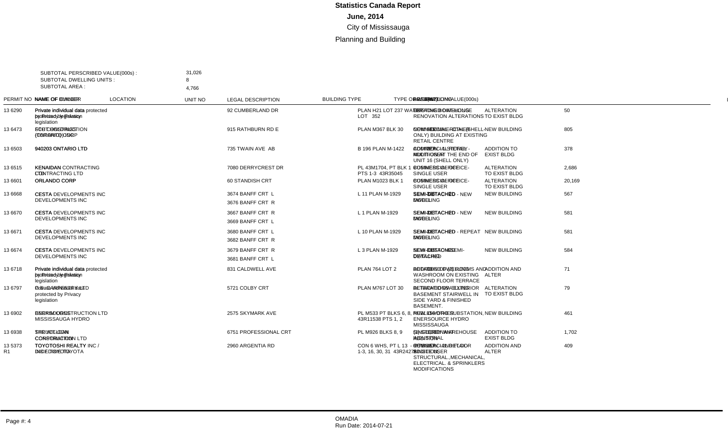# Statistics Canada Report

## June, 2014

City of Mississauga

Planning and Building

SUBTOTAL PERSCRIBED VALUE(000s) : 31,026

SUBTOTAL DWELLING UNITS : 8

SUBTOTAL AREA : 4,766

| PERMIT NO | NAME OF OWNER | NAME OF BUILDER | LOCATION | UNIT NO | LEGAL DESCRIPTION | BUILDING TYPE | TYPE OF WORK | DWELLING | PRESCRIBED VALUE(000s) |
|---|---|---|---|---|---|---|---|---|---|
| 13 6290 | Private individual data protected by Privacy legislation | Private individual data protected by Privacy legislation | 92 CUMBERLAND DR | | PLAN H21 LOT 237 WATERS LOT 352 | DETACHED DWELLING | INTERIOR & EXTERIOR RENOVATION ALTERATIONS TO EXIST BLDG | ALTERATION TO EXIST BLDG | 50 |
| 13 6473 | SCI CROSSINGS (TORONTO) CORP | ECB CONSTRUCTION (ONTARIO) INC. | 915 RATHBURN RD E | | PLAN M367 BLK 30 | COMMERCIAL - OTHER | NEW FREESTANDING (SHELL-ONLY) BUILDING AT EXISTING RETAIL CENTRE | NEW BUILDING | 805 |
| 13 6503 | 940203 ONTARIO LTD | 940203 ONTARIO LTD | 735 TWAIN AVE AB | | B 196 PLAN M-1422 | COMMERCIAL RETAIL - MULTI-USER | ADDITION AT THE END OF UNIT 16 (SHELL ONLY) | ADDITION TO EXIST BLDG | 378 |
| 13 6515 | KENAIDAN CONTRACTING LTD | KENAIDAN CONTRACTING LTD | 7080 DERRYCREST DR | | PL 43M1704, PT BLK 1 PTS 1-3 43R35045 | COMMERCIAL OFFICE-SINGLE USER | BUSINESS OFFICE | ALTERATION TO EXIST BLDG | 2,686 |
| 13 6601 | ORLANDO CORP | ORLANDO CORP | 60 STANDISH CRT | | PLAN M1023 BLK 1 | COMMERCIAL OFFICE-SINGLE USER | BUSINESS OFFICE | ALTERATION TO EXIST BLDG | 20,169 |
| 13 6668 | CESTA DEVELOPMENTS INC | CESTA DEVELOPMENTS INC | 3674 BANFF CRT L<br>3676 BANFF CRT R | | L 11 PLAN M-1929 | SEMI-DETACHED DWELLING | SEMI-DETACHED - NEW MODEL | NEW BUILDING | 567 |
| 13 6670 | CESTA DEVELOPMENTS INC | CESTA DEVELOPMENTS INC | 3667 BANFF CRT R<br>3669 BANFF CRT L | | L 1 PLAN M-1929 | SEMI-DETACHED DWELLING | SEMI-DETACHED - NEW MODEL | NEW BUILDING | 581 |
| 13 6671 | CESTA DEVELOPMENTS INC | CESTA DEVELOPMENTS INC | 3680 BANFF CRT L<br>3682 BANFF CRT R | | L 10 PLAN M-1929 | SEMI-DETACHED DWELLING | SEMI-DETACHED - REPEAT MODEL | NEW BUILDING | 581 |
| 13 6674 | CESTA DEVELOPMENTS INC | CESTA DEVELOPMENTS INC | 3679 BANFF CRT R<br>3681 BANFF CRT L | | L 3 PLAN M-1929 | SEMI-DETACHED DWELLING | NEW CUSTOM SEMI-DETACHED | NEW BUILDING | 584 |
| 13 6718 | Private individual data protected by Privacy legislation | Private individual data protected by Privacy legislation | 831 CALDWELL AVE | | PLAN 764 LOT 2 | DETACHED DWELLING | ADDITION OF (2) ROOMS AND WASHROOM ON EXISTING SECOND FLOOR TERRACE | ADDITION AND ALTER | 71 |
| 13 6797 | Private individual data protected by Privacy legislation | B & B CARPENTER LTD | 5721 COLBY CRT | | PLAN M767 LOT 30 | DETACHED DWELLING | ALTERATIONS - EXTERIOR BASEMENT STAIRWELL IN SIDE YARD & FINISHED BASEMENT. | ALTERATION TO EXIST BLDG | 79 |
| 13 6902 | ENERSOURCE HYDRO MISSISSAUGA | BIRD CONSTRUCTION LTD | 2575 SKYMARK AVE | | PL M533 PT BLKS 6, 8, 43R11538 PTS 1, 2 | PUBLIC/INSTIT - OTHER | NEW HYDRO SUBSTATION, ENERSOURCE HYDRO MISSISSAUGA | NEW BUILDING | 461 |
| 13 6938 | THE WILLCAN CORPORATION | SPRUCE LEA CONSTRUCTION LTD | 6751 PROFESSIONAL CRT | | PL M926 BLKS 8, 9 | SINGLE TENANT INDUSTRIAL | (1) STOREY WAREHOUSE ADDITION | ADDITION TO EXIST BLDG | 1,702 |
| 13 5373 R1 | TOYOTOSHI REALTY INC / DIXIE TOYOTA | TOYOTOSHI REALTY INC / DIXIE TOYOTA | 2960 ARGENTIA RD | | CON 6 WHS, PT L 13 - PTS 1-3, 16, 30, 31 43R24278 | COMMERCIAL RETAIL - SINGLE USER | REVISION - 2ND FLOOR ADDITION STRUCTURAL.,MECHANICAL, ELECTRICAL. & SPRINKLERS MODIFICATIONS | ADDITION AND ALTER | 409 |

Page #: 4

OMADIA
Run Date: 2014-07-21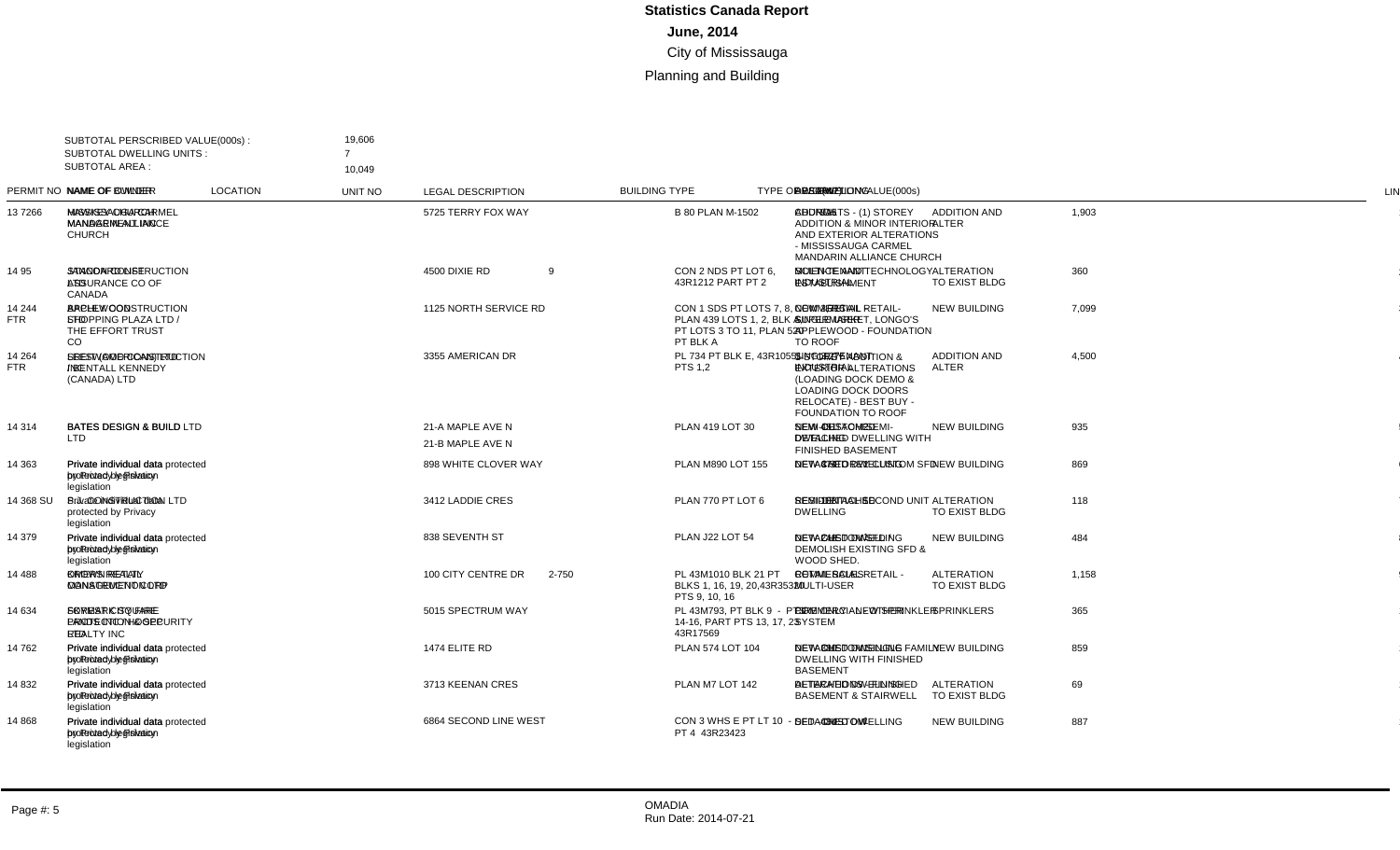# Statistics Canada Report

**June, 2014**

City of Mississauga

Planning and Building

SUBTOTAL PERSCRIBED VALUE(000s) : 19,606
SUBTOTAL DWELLING UNITS : 7
SUBTOTAL AREA : 10,049

| PERMIT NO | NAME OF OWNER | NAME OF BUILDER | LOCATION | UNIT NO | LEGAL DESCRIPTION | BUILDING TYPE | TYPE OF WORK | DESCRIPTION | VALUE(000s) | DWELLING UNITS | AREA | LINE |
|---|---|---|---|---|---|---|---|---|---|---|---|---|
| 13 7266 | MISSISSAUGA CARMEL MANDARIN ALLIANCE CHURCH | HANSEN PROJECT MANAGEMENT INC | 5725 TERRY FOX WAY | | B 80 PLAN M-1502 | CHURCH | ADDITION AND ALTER | ADD/ALTS - (1) STOREY ADDITION & MINOR INTERIOR AND EXTERIOR ALTERATIONS - MISSISSAUGA CARMEL MANDARIN ALLIANCE CHURCH | 1,903 | | | 1 |
| 14 95 | STANDARD LIFE ASSURANCE CO OF CANADA | GAGO CONSTRUCTION LTD | 4500 DIXIE RD | 9 | CON 2 NDS PT LOT 6, 43R1212 PART PT 2 | INDUSTRIAL | ALTERATION TO EXIST BLDG | SCIENCE AND TECHNOLOGY ESTABLISHMENT | 360 | | | 2 |
| 14 244 FTR | APPLEWOOD SHOPPING PLAZA LTD / THE EFFORT TRUST CO | BRCL CONSTRUCTION LTD | 1125 NORTH SERVICE RD | | CON 1 SDS PT LOTS 7, 8, PLAN 439 LOTS 1, 2, BLK A, PT LOTS 3 TO 11, PLAN 520 PT BLK A | COMMERCIAL | NEW BUILDING | NEW FREESTANDING RETAIL-SUPERMARKET, LONGO'S APPLEWOOD - FOUNDATION TO ROOF | 7,099 | | | 3 |
| 14 264 FTR | SEESTW (AMERICAN) INC / BENTALL KENNEDY (CANADA) LTD | LEE CONSTRUCTION LTD | 3355 AMERICAN DR | | PL 734 PT BLK E, 43R10558 PTS 1,2 | INDUSTRIAL | ADDITION AND ALTER | 1-STOREY ADDITION & INTERIOR/EXTERIOR ALTERATIONS (LOADING DOCK DEMO & LOADING DOCK DOORS RELOCATE) - BEST BUY - FOUNDATION TO ROOF | 4,500 | | | 4 |
| 14 314 | BATES DESIGN & BUILD LTD | BATES DESIGN & BUILD LTD | 21-A MAPLE AVE N<br>21-B MAPLE AVE N | | PLAN 419 LOT 30 | SEMI-DETACHED DWELLING | NEW BUILDING | NEW CUSTOM SEMI-DETACHED DWELLING WITH FINISHED BASEMENT | 935 | | | 5 |
| 14 363 | Private individual data protected by Privacy legislation | Private individual data protected by Privacy legislation | 898 WHITE CLOVER WAY | | PLAN M890 LOT 155 | DETACHED DWELLING | NEW BUILDING | NEW 2 STOREY CUSTOM SFD | 869 | | | 6 |
| 14 368 SU | Private individual data protected by Privacy legislation | B.A. CONSTRUCTION LTD | 3412 LADDIE CRES | | PLAN 770 PT LOT 6 | DETACHED DWELLING | ALTERATION TO EXIST BLDG | RESIDENTIAL SECOND UNIT | 118 | | | 7 |
| 14 379 | Private individual data protected by Privacy legislation | Private individual data protected by Privacy legislation | 838 SEVENTH ST | | PLAN J22 LOT 54 | DETACHED DWELLING | NEW BUILDING | NEW CUSTOM DWELLING DEMOLISH EXISTING SFD & WOOD SHED. | 484 | | | 8 |
| 14 488 | OMERS REALTY MANAGEMENT CORP | GREEN RETAIL CONSTRUCTION INC | 100 CITY CENTRE DR | 2-750 | PL 43M1010 BLK 21 PT BLKS 1, 16, 19, 20,43R35301 PTS 9, 10, 16 | COMMERCIAL | ALTERATION TO EXIST BLDG | RETAIL SALES RETAIL - MULTI-USER | 1,158 | | | 9 |
| 14 634 | FORBES SQUARE PROPERTY HOLDINGS LTD | SUMMIT FIRE AND SECURITY PROTECTION REALTY INC | 5015 SPECTRUM WAY | | PL 43M793, PT BLK 9 - PTS 14-16, PART PTS 13, 17, 23 43R17569 | COMMERCIAL | SPRINKLERS | SPRINKLERS - NEW SPRINKLER SYSTEM | 365 | | | 10 |
| 14 762 | Private individual data protected by Privacy legislation | Private individual data protected by Privacy legislation | 1474 ELITE RD | | PLAN 574 LOT 104 | DETACHED DWELLING | NEW BUILDING | NEW CUSTOM SINGLE FAMILY DWELLING WITH FINISHED BASEMENT | 859 | | | 11 |
| 14 832 | Private individual data protected by Privacy legislation | Private individual data protected by Privacy legislation | 3713 KEENAN CRES | | PLAN M7 LOT 142 | DETACHED DWELLING | ALTERATION TO EXIST BLDG | ALTERATIONS - FINISHED BASEMENT & STAIRWELL | 69 | | | 12 |
| 14 868 | Private individual data protected by Privacy legislation | Private individual data protected by Privacy legislation | 6864 SECOND LINE WEST | | CON 3 WHS E PT LT 10 - PT 4 43R23423 | DETACHED DWELLING | NEW BUILDING | SFD - CUSTOM | 887 | | | 13 |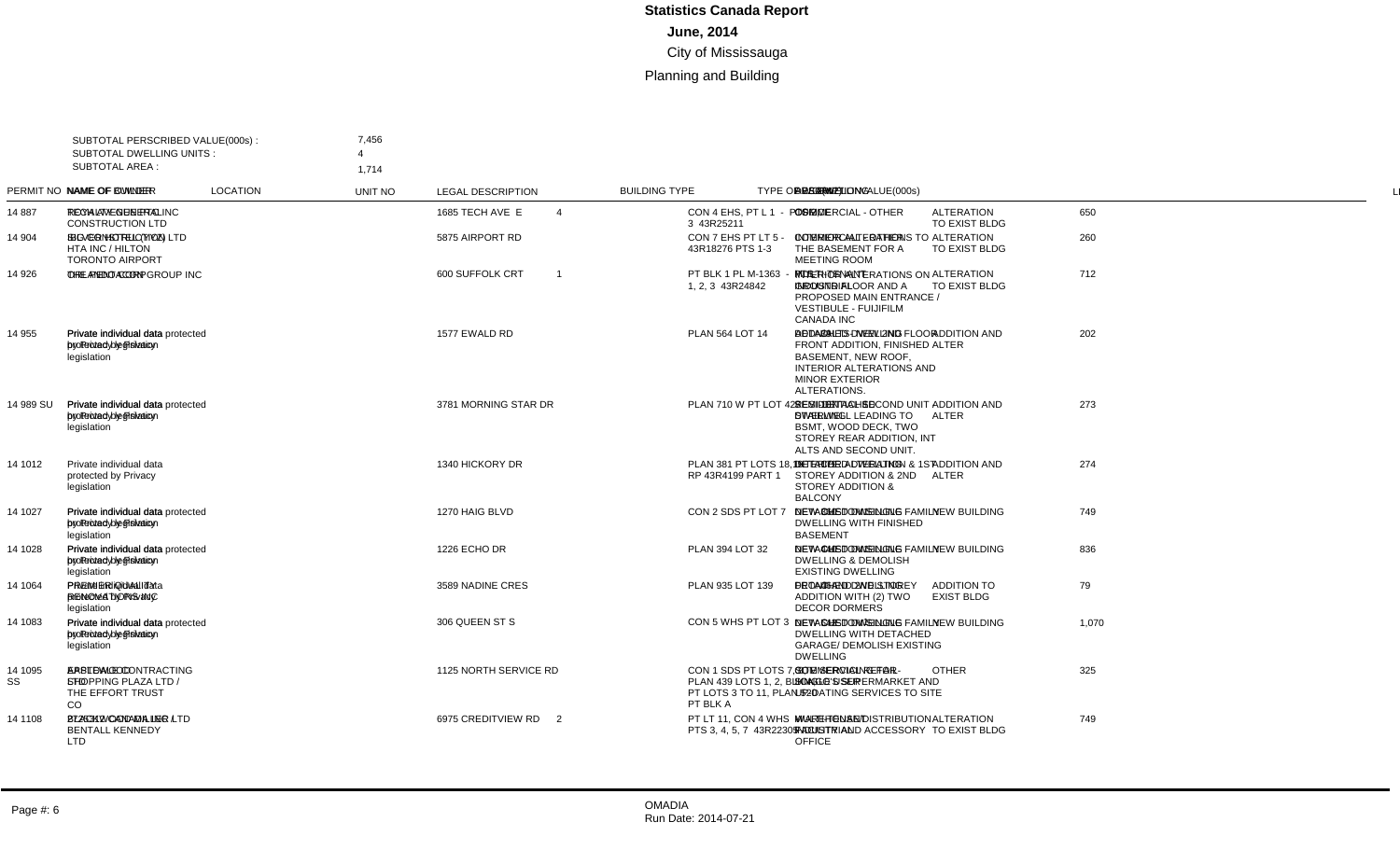**Statistics Canada Report**

**June, 2014**

City of Mississauga

Planning and Building

SUBTOTAL PERSCRIBED VALUE(000s) : 7,456

SUBTOTAL DWELLING UNITS : 4

SUBTOTAL AREA : 1,714

| PERMIT NO | NAME OF OWNER | NAME OF BUILDER | LOCATION | UNIT NO | LEGAL DESCRIPTION | BUILDING TYPE | TYPE OF WORK | DESCRIPTION | VALUE(000s) |
|---|---|---|---|---|---|---|---|---|---|
| 14 887 | TECH AVE GENERAL PARTNERS INC | ROYAL ENGINEERING CONSTRUCTION LTD | 1685 TECH AVE E | 4 | CON 4 EHS, PT L 1 - PTS 2, 3 43R25211 | COMMERCIAL - OTHER | ALTERATION TO EXIST BLDG | OFFICE | 650 |
| 14 904 | SILVERHOTEL (YYZ) INC / HILTON TORONTO AIRPORT | BLACKWELL CONSTRUCTION LTD | 5875 AIRPORT RD |  | CON 7 EHS PT LT 5 - 43R18276 PTS 1-3 | COMMERCIAL - OTHER | ALTERATION TO EXIST BLDG | INTERIOR ALTERATIONS TO THE BASEMENT FOR A MEETING ROOM | 260 |
| 14 926 | ORLANDO CORP | THE ATLAS GROUP INC | 600 SUFFOLK CRT | 1 | PT BLK 1 PL M-1363 - PTS 1, 2, 3 43R24842 | INDUSTRIAL | ALTERATION TO EXIST BLDG | MULTI-TENANT ALTERATIONS ON GROUND FLOOR AND A PROPOSED MAIN ENTRANCE / VESTIBULE - FUJIFILM CANADA INC | 712 |
| 14 955 | Private individual data protected by Privacy legislation | Private individual data protected by Privacy legislation | 1577 EWALD RD |  | PLAN 564 LOT 14 | DETACHED DWELLING | ADDITION AND ALTER | 2ND & 3RD STOREY AND FLOOR FRONT ADDITION, FINISHED BASEMENT, NEW ROOF, INTERIOR ALTERATIONS AND MINOR EXTERIOR ALTERATIONS. | 202 |
| 14 989 SU | Private individual data protected by Privacy legislation | Private individual data protected by Privacy legislation | 3781 MORNING STAR DR |  | PLAN 710 W PT LOT 42 | SEMI-DETACHED DWELLING | ADDITION AND ALTER | RESIDENTIAL SECOND UNIT STAIRWELL LEADING TO BSMT, WOOD DECK, TWO STOREY REAR ADDITION, INT ALTS AND SECOND UNIT. | 273 |
| 14 1012 | Private individual data protected by Privacy legislation |  | 1340 HICKORY DR |  | PLAN 381 PT LOTS 18,19 RP 43R4199 PART 1 | DETACHED DWELLING | ADDITION AND ALTER | INTERIOR ALTERATION & 1ST STOREY ADDITION & 2ND STOREY ADDITION & BALCONY | 274 |
| 14 1027 | Private individual data protected by Privacy legislation | Private individual data protected by Privacy legislation | 1270 HAIG BLVD |  | CON 2 SDS PT LOT 7 | DETACHED DWELLING | NEW BUILDING | NEW CUSTOM SINGLE FAMILY DWELLING WITH FINISHED BASEMENT | 749 |
| 14 1028 | Private individual data protected by Privacy legislation | Private individual data protected by Privacy legislation | 1226 ECHO DR |  | PLAN 394 LOT 32 | DETACHED DWELLING | NEW BUILDING | NEW CUSTOM SINGLE FAMILY DWELLING & DEMOLISH EXISTING DWELLING | 836 |
| 14 1064 | Private individual data protected by Privacy legislation | PREMIER QUALITY RENOVATIONS INC | 3589 NADINE CRES |  | PLAN 935 LOT 139 | DETACHED DWELLING | ADDITION TO EXIST BLDG | PROPOSED 2ND STOREY ADDITION WITH (2) TWO DECOR DORMERS | 79 |
| 14 1083 | Private individual data protected by Privacy legislation | Private individual data protected by Privacy legislation | 306 QUEEN ST S |  | CON 5 WHS PT LOT 3 | DETACHED DWELLING | NEW BUILDING | NEW CUSTOM SINGLE FAMILY DWELLING WITH DETACHED GARAGE/ DEMOLISH EXISTING DWELLING | 1,070 |
| 14 1095 SS | APPLEWOOD SHOPPING PLAZA LTD / THE EFFORT TRUST CO | EASTBAY CONTRACTING LTD | 1125 NORTH SERVICE RD |  | CON 1 SDS PT LOTS 7,8, PLAN 439 LOTS 1, 2, PT LOTS 3 TO 11, PLAN F20 PT BLK A | COMMERCIAL - RETAIL | OTHER | SITE SERVICING FOR BUILDING 'S' SUPERMARKET AND UPGRADING SERVICES TO SITE | 325 |
| 14 1108 | 2126342 ONTARIO LTD / BENTALL KENNEDY LTD | PLACKO CANADA INC | 6975 CREDITVIEW RD | 2 | PT LT 11, CON 4 WHS - PTS 3, 4, 5, 7 43R22300 | INDUSTRIAL | ALTERATION TO EXIST BLDG | WAREHOUSE/DISTRIBUTION FACILITY AND ACCESSORY OFFICE | 749 |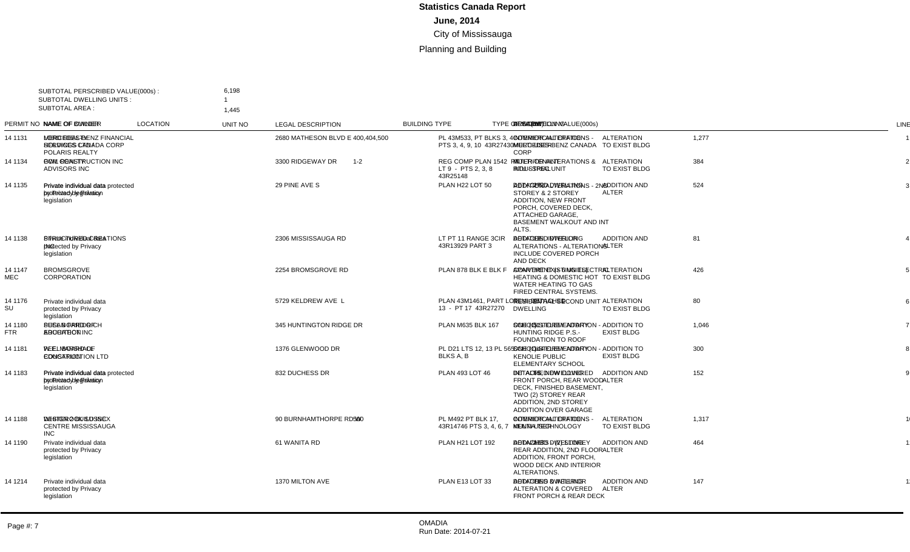# Statistics Canada Report

## June, 2014

City of Mississauga

Planning and Building

SUBTOTAL PERSCRIBED VALUE(000s) : 6,198
SUBTOTAL DWELLING UNITS : 1
SUBTOTAL AREA : 1,445

| PERMIT NO | NAME OF OWNER | NAME OF BUILDER | LOCATION | UNIT NO | LEGAL DESCRIPTION | BUILDING TYPE | TYPE OF WORK | DWELLING | VALUE(000s) | DESCRIPTION | LINE |
|---|---|---|---|---|---|---|---|---|---|---|---|
| 14 1131 | MERCEDES-BENZ FINANCIAL SERVICES CANADA CORP | LORD ROAD BUILDERS POLARIS REALTY | 2680 MATHESON BLVD E | 400,404,500 | PL 43M533, PT BLKS 3, 4 - PTS 3, 4, 9, 10 43R27430 | COMMERCIAL OFFICE - MULTI-USER | ALTERATION TO EXIST BLDG | | 1,277 | INTERIOR ALTERATIONS - MERCEDES-BENZ CANADA CORP | 1 |
| 14 1134 | CWL REALTY ADVISORS INC | 2001 CONSTRUCTION INC | 3300 RIDGEWAY DR | 1-2 | REG COMP PLAN 1542 LT 9 - PTS 2, 3, 8 43R25148 | MULTI-TENANT INDUSTRIAL | ALTERATION TO EXIST BLDG | | 384 | INTERIOR ALTERATIONS & FULL STEEL UNIT | 2 |
| 14 1135 | Private individual data protected by Privacy legislation | Private individual data protected by Privacy legislation | 29 PINE AVE S | | PLAN H22 LOT 50 | DETACHED DWELLING | ADDITION AND ALTER | | 524 | ADDITIONS/ALTERATIONS - 2ND STOREY & 2 STOREY ADDITION, NEW FRONT PORCH, COVERED DECK, ATTACHED GARAGE, BASEMENT WALKOUT AND INT ALTS. | 3 |
| 14 1138 | Private individual data protected by Privacy legislation | STRUCTURED CREATIONS INC | 2306 MISSISSAUGA RD | | LT PT 11 RANGE 3CIR 43R13929 PART 3 | DETACHED DWELLING | ADDITION AND ALTER | | 81 | ADDITION / INTERIOR ALTERATIONS - ALTERATIONS INCLUDE COVERED PORCH AND DECK | 4 |
| 14 1147 MEC | BROMSGROVE CORPORATION | | 2254 BROMSGROVE RD | | PLAN 878 BLK E BLK F | APARTMENTS (> 6 UNITS) | ALTERATION TO EXIST BLDG | | 426 | CONVERT EXISTING ELECTRIC HEATING & DOMESTIC HOT WATER HEATING TO GAS FIRED CENTRAL SYSTEMS. | 5 |
| 14 1176 SU | Private individual data protected by Privacy legislation | | 5729 KELDREW AVE | L | PLAN 43M1461, PART LOT 13 - PT 17 43R27270 | RESIDENTIAL SECOND UNIT DETACHED DWELLING | ALTERATION TO EXIST BLDG | | 80 | | 6 |
| 14 1180 FTR | PEEL BOARD OF EDUCATION | HUSSON BROTHERS BUILDERS INC | 345 HUNTINGTON RIDGE DR | | PLAN M635 BLK 167 | SCHOOL - ELEMENTARY | ADDITION TO EXIST BLDG | | 1,046 | SCHOOL ADDITION - HUNTING RIDGE P.S.- FOUNDATION TO ROOF | 7 |
| 14 1181 | PEEL BOARD OF EDUCATION | W.E. MARSHALL CONSTRUCTION LTD | 1376 GLENWOOD DR | | PL D21 LTS 12, 13 PL 565 BLKS A, B | SCHOOL - ELEMENTARY | ADDITION TO EXIST BLDG | | 300 | SCHOOL ADDITION - KENOLIE PUBLIC ELEMENTARY SCHOOL | 8 |
| 14 1183 | Private individual data protected by Privacy legislation | Private individual data protected by Privacy legislation | 832 DUCHESS DR | | PLAN 493 LOT 46 | DETACHED DWELLING | ADDITION AND ALTER | | 152 | INSTALL NEW COVERED FRONT PORCH, REAR WOOD DECK, FINISHED BASEMENT, TWO (2) STOREY REAR ADDITION, 2ND STOREY ADDITION OVER GARAGE | 9 |
| 14 1188 | WESTON CONSULTING | DESIGN 2 BUILD SSEX CENTRE MISSISSAUGA INC | 90 BURNHAMTHORPE RD W | 300 | PL M492 PT BLK 17, 43R14746 PTS 3, 4, 6, 7 | COMMERCIAL OFFICE - MULTI-USER | ALTERATION TO EXIST BLDG | | 1,317 | INTERIOR ALTERATIONS - KENNA TECHNOLOGY | 10 |
| 14 1190 | Private individual data protected by Privacy legislation | | 61 WANITA RD | | PLAN H21 LOT 192 | DETACHED DWELLING | ADDITION AND ALTER | | 464 | ADDITIONS (2) STOREY REAR ADDITION, 2ND FLOOR ADDITION, FRONT PORCH, WOOD DECK AND INTERIOR ALTERATIONS. | 11 |
| 14 1214 | Private individual data protected by Privacy legislation | | 1370 MILTON AVE | | PLAN E13 LOT 33 | DETACHED DWELLING | ADDITION AND ALTER | | 147 | ADDITIONS & INTERIOR ALTERATION & COVERED FRONT PORCH & REAR DECK | 12 |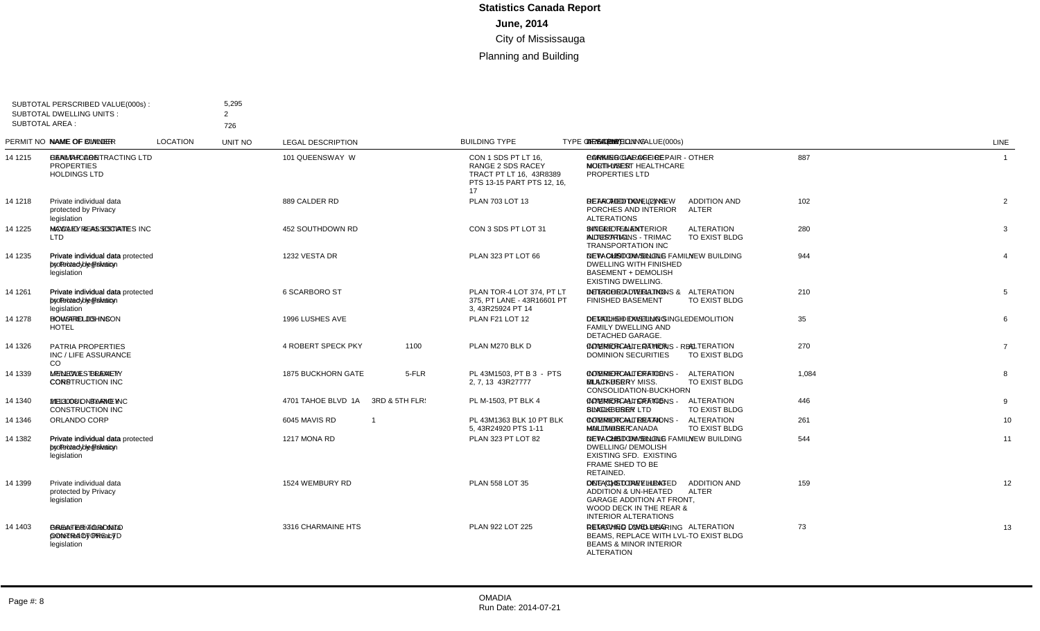# Statistics Canada Report

**June, 2014**

City of Mississauga

Planning and Building

SUBTOTAL PERSCRIBED VALUE(000s) : 5,295

SUBTOTAL DWELLING UNITS : 2

SUBTOTAL AREA : 726

| PERMIT NO | NAME OF OWNER | NAME OF BUILDER | LOCATION | UNIT NO | LEGAL DESCRIPTION | BUILDING TYPE | TYPE OF WORK | DESCRIPTION | VALUE(000s) | DWELLING | AREA(m2) | LINE |
|---|---|---|---|---|---|---|---|---|---|---|---|---|
| 14 1215 | SENTINEL (BMI) PROPERTIES HOLDINGS LTD | HEALTHCARE CONTRACTING LTD | 101 QUEENSWAY W | | CON 1 SDS PT LT 16, RANGE 2 SDS RACEY TRACT PT LT 16, 43R8389 PTS 13-15 PART PTS 12, 16, 17 | COMMERCIAL OFFICE - NORTHWEST HEALTHCARE PROPERTIES LTD | | PARKING GARAGE REPAIR - OTHER | 887 | | | 1 |
| 14 1218 | Private individual data protected by Privacy legislation | | 889 CALDER RD | | PLAN 703 LOT 13 | DETACHED DWELLING | ADDITION AND ALTER | REAR ADDITION, (2) NEW PORCHES AND INTERIOR ALTERATIONS | 102 | | | 2 |
| 14 1225 | MACAULEY REAL ESTATE INC | HOWLEY & ASSOCIATES LTD | 452 SOUTHDOWN RD | | CON 3 SDS PT LOT 31 | SINGLE TENANT INDUSTRIAL | ALTERATION TO EXIST BLDG | INTERIOR/EXTERIOR ALTERATIONS - TRIMAC TRANSPORTATION INC | 280 | | | 3 |
| 14 1235 | Private individual data protected by Privacy legislation | Private individual data protected by Privacy legislation | 1232 VESTA DR | | PLAN 323 PT LOT 66 | DETACHED DWELLING | NEW BUILDING | NEW CUSTOM SINGLE FAMILY DWELLING WITH FINISHED BASEMENT + DEMOLISH EXISTING DWELLING. | 944 | | | 4 |
| 14 1261 | Private individual data protected by Privacy legislation | Private individual data protected by Privacy legislation | 6 SCARBORO ST | | PLAN TOR-4 LOT 374, PT LT 375, PT LANE - 43R16601 PT 3, 43R25924 PT 14 | DETACHED DWELLING | ALTERATION TO EXIST BLDG | INTERIOR ALTERATIONS & FINISHED BASEMENT | 210 | | | 5 |
| 14 1278 | BOWSFIELD-NOON HOTEL | HOUSTEN DESIGNS | 1996 LUSHES AVE | | PLAN F21 LOT 12 | DETACHED DWELLING | DEMOLITION | DEMOLISH EXISTING SINGLE FAMILY DWELLING AND DETACHED GARAGE. | 35 | | | 6 |
| 14 1326 | PATRIA PROPERTIES INC / LIFE ASSURANCE CO | | 4 ROBERT SPECK PKY | 1100 | PLAN M270 BLK D | COMMERCIAL OFFICE | ALTERATION TO EXIST BLDG | INTERIOR ALTERATIONS - RBC DOMINION SECURITIES | 270 | | | 7 |
| 14 1339 | MENLO WEST REALTY CORP | PENELOPE BENNETT CONSTRUCTION INC | 1875 BUCKHORN GATE | 5-FLR | PL 43M1503, PT B 3 - PTS 2, 7, 13 43R27777 | COMMERCIAL OFFICE - MULTI-USER | ALTERATION TO EXIST BLDG | INTERIOR ALTERATIONS - BLACKBERRY MISS. CONSOLIDATION-BUCKHORN | 1,084 | | | 8 |
| 14 1340 | 2113008 ONTARIO INC | MELLOUL-BLAMEY CONSTRUCTION INC | 4701 TAHOE BLVD 1A | 3RD & 5TH FLRS | PL M-1503, PT BLK 4 | COMMERCIAL OFFICE - SINGLE USER | ALTERATION TO EXIST BLDG | INTERIOR ALTERATIONS - BLACKBERRY LTD | 446 | | | 9 |
| 14 1346 | ORLANDO CORP | | 6045 MAVIS RD | 1 | PL 43M1363 BLK 10 PT BLK 5, 43R24920 PTS 1-11 | COMMERCIAL RETAIL - MULTI-USER | ALTERATION TO EXIST BLDG | INTERIOR ALTERATIONS - HALLMARK CANADA | 261 | | | 10 |
| 14 1382 | Private individual data protected by Privacy legislation | Private individual data protected by Privacy legislation | 1217 MONA RD | | PLAN 323 PT LOT 82 | DETACHED DWELLING | NEW BUILDING | NEW CUSTOM SINGLE FAMILY DWELLING/ DEMOLISH EXISTING SFD. EXISTING FRAME SHED TO BE RETAINED. | 544 | | | 11 |
| 14 1399 | Private individual data protected by Privacy legislation | | 1524 WEMBURY RD | | PLAN 558 LOT 35 | DETACHED DWELLING | ADDITION AND ALTER | ONE (1) STOREY HEATED ADDITION & UN-HEATED GARAGE ADDITION AT FRONT, WOOD DECK IN THE REAR & INTERIOR ALTERATIONS | 159 | | | 12 |
| 14 1403 | Private individual data protected by Privacy legislation | GREATER TORONTO CONTRACTORS LTD | 3316 CHARMAINE HTS | | PLAN 922 LOT 225 | DETACHED DWELLING | ALTERATION TO EXIST BLDG | REMOVE LOAD BEARING BEAMS, REPLACE WITH LVL-BEAMS & MINOR INTERIOR ALTERATION | 73 | | | 13 |

Run Date: 2014-07-21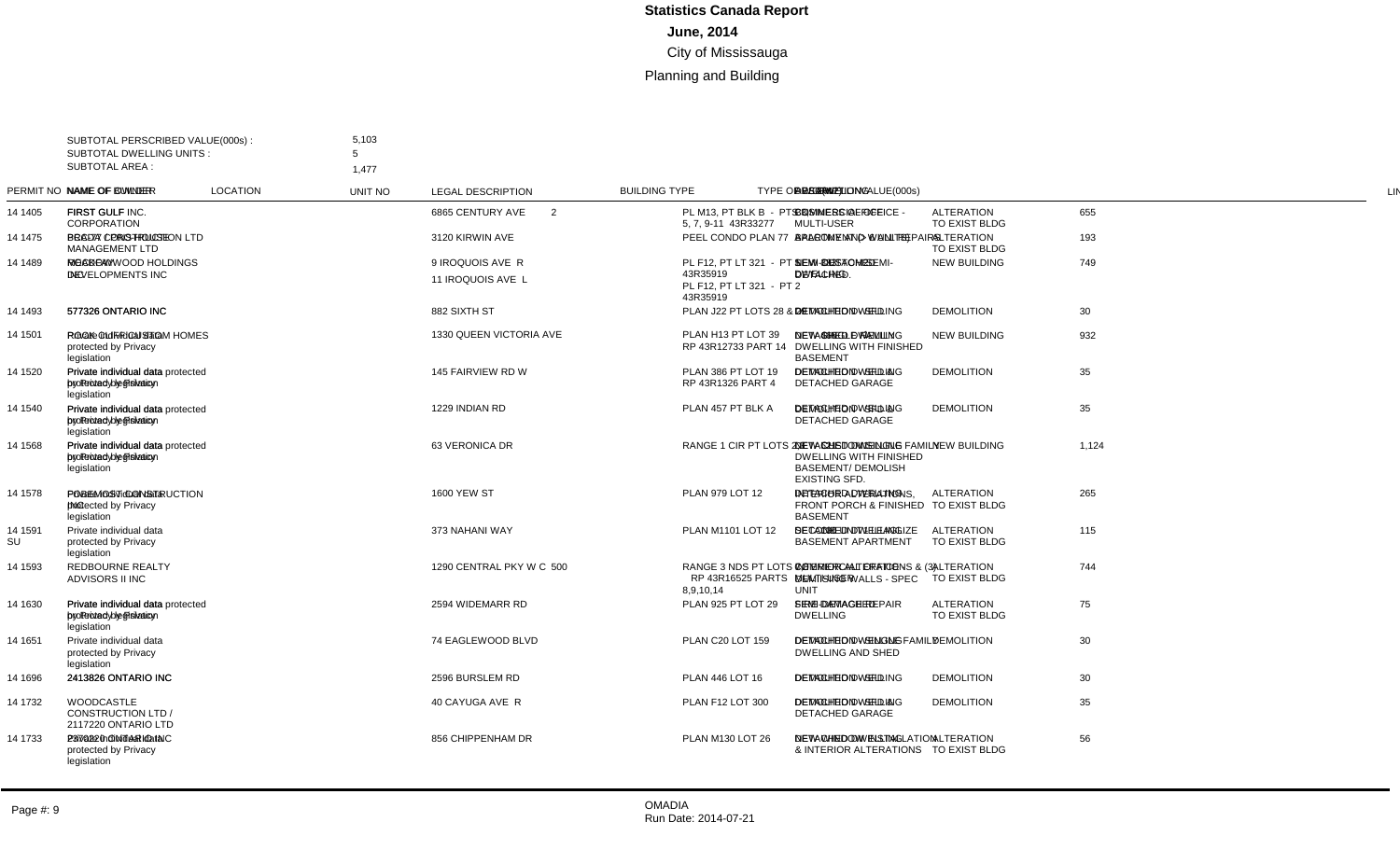# Statistics Canada Report

**June, 2014**

City of Mississauga

Planning and Building

SUBTOTAL PERSCRIBED VALUE(000s) : 5,103
SUBTOTAL DWELLING UNITS : 5
SUBTOTAL AREA : 1,477

| PERMIT NO | NAME OF OWNER | NAME OF BUILDER | LOCATION | UNIT NO | LEGAL DESCRIPTION | BUILDING TYPE | TYPE OF WORK | DESCRIPTION | VALUE(000s) | DWELLING | AREA |
|---|---|---|---|---|---|---|---|---|---|---|---|
| 14 1405 | FIRST GULF CORPORATION | FIRST GULF INC. | 6865 CENTURY AVE | 2 | PL M13, PT BLK B - PTS 1-3, 5, 7, 9-11 43R33277 | COMMERCIAL OFFICE - MULTI-USER | ALTERATION TO EXIST BLDG | INTERIOR ALTERATIONS | 655 | | |
| 14 1475 | PEEL CONDOMINIUM CORPORATION NO. 77 | BRADY CONSTRUCTION LTD / MANAGEMENT LTD | 3120 KIRWIN AVE | | PEEL CONDO PLAN 77 | APARTMENT (> 6 UNITS) | ALTERATION TO EXIST BLDG | BALCONY AND WALL REPAIRS | 193 | | |
| 14 1489 | MOORE RAWOOD HOLDINGS INC | MCAREAVEY DEVELOPMENTS INC | 9 IROQUOIS AVE R<br>11 IROQUOIS AVE L | | PL F12, PT LT 321 - PT 1 43R35919<br>PL F12, PT LT 321 - PT 2 43R35919 | SEMI-DETACHED DWELLING | NEW BUILDING | NEW CUSTOM SEMI-DETACHED. | 749 | | |
| 14 1493 | 577326 ONTARIO INC | 577326 ONTARIO INC | 882 SIXTH ST | | PLAN J22 PT LOTS 28 & 29 | DETACHED DWELLING | DEMOLITION | DETACHED DWELLING | 30 | | |
| 14 1501 | Private individual data protected by Privacy legislation | ROCK CLIFF CUSTOM HOMES | 1330 QUEEN VICTORIA AVE | | PLAN H13 PT LOT 39 RP 43R12733 PART 14 | DETACHED DWELLING | NEW BUILDING | NEW SINGLE FAMILY DWELLING WITH FINISHED BASEMENT | 932 | | |
| 14 1520 | Private individual data protected by Privacy legislation | Private individual data protected by Privacy legislation | 145 FAIRVIEW RD W | | PLAN 386 PT LOT 19 RP 43R1326 PART 4 | DETACHED DWELLING | DEMOLITION | DETACHED DWELLING & DETACHED GARAGE | 35 | | |
| 14 1540 | Private individual data protected by Privacy legislation | Private individual data protected by Privacy legislation | 1229 INDIAN RD | | PLAN 457 PT BLK A | DETACHED DWELLING | DEMOLITION | DETACHED DWELLING & DETACHED GARAGE | 35 | | |
| 14 1568 | Private individual data protected by Privacy legislation | Private individual data protected by Privacy legislation | 63 VERONICA DR | | RANGE 1 CIR PT LOTS 2 & 3 | DETACHED DWELLING | NEW BUILDING | NEW CUSTOM SINGLE FAMILY DWELLING WITH FINISHED BASEMENT/ DEMOLISH EXISTING SFD. | 1,124 | | |
| 14 1578 | Private individual data protected by Privacy legislation | FOREMOST CONSTRUCTION INC | 1600 YEW ST | | PLAN 979 LOT 12 | DETACHED DWELLING | ALTERATION TO EXIST BLDG | INTERIOR ALTERATIONS, FRONT PORCH & FINISHED BASEMENT | 265 | | |
| 14 1591 SU | Private individual data protected by Privacy legislation | | 373 NAHANI WAY | | PLAN M1101 LOT 12 | DETACHED DWELLING | ALTERATION TO EXIST BLDG | SECOND UNIT & LEGALIZE BASEMENT APARTMENT | 115 | | |
| 14 1593 | REDBOURNE REALTY ADVISORS II INC | | 1290 CENTRAL PKY W | 500 | RANGE 3 NDS PT LOTS 9,10 RP 43R16525 PARTS 1,2,4,5,6, 8,9,10,14 | COMMERCIAL OFFICE - MULTI-USER | ALTERATION TO EXIST BLDG | INTERIOR ALTERATIONS & (3) DEMISING WALLS - SPEC UNIT | 744 | | |
| 14 1630 | Private individual data protected by Privacy legislation | Private individual data protected by Privacy legislation | 2594 WIDEMARR RD | | PLAN 925 PT LOT 29 | SEMI-DETACHED DWELLING | ALTERATION TO EXIST BLDG | FIRE DAMAGE REPAIR | 75 | | |
| 14 1651 | Private individual data protected by Privacy legislation | | 74 EAGLEWOOD BLVD | | PLAN C20 LOT 159 | DETACHED DWELLING | DEMOLITION | DETACHED SINGLE FAMILY DWELLING AND SHED | 30 | | |
| 14 1696 | 2413826 ONTARIO INC | 2413826 ONTARIO INC | 2596 BURSLEM RD | | PLAN 446 LOT 16 | DETACHED DWELLING | DEMOLITION | DETACHED DWELLING | 30 | | |
| 14 1732 | WOODCASTLE CONSTRUCTION LTD / 2117220 ONTARIO LTD | | 40 CAYUGA AVE R | | PLAN F12 LOT 300 | DETACHED DWELLING | DEMOLITION | DETACHED DWELLING & DETACHED GARAGE | 35 | | |
| 14 1733 | Private individual data protected by Privacy legislation | 2370220 ONTARIO INC | 856 CHIPPENHAM DR | | PLAN M130 LOT 26 | DETACHED DWELLING | ALTERATION TO EXIST BLDG | NEW WINDOW INSTALLATION & INTERIOR ALTERATIONS | 56 | | |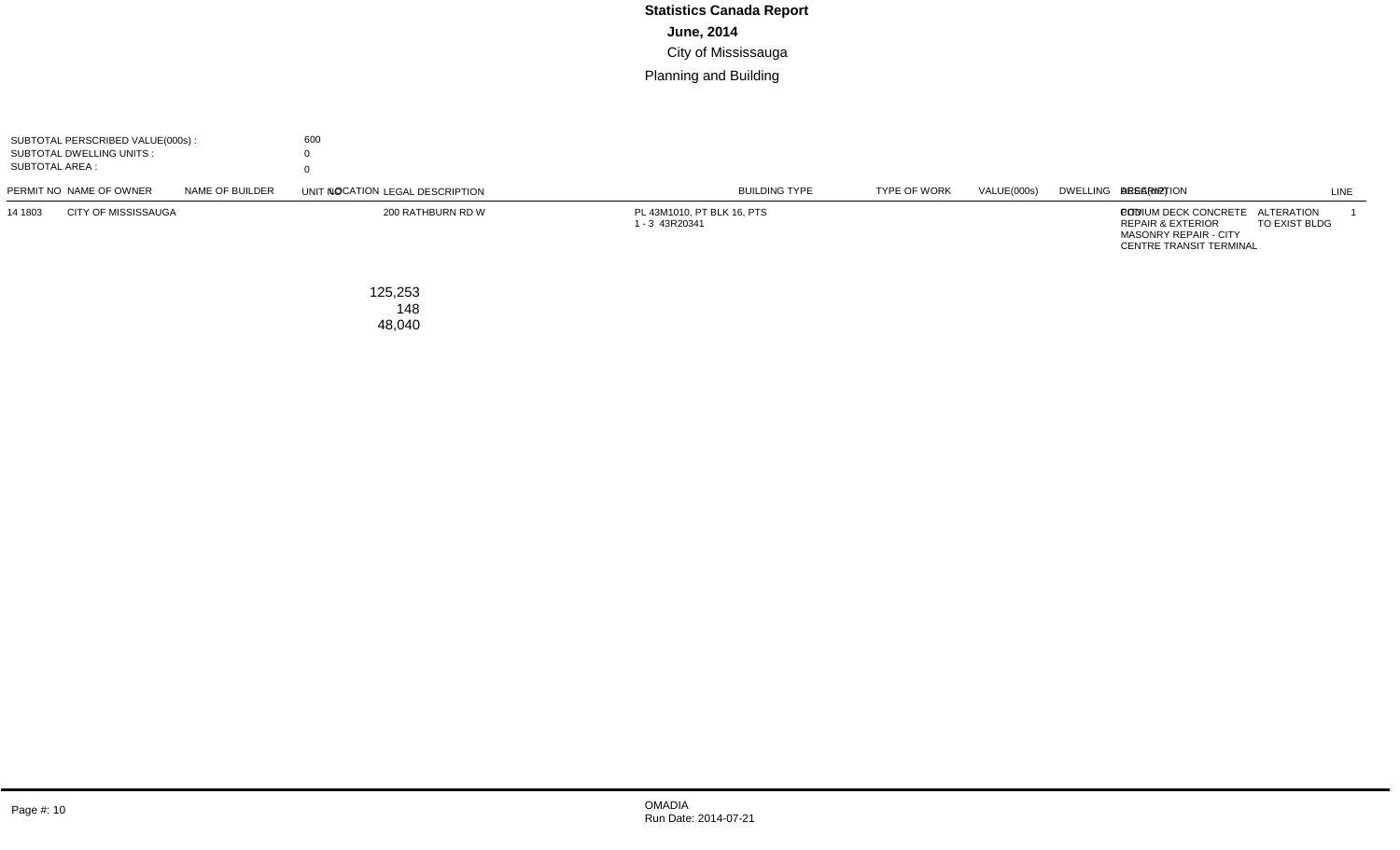# Statistics Canada Report

**June, 2014**

City of Mississauga

Planning and Building

SUBTOTAL PERSCRIBED VALUE(000s) : 600
SUBTOTAL DWELLING UNITS : 0
SUBTOTAL AREA : 0

| PERMIT NO | NAME OF OWNER | NAME OF BUILDER | UNIT NO | LOCATION | LEGAL DESCRIPTION | BUILDING TYPE | TYPE OF WORK | VALUE(000s) | DWELLING | AREA(m2) | DESCRIPTION | LINE |
|---|---|---|---|---|---|---|---|---|---|---|---|---|
| 14 1803 | CITY OF MISSISSAUGA | | | 200 RATHBURN RD W | PL 43M1010, PT BLK 16, PTS 1 - 3 43R20341 | | | | | | PODIUM DECK CONCRETE REPAIR & EXTERIOR MASONRY REPAIR - CITY CENTRE TRANSIT TERMINAL | ALTERATION TO EXIST BLDG | 1 |

125,253
148
48,040

OMADIA
Run Date: 2014-07-21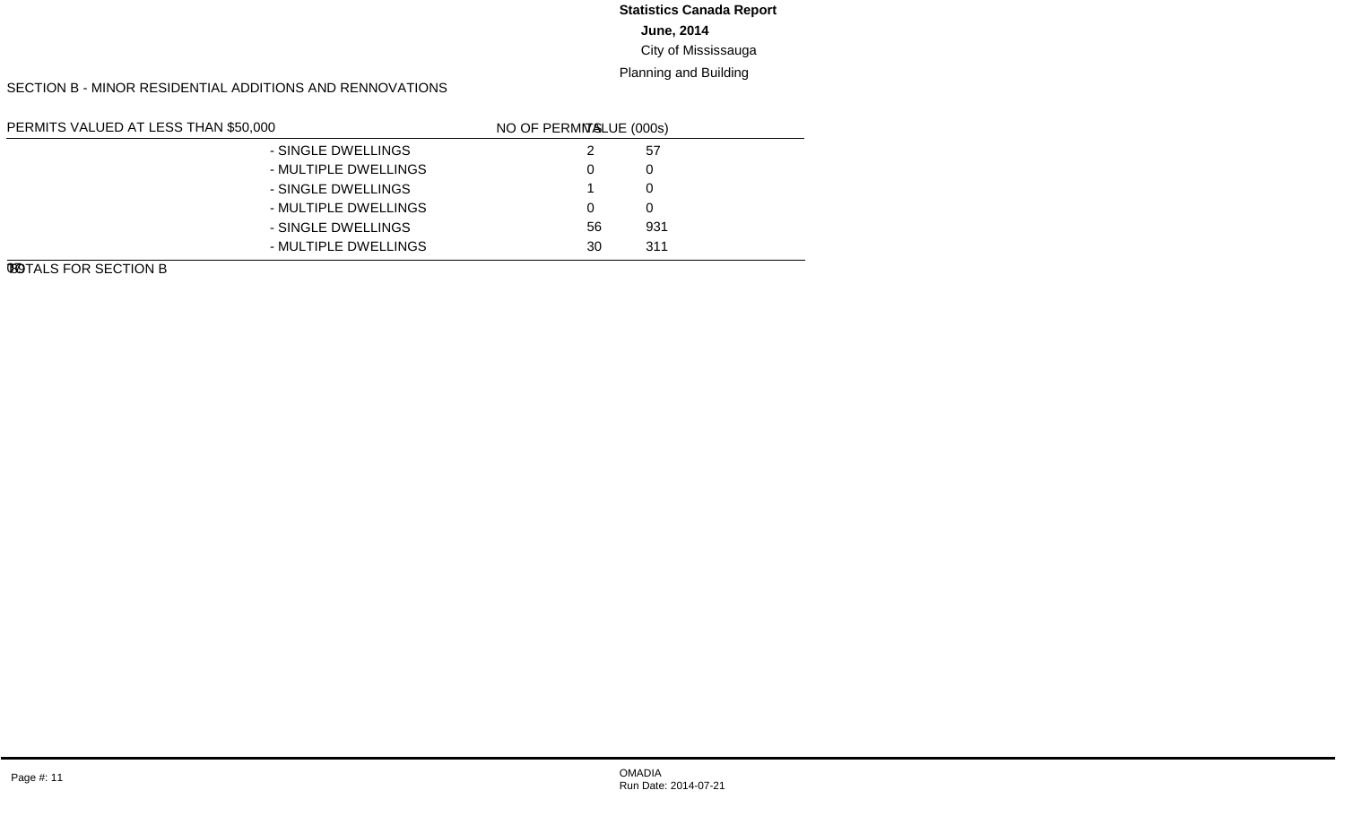**Statistics Canada Report**

**June, 2014**

City of Mississauga

Planning and Building

SECTION B - MINOR RESIDENTIAL ADDITIONS AND RENNOVATIONS

| PERMITS VALUED AT LESS THAN $50,000 | | NO OF PERMITS | VALUE (000s) |
|---|---|---|---|
| | - SINGLE DWELLINGS | 2 | 57 |
| | - MULTIPLE DWELLINGS | 0 | 0 |
| | - SINGLE DWELLINGS | 1 | 0 |
| | - MULTIPLE DWELLINGS | 0 | 0 |
| | - SINGLE DWELLINGS | 56 | 931 |
| | - MULTIPLE DWELLINGS | 30 | 311 |
| TOTALS FOR SECTION B | | 89 | 0 |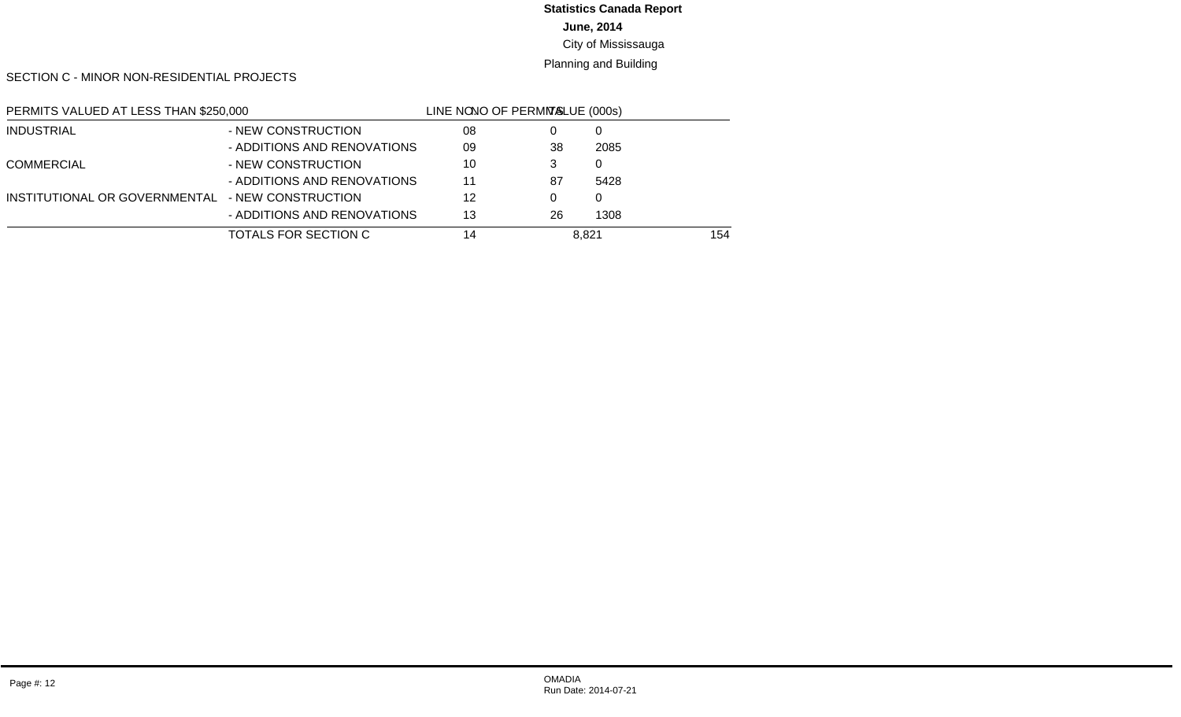**Statistics Canada Report**

**June, 2014**

City of Mississauga

Planning and Building

SECTION C - MINOR NON-RESIDENTIAL PROJECTS

| PERMITS VALUED AT LESS THAN $250,000 | | LINE NO | NO OF PERMITS | VALUE (000s) | |
|---|---|---|---|---|---|
| INDUSTRIAL | - NEW CONSTRUCTION | 08 | 0 | 0 | |
| | - ADDITIONS AND RENOVATIONS | 09 | 38 | 2085 | |
| COMMERCIAL | - NEW CONSTRUCTION | 10 | 3 | 0 | |
| | - ADDITIONS AND RENOVATIONS | 11 | 87 | 5428 | |
| INSTITUTIONAL OR GOVERNMENTAL | - NEW CONSTRUCTION | 12 | 0 | 0 | |
| | - ADDITIONS AND RENOVATIONS | 13 | 26 | 1308 | |
| | TOTALS FOR SECTION C | 14 | | 8,821 | 154 |

OMADIA
Run Date: 2014-07-21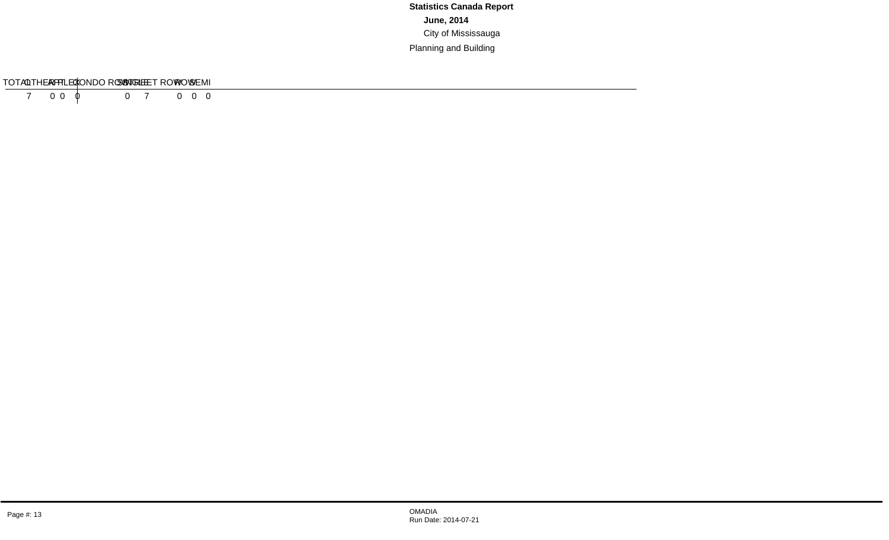**Statistics Canada Report**

**June, 2014**

City of Mississauga

Planning and Building

| TOTAL | OTHER | APT | PLEX | CONDO ROW | SINGLE | STREET ROW | ROW | SEMI |
|---|---|---|---|---|---|---|---|---|
| 7 | 0 | 0 | 0 | 0 | 7 | 0 | 0 | 0 |

OMADIA
Run Date: 2014-07-21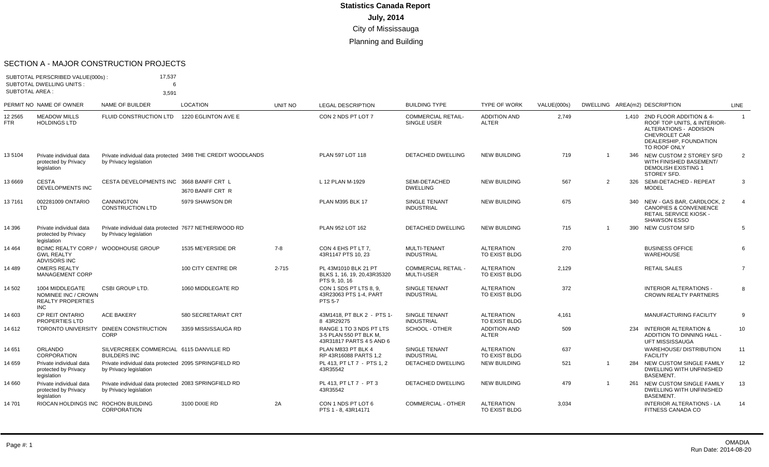# Statistics Canada Report

**July, 2014**

City of Mississauga

Planning and Building

## SECTION A - MAJOR CONSTRUCTION PROJECTS

SUBTOTAL PERSCRIBED VALUE(000s) : 17,537
SUBTOTAL DWELLING UNITS : 6
SUBTOTAL AREA : 3,591

| PERMIT NO | NAME OF OWNER | NAME OF BUILDER | LOCATION | UNIT NO | LEGAL DESCRIPTION | BUILDING TYPE | TYPE OF WORK | VALUE(000s) | DWELLING | AREA(m2) | DESCRIPTION | LINE |
|---|---|---|---|---|---|---|---|---|---|---|---|---|
| 12 2565 FTR | MEADOW MILLS HOLDINGS LTD | FLUID CONSTRUCTION LTD | 1220 EGLINTON AVE E | | CON 2 NDS PT LOT 7 | COMMERCIAL RETAIL-SINGLE USER | ADDITION AND ALTER | 2,749 | | 1,410 | 2ND FLOOR ADDITION & 4-ROOF TOP UNITS, & INTERIOR-ALTERATIONS - ADDISION CHEVROLET CAR DEALERSHIP, FOUNDATION TO ROOF ONLY | 1 |
| 13 5104 | Private individual data protected by Privacy legislation | Private individual data protected by Privacy legislation | 3498 THE CREDIT WOODLANDS | | PLAN 597 LOT 118 | DETACHED DWELLING | NEW BUILDING | 719 | 1 | 346 | NEW CUSTOM 2 STOREY SFD WITH FINISHED BASEMENT/ DEMOLISH EXISTING 1 STOREY SFD. | 2 |
| 13 6669 | CESTA DEVELOPMENTS INC | CESTA DEVELOPMENTS INC | 3668 BANFF CRT L 3670 BANFF CRT R | | L 12 PLAN M-1929 | SEMI-DETACHED DWELLING | NEW BUILDING | 567 | 2 | 326 | SEMI-DETACHED - REPEAT MODEL | 3 |
| 13 7161 | 002281009 ONTARIO LTD | CANNINGTON CONSTRUCTION LTD | 5979 SHAWSON DR | | PLAN M395 BLK 17 | SINGLE TENANT INDUSTRIAL | NEW BUILDING | 675 | | 340 | NEW - GAS BAR, CARDLOCK, 2 CANOPIES & CONVENIENCE RETAIL SERVICE KIOSK - SHAWSON ESSO | 4 |
| 14 396 | Private individual data protected by Privacy legislation | Private individual data protected by Privacy legislation | 7677 NETHERWOOD RD | | PLAN 952 LOT 162 | DETACHED DWELLING | NEW BUILDING | 715 | 1 | 390 | NEW CUSTOM SFD | 5 |
| 14 464 | BCIMC REALTY CORP / GWL REALTY ADVISORS INC | WOODHOUSE GROUP | 1535 MEYERSIDE DR | 7-8 | CON 4 EHS PT LT 7, 43R1147 PTS 10, 23 | MULTI-TENANT INDUSTRIAL | ALTERATION TO EXIST BLDG | 270 | | | BUSINESS OFFICE WAREHOUSE | 6 |
| 14 489 | OMERS REALTY MANAGEMENT CORP | | 100 CITY CENTRE DR | 2-715 | PL 43M1010 BLK 21 PT BLKS 1, 16, 19, 20,43R35320 PTS 9, 10, 16 | COMMERCIAL RETAIL - MULTI-USER | ALTERATION TO EXIST BLDG | 2,129 | | | RETAIL SALES | 7 |
| 14 502 | 1004 MIDDLEGATE NOMINEE INC / CROWN REALTY PROPERTIES INC | CSBI GROUP LTD. | 1060 MIDDLEGATE RD | | CON 1 SDS PT LTS 8, 9, 43R23063 PTS 1-4, PART PTS 5-7 | SINGLE TENANT INDUSTRIAL | ALTERATION TO EXIST BLDG | 372 | | | INTERIOR ALTERATIONS - CROWN REALTY PARTNERS | 8 |
| 14 603 | CP REIT ONTARIO PROPERTIES LTD | ACE BAKERY | 580 SECRETARIAT CRT | | 43M1418, PT BLK 2 - PTS 1-8 43R29275 | SINGLE TENANT INDUSTRIAL | ALTERATION TO EXIST BLDG | 4,161 | | | MANUFACTURING FACILITY | 9 |
| 14 612 | TORONTO UNIVERSITY | DINEEN CONSTRUCTION CORP | 3359 MISSISSAUGA RD | | RANGE 1 TO 3 NDS PT LTS 3-5 PLAN 550 PT BLK M, 43R31817 PARTS 4 5 AND 6 | SCHOOL - OTHER | ADDITION AND ALTER | 509 | | 234 | INTERIOR ALTERATION & ADDITION TO DINNING HALL - UFT MISSISSAUGA | 10 |
| 14 651 | ORLANDO CORPORATION | SILVERCREEK COMMERCIAL BUILDERS INC | 6115 DANVILLE RD | | PLAN M833 PT BLK 4 RP 43R16088 PARTS 1,2 | SINGLE TENANT INDUSTRIAL | ALTERATION TO EXIST BLDG | 637 | | | WAREHOUSE/ DISTRIBUTION FACILITY | 11 |
| 14 659 | Private individual data protected by Privacy legislation | Private individual data protected by Privacy legislation | 2095 SPRINGFIELD RD | | PL 413, PT LT 7 - PTS 1, 2 43R35542 | DETACHED DWELLING | NEW BUILDING | 521 | 1 | 284 | NEW CUSTOM SINGLE FAMILY DWELLING WITH UNFINISHED BASEMENT. | 12 |
| 14 660 | Private individual data protected by Privacy legislation | Private individual data protected by Privacy legislation | 2083 SPRINGFIELD RD | | PL 413, PT LT 7 - PT 3 43R35542 | DETACHED DWELLING | NEW BUILDING | 479 | 1 | 261 | NEW CUSTOM SINGLE FAMILY DWELLING WITH UNFINISHED BASEMENT. | 13 |
| 14 701 | RIOCAN HOLDINGS INC | ROCHON BUILDING CORPORATION | 3100 DIXIE RD | 2A | CON 1 NDS PT LOT 6 PTS 1 - 8, 43R14171 | COMMERCIAL - OTHER | ALTERATION TO EXIST BLDG | 3,034 | | | INTERIOR ALTERATIONS - LA FITNESS CANADA CO | 14 |

Page #: 1

OMADIA
Run Date: 2014-08-20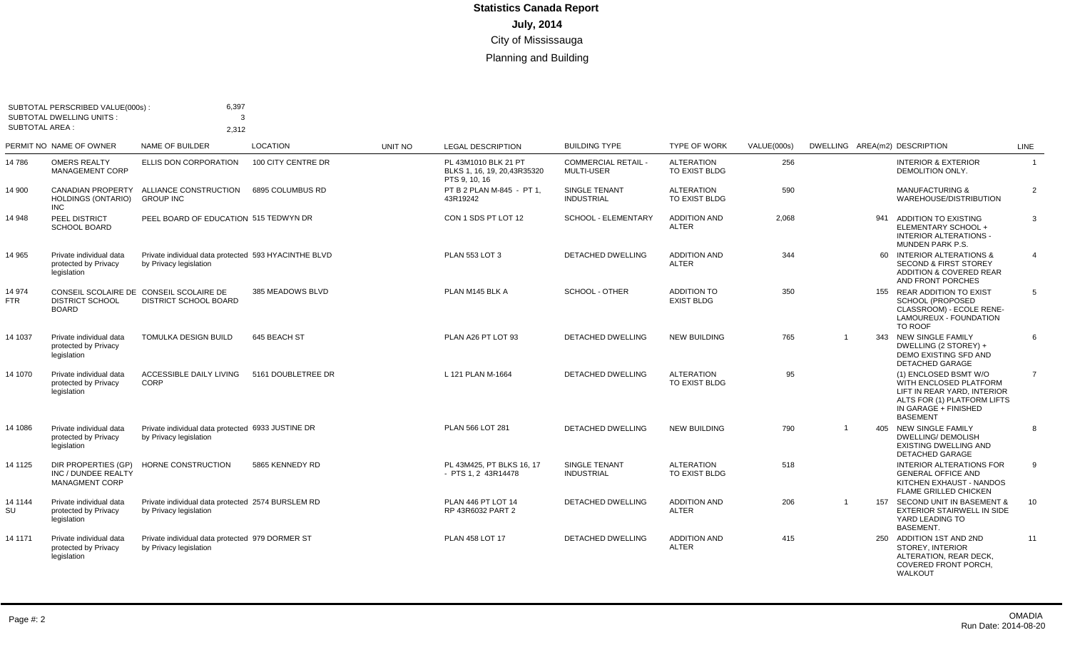# Statistics Canada Report

## July, 2014

## City of Mississauga

## Planning and Building

SUBTOTAL PERSCRIBED VALUE(000s) : 6,397
SUBTOTAL DWELLING UNITS : 3
SUBTOTAL AREA : 2,312

| PERMIT NO | NAME OF OWNER | NAME OF BUILDER | LOCATION | UNIT NO | LEGAL DESCRIPTION | BUILDING TYPE | TYPE OF WORK | VALUE(000s) | DWELLING | AREA(m2) | DESCRIPTION | LINE |
|---|---|---|---|---|---|---|---|---|---|---|---|---|
| 14 786 | OMERS REALTY MANAGEMENT CORP | ELLIS DON CORPORATION | 100 CITY CENTRE DR | | PL 43M1010 BLK 21 PT BLKS 1, 16, 19, 20,43R35320 PTS 9, 10, 16 | COMMERCIAL RETAIL - MULTI-USER | ALTERATION TO EXIST BLDG | 256 | | | INTERIOR & EXTERIOR DEMOLITION ONLY. | 1 |
| 14 900 | CANADIAN PROPERTY HOLDINGS (ONTARIO) INC | ALLIANCE CONSTRUCTION GROUP INC | 6895 COLUMBUS RD | | PT B 2 PLAN M-845 - PT 1, 43R19242 | SINGLE TENANT INDUSTRIAL | ALTERATION TO EXIST BLDG | 590 | | | MANUFACTURING & WAREHOUSE/DISTRIBUTION | 2 |
| 14 948 | PEEL DISTRICT SCHOOL BOARD | PEEL BOARD OF EDUCATION | 515 TEDWYN DR | | CON 1 SDS PT LOT 12 | SCHOOL - ELEMENTARY | ADDITION AND ALTER | 2,068 | | 941 | ADDITION TO EXISTING ELEMENTARY SCHOOL + INTERIOR ALTERATIONS - MUNDEN PARK P.S. | 3 |
| 14 965 | Private individual data protected by Privacy legislation | Private individual data protected by Privacy legislation | 593 HYACINTHE BLVD | | PLAN 553 LOT 3 | DETACHED DWELLING | ADDITION AND ALTER | 344 | | 60 | INTERIOR ALTERATIONS & SECOND & FIRST STOREY ADDITION & COVERED REAR AND FRONT PORCHES | 4 |
| 14 974 FTR | CONSEIL SCOLAIRE DE DISTRICT SCHOOL BOARD | CONSEIL SCOLAIRE DE DISTRICT SCHOOL BOARD | 385 MEADOWS BLVD | | PLAN M145 BLK A | SCHOOL - OTHER | ADDITION TO EXIST BLDG | 350 | | 155 | REAR ADDITION TO EXIST SCHOOL (PROPOSED CLASSROOM) - ECOLE RENE-LAMOUREUX - FOUNDATION TO ROOF | 5 |
| 14 1037 | Private individual data protected by Privacy legislation | TOMULKA DESIGN BUILD | 645 BEACH ST | | PLAN A26 PT LOT 93 | DETACHED DWELLING | NEW BUILDING | 765 | 1 | 343 | NEW SINGLE FAMILY DWELLING (2 STOREY) + DEMO EXISTING SFD AND DETACHED GARAGE | 6 |
| 14 1070 | Private individual data protected by Privacy legislation | ACCESSIBLE DAILY LIVING CORP | 5161 DOUBLETREE DR | | L 121 PLAN M-1664 | DETACHED DWELLING | ALTERATION TO EXIST BLDG | 95 | | | (1) ENCLOSED BSMT W/O WITH ENCLOSED PLATFORM LIFT IN REAR YARD, INTERIOR ALTS FOR (1) PLATFORM LIFTS IN GARAGE + FINISHED BASEMENT | 7 |
| 14 1086 | Private individual data protected by Privacy legislation | Private individual data protected by Privacy legislation | 6933 JUSTINE DR | | PLAN 566 LOT 281 | DETACHED DWELLING | NEW BUILDING | 790 | 1 | 405 | NEW SINGLE FAMILY DWELLING/ DEMOLISH EXISTING DWELLING AND DETACHED GARAGE | 8 |
| 14 1125 | DIR PROPERTIES (GP) INC / DUNDEE REALTY MANAGMENT CORP | HORNE CONSTRUCTION | 5865 KENNEDY RD | | PL 43M425, PT BLKS 16, 17 - PTS 1, 2 43R14478 | SINGLE TENANT INDUSTRIAL | ALTERATION TO EXIST BLDG | 518 | | | INTERIOR ALTERATIONS FOR GENERAL OFFICE AND KITCHEN EXHAUST - NANDOS FLAME GRILLED CHICKEN | 9 |
| 14 1144 SU | Private individual data protected by Privacy legislation | Private individual data protected by Privacy legislation | 2574 BURSLEM RD | | PLAN 446 PT LOT 14 RP 43R6032 PART 2 | DETACHED DWELLING | ADDITION AND ALTER | 206 | 1 | 157 | SECOND UNIT IN BASEMENT & EXTERIOR STAIRWELL IN SIDE YARD LEADING TO BASEMENT. | 10 |
| 14 1171 | Private individual data protected by Privacy legislation | Private individual data protected by Privacy legislation | 979 DORMER ST | | PLAN 458 LOT 17 | DETACHED DWELLING | ADDITION AND ALTER | 415 | | 250 | ADDITION 1ST AND 2ND STOREY, INTERIOR ALTERATION, REAR DECK, COVERED FRONT PORCH, WALKOUT | 11 |

OMADIA
Run Date: 2014-08-20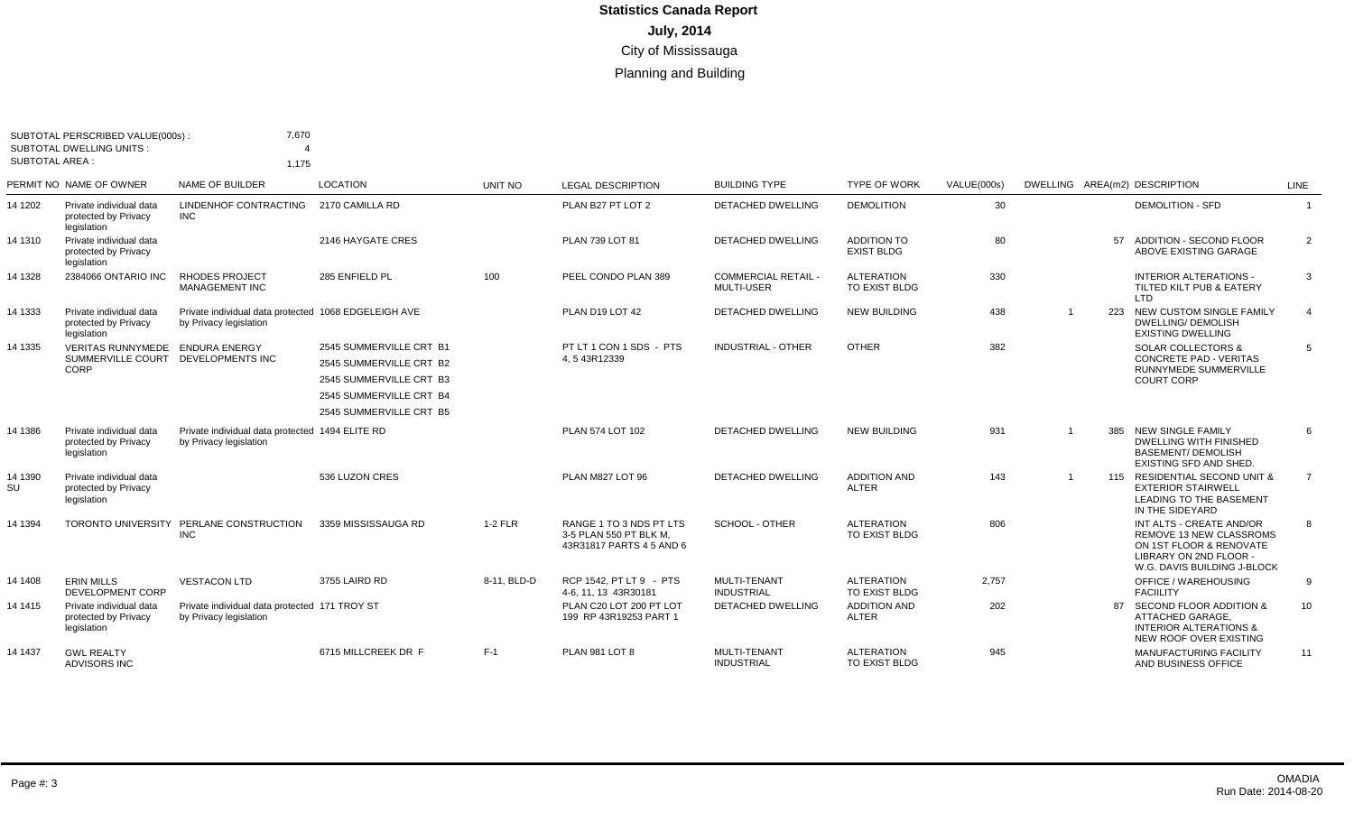# Statistics Canada Report

## July, 2014

### City of Mississauga

### Planning and Building

SUBTOTAL PERSCRIBED VALUE(000s) : 7,670
SUBTOTAL DWELLING UNITS : 4
SUBTOTAL AREA : 1,175

| PERMIT NO | NAME OF OWNER | NAME OF BUILDER | LOCATION | UNIT NO | LEGAL DESCRIPTION | BUILDING TYPE | TYPE OF WORK | VALUE(000s) | DWELLING | AREA(m2) | DESCRIPTION | LINE |
|---|---|---|---|---|---|---|---|---|---|---|---|---|
| 14 1202 | Private individual data protected by Privacy legislation | LINDENHOF CONTRACTING INC | 2170 CAMILLA RD | | PLAN B27 PT LOT 2 | DETACHED DWELLING | DEMOLITION | 30 | | | DEMOLITION - SFD | 1 |
| 14 1310 | Private individual data protected by Privacy legislation | | 2146 HAYGATE CRES | | PLAN 739 LOT 81 | DETACHED DWELLING | ADDITION TO EXIST BLDG | 80 | | 57 | ADDITION - SECOND FLOOR ABOVE EXISTING GARAGE | 2 |
| 14 1328 | 2384066 ONTARIO INC | RHODES PROJECT MANAGEMENT INC | 285 ENFIELD PL | 100 | PEEL CONDO PLAN 389 | COMMERCIAL RETAIL - MULTI-USER | ALTERATION TO EXIST BLDG | 330 | | | INTERIOR ALTERATIONS - TILTED KILT PUB & EATERY LTD | 3 |
| 14 1333 | Private individual data protected by Privacy legislation | Private individual data protected by Privacy legislation | 1068 EDGELEIGH AVE | | PLAN D19 LOT 42 | DETACHED DWELLING | NEW BUILDING | 438 | 1 | 223 | NEW CUSTOM SINGLE FAMILY DWELLING/ DEMOLISH EXISTING DWELLING | 4 |
| 14 1335 | VERITAS RUNNYMEDE SUMMERVILLE COURT CORP | ENDURA ENERGY DEVELOPMENTS INC | 2545 SUMMERVILLE CRT B1<br>2545 SUMMERVILLE CRT B2<br>2545 SUMMERVILLE CRT B3<br>2545 SUMMERVILLE CRT B4<br>2545 SUMMERVILLE CRT B5 | | PT LT 1 CON 1 SDS - PTS 4, 5 43R12339 | INDUSTRIAL - OTHER | OTHER | 382 | | | SOLAR COLLECTORS & CONCRETE PAD - VERITAS RUNNYMEDE SUMMERVILLE COURT CORP | 5 |
| 14 1386 | Private individual data protected by Privacy legislation | Private individual data protected by Privacy legislation | 1494 ELITE RD | | PLAN 574 LOT 102 | DETACHED DWELLING | NEW BUILDING | 931 | 1 | 385 | NEW SINGLE FAMILY DWELLING WITH FINISHED BASEMENT/ DEMOLISH EXISTING SFD AND SHED. | 6 |
| 14 1390 SU | Private individual data protected by Privacy legislation | | 536 LUZON CRES | | PLAN M827 LOT 96 | DETACHED DWELLING | ADDITION AND ALTER | 143 | 1 | 115 | RESIDENTIAL SECOND UNIT & EXTERIOR STAIRWELL LEADING TO THE BASEMENT IN THE SIDEYARD | 7 |
| 14 1394 | TORONTO UNIVERSITY | PERLANE CONSTRUCTION INC | 3359 MISSISSAUGA RD | 1-2 FLR | RANGE 1 TO 3 NDS PT LTS 3-5 PLAN 550 PT BLK M, 43R31817 PARTS 4 5 AND 6 | SCHOOL - OTHER | ALTERATION TO EXIST BLDG | 806 | | | INT ALTS - CREATE AND/OR REMOVE 13 NEW CLASSROMS ON 1ST FLOOR & RENOVATE LIBRARY ON 2ND FLOOR - W.G. DAVIS BUILDING J-BLOCK | 8 |
| 14 1408 | ERIN MILLS DEVELOPMENT CORP | VESTACON LTD | 3755 LAIRD RD | 8-11, BLD-D | RCP 1542, PT LT 9 - PTS 4-6, 11, 13 43R30181 | MULTI-TENANT INDUSTRIAL | ALTERATION TO EXIST BLDG | 2,757 | | | OFFICE / WAREHOUSING FACIILITY | 9 |
| 14 1415 | Private individual data protected by Privacy legislation | Private individual data protected by Privacy legislation | 171 TROY ST | | PLAN C20 LOT 200 PT LOT 199 RP 43R19253 PART 1 | DETACHED DWELLING | ADDITION AND ALTER | 202 | | 87 | SECOND FLOOR ADDITION & ATTACHED GARAGE, INTERIOR ALTERATIONS & NEW ROOF OVER EXISTING | 10 |
| 14 1437 | GWL REALTY ADVISORS INC | | 6715 MILLCREEK DR F | F-1 | PLAN 981 LOT 8 | MULTI-TENANT INDUSTRIAL | ALTERATION TO EXIST BLDG | 945 | | | MANUFACTURING FACILITY AND BUSINESS OFFICE | 11 |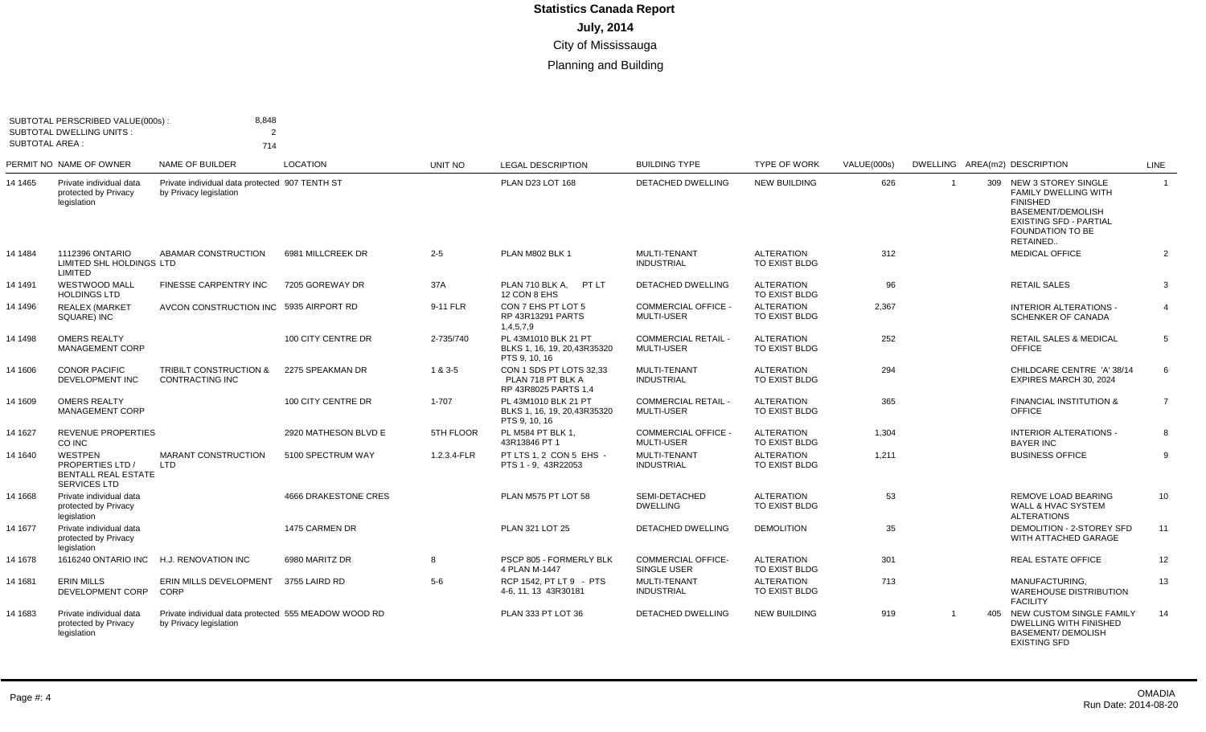# Statistics Canada Report

**July, 2014**

City of Mississauga

Planning and Building

SUBTOTAL PERSCRIBED VALUE(000s) : 8,848
SUBTOTAL DWELLING UNITS : 2
SUBTOTAL AREA : 714

| PERMIT NO | NAME OF OWNER | NAME OF BUILDER | LOCATION | UNIT NO | LEGAL DESCRIPTION | BUILDING TYPE | TYPE OF WORK | VALUE(000s) | DWELLING | AREA(m2) | DESCRIPTION | LINE |
|---|---|---|---|---|---|---|---|---|---|---|---|---|
| 14 1465 | Private individual data protected by Privacy legislation | Private individual data protected by Privacy legislation | 907 TENTH ST | | PLAN D23 LOT 168 | DETACHED DWELLING | NEW BUILDING | 626 | 1 | 309 | NEW 3 STOREY SINGLE FAMILY DWELLING WITH FINISHED BASEMENT/DEMOLISH EXISTING SFD - PARTIAL FOUNDATION TO BE RETAINED.. | 1 |
| 14 1484 | 1112396 ONTARIO LIMITED SHL HOLDINGS LTD LIMITED | ABAMAR CONSTRUCTION | 6981 MILLCREEK DR | 2-5 | PLAN M802 BLK 1 | MULTI-TENANT INDUSTRIAL | ALTERATION TO EXIST BLDG | 312 | | | MEDICAL OFFICE | 2 |
| 14 1491 | WESTWOOD MALL HOLDINGS LTD | FINESSE CARPENTRY INC | 7205 GOREWAY DR | 37A | PLAN 710 BLK A, PT LT 12 CON 8 EHS | DETACHED DWELLING | ALTERATION TO EXIST BLDG | 96 | | | RETAIL SALES | 3 |
| 14 1496 | REALEX (MARKET SQUARE) INC | AVCON CONSTRUCTION INC | 5935 AIRPORT RD | 9-11 FLR | CON 7 EHS PT LOT 5 RP 43R13291 PARTS 1,4,5,7,9 | COMMERCIAL OFFICE - MULTI-USER | ALTERATION TO EXIST BLDG | 2,367 | | | INTERIOR ALTERATIONS - SCHENKER OF CANADA | 4 |
| 14 1498 | OMERS REALTY MANAGEMENT CORP | | 100 CITY CENTRE DR | 2-735/740 | PL 43M1010 BLK 21 PT BLKS 1, 16, 19, 20,43R35320 PTS 9, 10, 16 | COMMERCIAL RETAIL - MULTI-USER | ALTERATION TO EXIST BLDG | 252 | | | RETAIL SALES & MEDICAL OFFICE | 5 |
| 14 1606 | CONOR PACIFIC DEVELOPMENT INC | TRIBILT CONSTRUCTION & CONTRACTING INC | 2275 SPEAKMAN DR | 1 & 3-5 | CON 1 SDS PT LOTS 32,33 PLAN 718 PT BLK A RP 43R8025 PARTS 1,4 | MULTI-TENANT INDUSTRIAL | ALTERATION TO EXIST BLDG | 294 | | | CHILDCARE CENTRE 'A' 38/14 EXPIRES MARCH 30, 2024 | 6 |
| 14 1609 | OMERS REALTY MANAGEMENT CORP | | 100 CITY CENTRE DR | 1-707 | PL 43M1010 BLK 21 PT BLKS 1, 16, 19, 20,43R35320 PTS 9, 10, 16 | COMMERCIAL RETAIL - MULTI-USER | ALTERATION TO EXIST BLDG | 365 | | | FINANCIAL INSTITUTION & OFFICE | 7 |
| 14 1627 | REVENUE PROPERTIES CO INC | | 2920 MATHESON BLVD E | 5TH FLOOR | PL M584 PT BLK 1, 43R13846 PT 1 | COMMERCIAL OFFICE - MULTI-USER | ALTERATION TO EXIST BLDG | 1,304 | | | INTERIOR ALTERATIONS - BAYER INC | 8 |
| 14 1640 | WESTPEN PROPERTIES LTD / BENTALL REAL ESTATE SERVICES LTD | MARANT CONSTRUCTION LTD | 5100 SPECTRUM WAY | 1.2.3.4-FLR | PT LTS 1, 2 CON 5 EHS - PTS 1 - 9, 43R22053 | MULTI-TENANT INDUSTRIAL | ALTERATION TO EXIST BLDG | 1,211 | | | BUSINESS OFFICE | 9 |
| 14 1668 | Private individual data protected by Privacy legislation | | 4666 DRAKESTONE CRES | | PLAN M575 PT LOT 58 | SEMI-DETACHED DWELLING | ALTERATION TO EXIST BLDG | 53 | | | REMOVE LOAD BEARING WALL & HVAC SYSTEM ALTERATIONS | 10 |
| 14 1677 | Private individual data protected by Privacy legislation | | 1475 CARMEN DR | | PLAN 321 LOT 25 | DETACHED DWELLING | DEMOLITION | 35 | | | DEMOLITION - 2-STOREY SFD WITH ATTACHED GARAGE | 11 |
| 14 1678 | 1616240 ONTARIO INC | H.J. RENOVATION INC | 6980 MARITZ DR | 8 | PSCP 805 - FORMERLY BLK 4 PLAN M-1447 | COMMERCIAL OFFICE- SINGLE USER | ALTERATION TO EXIST BLDG | 301 | | | REAL ESTATE OFFICE | 12 |
| 14 1681 | ERIN MILLS DEVELOPMENT CORP | ERIN MILLS DEVELOPMENT CORP | 3755 LAIRD RD | 5-6 | RCP 1542, PT LT 9 - PTS 4-6, 11, 13 43R30181 | MULTI-TENANT INDUSTRIAL | ALTERATION TO EXIST BLDG | 713 | | | MANUFACTURING, WAREHOUSE DISTRIBUTION FACILITY | 13 |
| 14 1683 | Private individual data protected by Privacy legislation | Private individual data protected by Privacy legislation | 555 MEADOW WOOD RD | | PLAN 333 PT LOT 36 | DETACHED DWELLING | NEW BUILDING | 919 | 1 | 405 | NEW CUSTOM SINGLE FAMILY DWELLING WITH FINISHED BASEMENT/ DEMOLISH EXISTING SFD | 14 |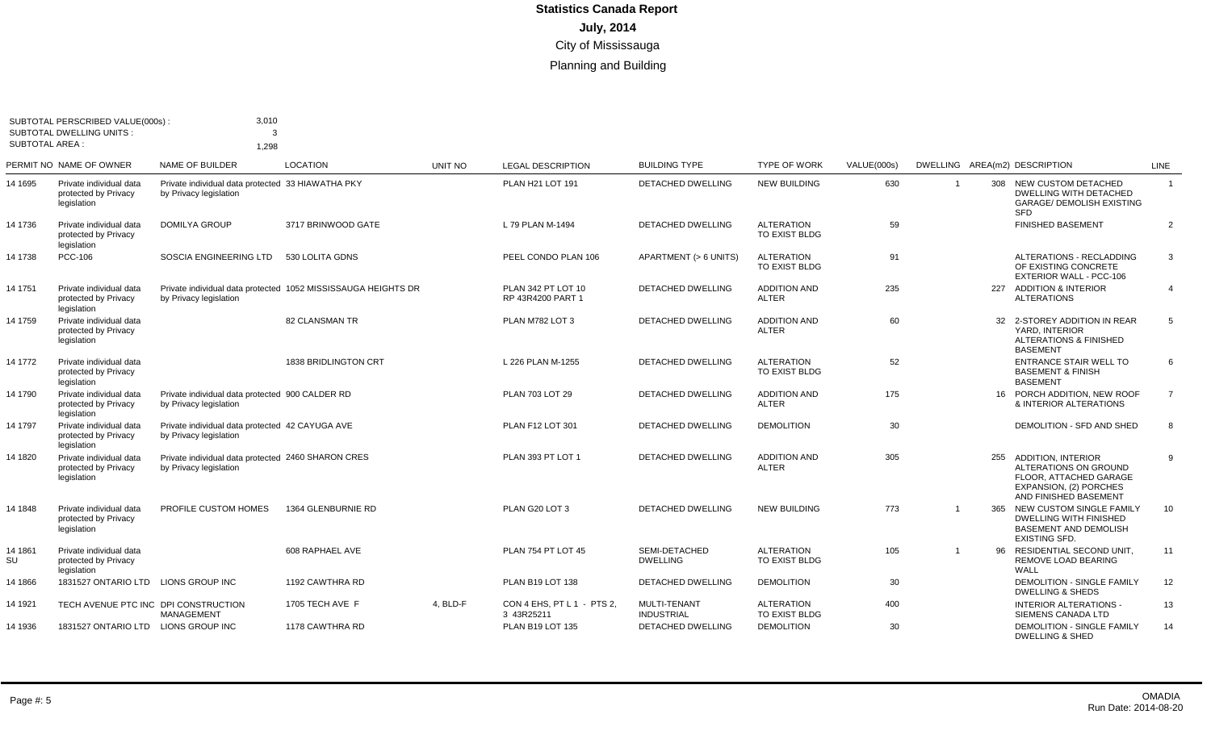# Statistics Canada Report

## July, 2014

City of Mississauga

Planning and Building

SUBTOTAL PERSCRIBED VALUE(000s) : 3,010
SUBTOTAL DWELLING UNITS : 3
SUBTOTAL AREA : 1,298

| PERMIT NO | NAME OF OWNER | NAME OF BUILDER | LOCATION | UNIT NO | LEGAL DESCRIPTION | BUILDING TYPE | TYPE OF WORK | VALUE(000s) | DWELLING | AREA(m2) | DESCRIPTION | LINE |
|---|---|---|---|---|---|---|---|---|---|---|---|---|
| 14 1695 | Private individual data protected by Privacy legislation | Private individual data protected by Privacy legislation | 33 HIAWATHA PKY | | PLAN H21 LOT 191 | DETACHED DWELLING | NEW BUILDING | 630 | 1 | 308 | NEW CUSTOM DETACHED DWELLING WITH DETACHED GARAGE/ DEMOLISH EXISTING SFD | 1 |
| 14 1736 | Private individual data protected by Privacy legislation | DOMILYA GROUP | 3717 BRINWOOD GATE | | L 79 PLAN M-1494 | DETACHED DWELLING | ALTERATION TO EXIST BLDG | 59 | | | FINISHED BASEMENT | 2 |
| 14 1738 | PCC-106 | SOSCIA ENGINEERING LTD | 530 LOLITA GDNS | | PEEL CONDO PLAN 106 | APARTMENT (> 6 UNITS) | ALTERATION TO EXIST BLDG | 91 | | | ALTERATIONS - RECLADDING OF EXISTING CONCRETE EXTERIOR WALL - PCC-106 | 3 |
| 14 1751 | Private individual data protected by Privacy legislation | Private individual data protected by Privacy legislation | 1052 MISSISSAUGA HEIGHTS DR | | PLAN 342 PT LOT 10 RP 43R4200 PART 1 | DETACHED DWELLING | ADDITION AND ALTER | 235 | | 227 | ADDITION & INTERIOR ALTERATIONS | 4 |
| 14 1759 | Private individual data protected by Privacy legislation | | 82 CLANSMAN TR | | PLAN M782 LOT 3 | DETACHED DWELLING | ADDITION AND ALTER | 60 | | 32 | 2-STOREY ADDITION IN REAR YARD, INTERIOR ALTERATIONS & FINISHED BASEMENT | 5 |
| 14 1772 | Private individual data protected by Privacy legislation | | 1838 BRIDLINGTON CRT | | L 226 PLAN M-1255 | DETACHED DWELLING | ALTERATION TO EXIST BLDG | 52 | | | ENTRANCE STAIR WELL TO BASEMENT & FINISH BASEMENT | 6 |
| 14 1790 | Private individual data protected by Privacy legislation | Private individual data protected by Privacy legislation | 900 CALDER RD | | PLAN 703 LOT 29 | DETACHED DWELLING | ADDITION AND ALTER | 175 | | 16 | PORCH ADDITION, NEW ROOF & INTERIOR ALTERATIONS | 7 |
| 14 1797 | Private individual data protected by Privacy legislation | Private individual data protected by Privacy legislation | 42 CAYUGA AVE | | PLAN F12 LOT 301 | DETACHED DWELLING | DEMOLITION | 30 | | | DEMOLITION - SFD AND SHED | 8 |
| 14 1820 | Private individual data protected by Privacy legislation | Private individual data protected by Privacy legislation | 2460 SHARON CRES | | PLAN 393 PT LOT 1 | DETACHED DWELLING | ADDITION AND ALTER | 305 | | 255 | ADDITION, INTERIOR ALTERATIONS ON GROUND FLOOR, ATTACHED GARAGE EXPANSION, (2) PORCHES AND FINISHED BASEMENT | 9 |
| 14 1848 | Private individual data protected by Privacy legislation | PROFILE CUSTOM HOMES | 1364 GLENBURNIE RD | | PLAN G20 LOT 3 | DETACHED DWELLING | NEW BUILDING | 773 | 1 | 365 | NEW CUSTOM SINGLE FAMILY DWELLING WITH FINISHED BASEMENT AND DEMOLISH EXISTING SFD. | 10 |
| 14 1861 SU | Private individual data protected by Privacy legislation | | 608 RAPHAEL AVE | | PLAN 754 PT LOT 45 | SEMI-DETACHED DWELLING | ALTERATION TO EXIST BLDG | 105 | 1 | 96 | RESIDENTIAL SECOND UNIT, REMOVE LOAD BEARING WALL | 11 |
| 14 1866 | 1831527 ONTARIO LTD | LIONS GROUP INC | 1192 CAWTHRA RD | | PLAN B19 LOT 138 | DETACHED DWELLING | DEMOLITION | 30 | | | DEMOLITION - SINGLE FAMILY DWELLING & SHEDS | 12 |
| 14 1921 | TECH AVENUE PTC INC | DPI CONSTRUCTION MANAGEMENT | 1705 TECH AVE F | 4, BLD-F | CON 4 EHS, PT L 1 - PTS 2, 3 43R25211 | MULTI-TENANT INDUSTRIAL | ALTERATION TO EXIST BLDG | 400 | | | INTERIOR ALTERATIONS - SIEMENS CANADA LTD | 13 |
| 14 1936 | 1831527 ONTARIO LTD | LIONS GROUP INC | 1178 CAWTHRA RD | | PLAN B19 LOT 135 | DETACHED DWELLING | DEMOLITION | 30 | | | DEMOLITION - SINGLE FAMILY DWELLING & SHED | 14 |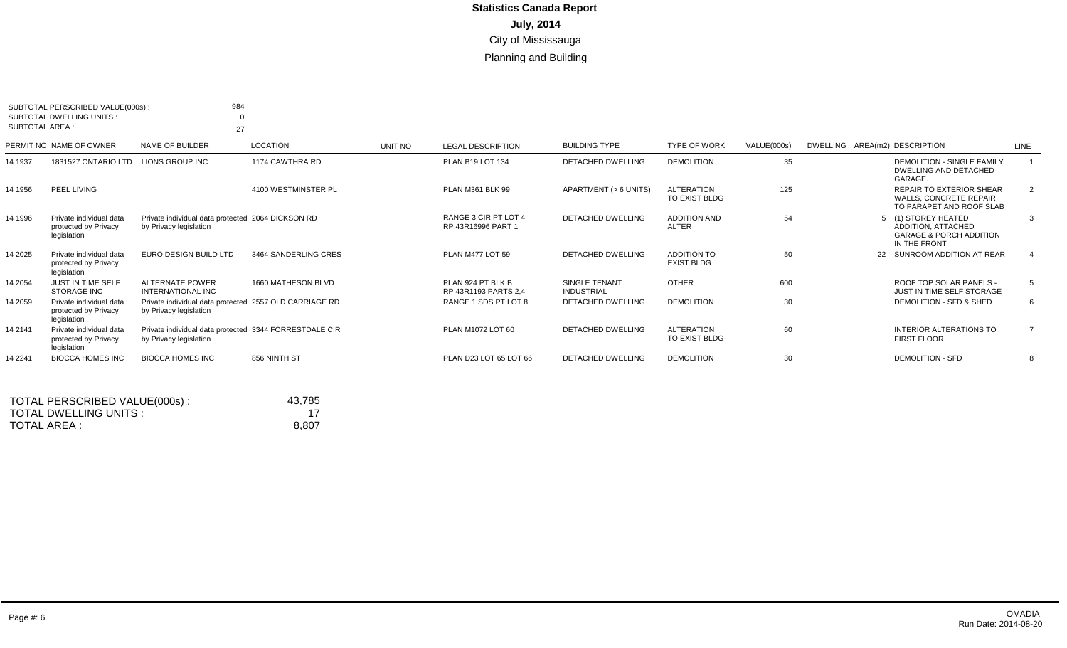# Statistics Canada Report

## July, 2014

City of Mississauga

Planning and Building

SUBTOTAL PERSCRIBED VALUE(000s) : 984
SUBTOTAL DWELLING UNITS : 0
SUBTOTAL AREA : 27

| PERMIT NO | NAME OF OWNER | NAME OF BUILDER | LOCATION | UNIT NO | LEGAL DESCRIPTION | BUILDING TYPE | TYPE OF WORK | VALUE(000s) | DWELLING | AREA(m2) | DESCRIPTION | LINE |
|---|---|---|---|---|---|---|---|---|---|---|---|---|
| 14 1937 | 1831527 ONTARIO LTD | LIONS GROUP INC | 1174 CAWTHRA RD | | PLAN B19 LOT 134 | DETACHED DWELLING | DEMOLITION | 35 | | | DEMOLITION - SINGLE FAMILY DWELLING AND DETACHED GARAGE. | 1 |
| 14 1956 | PEEL LIVING | | 4100 WESTMINSTER PL | | PLAN M361 BLK 99 | APARTMENT (> 6 UNITS) | ALTERATION TO EXIST BLDG | 125 | | | REPAIR TO EXTERIOR SHEAR WALLS, CONCRETE REPAIR TO PARAPET AND ROOF SLAB | 2 |
| 14 1996 | Private individual data protected by Privacy legislation | Private individual data protected by Privacy legislation | 2064 DICKSON RD | | RANGE 3 CIR PT LOT 4 RP 43R16996 PART 1 | DETACHED DWELLING | ADDITION AND ALTER | 54 | | 5 | (1) STOREY HEATED ADDITION, ATTACHED GARAGE & PORCH ADDITION IN THE FRONT | 3 |
| 14 2025 | Private individual data protected by Privacy legislation | EURO DESIGN BUILD LTD | 3464 SANDERLING CRES | | PLAN M477 LOT 59 | DETACHED DWELLING | ADDITION TO EXIST BLDG | 50 | | 22 | SUNROOM ADDITION AT REAR | 4 |
| 14 2054 | JUST IN TIME SELF STORAGE INC | ALTERNATE POWER INTERNATIONAL INC | 1660 MATHESON BLVD | | PLAN 924 PT BLK B RP 43R1193 PARTS 2,4 | SINGLE TENANT INDUSTRIAL | OTHER | 600 | | | ROOF TOP SOLAR PANELS - JUST IN TIME SELF STORAGE | 5 |
| 14 2059 | Private individual data protected by Privacy legislation | Private individual data protected by Privacy legislation | 2557 OLD CARRIAGE RD | | RANGE 1 SDS PT LOT 8 | DETACHED DWELLING | DEMOLITION | 30 | | | DEMOLITION - SFD & SHED | 6 |
| 14 2141 | Private individual data protected by Privacy legislation | Private individual data protected by Privacy legislation | 3344 FORRESTDALE CIR | | PLAN M1072 LOT 60 | DETACHED DWELLING | ALTERATION TO EXIST BLDG | 60 | | | INTERIOR ALTERATIONS TO FIRST FLOOR | 7 |
| 14 2241 | BIOCCA HOMES INC | BIOCCA HOMES INC | 856 NINTH ST | | PLAN D23 LOT 65 LOT 66 | DETACHED DWELLING | DEMOLITION | 30 | | | DEMOLITION - SFD | 8 |

TOTAL PERSCRIBED VALUE(000s) : 43,785
TOTAL DWELLING UNITS : 17
TOTAL AREA : 8,807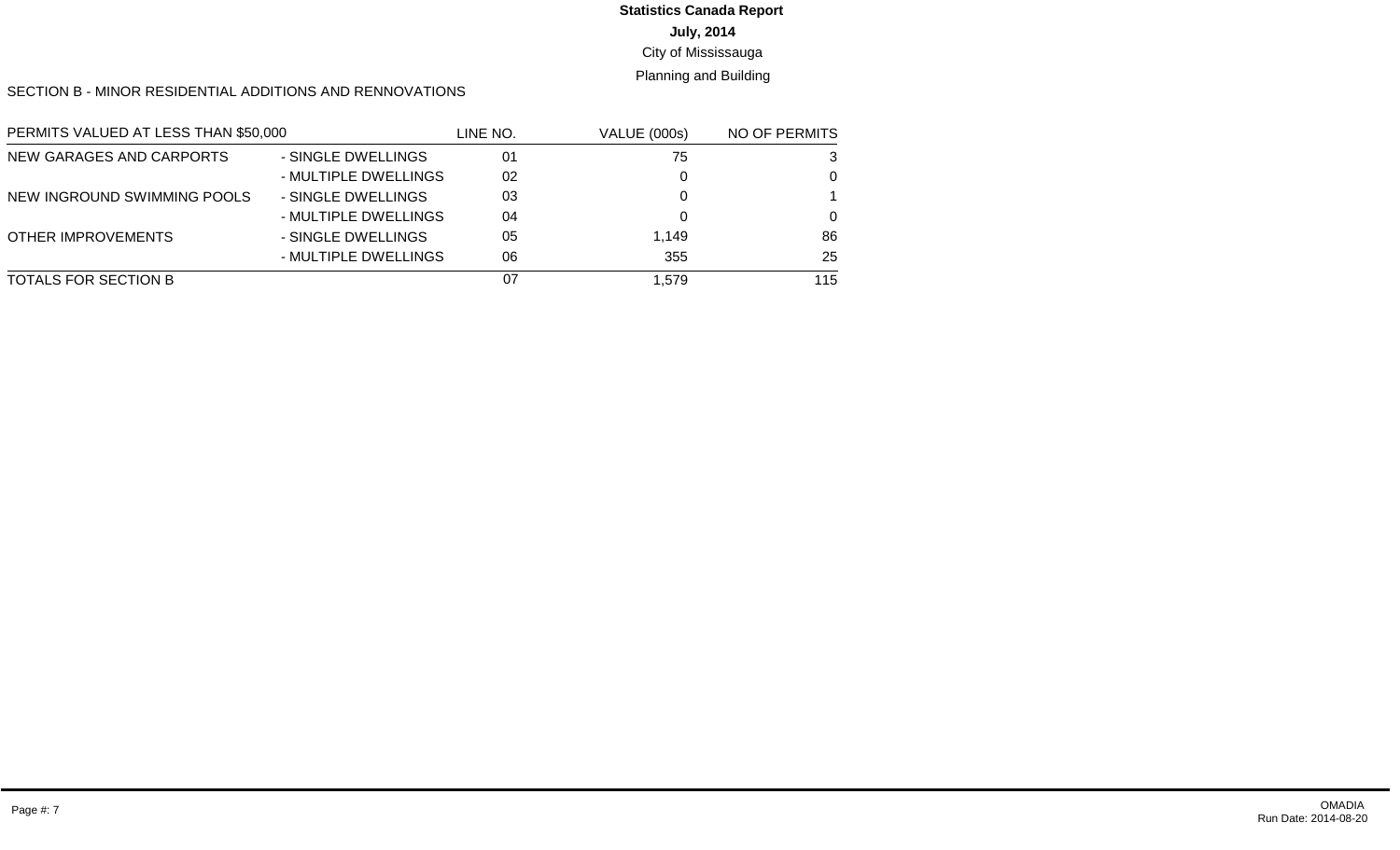**Statistics Canada Report**

**July, 2014**

City of Mississauga

Planning and Building

SECTION B - MINOR RESIDENTIAL ADDITIONS AND RENNOVATIONS

| PERMITS VALUED AT LESS THAN $50,000 | | LINE NO. | VALUE (000s) | NO OF PERMITS |
|---|---|---|---|---|
| NEW GARAGES AND CARPORTS | - SINGLE DWELLINGS | 01 | 75 | 3 |
| | - MULTIPLE DWELLINGS | 02 | 0 | 0 |
| NEW INGROUND SWIMMING POOLS | - SINGLE DWELLINGS | 03 | 0 | 1 |
| | - MULTIPLE DWELLINGS | 04 | 0 | 0 |
| OTHER IMPROVEMENTS | - SINGLE DWELLINGS | 05 | 1,149 | 86 |
| | - MULTIPLE DWELLINGS | 06 | 355 | 25 |
| TOTALS FOR SECTION B | | 07 | 1,579 | 115 |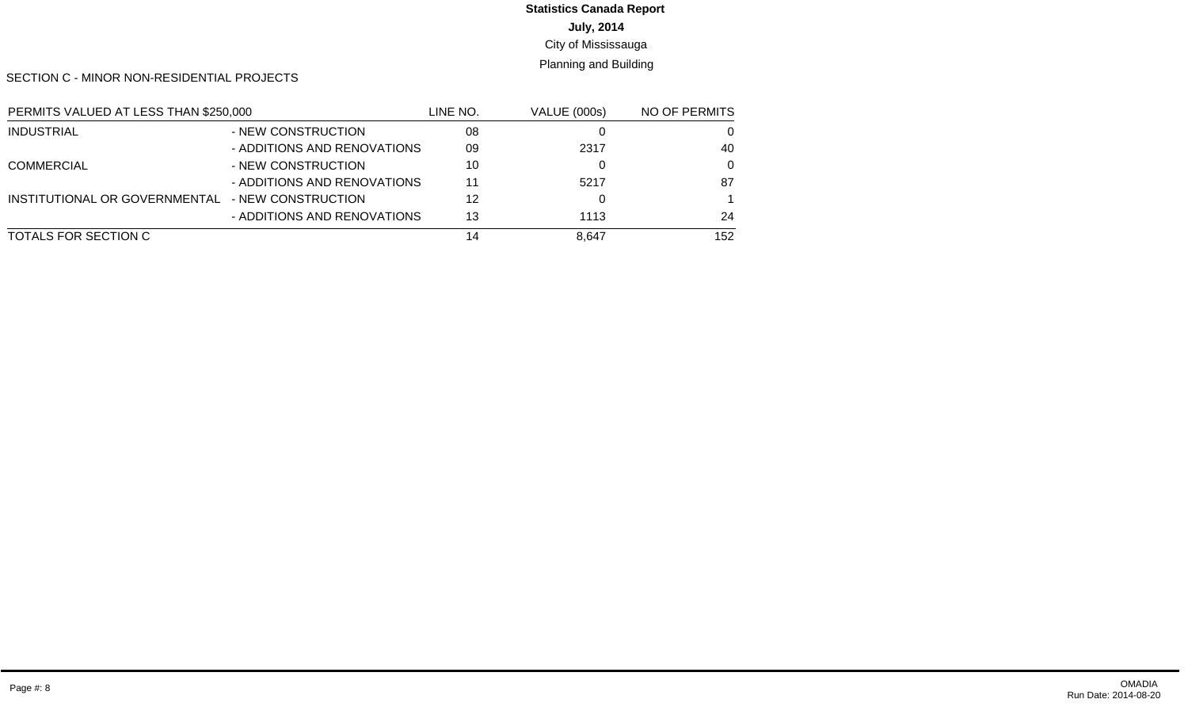**Statistics Canada Report**

**July, 2014**

City of Mississauga

Planning and Building

SECTION C - MINOR NON-RESIDENTIAL PROJECTS

| PERMITS VALUED AT LESS THAN $250,000 | | LINE NO. | VALUE (000s) | NO OF PERMITS |
|---|---|---|---|---|
| INDUSTRIAL | - NEW CONSTRUCTION | 08 | 0 | 0 |
| | - ADDITIONS AND RENOVATIONS | 09 | 2317 | 40 |
| COMMERCIAL | - NEW CONSTRUCTION | 10 | 0 | 0 |
| | - ADDITIONS AND RENOVATIONS | 11 | 5217 | 87 |
| INSTITUTIONAL OR GOVERNMENTAL | - NEW CONSTRUCTION | 12 | 0 | 1 |
| | - ADDITIONS AND RENOVATIONS | 13 | 1113 | 24 |
| TOTALS FOR SECTION C | | 14 | 8,647 | 152 |

OMADIA
Run Date: 2014-08-20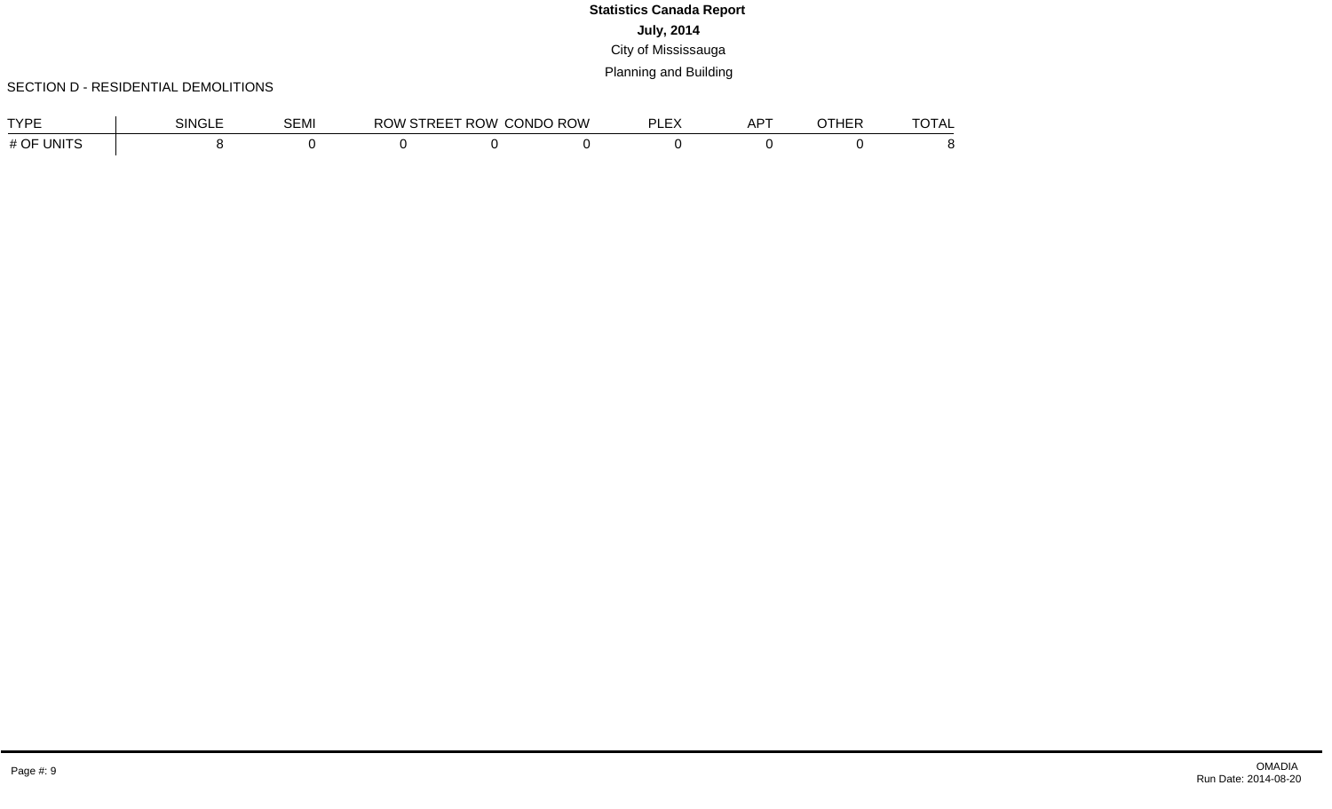# Statistics Canada Report

**July, 2014**

City of Mississauga

Planning and Building

SECTION D - RESIDENTIAL DEMOLITIONS

| TYPE | SINGLE | SEMI | ROW STREET | ROW CONDO | ROW PLEX | APT | OTHER | TOTAL |
|---|---|---|---|---|---|---|---|---|
| # OF UNITS | 8 | 0 | 0 | 0 | 0 | 0 | 0 | 8 |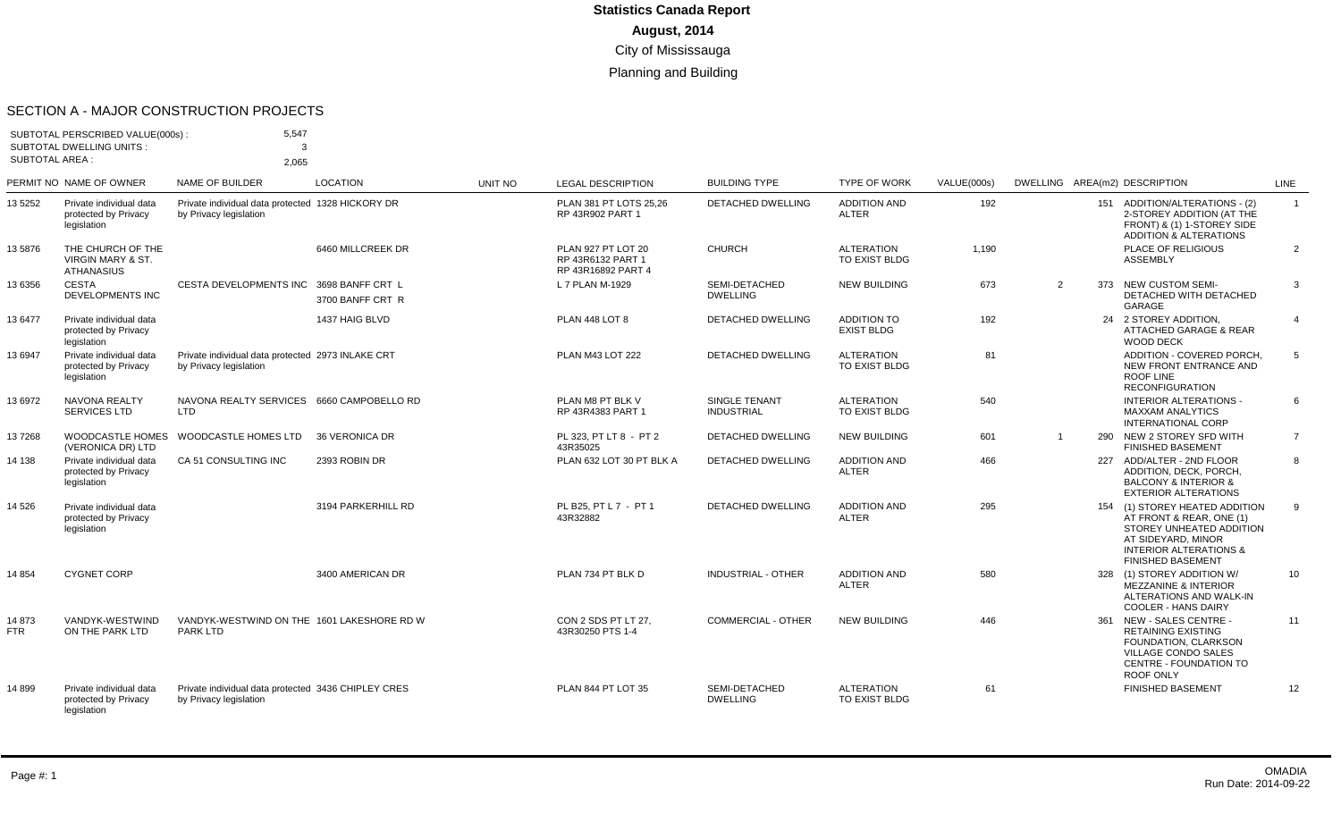# Statistics Canada Report

**August, 2014**

City of Mississauga

Planning and Building

## SECTION A - MAJOR CONSTRUCTION PROJECTS

SUBTOTAL PERSCRIBED VALUE(000s) : 5,547
SUBTOTAL DWELLING UNITS : 3
SUBTOTAL AREA : 2,065

| PERMIT NO | NAME OF OWNER | NAME OF BUILDER | LOCATION | UNIT NO | LEGAL DESCRIPTION | BUILDING TYPE | TYPE OF WORK | VALUE(000s) | DWELLING | AREA(m2) | DESCRIPTION | LINE |
|---|---|---|---|---|---|---|---|---|---|---|---|---|
| 13 5252 | Private individual data protected by Privacy legislation | Private individual data protected by Privacy legislation | 1328 HICKORY DR | | PLAN 381 PT LOTS 25,26 RP 43R902 PART 1 | DETACHED DWELLING | ADDITION AND ALTER | 192 | | 151 | ADDITION/ALTERATIONS - (2) 2-STOREY ADDITION (AT THE FRONT) & (1) 1-STOREY SIDE ADDITION & ALTERATIONS | 1 |
| 13 5876 | THE CHURCH OF THE VIRGIN MARY & ST. ATHANASIUS | | 6460 MILLCREEK DR | | PLAN 927 PT LOT 20 RP 43R6132 PART 1 RP 43R16892 PART 4 | CHURCH | ALTERATION TO EXIST BLDG | 1,190 | | | PLACE OF RELIGIOUS ASSEMBLY | 2 |
| 13 6356 | CESTA DEVELOPMENTS INC | CESTA DEVELOPMENTS INC | 3698 BANFF CRT L<br>3700 BANFF CRT R | | L 7 PLAN M-1929 | SEMI-DETACHED DWELLING | NEW BUILDING | 673 | 2 | 373 | NEW CUSTOM SEMI-DETACHED WITH DETACHED GARAGE | 3 |
| 13 6477 | Private individual data protected by Privacy legislation | | 1437 HAIG BLVD | | PLAN 448 LOT 8 | DETACHED DWELLING | ADDITION TO EXIST BLDG | 192 | | 24 | 2 STOREY ADDITION, ATTACHED GARAGE & REAR WOOD DECK | 4 |
| 13 6947 | Private individual data protected by Privacy legislation | Private individual data protected by Privacy legislation | 2973 INLAKE CRT | | PLAN M43 LOT 222 | DETACHED DWELLING | ALTERATION TO EXIST BLDG | 81 | | | ADDITION - COVERED PORCH, NEW FRONT ENTRANCE AND ROOF LINE RECONFIGURATION | 5 |
| 13 6972 | NAVONA REALTY SERVICES LTD | NAVONA REALTY SERVICES LTD | 6660 CAMPOBELLO RD | | PLAN M8 PT BLK V RP 43R4383 PART 1 | SINGLE TENANT INDUSTRIAL | ALTERATION TO EXIST BLDG | 540 | | | INTERIOR ALTERATIONS - MAXXAM ANALYTICS INTERNATIONAL CORP | 6 |
| 13 7268 | WOODCASTLE HOMES (VERONICA DR) LTD | WOODCASTLE HOMES LTD | 36 VERONICA DR | | PL 323, PT LT 8 - PT 2 43R35025 | DETACHED DWELLING | NEW BUILDING | 601 | 1 | 290 | NEW 2 STOREY SFD WITH FINISHED BASEMENT | 7 |
| 14 138 | Private individual data protected by Privacy legislation | CA 51 CONSULTING INC | 2393 ROBIN DR | | PLAN 632 LOT 30 PT BLK A | DETACHED DWELLING | ADDITION AND ALTER | 466 | | 227 | ADD/ALTER - 2ND FLOOR ADDITION, DECK, PORCH, BALCONY & INTERIOR & EXTERIOR ALTERATIONS | 8 |
| 14 526 | Private individual data protected by Privacy legislation | | 3194 PARKERHILL RD | | PL B25, PT L 7 - PT 1 43R32882 | DETACHED DWELLING | ADDITION AND ALTER | 295 | | 154 | (1) STOREY HEATED ADDITION AT FRONT & REAR, ONE (1) STOREY UNHEATED ADDITION AT SIDEYARD, MINOR INTERIOR ALTERATIONS & FINISHED BASEMENT | 9 |
| 14 854 | CYGNET CORP | | 3400 AMERICAN DR | | PLAN 734 PT BLK D | INDUSTRIAL - OTHER | ADDITION AND ALTER | 580 | | 328 | (1) STOREY ADDITION W/ MEZZANINE & INTERIOR ALTERATIONS AND WALK-IN COOLER - HANS DAIRY | 10 |
| 14 873 FTR | VANDYK-WESTWIND ON THE PARK LTD | VANDYK-WESTWIND ON THE PARK LTD | 1601 LAKESHORE RD W | | CON 2 SDS PT LT 27, 43R30250 PTS 1-4 | COMMERCIAL - OTHER | NEW BUILDING | 446 | | 361 | NEW - SALES CENTRE - RETAINING EXISTING FOUNDATION, CLARKSON VILLAGE CONDO SALES CENTRE - FOUNDATION TO ROOF ONLY | 11 |
| 14 899 | Private individual data protected by Privacy legislation | Private individual data protected by Privacy legislation | 3436 CHIPLEY CRES | | PLAN 844 PT LOT 35 | SEMI-DETACHED DWELLING | ALTERATION TO EXIST BLDG | 61 | | | FINISHED BASEMENT | 12 |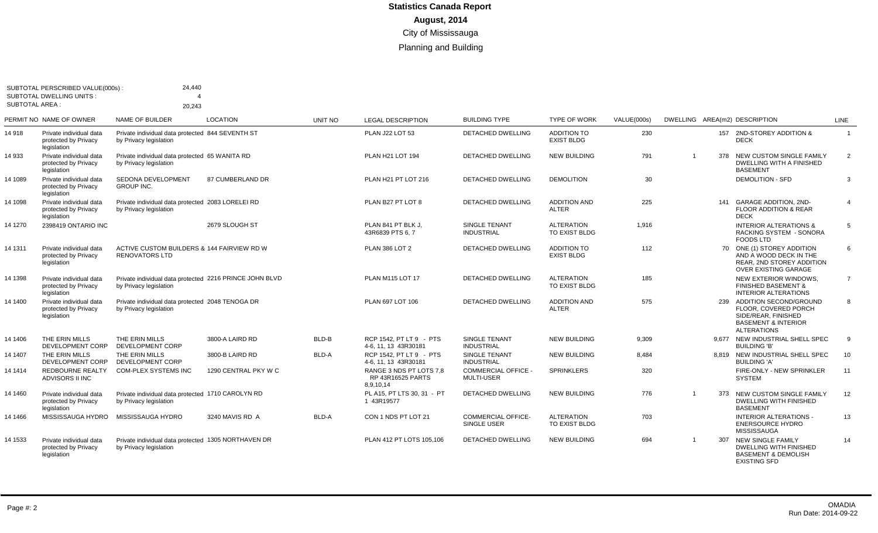# Statistics Canada Report

## August, 2014

City of Mississauga

Planning and Building

SUBTOTAL PERSCRIBED VALUE(000s) : 24,440
SUBTOTAL DWELLING UNITS : 4
SUBTOTAL AREA : 20,243

| PERMIT NO | NAME OF OWNER | NAME OF BUILDER | LOCATION | UNIT NO | LEGAL DESCRIPTION | BUILDING TYPE | TYPE OF WORK | VALUE(000s) | DWELLING | AREA(m2) | DESCRIPTION | LINE |
|---|---|---|---|---|---|---|---|---|---|---|---|---|
| 14 918 | Private individual data protected by Privacy legislation | Private individual data protected by Privacy legislation | 844 SEVENTH ST | | PLAN J22 LOT 53 | DETACHED DWELLING | ADDITION TO EXIST BLDG | 230 | | 157 | 2ND-STOREY ADDITION & DECK | 1 |
| 14 933 | Private individual data protected by Privacy legislation | Private individual data protected by Privacy legislation | 65 WANITA RD | | PLAN H21 LOT 194 | DETACHED DWELLING | NEW BUILDING | 791 | 1 | 378 | NEW CUSTOM SINGLE FAMILY DWELLING WITH A FINISHED BASEMENT | 2 |
| 14 1089 | Private individual data protected by Privacy legislation | SEDONA DEVELOPMENT GROUP INC. | 87 CUMBERLAND DR | | PLAN H21 PT LOT 216 | DETACHED DWELLING | DEMOLITION | 30 | | | DEMOLITION - SFD | 3 |
| 14 1098 | Private individual data protected by Privacy legislation | Private individual data protected by Privacy legislation | 2083 LORELEI RD | | PLAN B27 PT LOT 8 | DETACHED DWELLING | ADDITION AND ALTER | 225 | | 141 | GARAGE ADDITION, 2ND-FLOOR ADDITION & REAR DECK | 4 |
| 14 1270 | 2398419 ONTARIO INC | | 2679 SLOUGH ST | | PLAN 841 PT BLK J, 43R6839 PTS 6, 7 | SINGLE TENANT INDUSTRIAL | ALTERATION TO EXIST BLDG | 1,916 | | | INTERIOR ALTERATIONS & RACKING SYSTEM - SONORA FOODS LTD | 5 |
| 14 1311 | Private individual data protected by Privacy legislation | ACTIVE CUSTOM BUILDERS & RENOVATORS LTD | 144 FAIRVIEW RD W | | PLAN 386 LOT 2 | DETACHED DWELLING | ADDITION TO EXIST BLDG | 112 | | 70 | ONE (1) STOREY ADDITION AND A WOOD DECK IN THE REAR, 2ND STOREY ADDITION OVER EXISTING GARAGE | 6 |
| 14 1398 | Private individual data protected by Privacy legislation | Private individual data protected by Privacy legislation | 2216 PRINCE JOHN BLVD | | PLAN M115 LOT 17 | DETACHED DWELLING | ALTERATION TO EXIST BLDG | 185 | | | NEW EXTERIOR WINDOWS, FINISHED BASEMENT & INTERIOR ALTERATIONS | 7 |
| 14 1400 | Private individual data protected by Privacy legislation | Private individual data protected by Privacy legislation | 2048 TENOGA DR | | PLAN 697 LOT 106 | DETACHED DWELLING | ADDITION AND ALTER | 575 | | 239 | ADDITION SECOND/GROUND FLOOR, COVERED PORCH SIDE/REAR, FINISHED BASEMENT & INTERIOR ALTERATIONS | 8 |
| 14 1406 | THE ERIN MILLS DEVELOPMENT CORP | THE ERIN MILLS DEVELOPMENT CORP | 3800-A LAIRD RD | BLD-B | RCP 1542, PT LT 9 - PTS 4-6, 11, 13 43R30181 | SINGLE TENANT INDUSTRIAL | NEW BUILDING | 9,309 | | 9,677 | NEW INDUSTRIAL SHELL SPEC BUILDING 'B' | 9 |
| 14 1407 | THE ERIN MILLS DEVELOPMENT CORP | THE ERIN MILLS DEVELOPMENT CORP | 3800-B LAIRD RD | BLD-A | RCP 1542, PT LT 9 - PTS 4-6, 11, 13 43R30181 | SINGLE TENANT INDUSTRIAL | NEW BUILDING | 8,484 | | 8,819 | NEW INDUSTRIAL SHELL SPEC BUILDING 'A' | 10 |
| 14 1414 | REDBOURNE REALTY ADVISORS II INC | COM-PLEX SYSTEMS INC | 1290 CENTRAL PKY W C | | RANGE 3 NDS PT LOTS 7,8 RP 43R16525 PARTS 8,9,10,14 | COMMERCIAL OFFICE - MULTI-USER | SPRINKLERS | 320 | | | FIRE-ONLY - NEW SPRINKLER SYSTEM | 11 |
| 14 1460 | Private individual data protected by Privacy legislation | Private individual data protected by Privacy legislation | 1710 CAROLYN RD | | PL A15, PT LTS 30, 31 - PT 1 43R19577 | DETACHED DWELLING | NEW BUILDING | 776 | 1 | 373 | NEW CUSTOM SINGLE FAMILY DWELLING WITH FINISHED BASEMENT | 12 |
| 14 1466 | MISSISSAUGA HYDRO | MISSISSAUGA HYDRO | 3240 MAVIS RD A | BLD-A | CON 1 NDS PT LOT 21 | COMMERCIAL OFFICE-SINGLE USER | ALTERATION TO EXIST BLDG | 703 | | | INTERIOR ALTERATIONS - ENERSOURCE HYDRO MISSISSAUGA | 13 |
| 14 1533 | Private individual data protected by Privacy legislation | Private individual data protected by Privacy legislation | 1305 NORTHAVEN DR | | PLAN 412 PT LOTS 105,106 | DETACHED DWELLING | NEW BUILDING | 694 | 1 | 307 | NEW SINGLE FAMILY DWELLING WITH FINISHED BASEMENT & DEMOLISH EXISTING SFD | 14 |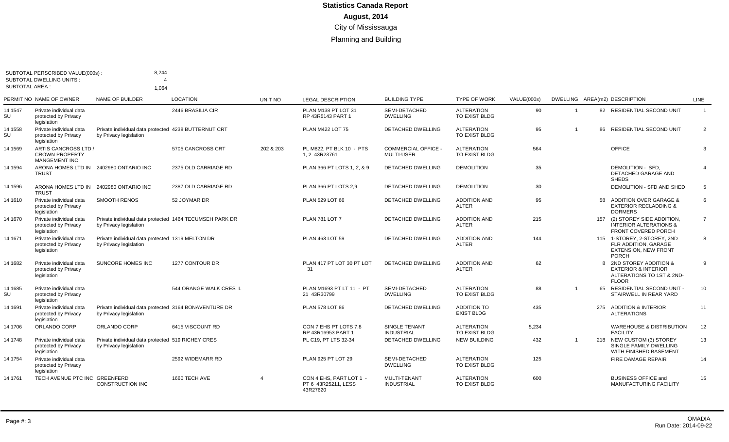# Statistics Canada Report

## August, 2014

City of Mississauga

Planning and Building

SUBTOTAL PERSCRIBED VALUE(000s) : 8,244
SUBTOTAL DWELLING UNITS : 4
SUBTOTAL AREA : 1,064

| PERMIT NO | NAME OF OWNER | NAME OF BUILDER | LOCATION | UNIT NO | LEGAL DESCRIPTION | BUILDING TYPE | TYPE OF WORK | VALUE(000s) | DWELLING | AREA(m2) | DESCRIPTION | LINE |
|---|---|---|---|---|---|---|---|---|---|---|---|---|
| 14 1547 SU | Private individual data protected by Privacy legislation | | 2446 BRASILIA CIR | | PLAN M138 PT LOT 31 RP 43R5143 PART 1 | SEMI-DETACHED DWELLING | ALTERATION TO EXIST BLDG | 90 | 1 | 82 | RESIDENTIAL SECOND UNIT | 1 |
| 14 1558 SU | Private individual data protected by Privacy legislation | Private individual data protected by Privacy legislation | 4238 BUTTERNUT CRT | | PLAN M422 LOT 75 | DETACHED DWELLING | ALTERATION TO EXIST BLDG | 95 | 1 | 86 | RESIDENTIAL SECOND UNIT | 2 |
| 14 1569 | ARTIS CANCROSS LTD / CROWN PROPERTY MANGEMENT INC | | 5705 CANCROSS CRT | 202 & 203 | PL M822, PT BLK 10 - PTS 1, 2 43R23761 | COMMERCIAL OFFICE - MULTI-USER | ALTERATION TO EXIST BLDG | 564 | | | OFFICE | 3 |
| 14 1594 | ARONA HOMES LTD IN TRUST | 2402980 ONTARIO INC | 2375 OLD CARRIAGE RD | | PLAN 366 PT LOTS 1, 2, & 9 | DETACHED DWELLING | DEMOLITION | 35 | | | DEMOLITION - SFD, DETACHED GARAGE AND SHEDS | 4 |
| 14 1596 | ARONA HOMES LTD IN TRUST | 2402980 ONTARIO INC | 2387 OLD CARRIAGE RD | | PLAN 366 PT LOTS 2,9 | DETACHED DWELLING | DEMOLITION | 30 | | | DEMOLITION - SFD AND SHED | 5 |
| 14 1610 | Private individual data protected by Privacy legislation | SMOOTH RENOS | 52 JOYMAR DR | | PLAN 529 LOT 66 | DETACHED DWELLING | ADDITION AND ALTER | 95 | | 58 | ADDITION OVER GARAGE & EXTERIOR RECLADDING & DORMERS | 6 |
| 14 1670 | Private individual data protected by Privacy legislation | Private individual data protected by Privacy legislation | 1464 TECUMSEH PARK DR | | PLAN 781 LOT 7 | DETACHED DWELLING | ADDITION AND ALTER | 215 | | 157 | (2) STOREY SIDE ADDITION, INTERIOR ALTERATIONS & FRONT COVERED PORCH | 7 |
| 14 1671 | Private individual data protected by Privacy legislation | Private individual data protected by Privacy legislation | 1319 MELTON DR | | PLAN 463 LOT 59 | DETACHED DWELLING | ADDITION AND ALTER | 144 | | 115 | 1-STOREY, 2-STOREY, 2ND FLR ADDITION, GARAGE EXTENSION, NEW FRONT PORCH | 8 |
| 14 1682 | Private individual data protected by Privacy legislation | SUNCORE HOMES INC | 1277 CONTOUR DR | | PLAN 417 PT LOT 30 PT LOT 31 | DETACHED DWELLING | ADDITION AND ALTER | 62 | | 8 | 2ND STOREY ADDITION & EXTERIOR & INTERIOR ALTERATIONS TO 1ST & 2ND-FLOOR | 9 |
| 14 1685 SU | Private individual data protected by Privacy legislation | | 544 ORANGE WALK CRES L | | PLAN M1693 PT LT 11 - PT 21 43R30799 | SEMI-DETACHED DWELLING | ALTERATION TO EXIST BLDG | 88 | 1 | 65 | RESIDENTIAL SECOND UNIT - STAIRWELL IN REAR YARD | 10 |
| 14 1691 | Private individual data protected by Privacy legislation | Private individual data protected by Privacy legislation | 3164 BONAVENTURE DR | | PLAN 578 LOT 86 | DETACHED DWELLING | ADDITION TO EXIST BLDG | 435 | | 275 | ADDITION & INTERIOR ALTERATIONS | 11 |
| 14 1706 | ORLANDO CORP | ORLANDO CORP | 6415 VISCOUNT RD | | CON 7 EHS PT LOTS 7,8 RP 43R16953 PART 1 | SINGLE TENANT INDUSTRIAL | ALTERATION TO EXIST BLDG | 5,234 | | | WAREHOUSE & DISTRIBUTION FACILITY | 12 |
| 14 1748 | Private individual data protected by Privacy legislation | Private individual data protected by Privacy legislation | 519 RICHEY CRES | | PL C19, PT LTS 32-34 | DETACHED DWELLING | NEW BUILDING | 432 | 1 | 218 | NEW CUSTOM (3) STOREY SINGLE FAMILY DWELLING WITH FINISHED BASEMENT | 13 |
| 14 1754 | Private individual data protected by Privacy legislation | | 2592 WIDEMARR RD | | PLAN 925 PT LOT 29 | SEMI-DETACHED DWELLING | ALTERATION TO EXIST BLDG | 125 | | | FIRE DAMAGE REPAIR | 14 |
| 14 1761 | TECH AVENUE PTC INC | GREENFERD CONSTRUCTION INC | 1660 TECH AVE | 4 | CON 4 EHS, PART LOT 1 - PT 6 43R25211, LESS 43R27620 | MULTI-TENANT INDUSTRIAL | ALTERATION TO EXIST BLDG | 600 | | | BUSINESS OFFICE and MANUFACTURING FACILITY | 15 |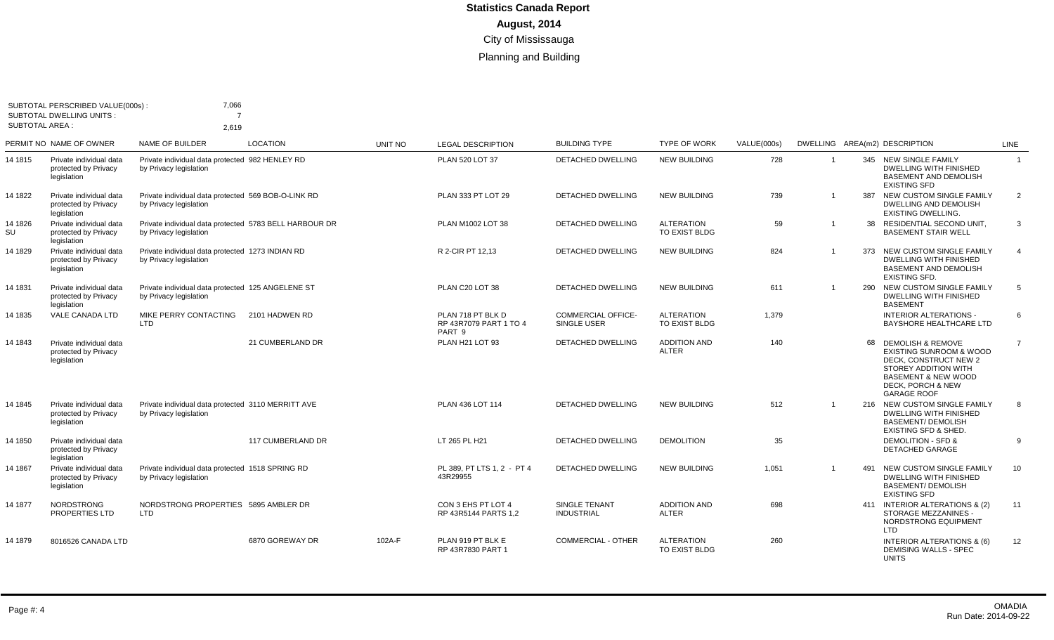# Statistics Canada Report

## August, 2014

City of Mississauga

Planning and Building

SUBTOTAL PERSCRIBED VALUE(000s) : 7,066
SUBTOTAL DWELLING UNITS : 7
SUBTOTAL AREA : 2,619

| PERMIT NO | NAME OF OWNER | NAME OF BUILDER | LOCATION | UNIT NO | LEGAL DESCRIPTION | BUILDING TYPE | TYPE OF WORK | VALUE(000s) | DWELLING | AREA(m2) | DESCRIPTION | LINE |
|---|---|---|---|---|---|---|---|---|---|---|---|---|
| 14 1815 | Private individual data protected by Privacy legislation | Private individual data protected by Privacy legislation | 982 HENLEY RD | | PLAN 520 LOT 37 | DETACHED DWELLING | NEW BUILDING | 728 | 1 | 345 | NEW SINGLE FAMILY DWELLING WITH FINISHED BASEMENT AND DEMOLISH EXISTING SFD | 1 |
| 14 1822 | Private individual data protected by Privacy legislation | Private individual data protected by Privacy legislation | 569 BOB-O-LINK RD | | PLAN 333 PT LOT 29 | DETACHED DWELLING | NEW BUILDING | 739 | 1 | 387 | NEW CUSTOM SINGLE FAMILY DWELLING AND DEMOLISH EXISTING DWELLING. | 2 |
| 14 1826 SU | Private individual data protected by Privacy legislation | Private individual data protected by Privacy legislation | 5783 BELL HARBOUR DR | | PLAN M1002 LOT 38 | DETACHED DWELLING | ALTERATION TO EXIST BLDG | 59 | 1 | 38 | RESIDENTIAL SECOND UNIT, BASEMENT STAIR WELL | 3 |
| 14 1829 | Private individual data protected by Privacy legislation | Private individual data protected by Privacy legislation | 1273 INDIAN RD | | R 2-CIR PT 12,13 | DETACHED DWELLING | NEW BUILDING | 824 | 1 | 373 | NEW CUSTOM SINGLE FAMILY DWELLING WITH FINISHED BASEMENT AND DEMOLISH EXISTING SFD. | 4 |
| 14 1831 | Private individual data protected by Privacy legislation | Private individual data protected by Privacy legislation | 125 ANGELENE ST | | PLAN C20 LOT 38 | DETACHED DWELLING | NEW BUILDING | 611 | 1 | 290 | NEW CUSTOM SINGLE FAMILY DWELLING WITH FINISHED BASEMENT | 5 |
| 14 1835 | VALE CANADA LTD | MIKE PERRY CONTACTING LTD | 2101 HADWEN RD | | PLAN 718 PT BLK D RP 43R7079 PART 1 TO 4 PART 9 | COMMERCIAL OFFICE- SINGLE USER | ALTERATION TO EXIST BLDG | 1,379 | | | INTERIOR ALTERATIONS - BAYSHORE HEALTHCARE LTD | 6 |
| 14 1843 | Private individual data protected by Privacy legislation | | 21 CUMBERLAND DR | | PLAN H21 LOT 93 | DETACHED DWELLING | ADDITION AND ALTER | 140 | | 68 | DEMOLISH & REMOVE EXISTING SUNROOM & WOOD DECK, CONSTRUCT NEW 2 STOREY ADDITION WITH BASEMENT & NEW WOOD DECK, PORCH & NEW GARAGE ROOF | 7 |
| 14 1845 | Private individual data protected by Privacy legislation | Private individual data protected by Privacy legislation | 3110 MERRITT AVE | | PLAN 436 LOT 114 | DETACHED DWELLING | NEW BUILDING | 512 | 1 | 216 | NEW CUSTOM SINGLE FAMILY DWELLING WITH FINISHED BASEMENT/ DEMOLISH EXISTING SFD & SHED. | 8 |
| 14 1850 | Private individual data protected by Privacy legislation | | 117 CUMBERLAND DR | | LT 265 PL H21 | DETACHED DWELLING | DEMOLITION | 35 | | | DEMOLITION - SFD & DETACHED GARAGE | 9 |
| 14 1867 | Private individual data protected by Privacy legislation | Private individual data protected by Privacy legislation | 1518 SPRING RD | | PL 389, PT LTS 1, 2 - PT 4 43R29955 | DETACHED DWELLING | NEW BUILDING | 1,051 | 1 | 491 | NEW CUSTOM SINGLE FAMILY DWELLING WITH FINISHED BASEMENT/ DEMOLISH EXISTING SFD | 10 |
| 14 1877 | NORDSTRONG PROPERTIES LTD | NORDSTRONG PROPERTIES LTD | 5895 AMBLER DR | | CON 3 EHS PT LOT 4 RP 43R5144 PARTS 1,2 | SINGLE TENANT INDUSTRIAL | ADDITION AND ALTER | 698 | | 411 | INTERIOR ALTERATIONS & (2) STORAGE MEZZANINES - NORDSTRONG EQUIPMENT LTD | 11 |
| 14 1879 | 8016526 CANADA LTD | | 6870 GOREWAY DR | 102A-F | PLAN 919 PT BLK E RP 43R7830 PART 1 | COMMERCIAL - OTHER | ALTERATION TO EXIST BLDG | 260 | | | INTERIOR ALTERATIONS & (6) DEMISING WALLS - SPEC UNITS | 12 |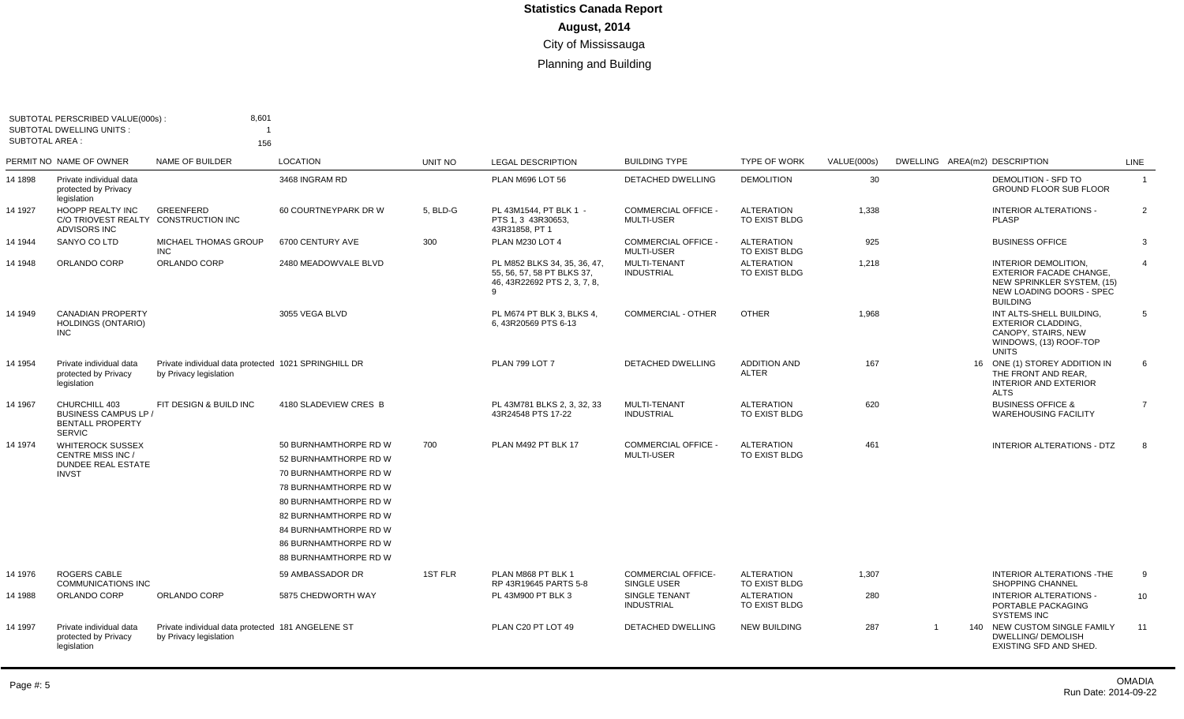# Statistics Canada Report

**August, 2014**

City of Mississauga

Planning and Building

SUBTOTAL PERSCRIBED VALUE(000s) : 8,601
SUBTOTAL DWELLING UNITS : 1
SUBTOTAL AREA : 156

| PERMIT NO | NAME OF OWNER | NAME OF BUILDER | LOCATION | UNIT NO | LEGAL DESCRIPTION | BUILDING TYPE | TYPE OF WORK | VALUE(000s) | DWELLING | AREA(m2) | DESCRIPTION | LINE |
|---|---|---|---|---|---|---|---|---|---|---|---|---|
| 14 1898 | Private individual data protected by Privacy legislation | | 3468 INGRAM RD | | PLAN M696 LOT 56 | DETACHED DWELLING | DEMOLITION | 30 | | | DEMOLITION - SFD TO GROUND FLOOR SUB FLOOR | 1 |
| 14 1927 | HOOPP REALTY INC C/O TRIOVEST REALTY ADVISORS INC | GREENFERD CONSTRUCTION INC | 60 COURTNEYPARK DR W | 5, BLD-G | PL 43M1544, PT BLK 1 - PTS 1, 3 43R30653, 43R31858, PT 1 | COMMERCIAL OFFICE - MULTI-USER | ALTERATION TO EXIST BLDG | 1,338 | | | INTERIOR ALTERATIONS - PLASP | 2 |
| 14 1944 | SANYO CO LTD | MICHAEL THOMAS GROUP INC | 6700 CENTURY AVE | 300 | PLAN M230 LOT 4 | COMMERCIAL OFFICE - MULTI-USER | ALTERATION TO EXIST BLDG | 925 | | | BUSINESS OFFICE | 3 |
| 14 1948 | ORLANDO CORP | ORLANDO CORP | 2480 MEADOWVALE BLVD | | PL M852 BLKS 34, 35, 36, 47, 55, 56, 57, 58 PT BLKS 37, 46, 43R22692 PTS 2, 3, 7, 8, 9 | MULTI-TENANT INDUSTRIAL | ALTERATION TO EXIST BLDG | 1,218 | | | INTERIOR DEMOLITION, EXTERIOR FACADE CHANGE, NEW SPRINKLER SYSTEM, (15) NEW LOADING DOORS - SPEC BUILDING | 4 |
| 14 1949 | CANADIAN PROPERTY HOLDINGS (ONTARIO) INC | | 3055 VEGA BLVD | | PL M674 PT BLK 3, BLKS 4, 6, 43R20569 PTS 6-13 | COMMERCIAL - OTHER | OTHER | 1,968 | | | INT ALTS-SHELL BUILDING, EXTERIOR CLADDING, CANOPY, STAIRS, NEW WINDOWS, (13) ROOF-TOP UNITS | 5 |
| 14 1954 | Private individual data protected by Privacy legislation | Private individual data protected by Privacy legislation | 1021 SPRINGHILL DR | | PLAN 799 LOT 7 | DETACHED DWELLING | ADDITION AND ALTER | 167 | | 16 | ONE (1) STOREY ADDITION IN THE FRONT AND REAR, INTERIOR AND EXTERIOR ALTS | 6 |
| 14 1967 | CHURCHILL 403 BUSINESS CAMPUS LP / BENTALL PROPERTY SERVIC | FIT DESIGN & BUILD INC | 4180 SLADEVIEW CRES B | | PL 43M781 BLKS 2, 3, 32, 33 43R24548 PTS 17-22 | MULTI-TENANT INDUSTRIAL | ALTERATION TO EXIST BLDG | 620 | | | BUSINESS OFFICE & WAREHOUSING FACILITY | 7 |
| 14 1974 | WHITEROCK SUSSEX CENTRE MISS INC / DUNDEE REAL ESTATE INVST | | 50 BURNHAMTHORPE RD W<br>52 BURNHAMTHORPE RD W<br>70 BURNHAMTHORPE RD W<br>78 BURNHAMTHORPE RD W<br>80 BURNHAMTHORPE RD W<br>82 BURNHAMTHORPE RD W<br>84 BURNHAMTHORPE RD W<br>86 BURNHAMTHORPE RD W<br>88 BURNHAMTHORPE RD W | 700 | PLAN M492 PT BLK 17 | COMMERCIAL OFFICE - MULTI-USER | ALTERATION TO EXIST BLDG | 461 | | | INTERIOR ALTERATIONS - DTZ | 8 |
| 14 1976 | ROGERS CABLE COMMUNICATIONS INC | | 59 AMBASSADOR DR | 1ST FLR | PLAN M868 PT BLK 1 RP 43R19645 PARTS 5-8 | COMMERCIAL OFFICE- SINGLE USER | ALTERATION TO EXIST BLDG | 1,307 | | | INTERIOR ALTERATIONS -THE SHOPPING CHANNEL | 9 |
| 14 1988 | ORLANDO CORP | ORLANDO CORP | 5875 CHEDWORTH WAY | | PL 43M900 PT BLK 3 | SINGLE TENANT INDUSTRIAL | ALTERATION TO EXIST BLDG | 280 | | | INTERIOR ALTERATIONS - PORTABLE PACKAGING SYSTEMS INC | 10 |
| 14 1997 | Private individual data protected by Privacy legislation | Private individual data protected by Privacy legislation | 181 ANGELENE ST | | PLAN C20 PT LOT 49 | DETACHED DWELLING | NEW BUILDING | 287 | 1 | 140 | NEW CUSTOM SINGLE FAMILY DWELLING/ DEMOLISH EXISTING SFD AND SHED. | 11 |

OMADIA
Run Date: 2014-09-22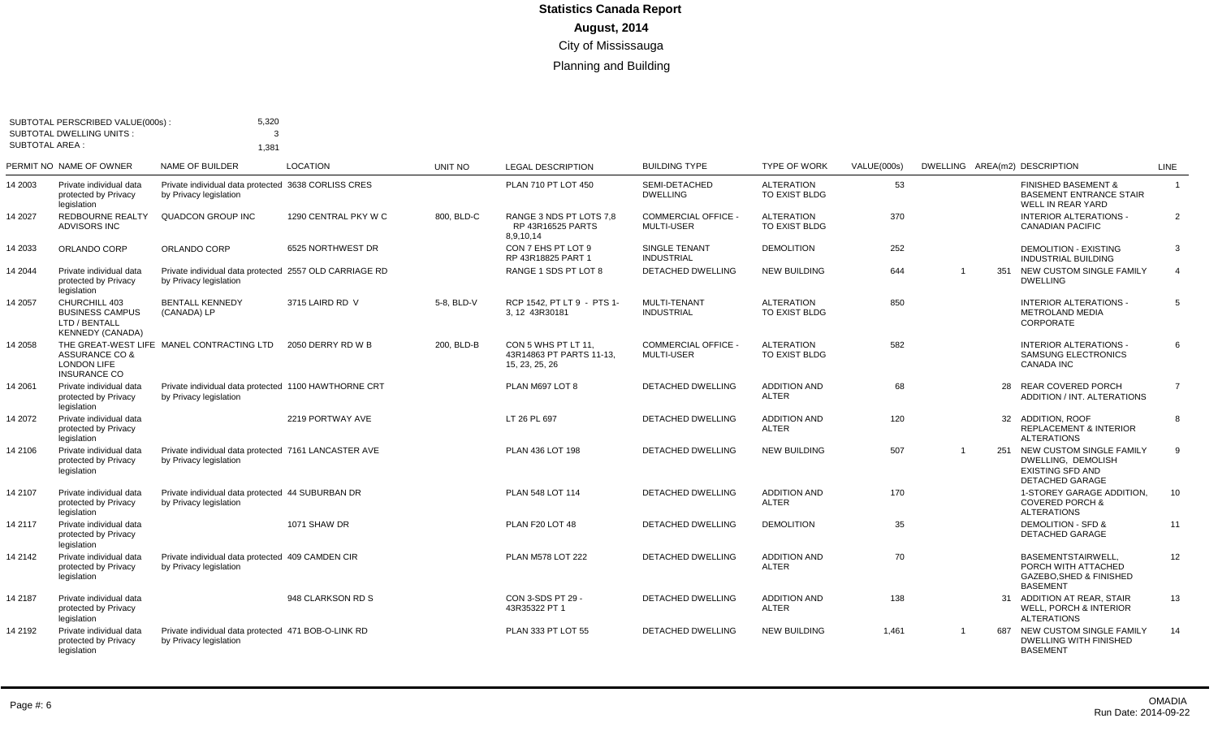# Statistics Canada Report

## August, 2014

City of Mississauga

Planning and Building

SUBTOTAL PERSCRIBED VALUE(000s) : 5,320
SUBTOTAL DWELLING UNITS : 3
SUBTOTAL AREA : 1,381

| PERMIT NO | NAME OF OWNER | NAME OF BUILDER | LOCATION | UNIT NO | LEGAL DESCRIPTION | BUILDING TYPE | TYPE OF WORK | VALUE(000s) | DWELLING | AREA(m2) | DESCRIPTION | LINE |
|---|---|---|---|---|---|---|---|---|---|---|---|---|
| 14 2003 | Private individual data protected by Privacy legislation | Private individual data protected by Privacy legislation | 3638 CORLISS CRES | | PLAN 710 PT LOT 450 | SEMI-DETACHED DWELLING | ALTERATION TO EXIST BLDG | 53 | | | FINISHED BASEMENT & BASEMENT ENTRANCE STAIR WELL IN REAR YARD | 1 |
| 14 2027 | REDBOURNE REALTY ADVISORS INC | QUADCON GROUP INC | 1290 CENTRAL PKY W C | 800, BLD-C | RANGE 3 NDS PT LOTS 7,8 RP 43R16525 PARTS 8,9,10,14 | COMMERCIAL OFFICE - MULTI-USER | ALTERATION TO EXIST BLDG | 370 | | | INTERIOR ALTERATIONS - CANADIAN PACIFIC | 2 |
| 14 2033 | ORLANDO CORP | ORLANDO CORP | 6525 NORTHWEST DR | | CON 7 EHS PT LOT 9 RP 43R18825 PART 1 | SINGLE TENANT INDUSTRIAL | DEMOLITION | 252 | | | DEMOLITION - EXISTING INDUSTRIAL BUILDING | 3 |
| 14 2044 | Private individual data protected by Privacy legislation | Private individual data protected by Privacy legislation | 2557 OLD CARRIAGE RD | | RANGE 1 SDS PT LOT 8 | DETACHED DWELLING | NEW BUILDING | 644 | 1 | 351 | NEW CUSTOM SINGLE FAMILY DWELLING | 4 |
| 14 2057 | CHURCHILL 403 BUSINESS CAMPUS LTD / BENTALL KENNEDY (CANADA) | BENTALL KENNEDY (CANADA) LP | 3715 LAIRD RD V | 5-8, BLD-V | RCP 1542, PT LT 9 - PTS 1-3, 12 43R30181 | MULTI-TENANT INDUSTRIAL | ALTERATION TO EXIST BLDG | 850 | | | INTERIOR ALTERATIONS - METROLAND MEDIA CORPORATE | 5 |
| 14 2058 | THE GREAT-WEST LIFE ASSURANCE CO & LONDON LIFE INSURANCE CO | MANEL CONTRACTING LTD | 2050 DERRY RD W B | 200, BLD-B | CON 5 WHS PT LT 11, 43R14863 PT PARTS 11-13, 15, 23, 25, 26 | COMMERCIAL OFFICE - MULTI-USER | ALTERATION TO EXIST BLDG | 582 | | | INTERIOR ALTERATIONS - SAMSUNG ELECTRONICS CANADA INC | 6 |
| 14 2061 | Private individual data protected by Privacy legislation | Private individual data protected by Privacy legislation | 1100 HAWTHORNE CRT | | PLAN M697 LOT 8 | DETACHED DWELLING | ADDITION AND ALTER | 68 | | 28 | REAR COVERED PORCH ADDITION / INT. ALTERATIONS | 7 |
| 14 2072 | Private individual data protected by Privacy legislation | | 2219 PORTWAY AVE | | LT 26 PL 697 | DETACHED DWELLING | ADDITION AND ALTER | 120 | | 32 | ADDITION, ROOF REPLACEMENT & INTERIOR ALTERATIONS | 8 |
| 14 2106 | Private individual data protected by Privacy legislation | Private individual data protected by Privacy legislation | 7161 LANCASTER AVE | | PLAN 436 LOT 198 | DETACHED DWELLING | NEW BUILDING | 507 | 1 | 251 | NEW CUSTOM SINGLE FAMILY DWELLING, DEMOLISH EXISTING SFD AND DETACHED GARAGE | 9 |
| 14 2107 | Private individual data protected by Privacy legislation | Private individual data protected by Privacy legislation | 44 SUBURBAN DR | | PLAN 548 LOT 114 | DETACHED DWELLING | ADDITION AND ALTER | 170 | | | 1-STOREY GARAGE ADDITION, COVERED PORCH & ALTERATIONS | 10 |
| 14 2117 | Private individual data protected by Privacy legislation | | 1071 SHAW DR | | PLAN F20 LOT 48 | DETACHED DWELLING | DEMOLITION | 35 | | | DEMOLITION - SFD & DETACHED GARAGE | 11 |
| 14 2142 | Private individual data protected by Privacy legislation | Private individual data protected by Privacy legislation | 409 CAMDEN CIR | | PLAN M578 LOT 222 | DETACHED DWELLING | ADDITION AND ALTER | 70 | | | BASEMENTSTAIRWELL, PORCH WITH ATTACHED GAZEBO,SHED & FINISHED BASEMENT | 12 |
| 14 2187 | Private individual data protected by Privacy legislation | | 948 CLARKSON RD S | | CON 3-SDS PT 29 - 43R35322 PT 1 | DETACHED DWELLING | ADDITION AND ALTER | 138 | | 31 | ADDITION AT REAR, STAIR WELL, PORCH & INTERIOR ALTERATIONS | 13 |
| 14 2192 | Private individual data protected by Privacy legislation | Private individual data protected by Privacy legislation | 471 BOB-O-LINK RD | | PLAN 333 PT LOT 55 | DETACHED DWELLING | NEW BUILDING | 1,461 | 1 | 687 | NEW CUSTOM SINGLE FAMILY DWELLING WITH FINISHED BASEMENT | 14 |

OMADIA
Run Date: 2014-09-22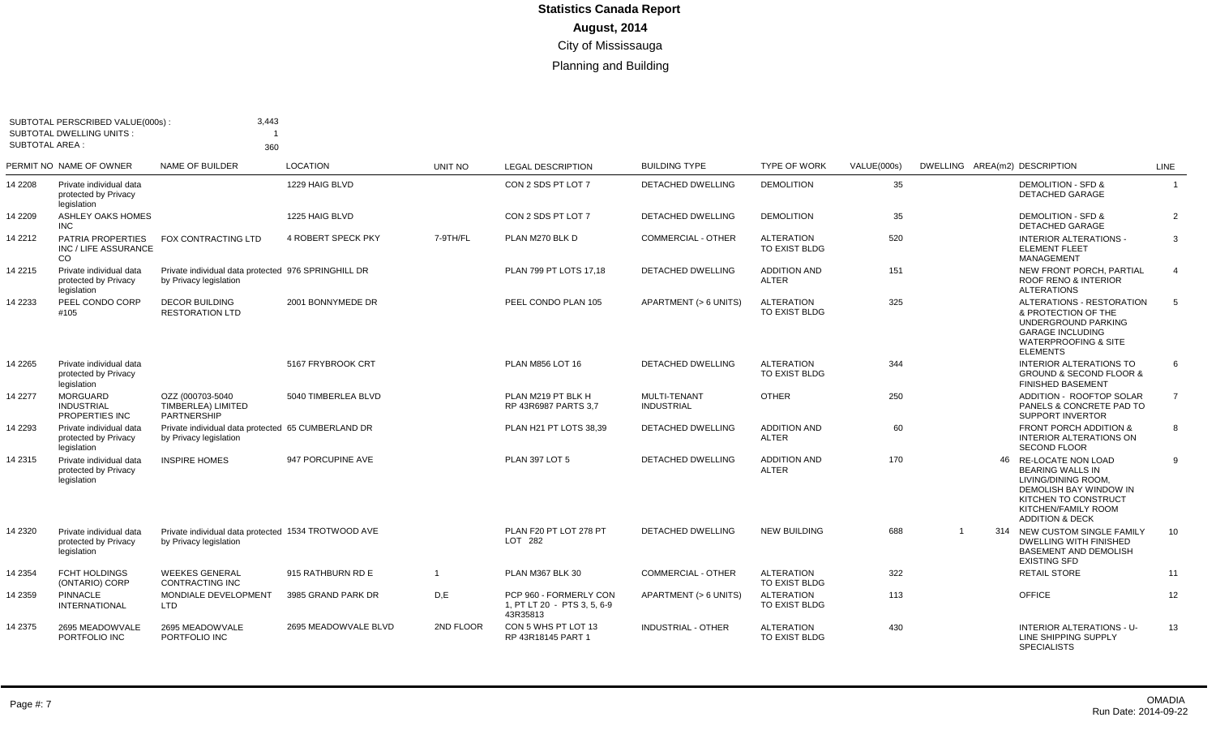# Statistics Canada Report

**August, 2014**

City of Mississauga

Planning and Building

SUBTOTAL PERSCRIBED VALUE(000s) : 3,443
SUBTOTAL DWELLING UNITS : 1
SUBTOTAL AREA : 360

| PERMIT NO | NAME OF OWNER | NAME OF BUILDER | LOCATION | UNIT NO | LEGAL DESCRIPTION | BUILDING TYPE | TYPE OF WORK | VALUE(000s) | DWELLING | AREA(m2) | DESCRIPTION | LINE |
|---|---|---|---|---|---|---|---|---|---|---|---|---|
| 14 2208 | Private individual data protected by Privacy legislation | | 1229 HAIG BLVD | | CON 2 SDS PT LOT 7 | DETACHED DWELLING | DEMOLITION | 35 | | | DEMOLITION - SFD & DETACHED GARAGE | 1 |
| 14 2209 | ASHLEY OAKS HOMES INC | | 1225 HAIG BLVD | | CON 2 SDS PT LOT 7 | DETACHED DWELLING | DEMOLITION | 35 | | | DEMOLITION - SFD & DETACHED GARAGE | 2 |
| 14 2212 | PATRIA PROPERTIES INC / LIFE ASSURANCE CO | FOX CONTRACTING LTD | 4 ROBERT SPECK PKY | 7-9TH/FL | PLAN M270 BLK D | COMMERCIAL - OTHER | ALTERATION TO EXIST BLDG | 520 | | | INTERIOR ALTERATIONS - ELEMENT FLEET MANAGEMENT | 3 |
| 14 2215 | Private individual data protected by Privacy legislation | Private individual data protected by Privacy legislation | 976 SPRINGHILL DR | | PLAN 799 PT LOTS 17,18 | DETACHED DWELLING | ADDITION AND ALTER | 151 | | | NEW FRONT PORCH, PARTIAL ROOF RENO & INTERIOR ALTERATIONS | 4 |
| 14 2233 | PEEL CONDO CORP #105 | DECOR BUILDING RESTORATION LTD | 2001 BONNYMEDE DR | | PEEL CONDO PLAN 105 | APARTMENT (> 6 UNITS) | ALTERATION TO EXIST BLDG | 325 | | | ALTERATIONS - RESTORATION & PROTECTION OF THE UNDERGROUND PARKING GARAGE INCLUDING WATERPROOFING & SITE ELEMENTS | 5 |
| 14 2265 | Private individual data protected by Privacy legislation | | 5167 FRYBROOK CRT | | PLAN M856 LOT 16 | DETACHED DWELLING | ALTERATION TO EXIST BLDG | 344 | | | INTERIOR ALTERATIONS TO GROUND & SECOND FLOOR & FINISHED BASEMENT | 6 |
| 14 2277 | MORGUARD INDUSTRIAL PROPERTIES INC | OZZ (000703-5040 TIMBERLEA) LIMITED PARTNERSHIP | 5040 TIMBERLEA BLVD | | PLAN M219 PT BLK H RP 43R6987 PARTS 3,7 | MULTI-TENANT INDUSTRIAL | OTHER | 250 | | | ADDITION - ROOFTOP SOLAR PANELS & CONCRETE PAD TO SUPPORT INVERTOR | 7 |
| 14 2293 | Private individual data protected by Privacy legislation | Private individual data protected by Privacy legislation | 65 CUMBERLAND DR | | PLAN H21 PT LOTS 38,39 | DETACHED DWELLING | ADDITION AND ALTER | 60 | | | FRONT PORCH ADDITION & INTERIOR ALTERATIONS ON SECOND FLOOR | 8 |
| 14 2315 | Private individual data protected by Privacy legislation | INSPIRE HOMES | 947 PORCUPINE AVE | | PLAN 397 LOT 5 | DETACHED DWELLING | ADDITION AND ALTER | 170 | | 46 | RE-LOCATE NON LOAD BEARING WALLS IN LIVING/DINING ROOM, DEMOLISH BAY WINDOW IN KITCHEN TO CONSTRUCT KITCHEN/FAMILY ROOM ADDITION & DECK | 9 |
| 14 2320 | Private individual data protected by Privacy legislation | Private individual data protected by Privacy legislation | 1534 TROTWOOD AVE | | PLAN F20 PT LOT 278 PT LOT 282 | DETACHED DWELLING | NEW BUILDING | 688 | 1 | 314 | NEW CUSTOM SINGLE FAMILY DWELLING WITH FINISHED BASEMENT AND DEMOLISH EXISTING SFD | 10 |
| 14 2354 | FCHT HOLDINGS (ONTARIO) CORP | WEEKES GENERAL CONTRACTING INC | 915 RATHBURN RD E | 1 | PLAN M367 BLK 30 | COMMERCIAL - OTHER | ALTERATION TO EXIST BLDG | 322 | | | RETAIL STORE | 11 |
| 14 2359 | PINNACLE INTERNATIONAL | MONDIALE DEVELOPMENT LTD | 3985 GRAND PARK DR | D,E | PCP 960 - FORMERLY CON 1, PT LT 20 - PTS 3, 5, 6-9 43R35813 | APARTMENT (> 6 UNITS) | ALTERATION TO EXIST BLDG | 113 | | | OFFICE | 12 |
| 14 2375 | 2695 MEADOWVALE PORTFOLIO INC | 2695 MEADOWVALE PORTFOLIO INC | 2695 MEADOWVALE BLVD | 2ND FLOOR | CON 5 WHS PT LOT 13 RP 43R18145 PART 1 | INDUSTRIAL - OTHER | ALTERATION TO EXIST BLDG | 430 | | | INTERIOR ALTERATIONS - U-LINE SHIPPING SUPPLY SPECIALISTS | 13 |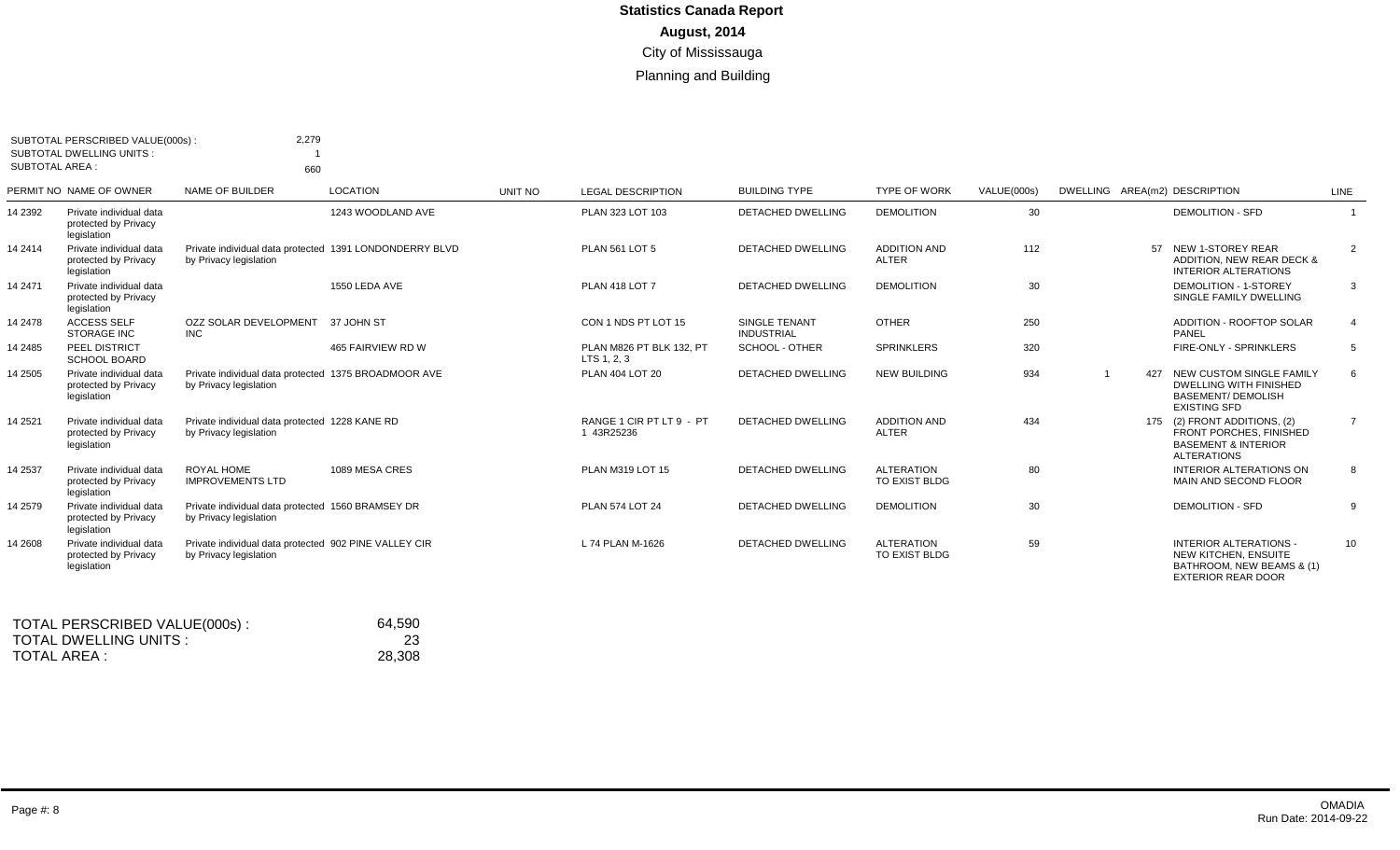# Statistics Canada Report

## August, 2014

City of Mississauga

Planning and Building

SUBTOTAL PERSCRIBED VALUE(000s) : 2,279
SUBTOTAL DWELLING UNITS : 1
SUBTOTAL AREA : 660

| PERMIT NO | NAME OF OWNER | NAME OF BUILDER | LOCATION | UNIT NO | LEGAL DESCRIPTION | BUILDING TYPE | TYPE OF WORK | VALUE(000s) | DWELLING | AREA(m2) | DESCRIPTION | LINE |
|---|---|---|---|---|---|---|---|---|---|---|---|---|
| 14 2392 | Private individual data protected by Privacy legislation | | 1243 WOODLAND AVE | | PLAN 323 LOT 103 | DETACHED DWELLING | DEMOLITION | 30 | | | DEMOLITION - SFD | 1 |
| 14 2414 | Private individual data protected by Privacy legislation | Private individual data protected by Privacy legislation | 1391 LONDONDERRY BLVD | | PLAN 561 LOT 5 | DETACHED DWELLING | ADDITION AND ALTER | 112 | | 57 | NEW 1-STOREY REAR ADDITION, NEW REAR DECK & INTERIOR ALTERATIONS | 2 |
| 14 2471 | Private individual data protected by Privacy legislation | | 1550 LEDA AVE | | PLAN 418 LOT 7 | DETACHED DWELLING | DEMOLITION | 30 | | | DEMOLITION - 1-STOREY SINGLE FAMILY DWELLING | 3 |
| 14 2478 | ACCESS SELF STORAGE INC | OZZ SOLAR DEVELOPMENT INC | 37 JOHN ST | | CON 1 NDS PT LOT 15 | SINGLE TENANT INDUSTRIAL | OTHER | 250 | | | ADDITION - ROOFTOP SOLAR PANEL | 4 |
| 14 2485 | PEEL DISTRICT SCHOOL BOARD | | 465 FAIRVIEW RD W | | PLAN M826 PT BLK 132, PT LTS 1, 2, 3 | SCHOOL - OTHER | SPRINKLERS | 320 | | | FIRE-ONLY - SPRINKLERS | 5 |
| 14 2505 | Private individual data protected by Privacy legislation | Private individual data protected by Privacy legislation | 1375 BROADMOOR AVE | | PLAN 404 LOT 20 | DETACHED DWELLING | NEW BUILDING | 934 | 1 | 427 | NEW CUSTOM SINGLE FAMILY DWELLING WITH FINISHED BASEMENT/ DEMOLISH EXISTING SFD | 6 |
| 14 2521 | Private individual data protected by Privacy legislation | Private individual data protected by Privacy legislation | 1228 KANE RD | | RANGE 1 CIR PT LT 9 - PT 1 43R25236 | DETACHED DWELLING | ADDITION AND ALTER | 434 | | 175 | (2) FRONT ADDITIONS, (2) FRONT PORCHES, FINISHED BASEMENT & INTERIOR ALTERATIONS | 7 |
| 14 2537 | Private individual data protected by Privacy legislation | ROYAL HOME IMPROVEMENTS LTD | 1089 MESA CRES | | PLAN M319 LOT 15 | DETACHED DWELLING | ALTERATION TO EXIST BLDG | 80 | | | INTERIOR ALTERATIONS ON MAIN AND SECOND FLOOR | 8 |
| 14 2579 | Private individual data protected by Privacy legislation | Private individual data protected by Privacy legislation | 1560 BRAMSEY DR | | PLAN 574 LOT 24 | DETACHED DWELLING | DEMOLITION | 30 | | | DEMOLITION - SFD | 9 |
| 14 2608 | Private individual data protected by Privacy legislation | Private individual data protected by Privacy legislation | 902 PINE VALLEY CIR | | L 74 PLAN M-1626 | DETACHED DWELLING | ALTERATION TO EXIST BLDG | 59 | | | INTERIOR ALTERATIONS - NEW KITCHEN, ENSUITE BATHROOM, NEW BEAMS & (1) EXTERIOR REAR DOOR | 10 |

TOTAL PERSCRIBED VALUE(000s) : 64,590
TOTAL DWELLING UNITS : 23
TOTAL AREA : 28,308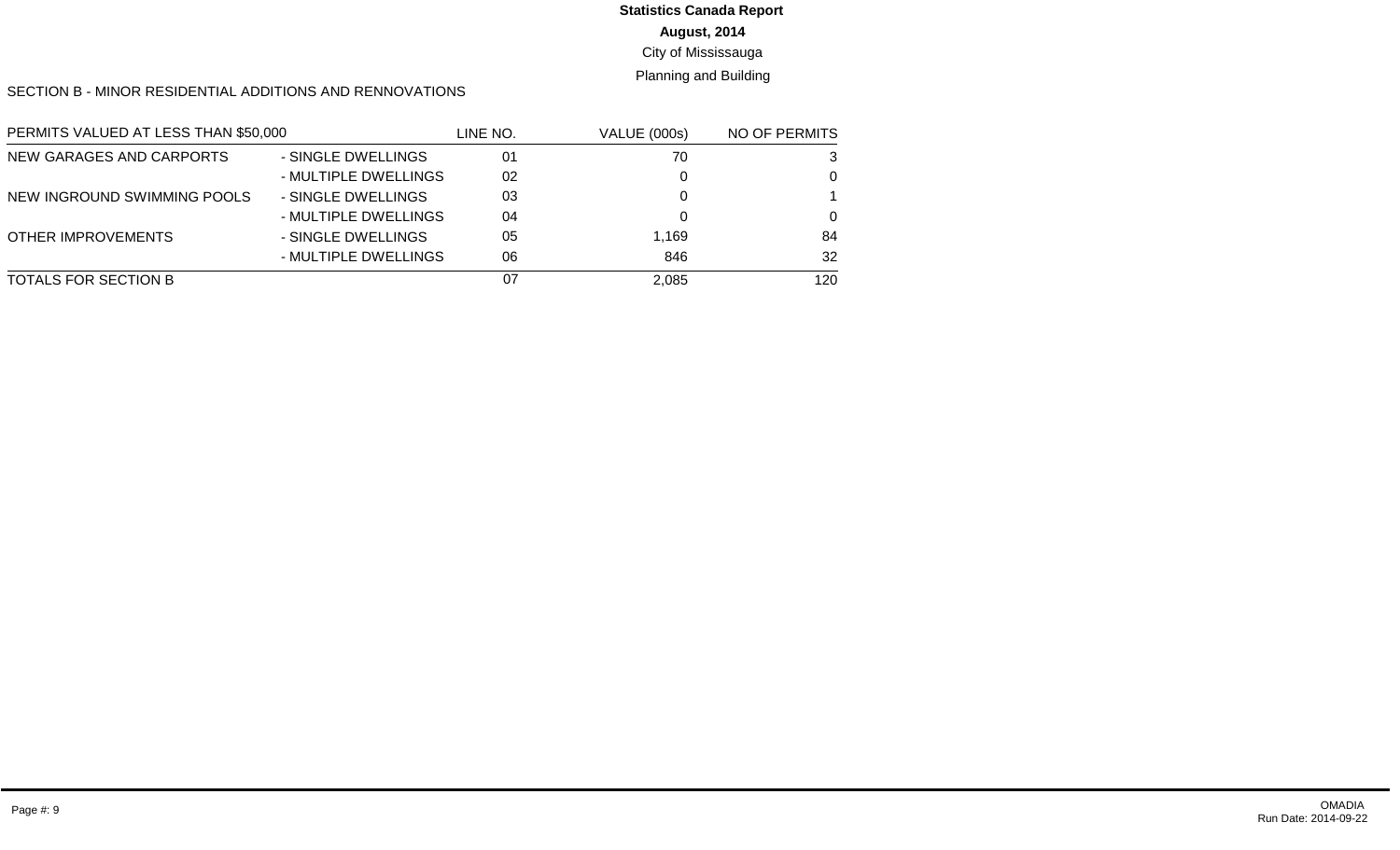**Statistics Canada Report**

**August, 2014**

City of Mississauga

Planning and Building

SECTION B - MINOR RESIDENTIAL ADDITIONS AND RENNOVATIONS

| PERMITS VALUED AT LESS THAN $50,000 | | LINE NO. | VALUE (000s) | NO OF PERMITS |
|---|---|---|---|---|
| NEW GARAGES AND CARPORTS | - SINGLE DWELLINGS | 01 | 70 | 3 |
| | - MULTIPLE DWELLINGS | 02 | 0 | 0 |
| NEW INGROUND SWIMMING POOLS | - SINGLE DWELLINGS | 03 | 0 | 1 |
| | - MULTIPLE DWELLINGS | 04 | 0 | 0 |
| OTHER IMPROVEMENTS | - SINGLE DWELLINGS | 05 | 1,169 | 84 |
| | - MULTIPLE DWELLINGS | 06 | 846 | 32 |
| TOTALS FOR SECTION B | | 07 | 2,085 | 120 |

OMADIA
Run Date: 2014-09-22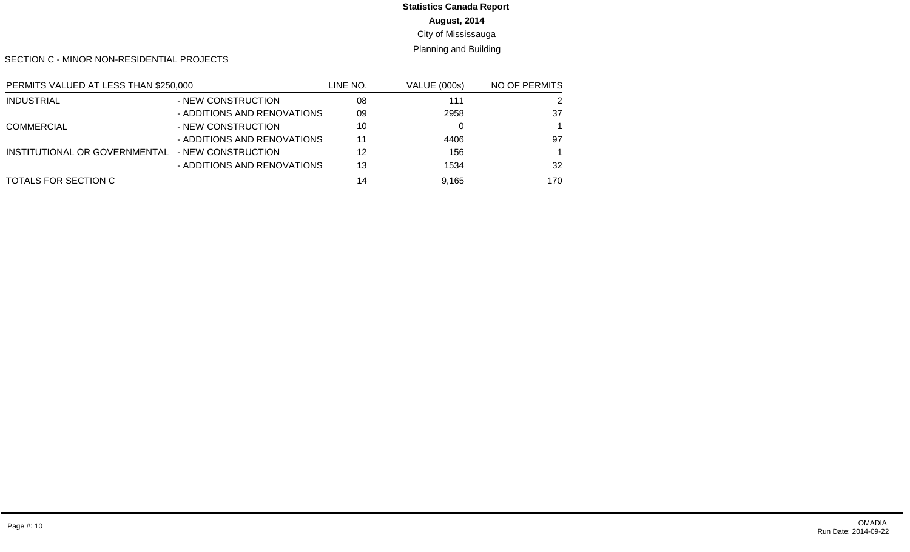**Statistics Canada Report**

**August, 2014**

City of Mississauga

Planning and Building

SECTION C - MINOR NON-RESIDENTIAL PROJECTS

| PERMITS VALUED AT LESS THAN $250,000 | | LINE NO. | VALUE (000s) | NO OF PERMITS |
|---|---|---|---|---|
| INDUSTRIAL | - NEW CONSTRUCTION | 08 | 111 | 2 |
| | - ADDITIONS AND RENOVATIONS | 09 | 2958 | 37 |
| COMMERCIAL | - NEW CONSTRUCTION | 10 | 0 | 1 |
| | - ADDITIONS AND RENOVATIONS | 11 | 4406 | 97 |
| INSTITUTIONAL OR GOVERNMENTAL | - NEW CONSTRUCTION | 12 | 156 | 1 |
| | - ADDITIONS AND RENOVATIONS | 13 | 1534 | 32 |
| TOTALS FOR SECTION C | | 14 | 9,165 | 170 |

OMADIA
Run Date: 2014-09-22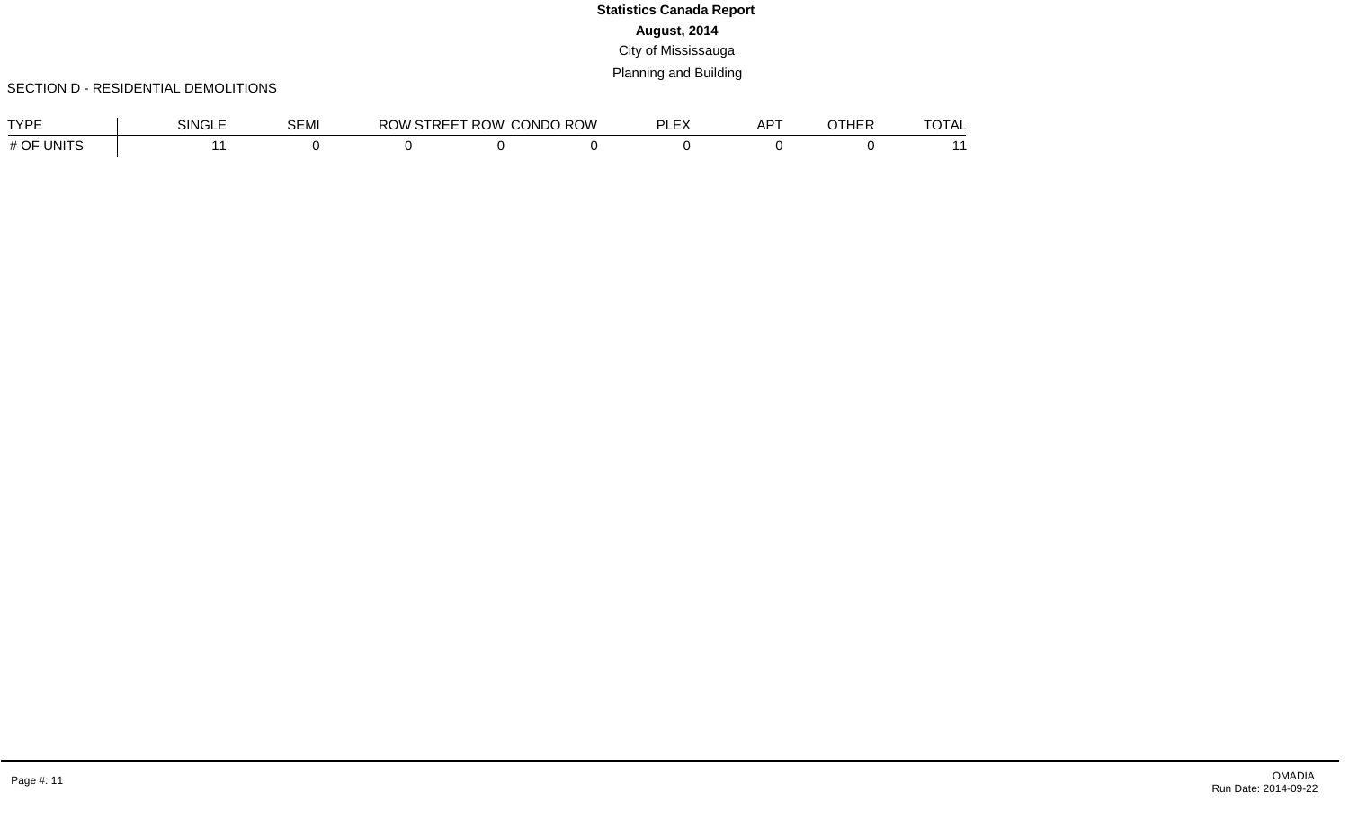**Statistics Canada Report**

**August, 2014**

City of Mississauga

Planning and Building

SECTION D - RESIDENTIAL DEMOLITIONS

| TYPE | SINGLE | SEMI | ROW STREET | ROW CONDO | ROW PLEX | APT | OTHER | TOTAL |
|---|---|---|---|---|---|---|---|---|
| # OF UNITS | 11 | 0 | 0 | 0 | 0 | 0 | 0 | 11 |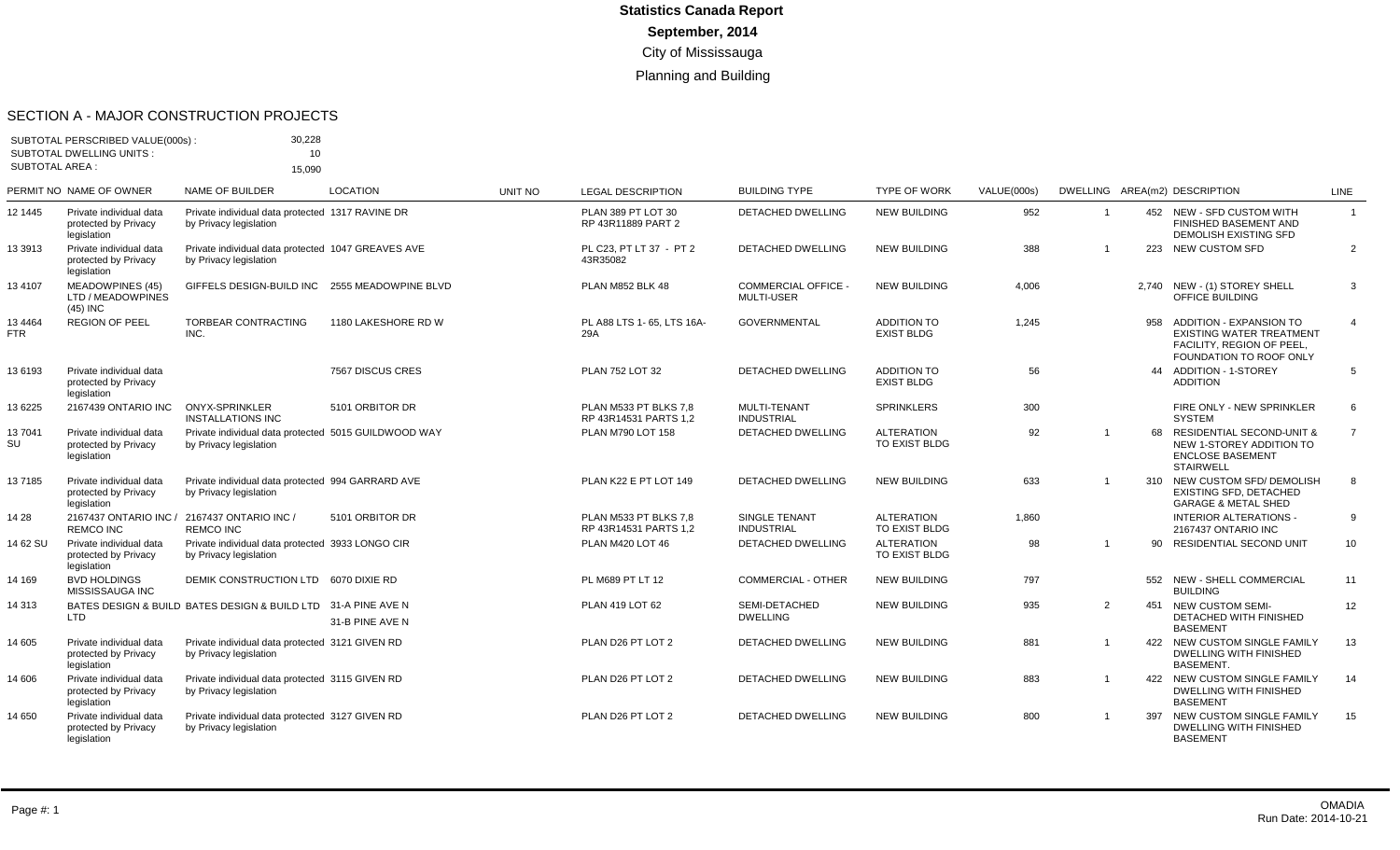# Statistics Canada Report

**September, 2014**

City of Mississauga

Planning and Building

## SECTION A - MAJOR CONSTRUCTION PROJECTS

SUBTOTAL PERSCRIBED VALUE(000s) : 30,228
SUBTOTAL DWELLING UNITS : 10
SUBTOTAL AREA : 15,090

| PERMIT NO | NAME OF OWNER | NAME OF BUILDER | LOCATION | UNIT NO | LEGAL DESCRIPTION | BUILDING TYPE | TYPE OF WORK | VALUE(000s) | DWELLING | AREA(m2) | DESCRIPTION | LINE |
|---|---|---|---|---|---|---|---|---|---|---|---|---|
| 12 1445 | Private individual data protected by Privacy legislation | Private individual data protected by Privacy legislation | 1317 RAVINE DR | | PLAN 389 PT LOT 30 RP 43R11889 PART 2 | DETACHED DWELLING | NEW BUILDING | 952 | 1 | 452 | NEW - SFD CUSTOM WITH FINISHED BASEMENT AND DEMOLISH EXISTING SFD | 1 |
| 13 3913 | Private individual data protected by Privacy legislation | Private individual data protected by Privacy legislation | 1047 GREAVES AVE | | PL C23, PT LT 37 - PT 2 43R35082 | DETACHED DWELLING | NEW BUILDING | 388 | 1 | 223 | NEW CUSTOM SFD | 2 |
| 13 4107 | MEADOWPINES (45) LTD / MEADOWPINES (45) INC | GIFFELS DESIGN-BUILD INC | 2555 MEADOWPINE BLVD | | PLAN M852 BLK 48 | COMMERCIAL OFFICE - MULTI-USER | NEW BUILDING | 4,006 | | 2,740 | NEW - (1) STOREY SHELL OFFICE BUILDING | 3 |
| 13 4464 FTR | REGION OF PEEL | TORBEAR CONTRACTING INC. | 1180 LAKESHORE RD W | | PL A88 LTS 1- 65, LTS 16A-29A | GOVERNMENTAL | ADDITION TO EXIST BLDG | 1,245 | | 958 | ADDITION - EXPANSION TO EXISTING WATER TREATMENT FACILITY, REGION OF PEEL, FOUNDATION TO ROOF ONLY | 4 |
| 13 6193 | Private individual data protected by Privacy legislation | | 7567 DISCUS CRES | | PLAN 752 LOT 32 | DETACHED DWELLING | ADDITION TO EXIST BLDG | 56 | | 44 | ADDITION - 1-STOREY ADDITION | 5 |
| 13 6225 | 2167439 ONTARIO INC | ONYX-SPRINKLER INSTALLATIONS INC | 5101 ORBITOR DR | | PLAN M533 PT BLKS 7,8 RP 43R14531 PARTS 1,2 | MULTI-TENANT INDUSTRIAL | SPRINKLERS | 300 | | | FIRE ONLY - NEW SPRINKLER SYSTEM | 6 |
| 13 7041 SU | Private individual data protected by Privacy legislation | Private individual data protected by Privacy legislation | 5015 GUILDWOOD WAY | | PLAN M790 LOT 158 | DETACHED DWELLING | ALTERATION TO EXIST BLDG | 92 | 1 | 68 | RESIDENTIAL SECOND-UNIT & NEW 1-STOREY ADDITION TO ENCLOSE BASEMENT STAIRWELL | 7 |
| 13 7185 | Private individual data protected by Privacy legislation | Private individual data protected by Privacy legislation | 994 GARRARD AVE | | PLAN K22 E PT LOT 149 | DETACHED DWELLING | NEW BUILDING | 633 | 1 | 310 | NEW CUSTOM SFD/ DEMOLISH EXISTING SFD, DETACHED GARAGE & METAL SHED | 8 |
| 14 28 | 2167437 ONTARIO INC / REMCO INC | 2167437 ONTARIO INC / REMCO INC | 5101 ORBITOR DR | | PLAN M533 PT BLKS 7,8 RP 43R14531 PARTS 1,2 | SINGLE TENANT INDUSTRIAL | ALTERATION TO EXIST BLDG | 1,860 | | | INTERIOR ALTERATIONS - 2167437 ONTARIO INC | 9 |
| 14 62 SU | Private individual data protected by Privacy legislation | Private individual data protected by Privacy legislation | 3933 LONGO CIR | | PLAN M420 LOT 46 | DETACHED DWELLING | ALTERATION TO EXIST BLDG | 98 | 1 | 90 | RESIDENTIAL SECOND UNIT | 10 |
| 14 169 | BVD HOLDINGS MISSISSAUGA INC | DEMIK CONSTRUCTION LTD | 6070 DIXIE RD | | PL M689 PT LT 12 | COMMERCIAL - OTHER | NEW BUILDING | 797 | | 552 | NEW - SHELL COMMERCIAL BUILDING | 11 |
| 14 313 | BATES DESIGN & BUILD LTD | BATES DESIGN & BUILD LTD | 31-A PINE AVE N<br>31-B PINE AVE N | | PLAN 419 LOT 62 | SEMI-DETACHED DWELLING | NEW BUILDING | 935 | 2 | 451 | NEW CUSTOM SEMI-DETACHED WITH FINISHED BASEMENT | 12 |
| 14 605 | Private individual data protected by Privacy legislation | Private individual data protected by Privacy legislation | 3121 GIVEN RD | | PLAN D26 PT LOT 2 | DETACHED DWELLING | NEW BUILDING | 881 | 1 | 422 | NEW CUSTOM SINGLE FAMILY DWELLING WITH FINISHED BASEMENT. | 13 |
| 14 606 | Private individual data protected by Privacy legislation | Private individual data protected by Privacy legislation | 3115 GIVEN RD | | PLAN D26 PT LOT 2 | DETACHED DWELLING | NEW BUILDING | 883 | 1 | 422 | NEW CUSTOM SINGLE FAMILY DWELLING WITH FINISHED BASEMENT | 14 |
| 14 650 | Private individual data protected by Privacy legislation | Private individual data protected by Privacy legislation | 3127 GIVEN RD | | PLAN D26 PT LOT 2 | DETACHED DWELLING | NEW BUILDING | 800 | 1 | 397 | NEW CUSTOM SINGLE FAMILY DWELLING WITH FINISHED BASEMENT | 15 |

OMADIA
Run Date: 2014-10-21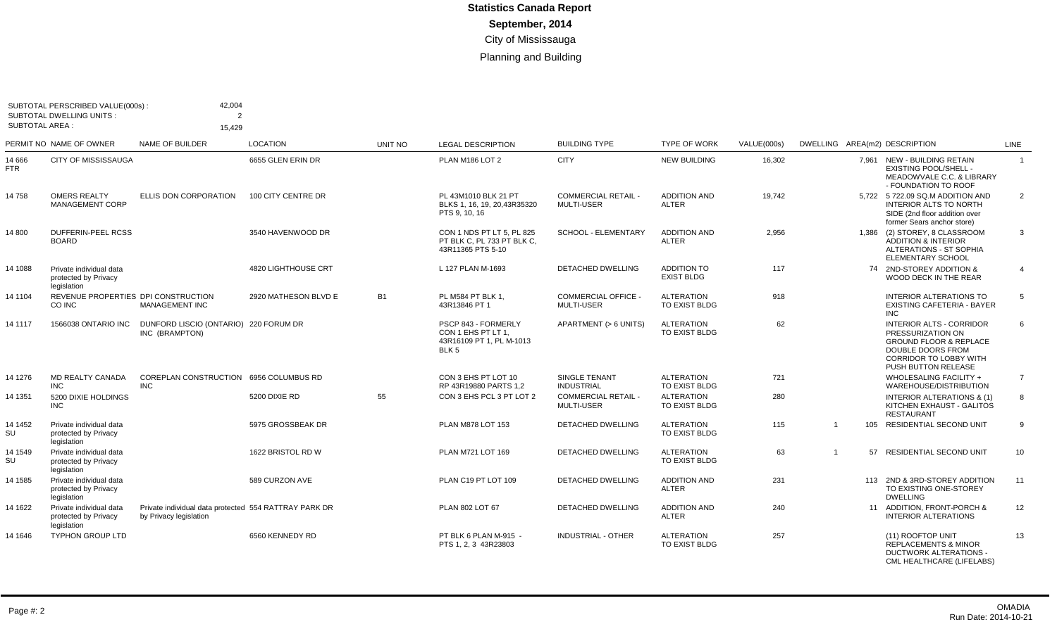# Statistics Canada Report

**September, 2014**

City of Mississauga

Planning and Building

SUBTOTAL PERSCRIBED VALUE(000s) : 42,004
SUBTOTAL DWELLING UNITS : 2
SUBTOTAL AREA : 15,429

| PERMIT NO | NAME OF OWNER | NAME OF BUILDER | LOCATION | UNIT NO | LEGAL DESCRIPTION | BUILDING TYPE | TYPE OF WORK | VALUE(000s) | DWELLING | AREA(m2) | DESCRIPTION | LINE |
|---|---|---|---|---|---|---|---|---|---|---|---|---|
| 14 666 FTR | CITY OF MISSISSAUGA | | 6655 GLEN ERIN DR | | PLAN M186 LOT 2 | CITY | NEW BUILDING | 16,302 | | 7,961 | NEW - BUILDING RETAIN EXISTING POOL/SHELL - MEADOWVALE C.C. & LIBRARY - FOUNDATION TO ROOF | 1 |
| 14 758 | OMERS REALTY MANAGEMENT CORP | ELLIS DON CORPORATION | 100 CITY CENTRE DR | | PL 43M1010 BLK 21 PT BLKS 1, 16, 19, 20,43R35320 PTS 9, 10, 16 | COMMERCIAL RETAIL - MULTI-USER | ADDITION AND ALTER | 19,742 | | 5,722 | 5 722.09 SQ.M ADDITION AND INTERIOR ALTS TO NORTH SIDE (2nd floor addition over former Sears anchor store) | 2 |
| 14 800 | DUFFERIN-PEEL RCSS BOARD | | 3540 HAVENWOOD DR | | CON 1 NDS PT LT 5, PL 825 PT BLK C, PL 733 PT BLK C, 43R11365 PTS 5-10 | SCHOOL - ELEMENTARY | ADDITION AND ALTER | 2,956 | | 1,386 | (2) STOREY, 8 CLASSROOM ADDITION & INTERIOR ALTERATIONS - ST SOPHIA ELEMENTARY SCHOOL | 3 |
| 14 1088 | Private individual data protected by Privacy legislation | | 4820 LIGHTHOUSE CRT | | L 127 PLAN M-1693 | DETACHED DWELLING | ADDITION TO EXIST BLDG | 117 | | 74 | 2ND-STOREY ADDITION & WOOD DECK IN THE REAR | 4 |
| 14 1104 | REVENUE PROPERTIES CO INC | DPI CONSTRUCTION MANAGEMENT INC | 2920 MATHESON BLVD E | B1 | PL M584 PT BLK 1, 43R13846 PT 1 | COMMERCIAL OFFICE - MULTI-USER | ALTERATION TO EXIST BLDG | 918 | | | INTERIOR ALTERATIONS TO EXISTING CAFETERIA - BAYER INC | 5 |
| 14 1117 | 1566038 ONTARIO INC | DUNFORD LISCIO (ONTARIO) INC (BRAMPTON) | 220 FORUM DR | | PSCP 843 - FORMERLY CON 1 EHS PT LT 1, 43R16109 PT 1, PL M-1013 BLK 5 | APARTMENT (> 6 UNITS) | ALTERATION TO EXIST BLDG | 62 | | | INTERIOR ALTS - CORRIDOR PRESSURIZATION ON GROUND FLOOR & REPLACE DOUBLE DOORS FROM CORRIDOR TO LOBBY WITH PUSH BUTTON RELEASE | 6 |
| 14 1276 | MD REALTY CANADA INC | COREPLAN CONSTRUCTION INC | 6956 COLUMBUS RD | | CON 3 EHS PT LOT 10 RP 43R19880 PARTS 1,2 | SINGLE TENANT INDUSTRIAL | ALTERATION TO EXIST BLDG | 721 | | | WHOLESALING FACILITY + WAREHOUSE/DISTRIBUTION | 7 |
| 14 1351 | 5200 DIXIE HOLDINGS INC | | 5200 DIXIE RD | 55 | CON 3 EHS PCL 3 PT LOT 2 | COMMERCIAL RETAIL - MULTI-USER | ALTERATION TO EXIST BLDG | 280 | | | INTERIOR ALTERATIONS & (1) KITCHEN EXHAUST - GALITOS RESTAURANT | 8 |
| 14 1452 SU | Private individual data protected by Privacy legislation | | 5975 GROSSBEAK DR | | PLAN M878 LOT 153 | DETACHED DWELLING | ALTERATION TO EXIST BLDG | 115 | 1 | 105 | RESIDENTIAL SECOND UNIT | 9 |
| 14 1549 SU | Private individual data protected by Privacy legislation | | 1622 BRISTOL RD W | | PLAN M721 LOT 169 | DETACHED DWELLING | ALTERATION TO EXIST BLDG | 63 | 1 | 57 | RESIDENTIAL SECOND UNIT | 10 |
| 14 1585 | Private individual data protected by Privacy legislation | | 589 CURZON AVE | | PLAN C19 PT LOT 109 | DETACHED DWELLING | ADDITION AND ALTER | 231 | | 113 | 2ND & 3RD-STOREY ADDITION TO EXISTING ONE-STOREY DWELLING | 11 |
| 14 1622 | Private individual data protected by Privacy legislation | Private individual data protected by Privacy legislation | 554 RATTRAY PARK DR | | PLAN 802 LOT 67 | DETACHED DWELLING | ADDITION AND ALTER | 240 | | 11 | ADDITION, FRONT-PORCH & INTERIOR ALTERATIONS | 12 |
| 14 1646 | TYPHON GROUP LTD | | 6560 KENNEDY RD | | PT BLK 6 PLAN M-915 - PTS 1, 2, 3 43R23803 | INDUSTRIAL - OTHER | ALTERATION TO EXIST BLDG | 257 | | | (11) ROOFTOP UNIT REPLACEMENTS & MINOR DUCTWORK ALTERATIONS - CML HEALTHCARE (LIFELABS) | 13 |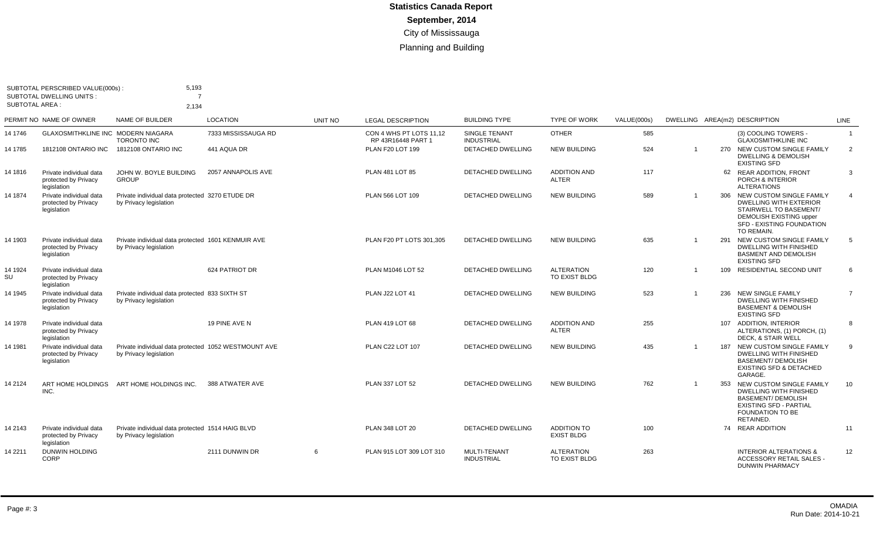# Statistics Canada Report

## September, 2014

### City of Mississauga

### Planning and Building

SUBTOTAL PERSCRIBED VALUE(000s) : 5,193
SUBTOTAL DWELLING UNITS : 7
SUBTOTAL AREA : 2,134

| PERMIT NO | NAME OF OWNER | NAME OF BUILDER | LOCATION | UNIT NO | LEGAL DESCRIPTION | BUILDING TYPE | TYPE OF WORK | VALUE(000s) | DWELLING | AREA(m2) | DESCRIPTION | LINE |
|---|---|---|---|---|---|---|---|---|---|---|---|---|
| 14 1746 | GLAXOSMITHKLINE INC | MODERN NIAGARA TORONTO INC | 7333 MISSISSAUGA RD | | CON 4 WHS PT LOTS 11,12 RP 43R16448 PART 1 | SINGLE TENANT INDUSTRIAL | OTHER | 585 | | | (3) COOLING TOWERS - GLAXOSMITHKLINE INC | 1 |
| 14 1785 | 1812108 ONTARIO INC | 1812108 ONTARIO INC | 441 AQUA DR | | PLAN F20 LOT 199 | DETACHED DWELLING | NEW BUILDING | 524 | 1 | 270 | NEW CUSTOM SINGLE FAMILY DWELLING & DEMOLISH EXISTING SFD | 2 |
| 14 1816 | Private individual data protected by Privacy legislation | JOHN W. BOYLE BUILDING GROUP | 2057 ANNAPOLIS AVE | | PLAN 481 LOT 85 | DETACHED DWELLING | ADDITION AND ALTER | 117 | | 62 | REAR ADDITION, FRONT PORCH & INTERIOR ALTERATIONS | 3 |
| 14 1874 | Private individual data protected by Privacy legislation | Private individual data protected by Privacy legislation | 3270 ETUDE DR | | PLAN 566 LOT 109 | DETACHED DWELLING | NEW BUILDING | 589 | 1 | 306 | NEW CUSTOM SINGLE FAMILY DWELLING WITH EXTERIOR STAIRWELL TO BASEMENT/ DEMOLISH EXISTING upper SFD - EXISTING FOUNDATION TO REMAIN. | 4 |
| 14 1903 | Private individual data protected by Privacy legislation | Private individual data protected by Privacy legislation | 1601 KENMUIR AVE | | PLAN F20 PT LOTS 301,305 | DETACHED DWELLING | NEW BUILDING | 635 | 1 | 291 | NEW CUSTOM SINGLE FAMILY DWELLING WITH FINISHED BASMENT AND DEMOLISH EXISTING SFD | 5 |
| 14 1924 SU | Private individual data protected by Privacy legislation | | 624 PATRIOT DR | | PLAN M1046 LOT 52 | DETACHED DWELLING | ALTERATION TO EXIST BLDG | 120 | 1 | 109 | RESIDENTIAL SECOND UNIT | 6 |
| 14 1945 | Private individual data protected by Privacy legislation | Private individual data protected by Privacy legislation | 833 SIXTH ST | | PLAN J22 LOT 41 | DETACHED DWELLING | NEW BUILDING | 523 | 1 | 236 | NEW SINGLE FAMILY DWELLING WITH FINISHED BASEMENT & DEMOLISH EXISTING SFD | 7 |
| 14 1978 | Private individual data protected by Privacy legislation | | 19 PINE AVE N | | PLAN 419 LOT 68 | DETACHED DWELLING | ADDITION AND ALTER | 255 | | 107 | ADDITION, INTERIOR ALTERATIONS, (1) PORCH, (1) DECK, & STAIR WELL | 8 |
| 14 1981 | Private individual data protected by Privacy legislation | Private individual data protected by Privacy legislation | 1052 WESTMOUNT AVE | | PLAN C22 LOT 107 | DETACHED DWELLING | NEW BUILDING | 435 | 1 | 187 | NEW CUSTOM SINGLE FAMILY DWELLING WITH FINISHED BASEMENT/ DEMOLISH EXISTING SFD & DETACHED GARAGE. | 9 |
| 14 2124 | ART HOME HOLDINGS INC. | ART HOME HOLDINGS INC. | 388 ATWATER AVE | | PLAN 337 LOT 52 | DETACHED DWELLING | NEW BUILDING | 762 | 1 | 353 | NEW CUSTOM SINGLE FAMILY DWELLING WITH FINISHED BASEMENT/ DEMOLISH EXISTING SFD - PARTIAL FOUNDATION TO BE RETAINED. | 10 |
| 14 2143 | Private individual data protected by Privacy legislation | Private individual data protected by Privacy legislation | 1514 HAIG BLVD | | PLAN 348 LOT 20 | DETACHED DWELLING | ADDITION TO EXIST BLDG | 100 | | 74 | REAR ADDITION | 11 |
| 14 2211 | DUNWIN HOLDING CORP | | 2111 DUNWIN DR | 6 | PLAN 915 LOT 309 LOT 310 | MULTI-TENANT INDUSTRIAL | ALTERATION TO EXIST BLDG | 263 | | | INTERIOR ALTERATIONS & ACCESSORY RETAIL SALES - DUNWIN PHARMACY | 12 |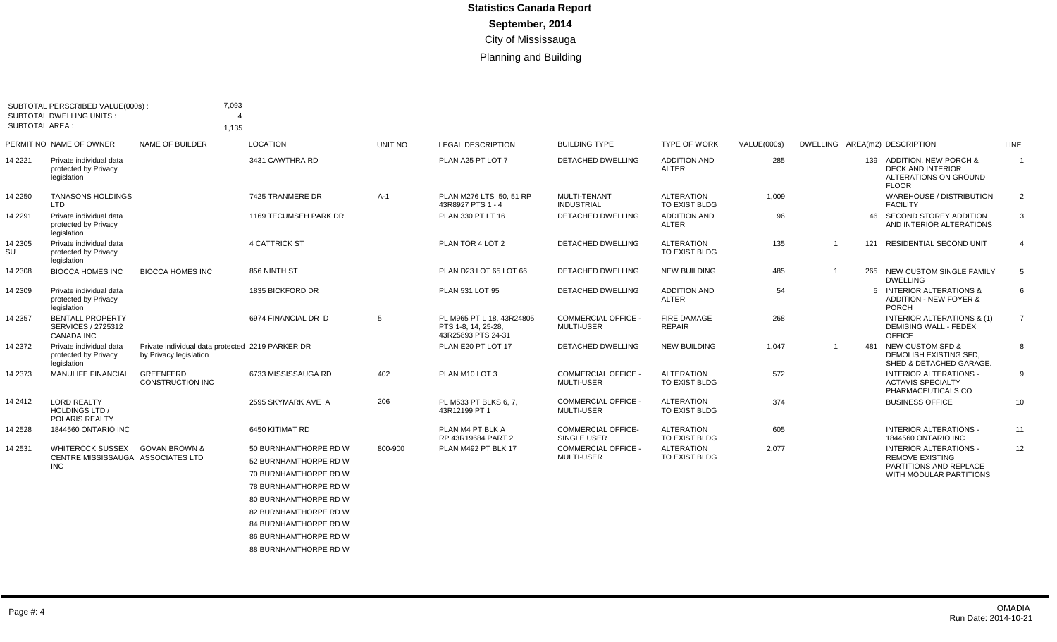# Statistics Canada Report

## September, 2014

City of Mississauga

Planning and Building

SUBTOTAL PERSCRIBED VALUE(000s) : 7,093
SUBTOTAL DWELLING UNITS : 4
SUBTOTAL AREA : 1,135

| PERMIT NO | NAME OF OWNER | NAME OF BUILDER | LOCATION | UNIT NO | LEGAL DESCRIPTION | BUILDING TYPE | TYPE OF WORK | VALUE(000s) | DWELLING | AREA(m2) | DESCRIPTION | LINE |
|---|---|---|---|---|---|---|---|---|---|---|---|---|
| 14 2221 | Private individual data protected by Privacy legislation | | 3431 CAWTHRA RD | | PLAN A25 PT LOT 7 | DETACHED DWELLING | ADDITION AND ALTER | 285 | | 139 | ADDITION, NEW PORCH & DECK AND INTERIOR ALTERATIONS ON GROUND FLOOR | 1 |
| 14 2250 | TANASONS HOLDINGS LTD | | 7425 TRANMERE DR | A-1 | PLAN M276 LTS 50, 51 RP 43R8927 PTS 1 - 4 | MULTI-TENANT INDUSTRIAL | ALTERATION TO EXIST BLDG | 1,009 | | | WAREHOUSE / DISTRIBUTION FACILITY | 2 |
| 14 2291 | Private individual data protected by Privacy legislation | | 1169 TECUMSEH PARK DR | | PLAN 330 PT LT 16 | DETACHED DWELLING | ADDITION AND ALTER | 96 | | 46 | SECOND STOREY ADDITION AND INTERIOR ALTERATIONS | 3 |
| 14 2305 SU | Private individual data protected by Privacy legislation | | 4 CATTRICK ST | | PLAN TOR 4 LOT 2 | DETACHED DWELLING | ALTERATION TO EXIST BLDG | 135 | 1 | 121 | RESIDENTIAL SECOND UNIT | 4 |
| 14 2308 | BIOCCA HOMES INC | BIOCCA HOMES INC | 856 NINTH ST | | PLAN D23 LOT 65 LOT 66 | DETACHED DWELLING | NEW BUILDING | 485 | 1 | 265 | NEW CUSTOM SINGLE FAMILY DWELLING | 5 |
| 14 2309 | Private individual data protected by Privacy legislation | | 1835 BICKFORD DR | | PLAN 531 LOT 95 | DETACHED DWELLING | ADDITION AND ALTER | 54 | | 5 | INTERIOR ALTERATIONS & ADDITION - NEW FOYER & PORCH | 6 |
| 14 2357 | BENTALL PROPERTY SERVICES / 2725312 CANADA INC | | 6974 FINANCIAL DR D | 5 | PL M965 PT L 18, 43R24805 PTS 1-8, 14, 25-28, 43R25893 PTS 24-31 | COMMERCIAL OFFICE - MULTI-USER | FIRE DAMAGE REPAIR | 268 | | | INTERIOR ALTERATIONS & (1) DEMISING WALL - FEDEX OFFICE | 7 |
| 14 2372 | Private individual data protected by Privacy legislation | Private individual data protected by Privacy legislation | 2219 PARKER DR | | PLAN E20 PT LOT 17 | DETACHED DWELLING | NEW BUILDING | 1,047 | 1 | 481 | NEW CUSTOM SFD & DEMOLISH EXISTING SFD, SHED & DETACHED GARAGE. | 8 |
| 14 2373 | MANULIFE FINANCIAL | GREENFERD CONSTRUCTION INC | 6733 MISSISSAUGA RD | 402 | PLAN M10 LOT 3 | COMMERCIAL OFFICE - MULTI-USER | ALTERATION TO EXIST BLDG | 572 | | | INTERIOR ALTERATIONS - ACTAVIS SPECIALTY PHARMACEUTICALS CO | 9 |
| 14 2412 | LORD REALTY HOLDINGS LTD / POLARIS REALTY | | 2595 SKYMARK AVE A | 206 | PL M533 PT BLKS 6, 7, 43R12199 PT 1 | COMMERCIAL OFFICE - MULTI-USER | ALTERATION TO EXIST BLDG | 374 | | | BUSINESS OFFICE | 10 |
| 14 2528 | 1844560 ONTARIO INC | | 6450 KITIMAT RD | | PLAN M4 PT BLK A RP 43R19684 PART 2 | COMMERCIAL OFFICE- SINGLE USER | ALTERATION TO EXIST BLDG | 605 | | | INTERIOR ALTERATIONS - 1844560 ONTARIO INC | 11 |
| 14 2531 | WHITEROCK SUSSEX CENTRE MISSISSAUGA INC | GOVAN BROWN & ASSOCIATES LTD | 50 BURNHAMTHORPE RD W<br>52 BURNHAMTHORPE RD W<br>70 BURNHAMTHORPE RD W<br>78 BURNHAMTHORPE RD W<br>80 BURNHAMTHORPE RD W<br>82 BURNHAMTHORPE RD W<br>84 BURNHAMTHORPE RD W<br>86 BURNHAMTHORPE RD W<br>88 BURNHAMTHORPE RD W | 800-900 | PLAN M492 PT BLK 17 | COMMERCIAL OFFICE - MULTI-USER | ALTERATION TO EXIST BLDG | 2,077 | | | INTERIOR ALTERATIONS - REMOVE EXISTING PARTITIONS AND REPLACE WITH MODULAR PARTITIONS | 12 |

OMADIA
Run Date: 2014-10-21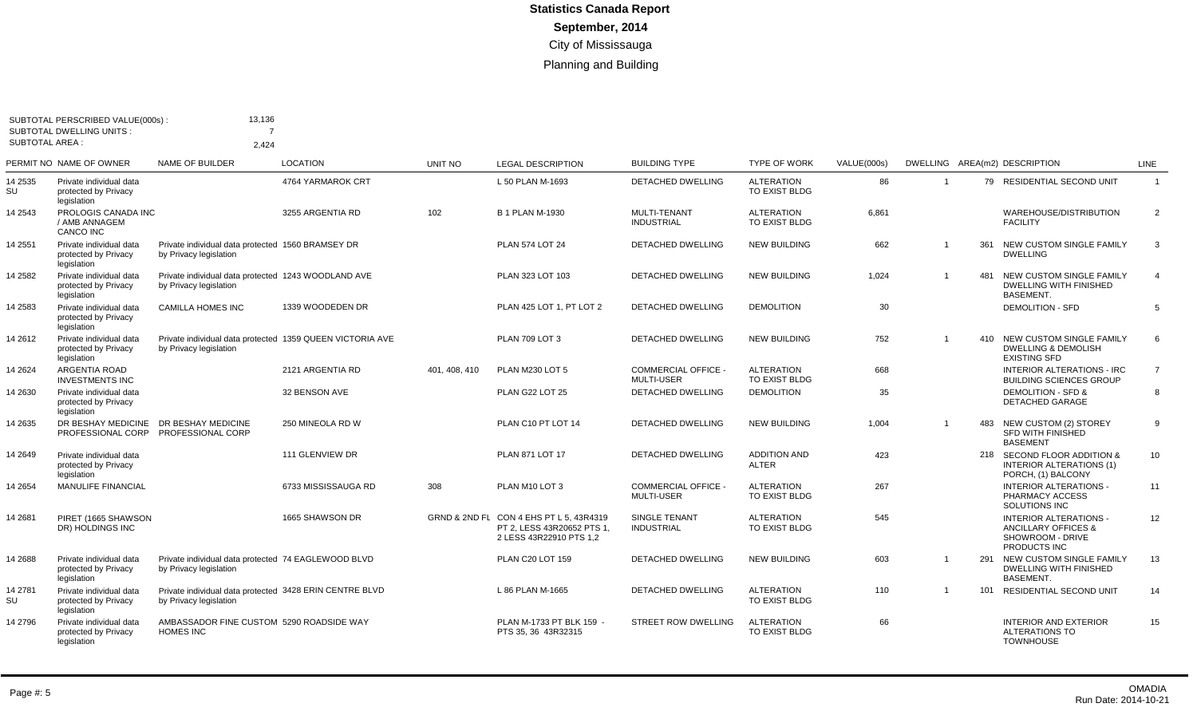# Statistics Canada Report

**September, 2014**

City of Mississauga

Planning and Building

SUBTOTAL PERSCRIBED VALUE(000s) : 13,136
SUBTOTAL DWELLING UNITS : 7
SUBTOTAL AREA : 2,424

| PERMIT NO | NAME OF OWNER | NAME OF BUILDER | LOCATION | UNIT NO | LEGAL DESCRIPTION | BUILDING TYPE | TYPE OF WORK | VALUE(000s) | DWELLING | AREA(m2) | DESCRIPTION | LINE |
|---|---|---|---|---|---|---|---|---|---|---|---|---|
| 14 2535 SU | Private individual data protected by Privacy legislation | | 4764 YARMAROK CRT | | L 50 PLAN M-1693 | DETACHED DWELLING | ALTERATION TO EXIST BLDG | 86 | 1 | 79 | RESIDENTIAL SECOND UNIT | 1 |
| 14 2543 | PROLOGIS CANADA INC / AMB ANNAGEM CANCO INC | | 3255 ARGENTIA RD | 102 | B 1 PLAN M-1930 | MULTI-TENANT INDUSTRIAL | ALTERATION TO EXIST BLDG | 6,861 | | | WAREHOUSE/DISTRIBUTION FACILITY | 2 |
| 14 2551 | Private individual data protected by Privacy legislation | Private individual data protected by Privacy legislation | 1560 BRAMSEY DR | | PLAN 574 LOT 24 | DETACHED DWELLING | NEW BUILDING | 662 | 1 | 361 | NEW CUSTOM SINGLE FAMILY DWELLING | 3 |
| 14 2582 | Private individual data protected by Privacy legislation | Private individual data protected by Privacy legislation | 1243 WOODLAND AVE | | PLAN 323 LOT 103 | DETACHED DWELLING | NEW BUILDING | 1,024 | 1 | 481 | NEW CUSTOM SINGLE FAMILY DWELLING WITH FINISHED BASEMENT. | 4 |
| 14 2583 | Private individual data protected by Privacy legislation | CAMILLA HOMES INC | 1339 WOODEDEN DR | | PLAN 425 LOT 1, PT LOT 2 | DETACHED DWELLING | DEMOLITION | 30 | | | DEMOLITION - SFD | 5 |
| 14 2612 | Private individual data protected by Privacy legislation | Private individual data protected by Privacy legislation | 1359 QUEEN VICTORIA AVE | | PLAN 709 LOT 3 | DETACHED DWELLING | NEW BUILDING | 752 | 1 | 410 | NEW CUSTOM SINGLE FAMILY DWELLING & DEMOLISH EXISTING SFD | 6 |
| 14 2624 | ARGENTIA ROAD INVESTMENTS INC | | 2121 ARGENTIA RD | 401, 408, 410 | PLAN M230 LOT 5 | COMMERCIAL OFFICE - MULTI-USER | ALTERATION TO EXIST BLDG | 668 | | | INTERIOR ALTERATIONS - IRC BUILDING SCIENCES GROUP | 7 |
| 14 2630 | Private individual data protected by Privacy legislation | | 32 BENSON AVE | | PLAN G22 LOT 25 | DETACHED DWELLING | DEMOLITION | 35 | | | DEMOLITION - SFD & DETACHED GARAGE | 8 |
| 14 2635 | DR BESHAY MEDICINE PROFESSIONAL CORP | DR BESHAY MEDICINE PROFESSIONAL CORP | 250 MINEOLA RD W | | PLAN C10 PT LOT 14 | DETACHED DWELLING | NEW BUILDING | 1,004 | 1 | 483 | NEW CUSTOM (2) STOREY SFD WITH FINISHED BASEMENT | 9 |
| 14 2649 | Private individual data protected by Privacy legislation | | 111 GLENVIEW DR | | PLAN 871 LOT 17 | DETACHED DWELLING | ADDITION AND ALTER | 423 | | 218 | SECOND FLOOR ADDITION & INTERIOR ALTERATIONS (1) PORCH, (1) BALCONY | 10 |
| 14 2654 | MANULIFE FINANCIAL | | 6733 MISSISSAUGA RD | 308 | PLAN M10 LOT 3 | COMMERCIAL OFFICE - MULTI-USER | ALTERATION TO EXIST BLDG | 267 | | | INTERIOR ALTERATIONS - PHARMACY ACCESS SOLUTIONS INC | 11 |
| 14 2681 | PIRET (1665 SHAWSON DR) HOLDINGS INC | | 1665 SHAWSON DR | GRND & 2ND FL | CON 4 EHS PT L 5, 43R4319 PT 2, LESS 43R20652 PTS 1, 2 LESS 43R22910 PTS 1,2 | SINGLE TENANT INDUSTRIAL | ALTERATION TO EXIST BLDG | 545 | | | INTERIOR ALTERATIONS - ANCILLARY OFFICES & SHOWROOM - DRIVE PRODUCTS INC | 12 |
| 14 2688 | Private individual data protected by Privacy legislation | Private individual data protected by Privacy legislation | 74 EAGLEWOOD BLVD | | PLAN C20 LOT 159 | DETACHED DWELLING | NEW BUILDING | 603 | 1 | 291 | NEW CUSTOM SINGLE FAMILY DWELLING WITH FINISHED BASEMENT. | 13 |
| 14 2781 SU | Private individual data protected by Privacy legislation | Private individual data protected by Privacy legislation | 3428 ERIN CENTRE BLVD | | L 86 PLAN M-1665 | DETACHED DWELLING | ALTERATION TO EXIST BLDG | 110 | 1 | 101 | RESIDENTIAL SECOND UNIT | 14 |
| 14 2796 | Private individual data protected by Privacy legislation | AMBASSADOR FINE CUSTOM HOMES INC | 5290 ROADSIDE WAY | | PLAN M-1733 PT BLK 159 - PTS 35, 36 43R32315 | STREET ROW DWELLING | ALTERATION TO EXIST BLDG | 66 | | | INTERIOR AND EXTERIOR ALTERATIONS TO TOWNHOUSE | 15 |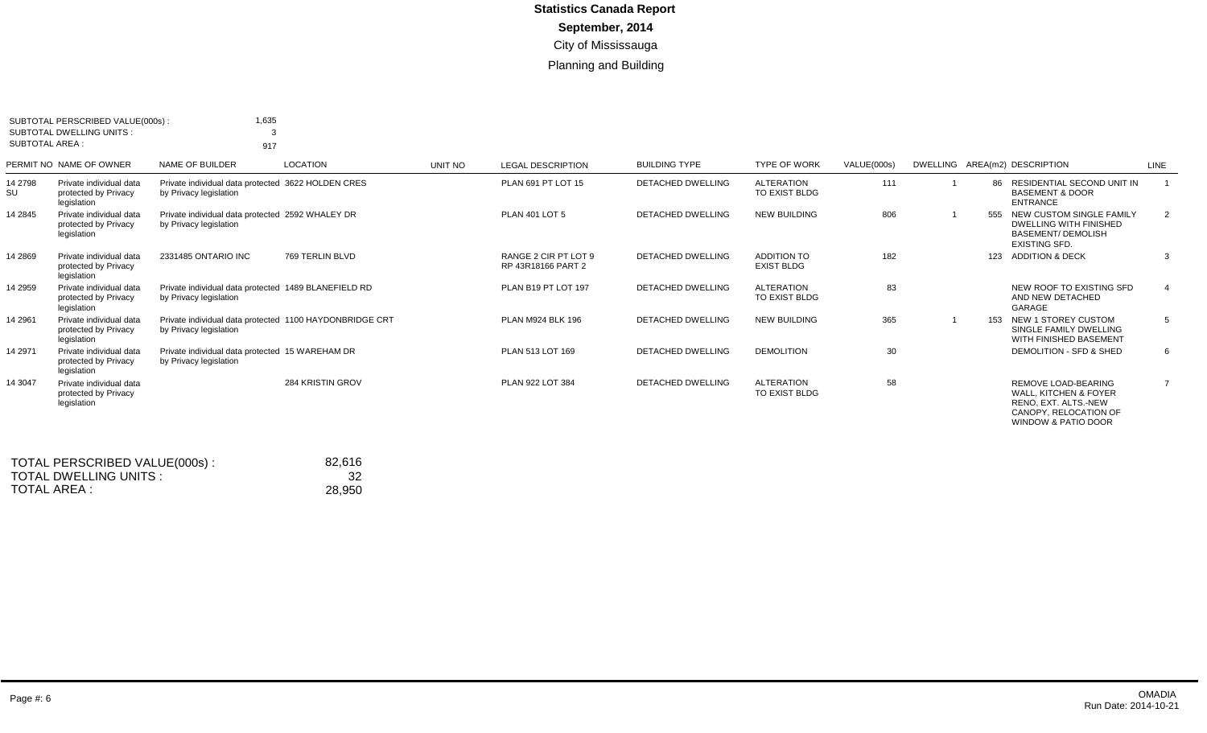**Statistics Canada Report**

**September, 2014**

City of Mississauga

Planning and Building

SUBTOTAL PERSCRIBED VALUE(000s) : 1,635
SUBTOTAL DWELLING UNITS : 3
SUBTOTAL AREA : 917

| PERMIT NO | NAME OF OWNER | NAME OF BUILDER | LOCATION | UNIT NO | LEGAL DESCRIPTION | BUILDING TYPE | TYPE OF WORK | VALUE(000s) | DWELLING | AREA(m2) | DESCRIPTION | LINE |
|---|---|---|---|---|---|---|---|---|---|---|---|---|
| 14 2798 SU | Private individual data protected by Privacy legislation | Private individual data protected by Privacy legislation | 3622 HOLDEN CRES | | PLAN 691 PT LOT 15 | DETACHED DWELLING | ALTERATION TO EXIST BLDG | 111 | 1 | 86 | RESIDENTIAL SECOND UNIT IN BASEMENT & DOOR ENTRANCE | 1 |
| 14 2845 | Private individual data protected by Privacy legislation | Private individual data protected by Privacy legislation | 2592 WHALEY DR | | PLAN 401 LOT 5 | DETACHED DWELLING | NEW BUILDING | 806 | 1 | 555 | NEW CUSTOM SINGLE FAMILY DWELLING WITH FINISHED BASEMENT/ DEMOLISH EXISTING SFD. | 2 |
| 14 2869 | Private individual data protected by Privacy legislation | 2331485 ONTARIO INC | 769 TERLIN BLVD | | RANGE 2 CIR PT LOT 9 RP 43R18166 PART 2 | DETACHED DWELLING | ADDITION TO EXIST BLDG | 182 | | 123 | ADDITION & DECK | 3 |
| 14 2959 | Private individual data protected by Privacy legislation | Private individual data protected by Privacy legislation | 1489 BLANEFIELD RD | | PLAN B19 PT LOT 197 | DETACHED DWELLING | ALTERATION TO EXIST BLDG | 83 | | | NEW ROOF TO EXISTING SFD AND NEW DETACHED GARAGE | 4 |
| 14 2961 | Private individual data protected by Privacy legislation | Private individual data protected by Privacy legislation | 1100 HAYDONBRIDGE CRT | | PLAN M924 BLK 196 | DETACHED DWELLING | NEW BUILDING | 365 | 1 | 153 | NEW 1 STOREY CUSTOM SINGLE FAMILY DWELLING WITH FINISHED BASEMENT | 5 |
| 14 2971 | Private individual data protected by Privacy legislation | Private individual data protected by Privacy legislation | 15 WAREHAM DR | | PLAN 513 LOT 169 | DETACHED DWELLING | DEMOLITION | 30 | | | DEMOLITION - SFD & SHED | 6 |
| 14 3047 | Private individual data protected by Privacy legislation | | 284 KRISTIN GROV | | PLAN 922 LOT 384 | DETACHED DWELLING | ALTERATION TO EXIST BLDG | 58 | | | REMOVE LOAD-BEARING WALL, KITCHEN & FOYER RENO, EXT. ALTS.-NEW CANOPY, RELOCATION OF WINDOW & PATIO DOOR | 7 |

TOTAL PERSCRIBED VALUE(000s) : 82,616
TOTAL DWELLING UNITS : 32
TOTAL AREA : 28,950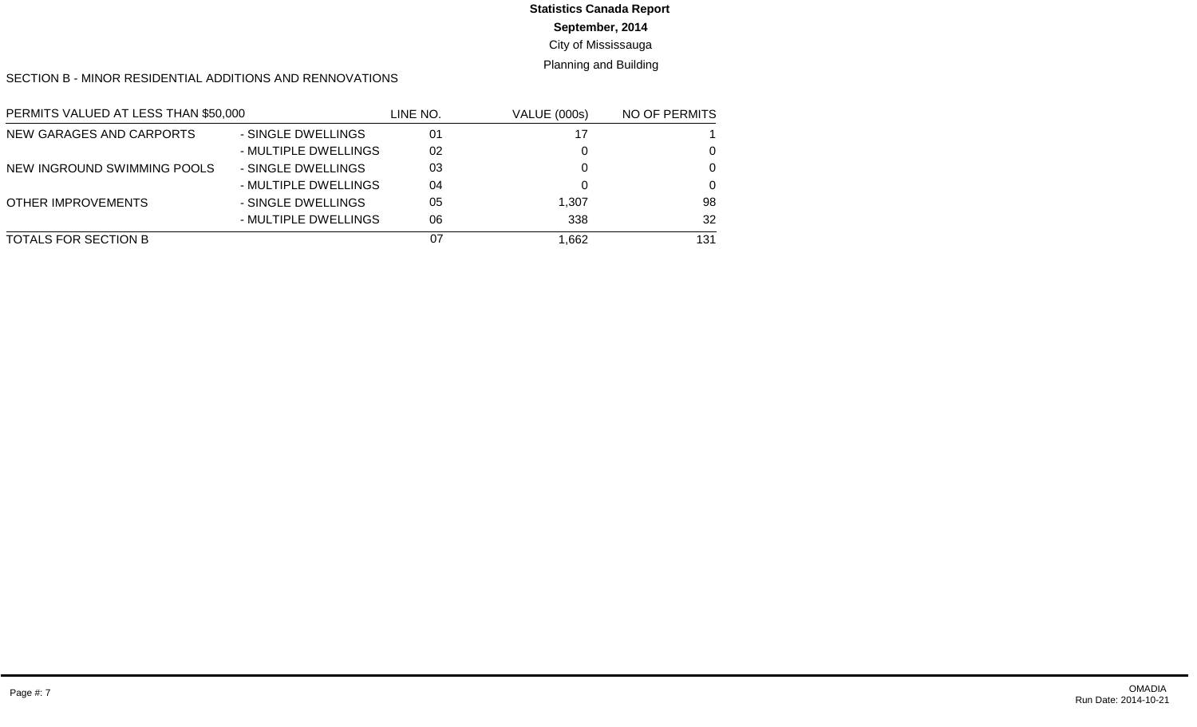**Statistics Canada Report**

**September, 2014**

City of Mississauga

Planning and Building

SECTION B - MINOR RESIDENTIAL ADDITIONS AND RENNOVATIONS

| PERMITS VALUED AT LESS THAN $50,000 | | LINE NO. | VALUE (000s) | NO OF PERMITS |
|---|---|---|---|---|
| NEW GARAGES AND CARPORTS | - SINGLE DWELLINGS | 01 | 17 | 1 |
| | - MULTIPLE DWELLINGS | 02 | 0 | 0 |
| NEW INGROUND SWIMMING POOLS | - SINGLE DWELLINGS | 03 | 0 | 0 |
| | - MULTIPLE DWELLINGS | 04 | 0 | 0 |
| OTHER IMPROVEMENTS | - SINGLE DWELLINGS | 05 | 1,307 | 98 |
| | - MULTIPLE DWELLINGS | 06 | 338 | 32 |
| TOTALS FOR SECTION B | | 07 | 1,662 | 131 |

OMADIA
Run Date: 2014-10-21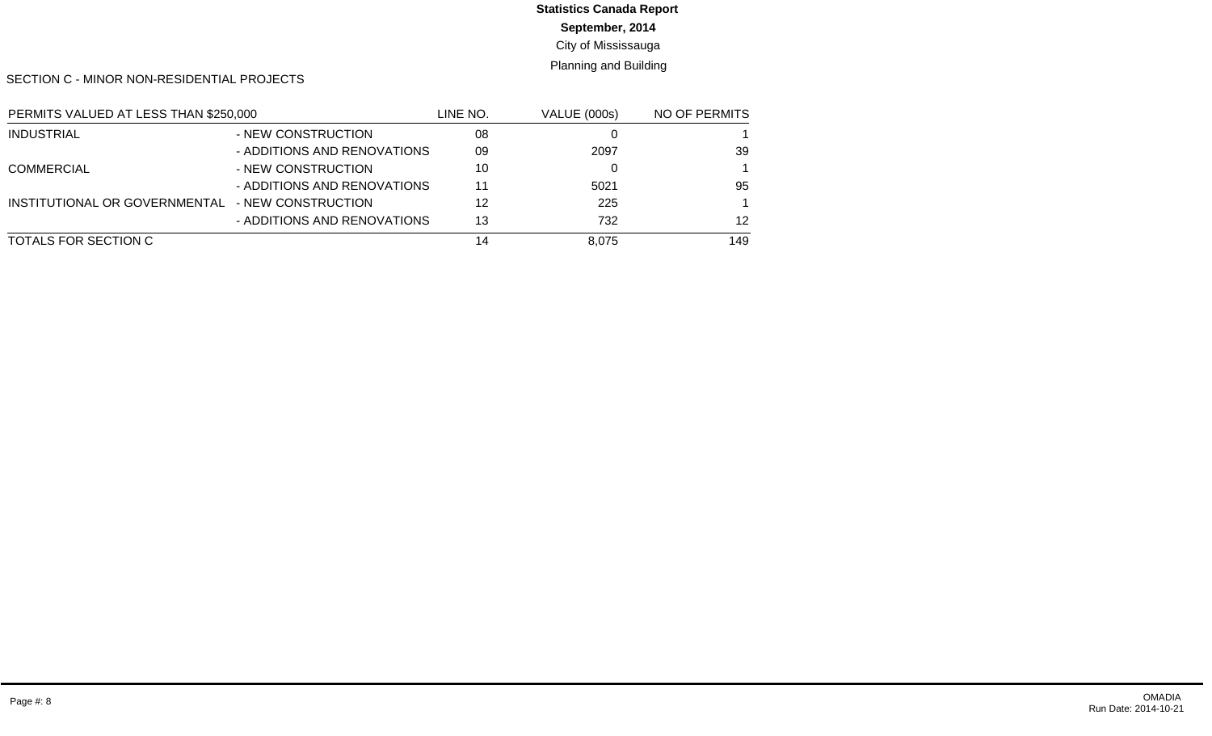**Statistics Canada Report**

**September, 2014**

City of Mississauga

Planning and Building

SECTION C - MINOR NON-RESIDENTIAL PROJECTS

| PERMITS VALUED AT LESS THAN $250,000 | | LINE NO. | VALUE (000s) | NO OF PERMITS |
|---|---|---|---|---|
| INDUSTRIAL | - NEW CONSTRUCTION | 08 | 0 | 1 |
| | - ADDITIONS AND RENOVATIONS | 09 | 2097 | 39 |
| COMMERCIAL | - NEW CONSTRUCTION | 10 | 0 | 1 |
| | - ADDITIONS AND RENOVATIONS | 11 | 5021 | 95 |
| INSTITUTIONAL OR GOVERNMENTAL | - NEW CONSTRUCTION | 12 | 225 | 1 |
| | - ADDITIONS AND RENOVATIONS | 13 | 732 | 12 |
| TOTALS FOR SECTION C | | 14 | 8,075 | 149 |

Page #: 8

OMADIA
Run Date: 2014-10-21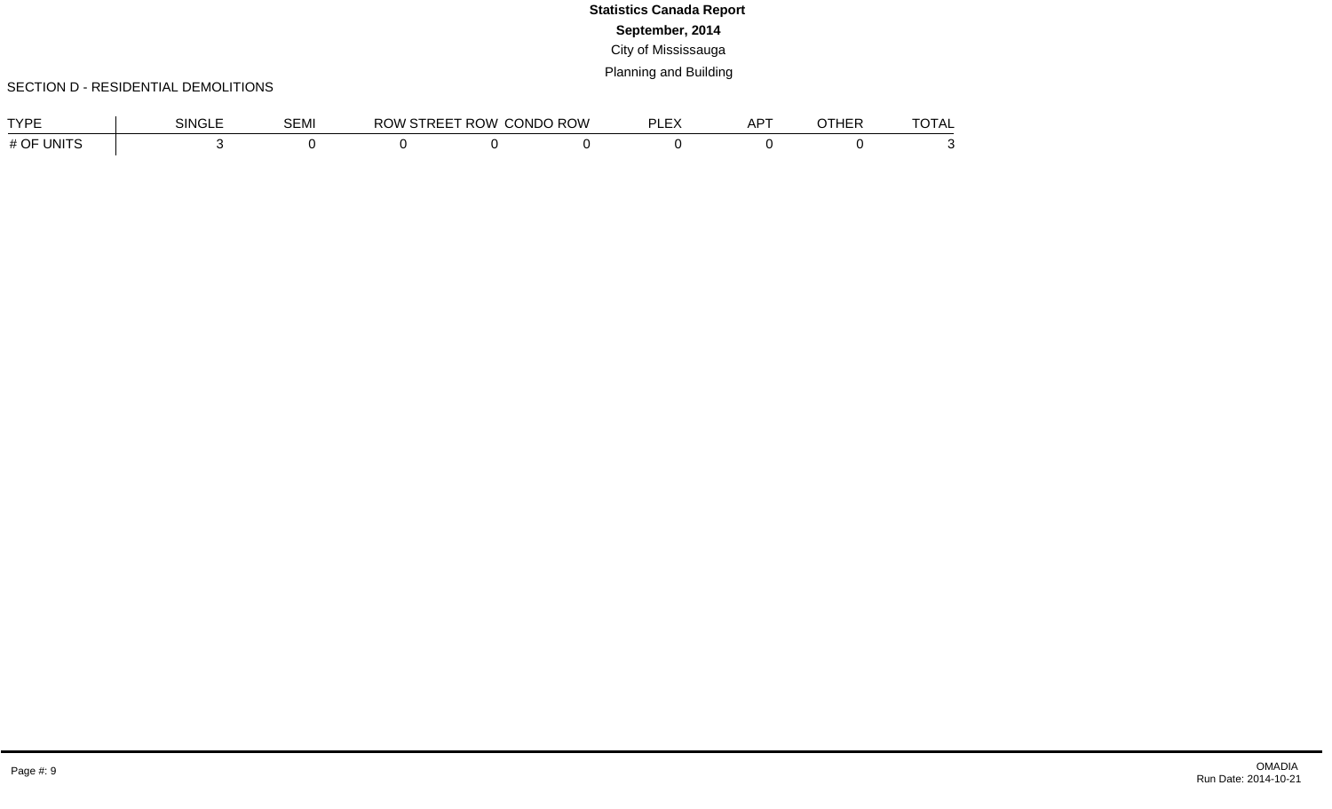**Statistics Canada Report**

**September, 2014**

City of Mississauga

Planning and Building

SECTION D - RESIDENTIAL DEMOLITIONS

| TYPE | SINGLE | SEMI | ROW STREET | ROW CONDO | ROW PLEX | APT | OTHER | TOTAL |
|---|---|---|---|---|---|---|---|---|
| # OF UNITS | 3 | 0 | 0 | 0 | 0 | 0 | 0 | 3 |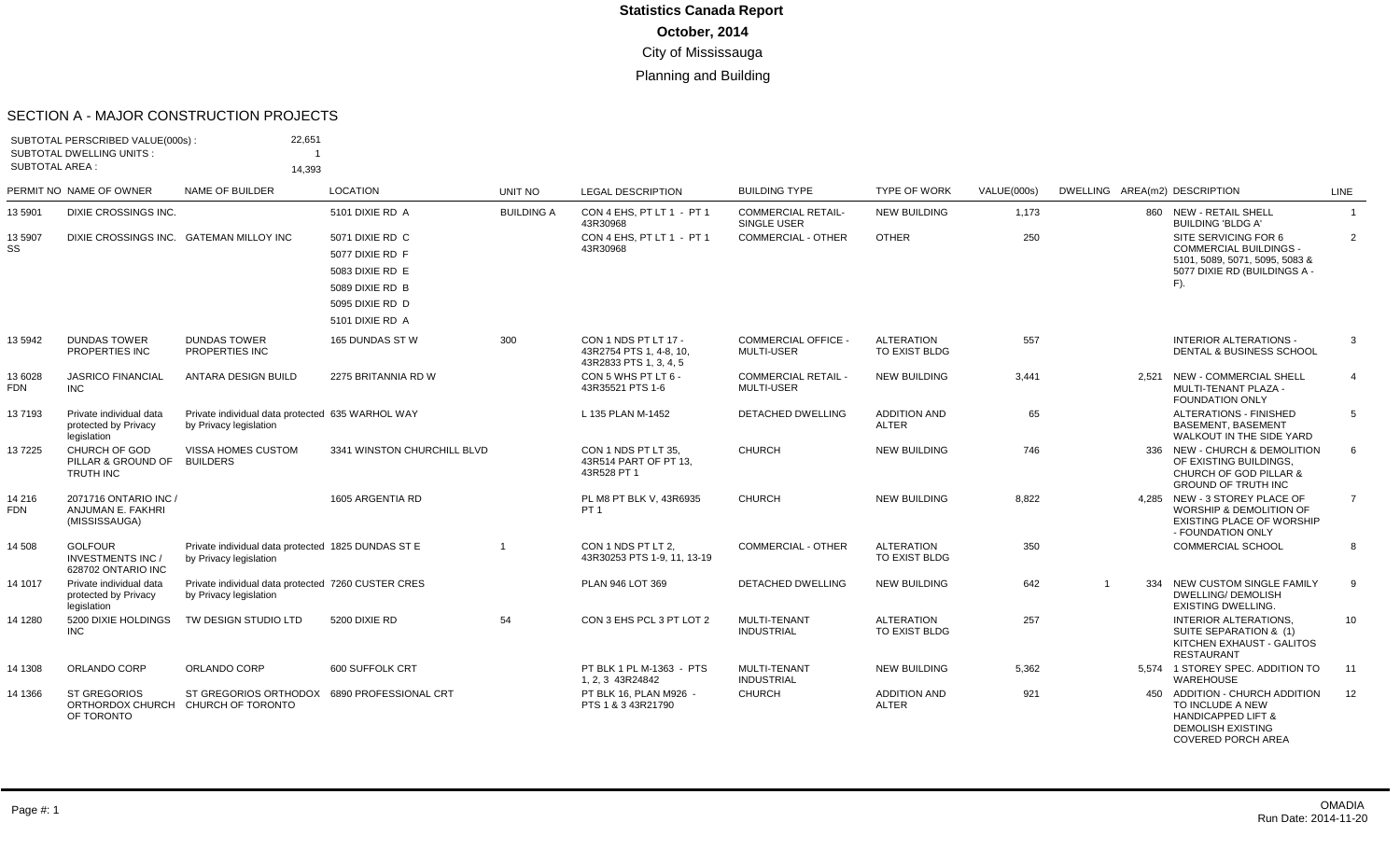# Statistics Canada Report
## October, 2014
City of Mississauga
Planning and Building

## SECTION A - MAJOR CONSTRUCTION PROJECTS

SUBTOTAL PERSCRIBED VALUE(000s) : 22,651
SUBTOTAL DWELLING UNITS : 1
SUBTOTAL AREA : 14,393

| PERMIT NO | NAME OF OWNER | NAME OF BUILDER | LOCATION | UNIT NO | LEGAL DESCRIPTION | BUILDING TYPE | TYPE OF WORK | VALUE(000s) | DWELLING | AREA(m2) | DESCRIPTION | LINE |
|---|---|---|---|---|---|---|---|---|---|---|---|---|
| 13 5901 | DIXIE CROSSINGS INC. | | 5101 DIXIE RD A | BUILDING A | CON 4 EHS, PT LT 1 - PT 1 43R30968 | COMMERCIAL RETAIL-SINGLE USER | NEW BUILDING | 1,173 | | 860 | NEW - RETAIL SHELL BUILDING 'BLDG A' | 1 |
| 13 5907 SS | DIXIE CROSSINGS INC. | GATEMAN MILLOY INC | 5071 DIXIE RD C<br>5077 DIXIE RD F<br>5083 DIXIE RD E<br>5089 DIXIE RD B<br>5095 DIXIE RD D<br>5101 DIXIE RD A | | CON 4 EHS, PT LT 1 - PT 1 43R30968 | COMMERCIAL - OTHER | OTHER | 250 | | | SITE SERVICING FOR 6 COMMERCIAL BUILDINGS - 5101, 5089, 5071, 5095, 5083 & 5077 DIXIE RD (BUILDINGS A - F). | 2 |
| 13 5942 | DUNDAS TOWER PROPERTIES INC | DUNDAS TOWER PROPERTIES INC | 165 DUNDAS ST W | 300 | CON 1 NDS PT LT 17 - 43R2754 PTS 1, 4-8, 10, 43R2833 PTS 1, 3, 4, 5 | COMMERCIAL OFFICE - MULTI-USER | ALTERATION TO EXIST BLDG | 557 | | | INTERIOR ALTERATIONS - DENTAL & BUSINESS SCHOOL | 3 |
| 13 6028 FDN | JASRICO FINANCIAL INC | ANTARA DESIGN BUILD | 2275 BRITANNIA RD W | | CON 5 WHS PT LT 6 - 43R35521 PTS 1-6 | COMMERCIAL RETAIL - MULTI-USER | NEW BUILDING | 3,441 | | 2,521 | NEW - COMMERCIAL SHELL MULTI-TENANT PLAZA - FOUNDATION ONLY | 4 |
| 13 7193 | Private individual data protected by Privacy legislation | Private individual data protected by Privacy legislation | 635 WARHOL WAY | | L 135 PLAN M-1452 | DETACHED DWELLING | ADDITION AND ALTER | 65 | | | ALTERATIONS - FINISHED BASEMENT, BASEMENT WALKOUT IN THE SIDE YARD | 5 |
| 13 7225 | CHURCH OF GOD PILLAR & GROUND OF TRUTH INC | VISSA HOMES CUSTOM BUILDERS | 3341 WINSTON CHURCHILL BLVD | | CON 1 NDS PT LT 35, 43R514 PART OF PT 13, 43R528 PT 1 | CHURCH | NEW BUILDING | 746 | | 336 | NEW - CHURCH & DEMOLITION OF EXISTING BUILDINGS, CHURCH OF GOD PILLAR & GROUND OF TRUTH INC | 6 |
| 14 216 FDN | 2071716 ONTARIO INC / ANJUMAN E. FAKHRI (MISSISSAUGA) | | 1605 ARGENTIA RD | | PL M8 PT BLK V, 43R6935 PT 1 | CHURCH | NEW BUILDING | 8,822 | | 4,285 | NEW - 3 STOREY PLACE OF WORSHIP & DEMOLITION OF EXISTING PLACE OF WORSHIP - FOUNDATION ONLY | 7 |
| 14 508 | GOLFOUR INVESTMENTS INC / 628702 ONTARIO INC | Private individual data protected by Privacy legislation | 1825 DUNDAS ST E | 1 | CON 1 NDS PT LT 2, 43R30253 PTS 1-9, 11, 13-19 | COMMERCIAL - OTHER | ALTERATION TO EXIST BLDG | 350 | | | COMMERCIAL SCHOOL | 8 |
| 14 1017 | Private individual data protected by Privacy legislation | Private individual data protected by Privacy legislation | 7260 CUSTER CRES | | PLAN 946 LOT 369 | DETACHED DWELLING | NEW BUILDING | 642 | 1 | 334 | NEW CUSTOM SINGLE FAMILY DWELLING/ DEMOLISH EXISTING DWELLING. | 9 |
| 14 1280 | 5200 DIXIE HOLDINGS INC | TW DESIGN STUDIO LTD | 5200 DIXIE RD | 54 | CON 3 EHS PCL 3 PT LOT 2 | MULTI-TENANT INDUSTRIAL | ALTERATION TO EXIST BLDG | 257 | | | INTERIOR ALTERATIONS, SUITE SEPARATION & (1) KITCHEN EXHAUST - GALITOS RESTAURANT | 10 |
| 14 1308 | ORLANDO CORP | ORLANDO CORP | 600 SUFFOLK CRT | | PT BLK 1 PL M-1363 - PTS 1, 2, 3 43R24842 | MULTI-TENANT INDUSTRIAL | NEW BUILDING | 5,362 | | 5,574 | 1 STOREY SPEC. ADDITION TO WAREHOUSE | 11 |
| 14 1366 | ST GREGORIOS ORTHORDOX CHURCH OF TORONTO | ST GREGORIOS ORTHODOX CHURCH OF TORONTO | 6890 PROFESSIONAL CRT | | PT BLK 16, PLAN M926 - PTS 1 & 3 43R21790 | CHURCH | ADDITION AND ALTER | 921 | | 450 | ADDITION - CHURCH ADDITION TO INCLUDE A NEW HANDICAPPED LIFT & DEMOLISH EXISTING COVERED PORCH AREA | 12 |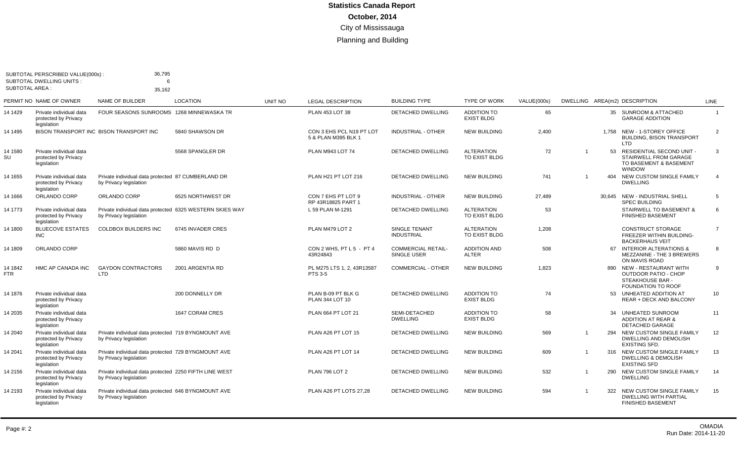# Statistics Canada Report

**October, 2014**

City of Mississauga

Planning and Building

SUBTOTAL PERSCRIBED VALUE(000s) : 36,795
SUBTOTAL DWELLING UNITS : 6
SUBTOTAL AREA : 35,162

| PERMIT NO | NAME OF OWNER | NAME OF BUILDER | LOCATION | UNIT NO | LEGAL DESCRIPTION | BUILDING TYPE | TYPE OF WORK | VALUE(000s) | DWELLING | AREA(m2) | DESCRIPTION | LINE |
|---|---|---|---|---|---|---|---|---|---|---|---|---|
| 14 1429 | Private individual data protected by Privacy legislation | FOUR SEASONS SUNROOMS | 1268 MINNEWASKA TR | | PLAN 453 LOT 38 | DETACHED DWELLING | ADDITION TO EXIST BLDG | 65 | | 35 | SUNROOM & ATTACHED GARAGE ADDITION | 1 |
| 14 1495 | BISON TRANSPORT INC | BISON TRANSPORT INC | 5840 SHAWSON DR | | CON 3 EHS PCL N19 PT LOT 5 & PLAN M395 BLK 1 | INDUSTRIAL - OTHER | NEW BUILDING | 2,400 | | 1,758 | NEW - 1-STOREY OFFICE BUILDING, BISON TRANSPORT LTD | 2 |
| 14 1580 SU | Private individual data protected by Privacy legislation | | 5568 SPANGLER DR | | PLAN M943 LOT 74 | DETACHED DWELLING | ALTERATION TO EXIST BLDG | 72 | 1 | 53 | RESIDENTIAL SECOND UNIT - STAIRWELL FROM GARAGE TO BASEMENT & BASEMENT WINDOW | 3 |
| 14 1655 | Private individual data protected by Privacy legislation | Private individual data protected by Privacy legislation | 87 CUMBERLAND DR | | PLAN H21 PT LOT 216 | DETACHED DWELLING | NEW BUILDING | 741 | 1 | 404 | NEW CUSTOM SINGLE FAMILY DWELLING | 4 |
| 14 1666 | ORLANDO CORP | ORLANDO CORP | 6525 NORTHWEST DR | | CON 7 EHS PT LOT 9 RP 43R18825 PART 1 | INDUSTRIAL - OTHER | NEW BUILDING | 27,489 | | 30,645 | NEW - INDUSTRIAL SHELL SPEC BUILDING | 5 |
| 14 1773 | Private individual data protected by Privacy legislation | Private individual data protected by Privacy legislation | 6325 WESTERN SKIES WAY | | L 59 PLAN M-1291 | DETACHED DWELLING | ALTERATION TO EXIST BLDG | 53 | | | STAIRWELL TO BASEMENT & FINISHED BASEMENT | 6 |
| 14 1800 | BLUECOVE ESTATES INC | COLDBOX BUILDERS INC | 6745 INVADER CRES | | PLAN M479 LOT 2 | SINGLE TENANT INDUSTRIAL | ALTERATION TO EXIST BLDG | 1,208 | | | CONSTRUCT STORAGE FREEZER WITHIN BUILDING-BACKERHAUS VEIT | 7 |
| 14 1809 | ORLANDO CORP | | 5860 MAVIS RD D | | CON 2 WHS, PT L 5 - PT 4 43R24843 | COMMERCIAL RETAIL-SINGLE USER | ADDITION AND ALTER | 508 | | 67 | INTERIOR ALTERATIONS & MEZZANINE - THE 3 BREWERS ON MAVIS ROAD | 8 |
| 14 1842 FTR | HMC AP CANADA INC | GAYDON CONTRACTORS LTD | 2001 ARGENTIA RD | | PL M275 LTS 1, 2, 43R13587 PTS 3-5 | COMMERCIAL - OTHER | NEW BUILDING | 1,823 | | 890 | NEW - RESTAURANT WITH OUTDOOR PATIO - CHOP STEAKHOUSE BAR - FOUNDATION TO ROOF | 9 |
| 14 1876 | Private individual data protected by Privacy legislation | | 200 DONNELLY DR | | PLAN B-09 PT BLK G PLAN 344 LOT 10 | DETACHED DWELLING | ADDITION TO EXIST BLDG | 74 | | 53 | UNHEATED ADDITION AT REAR + DECK AND BALCONY | 10 |
| 14 2035 | Private individual data protected by Privacy legislation | | 1647 CORAM CRES | | PLAN 664 PT LOT 21 | SEMI-DETACHED DWELLING | ADDITION TO EXIST BLDG | 58 | | 34 | UNHEATED SUNROOM ADDITION AT REAR & DETACHED GARAGE | 11 |
| 14 2040 | Private individual data protected by Privacy legislation | Private individual data protected by Privacy legislation | 719 BYNGMOUNT AVE | | PLAN A26 PT LOT 15 | DETACHED DWELLING | NEW BUILDING | 569 | 1 | 294 | NEW CUSTOM SINGLE FAMILY DWELLING AND DEMOLISH EXISTING SFD. | 12 |
| 14 2041 | Private individual data protected by Privacy legislation | Private individual data protected by Privacy legislation | 729 BYNGMOUNT AVE | | PLAN A26 PT LOT 14 | DETACHED DWELLING | NEW BUILDING | 609 | 1 | 316 | NEW CUSTOM SINGLE FAMILY DWELLING & DEMOLISH EXISTING SFD | 13 |
| 14 2156 | Private individual data protected by Privacy legislation | Private individual data protected by Privacy legislation | 2250 FIFTH LINE WEST | | PLAN 796 LOT 2 | DETACHED DWELLING | NEW BUILDING | 532 | 1 | 290 | NEW CUSTOM SINGLE FAMILY DWELLING | 14 |
| 14 2193 | Private individual data protected by Privacy legislation | Private individual data protected by Privacy legislation | 646 BYNGMOUNT AVE | | PLAN A26 PT LOTS 27,28 | DETACHED DWELLING | NEW BUILDING | 594 | 1 | 322 | NEW CUSTOM SINGLE FAMILY DWELLING WITH PARTIAL FINISHED BASEMENT | 15 |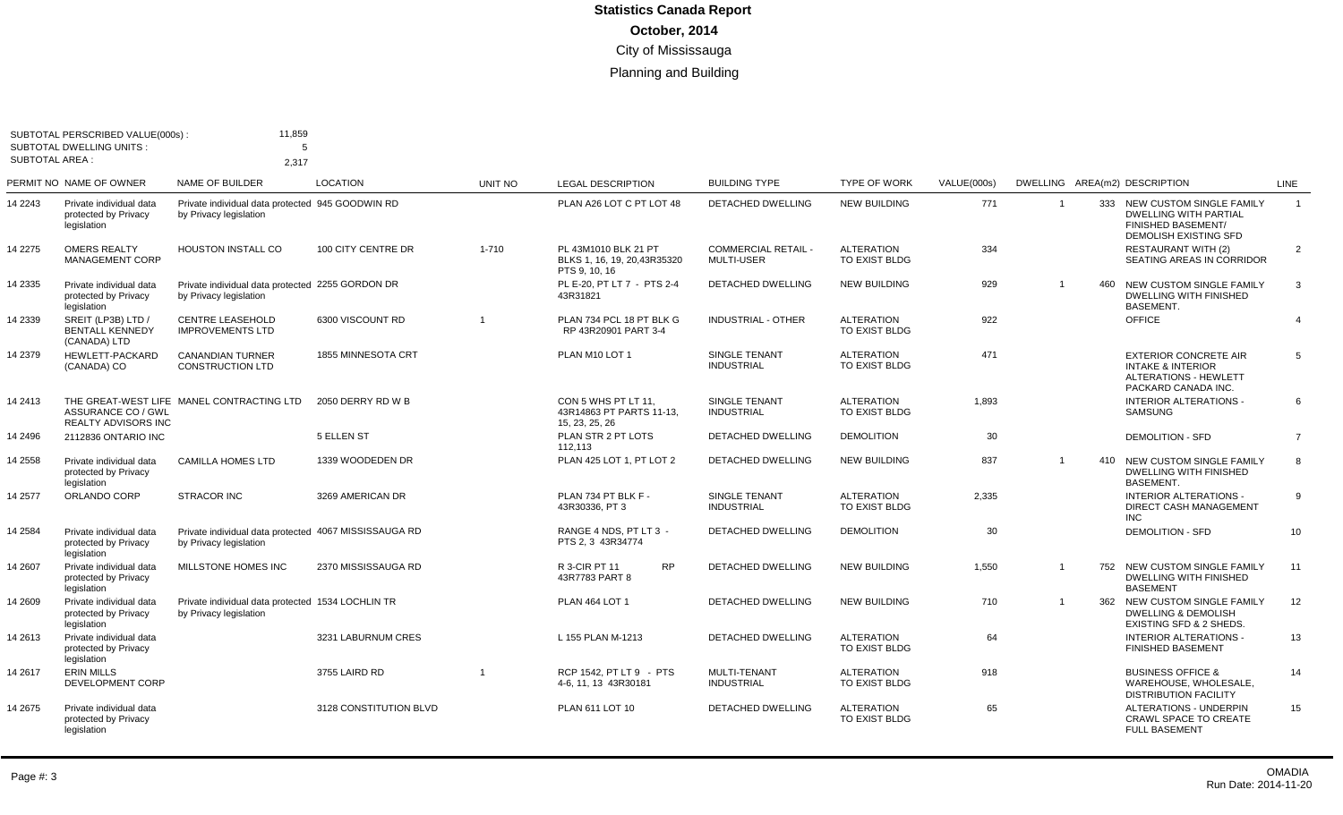# Statistics Canada Report

## October, 2014

City of Mississauga

Planning and Building

SUBTOTAL PERSCRIBED VALUE(000s) : 11,859
SUBTOTAL DWELLING UNITS : 5
SUBTOTAL AREA : 2,317

| PERMIT NO | NAME OF OWNER | NAME OF BUILDER | LOCATION | UNIT NO | LEGAL DESCRIPTION | BUILDING TYPE | TYPE OF WORK | VALUE(000s) | DWELLING | AREA(m2) | DESCRIPTION | LINE |
|---|---|---|---|---|---|---|---|---|---|---|---|---|
| 14 2243 | Private individual data protected by Privacy legislation | Private individual data protected by Privacy legislation | 945 GOODWIN RD | | PLAN A26 LOT C PT LOT 48 | DETACHED DWELLING | NEW BUILDING | 771 | 1 | 333 | NEW CUSTOM SINGLE FAMILY DWELLING WITH PARTIAL FINISHED BASEMENT/ DEMOLISH EXISTING SFD | 1 |
| 14 2275 | OMERS REALTY MANAGEMENT CORP | HOUSTON INSTALL CO | 100 CITY CENTRE DR | 1-710 | PL 43M1010 BLK 21 PT BLKS 1, 16, 19, 20,43R35320 PTS 9, 10, 16 | COMMERCIAL RETAIL - MULTI-USER | ALTERATION TO EXIST BLDG | 334 | | | RESTAURANT WITH (2) SEATING AREAS IN CORRIDOR | 2 |
| 14 2335 | Private individual data protected by Privacy legislation | Private individual data protected by Privacy legislation | 2255 GORDON DR | | PL E-20, PT LT 7 - PTS 2-4 43R31821 | DETACHED DWELLING | NEW BUILDING | 929 | 1 | 460 | NEW CUSTOM SINGLE FAMILY DWELLING WITH FINISHED BASEMENT. | 3 |
| 14 2339 | SREIT (LP3B) LTD / BENTALL KENNEDY (CANADA) LTD | CENTRE LEASEHOLD IMPROVEMENTS LTD | 6300 VISCOUNT RD | 1 | PLAN 734 PCL 18 PT BLK G RP 43R20901 PART 3-4 | INDUSTRIAL - OTHER | ALTERATION TO EXIST BLDG | 922 | | | OFFICE | 4 |
| 14 2379 | HEWLETT-PACKARD (CANADA) CO | CANANDIAN TURNER CONSTRUCTION LTD | 1855 MINNESOTA CRT | | PLAN M10 LOT 1 | SINGLE TENANT INDUSTRIAL | ALTERATION TO EXIST BLDG | 471 | | | EXTERIOR CONCRETE AIR INTAKE & INTERIOR ALTERATIONS - HEWLETT PACKARD CANADA INC. | 5 |
| 14 2413 | THE GREAT-WEST LIFE ASSURANCE CO / GWL REALTY ADVISORS INC | MANEL CONTRACTING LTD | 2050 DERRY RD W B | | CON 5 WHS PT LT 11, 43R14863 PT PARTS 11-13, 15, 23, 25, 26 | SINGLE TENANT INDUSTRIAL | ALTERATION TO EXIST BLDG | 1,893 | | | INTERIOR ALTERATIONS - SAMSUNG | 6 |
| 14 2496 | 2112836 ONTARIO INC | | 5 ELLEN ST | | PLAN STR 2 PT LOTS 112,113 | DETACHED DWELLING | DEMOLITION | 30 | | | DEMOLITION - SFD | 7 |
| 14 2558 | Private individual data protected by Privacy legislation | CAMILLA HOMES LTD | 1339 WOODEDEN DR | | PLAN 425 LOT 1, PT LOT 2 | DETACHED DWELLING | NEW BUILDING | 837 | 1 | 410 | NEW CUSTOM SINGLE FAMILY DWELLING WITH FINISHED BASEMENT. | 8 |
| 14 2577 | ORLANDO CORP | STRACOR INC | 3269 AMERICAN DR | | PLAN 734 PT BLK F - 43R30336, PT 3 | SINGLE TENANT INDUSTRIAL | ALTERATION TO EXIST BLDG | 2,335 | | | INTERIOR ALTERATIONS - DIRECT CASH MANAGEMENT INC | 9 |
| 14 2584 | Private individual data protected by Privacy legislation | Private individual data protected by Privacy legislation | 4067 MISSISSAUGA RD | | RANGE 4 NDS, PT LT 3 - PTS 2, 3 43R34774 | DETACHED DWELLING | DEMOLITION | 30 | | | DEMOLITION - SFD | 10 |
| 14 2607 | Private individual data protected by Privacy legislation | MILLSTONE HOMES INC | 2370 MISSISSAUGA RD | | R 3-CIR PT 11 RP 43R7783 PART 8 | DETACHED DWELLING | NEW BUILDING | 1,550 | 1 | 752 | NEW CUSTOM SINGLE FAMILY DWELLING WITH FINISHED BASEMENT | 11 |
| 14 2609 | Private individual data protected by Privacy legislation | Private individual data protected by Privacy legislation | 1534 LOCHLIN TR | | PLAN 464 LOT 1 | DETACHED DWELLING | NEW BUILDING | 710 | 1 | 362 | NEW CUSTOM SINGLE FAMILY DWELLING & DEMOLISH EXISTING SFD & 2 SHEDS. | 12 |
| 14 2613 | Private individual data protected by Privacy legislation | | 3231 LABURNUM CRES | | L 155 PLAN M-1213 | DETACHED DWELLING | ALTERATION TO EXIST BLDG | 64 | | | INTERIOR ALTERATIONS - FINISHED BASEMENT | 13 |
| 14 2617 | ERIN MILLS DEVELOPMENT CORP | | 3755 LAIRD RD | 1 | RCP 1542, PT LT 9 - PTS 4-6, 11, 13 43R30181 | MULTI-TENANT INDUSTRIAL | ALTERATION TO EXIST BLDG | 918 | | | BUSINESS OFFICE & WAREHOUSE, WHOLESALE, DISTRIBUTION FACILITY | 14 |
| 14 2675 | Private individual data protected by Privacy legislation | | 3128 CONSTITUTION BLVD | | PLAN 611 LOT 10 | DETACHED DWELLING | ALTERATION TO EXIST BLDG | 65 | | | ALTERATIONS - UNDERPIN CRAWL SPACE TO CREATE FULL BASEMENT | 15 |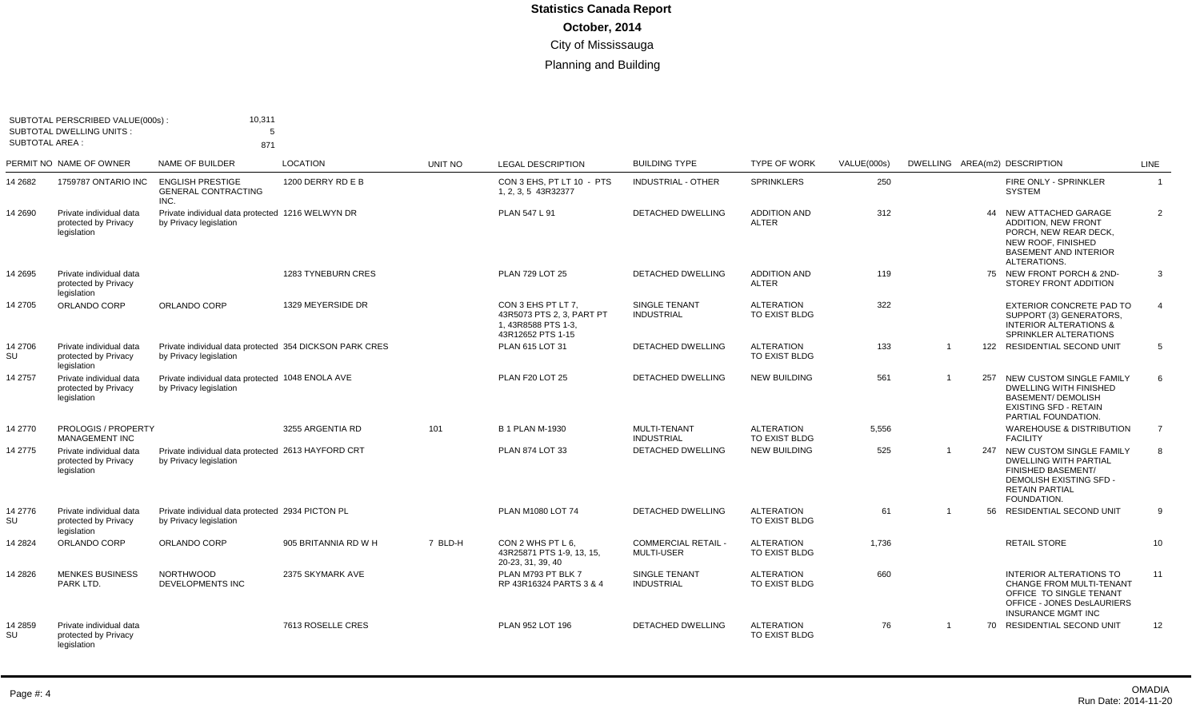# Statistics Canada Report

## October, 2014

City of Mississauga

Planning and Building

SUBTOTAL PERSCRIBED VALUE(000s) : 10,311
SUBTOTAL DWELLING UNITS : 5
SUBTOTAL AREA : 871

| PERMIT NO | NAME OF OWNER | NAME OF BUILDER | LOCATION | UNIT NO | LEGAL DESCRIPTION | BUILDING TYPE | TYPE OF WORK | VALUE(000s) | DWELLING | AREA(m2) | DESCRIPTION | LINE |
|---|---|---|---|---|---|---|---|---|---|---|---|---|
| 14 2682 | 1759787 ONTARIO INC | ENGLISH PRESTIGE GENERAL CONTRACTING INC. | 1200 DERRY RD E B | | CON 3 EHS, PT LT 10 - PTS 1, 2, 3, 5 43R32377 | INDUSTRIAL - OTHER | SPRINKLERS | 250 | | | FIRE ONLY - SPRINKLER SYSTEM | 1 |
| 14 2690 | Private individual data protected by Privacy legislation | Private individual data protected by Privacy legislation | 1216 WELWYN DR | | PLAN 547 L 91 | DETACHED DWELLING | ADDITION AND ALTER | 312 | | 44 | NEW ATTACHED GARAGE ADDITION, NEW FRONT PORCH, NEW REAR DECK, NEW ROOF, FINISHED BASEMENT AND INTERIOR ALTERATIONS. | 2 |
| 14 2695 | Private individual data protected by Privacy legislation | | 1283 TYNEBURN CRES | | PLAN 729 LOT 25 | DETACHED DWELLING | ADDITION AND ALTER | 119 | | 75 | NEW FRONT PORCH & 2ND-STOREY FRONT ADDITION | 3 |
| 14 2705 | ORLANDO CORP | ORLANDO CORP | 1329 MEYERSIDE DR | | CON 3 EHS PT LT 7, 43R5073 PTS 2, 3, PART PT 1, 43R8588 PTS 1-3, 43R12652 PTS 1-15 | SINGLE TENANT INDUSTRIAL | ALTERATION TO EXIST BLDG | 322 | | | EXTERIOR CONCRETE PAD TO SUPPORT (3) GENERATORS, INTERIOR ALTERATIONS & SPRINKLER ALTERATIONS | 4 |
| 14 2706 SU | Private individual data protected by Privacy legislation | Private individual data protected by Privacy legislation | 354 DICKSON PARK CRES | | PLAN 615 LOT 31 | DETACHED DWELLING | ALTERATION TO EXIST BLDG | 133 | 1 | 122 | RESIDENTIAL SECOND UNIT | 5 |
| 14 2757 | Private individual data protected by Privacy legislation | Private individual data protected by Privacy legislation | 1048 ENOLA AVE | | PLAN F20 LOT 25 | DETACHED DWELLING | NEW BUILDING | 561 | 1 | 257 | NEW CUSTOM SINGLE FAMILY DWELLING WITH FINISHED BASEMENT/ DEMOLISH EXISTING SFD - RETAIN PARTIAL FOUNDATION. | 6 |
| 14 2770 | PROLOGIS / PROPERTY MANAGEMENT INC | | 3255 ARGENTIA RD | 101 | B 1 PLAN M-1930 | MULTI-TENANT INDUSTRIAL | ALTERATION TO EXIST BLDG | 5,556 | | | WAREHOUSE & DISTRIBUTION FACILITY | 7 |
| 14 2775 | Private individual data protected by Privacy legislation | Private individual data protected by Privacy legislation | 2613 HAYFORD CRT | | PLAN 874 LOT 33 | DETACHED DWELLING | NEW BUILDING | 525 | 1 | 247 | NEW CUSTOM SINGLE FAMILY DWELLING WITH PARTIAL FINISHED BASEMENT/ DEMOLISH EXISTING SFD - RETAIN PARTIAL FOUNDATION. | 8 |
| 14 2776 SU | Private individual data protected by Privacy legislation | Private individual data protected by Privacy legislation | 2934 PICTON PL | | PLAN M1080 LOT 74 | DETACHED DWELLING | ALTERATION TO EXIST BLDG | 61 | 1 | 56 | RESIDENTIAL SECOND UNIT | 9 |
| 14 2824 | ORLANDO CORP | ORLANDO CORP | 905 BRITANNIA RD W H | 7 BLD-H | CON 2 WHS PT L 6, 43R25871 PTS 1-9, 13, 15, 20-23, 31, 39, 40 | COMMERCIAL RETAIL - MULTI-USER | ALTERATION TO EXIST BLDG | 1,736 | | | RETAIL STORE | 10 |
| 14 2826 | MENKES BUSINESS PARK LTD. | NORTHWOOD DEVELOPMENTS INC | 2375 SKYMARK AVE | | PLAN M793 PT BLK 7 RP 43R16324 PARTS 3 & 4 | SINGLE TENANT INDUSTRIAL | ALTERATION TO EXIST BLDG | 660 | | | INTERIOR ALTERATIONS TO CHANGE FROM MULTI-TENANT OFFICE TO SINGLE TENANT OFFICE - JONES DesLAURIERS INSURANCE MGMT INC | 11 |
| 14 2859 SU | Private individual data protected by Privacy legislation | | 7613 ROSELLE CRES | | PLAN 952 LOT 196 | DETACHED DWELLING | ALTERATION TO EXIST BLDG | 76 | 1 | 70 | RESIDENTIAL SECOND UNIT | 12 |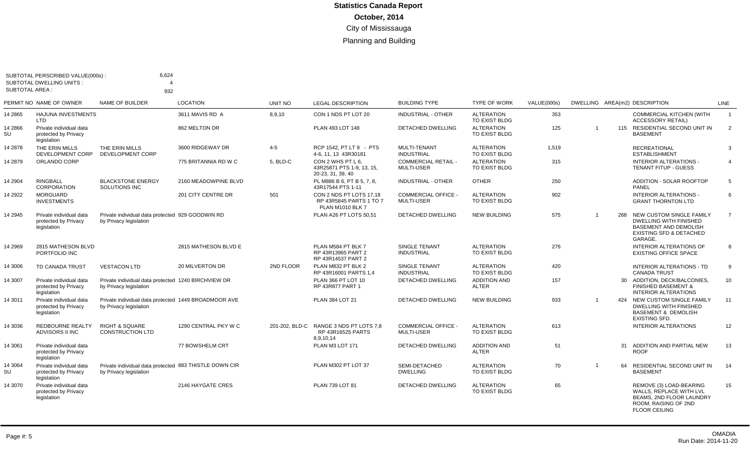# Statistics Canada Report

## October, 2014

City of Mississauga

Planning and Building

SUBTOTAL PERSCRIBED VALUE(000s) : 6,624
SUBTOTAL DWELLING UNITS : 4
SUBTOTAL AREA : 932

| PERMIT NO | NAME OF OWNER | NAME OF BUILDER | LOCATION | UNIT NO | LEGAL DESCRIPTION | BUILDING TYPE | TYPE OF WORK | VALUE(000s) | DWELLING | AREA(m2) | DESCRIPTION | LINE |
|---|---|---|---|---|---|---|---|---|---|---|---|---|
| 14 2865 | HAJUNA INVESTMENTS LTD | | 3611 MAVIS RD A | 8,9,10 | CON 1 NDS PT LOT 20 | INDUSTRIAL - OTHER | ALTERATION TO EXIST BLDG | 353 | | | COMMERCIAL KITCHEN (WITH ACCESSORY RETAIL) | 1 |
| 14 2866 SU | Private individual data protected by Privacy legislation | | 862 MELTON DR | | PLAN 493 LOT 148 | DETACHED DWELLING | ALTERATION TO EXIST BLDG | 125 | 1 | 115 | RESIDENTIAL SECOND UNIT IN BASEMENT | 2 |
| 14 2878 | THE ERIN MILLS DEVELOPMENT CORP | THE ERIN MILLS DEVELOPMENT CORP | 3600 RIDGEWAY DR | 4-5 | RCP 1542, PT LT 9 - PTS 4-6, 11, 13 43R30181 | MULTI-TENANT INDUSTRIAL | ALTERATION TO EXIST BLDG | 1,519 | | | RECREATIONAL ESTABLISHMENT | 3 |
| 14 2879 | ORLANDO CORP | | 775 BRITANNIA RD W C | 5, BLD-C | CON 2 WHS PT L 6, 43R25871 PTS 1-9, 13, 15, 20-23, 31, 39, 40 | COMMERCIAL RETAIL - MULTI-USER | ALTERATION TO EXIST BLDG | 315 | | | INTERIOR ALTERATIONS - TENANT FITUP - GUESS | 4 |
| 14 2904 | RINGBALL CORPORATION | BLACKSTONE ENERGY SOLUTIONS INC | 2160 MEADOWPINE BLVD | | PL M886 B 6, PT B 5, 7, 8, 43R17544 PTS 1-11 | INDUSTRIAL - OTHER | OTHER | 250 | | | ADDITION - SOLAR ROOFTOP PANEL | 5 |
| 14 2922 | MORGUARD INVESTMENTS | | 201 CITY CENTRE DR | 501 | CON 2 NDS PT LOTS 17,18 RP 43R5845 PARTS 1 TO 7 PLAN M1010 BLK 7 | COMMERCIAL OFFICE - MULTI-USER | ALTERATION TO EXIST BLDG | 902 | | | INTERIOR ALTERATIONS - GRANT THORNTON LTD | 6 |
| 14 2945 | Private individual data protected by Privacy legislation | Private individual data protected by Privacy legislation | 929 GOODWIN RD | | PLAN A26 PT LOTS 50,51 | DETACHED DWELLING | NEW BUILDING | 575 | 1 | 268 | NEW CUSTOM SINGLE FAMILY DWELLING WITH FINISHED BASEMENT AND DEMOLISH EXISTING SFD & DETACHED GARAGE. | 7 |
| 14 2969 | 2815 MATHESON BLVD PORTFOLIO INC | | 2815 MATHESON BLVD E | | PLAN M584 PT BLK 7 RP 43R13965 PART 2 RP 43R14537 PART 2 | SINGLE TENANT INDUSTRIAL | ALTERATION TO EXIST BLDG | 276 | | | INTERIOR ALTERATIONS OF EXISTING OFFICE SPACE | 8 |
| 14 3006 | TD CANADA TRUST | VESTACON LTD | 20 MILVERTON DR | 2ND FLOOR | PLAN M832 PT BLK 2 RP 43R16001 PARTS 1,4 | SINGLE TENANT INDUSTRIAL | ALTERATION TO EXIST BLDG | 420 | | | INTERIOR ALTERATIONS - TD CANADA TRUST | 9 |
| 14 3007 | Private individual data protected by Privacy legislation | Private individual data protected by Privacy legislation | 1240 BIRCHVIEW DR | | PLAN 366 PT LOT 10 RP 43R877 PART 1 | DETACHED DWELLING | ADDITION AND ALTER | 157 | | 30 | ADDITION, DECK/BALCONIES, FINISHED BASEMENT & INTERIOR ALTERATIONS | 10 |
| 14 3011 | Private individual data protected by Privacy legislation | Private individual data protected by Privacy legislation | 1449 BROADMOOR AVE | | PLAN 384 LOT 21 | DETACHED DWELLING | NEW BUILDING | 933 | 1 | 424 | NEW CUSTOM SINGLE FAMILY DWELLING WITH FINISHED BASEMENT & DEMOLISH EXISTING SFD. | 11 |
| 14 3036 | REDBOURNE REALTY ADVISORS II INC | RIGHT & SQUARE CONSTRUCTION LTD | 1290 CENTRAL PKY W C | 201-202, BLD-C | RANGE 3 NDS PT LOTS 7,8 RP 43R16525 PARTS 8,9,10,14 | COMMERCIAL OFFICE - MULTI-USER | ALTERATION TO EXIST BLDG | 613 | | | INTERIOR ALTERATIONS | 12 |
| 14 3061 | Private individual data protected by Privacy legislation | | 77 BOWSHELM CRT | | PLAN M3 LOT 171 | DETACHED DWELLING | ADDITION AND ALTER | 51 | | 31 | ADDITION AND PARTIAL NEW ROOF | 13 |
| 14 3064 SU | Private individual data protected by Privacy legislation | Private individual data protected by Privacy legislation | 883 THISTLE DOWN CIR | | PLAN M302 PT LOT 37 | SEMI-DETACHED DWELLING | ALTERATION TO EXIST BLDG | 70 | 1 | 64 | RESIDENTIAL SECOND UNIT IN BASEMENT | 14 |
| 14 3070 | Private individual data protected by Privacy legislation | | 2146 HAYGATE CRES | | PLAN 739 LOT 81 | DETACHED DWELLING | ALTERATION TO EXIST BLDG | 65 | | | REMOVE (3) LOAD-BEARING WALLS, REPLACE WITH LVL BEAMS, 2ND FLOOR LAUNDRY ROOM, RAISING OF 2ND FLOOR CEILING | 15 |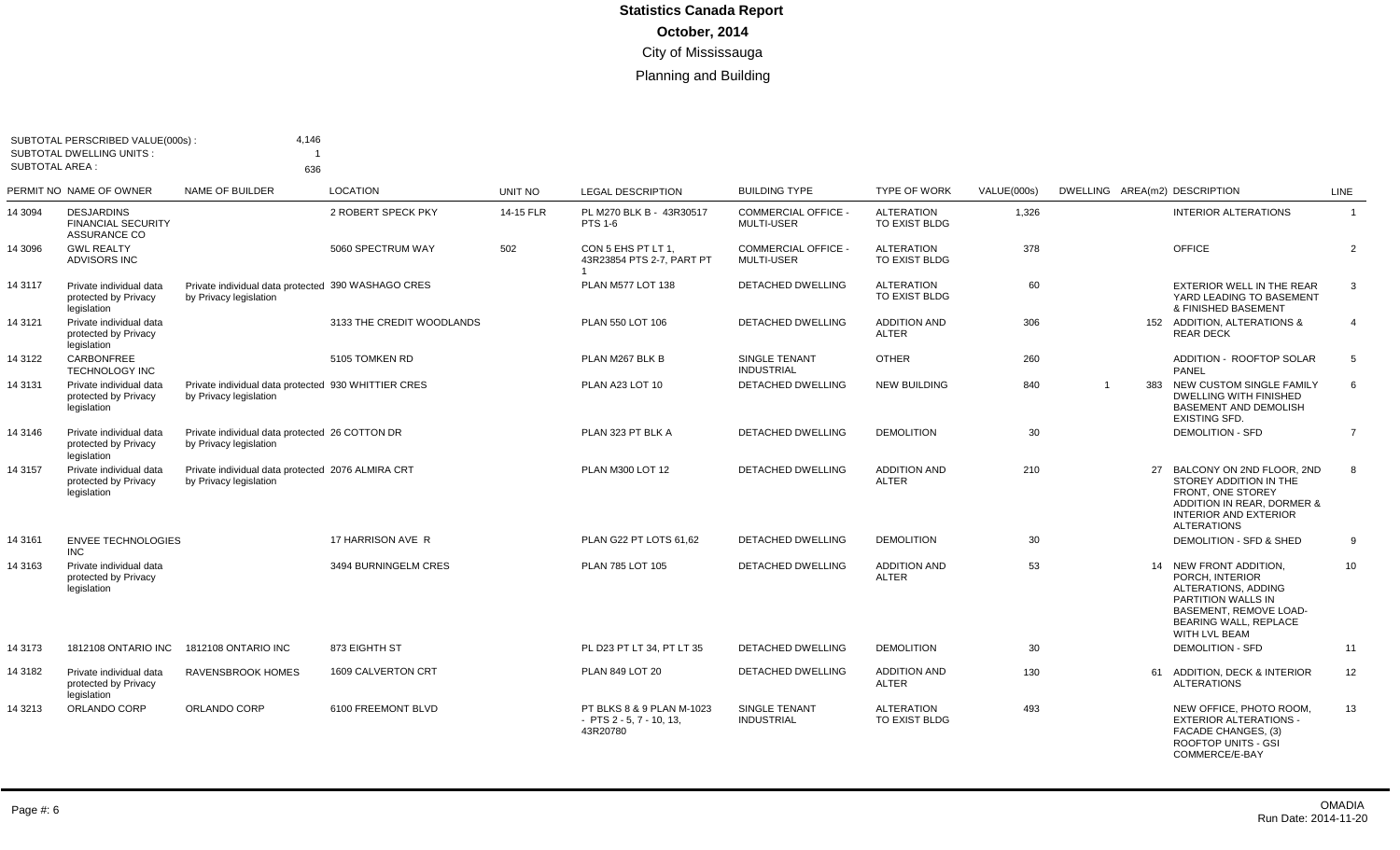# Statistics Canada Report

**October, 2014**

City of Mississauga

Planning and Building

SUBTOTAL PERSCRIBED VALUE(000s) : 4,146
SUBTOTAL DWELLING UNITS : 1
SUBTOTAL AREA : 636

| PERMIT NO | NAME OF OWNER | NAME OF BUILDER | LOCATION | UNIT NO | LEGAL DESCRIPTION | BUILDING TYPE | TYPE OF WORK | VALUE(000s) | DWELLING | AREA(m2) | DESCRIPTION | LINE |
|---|---|---|---|---|---|---|---|---|---|---|---|---|
| 14 3094 | DESJARDINS FINANCIAL SECURITY ASSURANCE CO | | 2 ROBERT SPECK PKY | 14-15 FLR | PL M270 BLK B - 43R30517 PTS 1-6 | COMMERCIAL OFFICE - MULTI-USER | ALTERATION TO EXIST BLDG | 1,326 | | | INTERIOR ALTERATIONS | 1 |
| 14 3096 | GWL REALTY ADVISORS INC | | 5060 SPECTRUM WAY | 502 | CON 5 EHS PT LT 1, 43R23854 PTS 2-7, PART PT 1 | COMMERCIAL OFFICE - MULTI-USER | ALTERATION TO EXIST BLDG | 378 | | | OFFICE | 2 |
| 14 3117 | Private individual data protected by Privacy legislation | Private individual data protected by Privacy legislation | 390 WASHAGO CRES | | PLAN M577 LOT 138 | DETACHED DWELLING | ALTERATION TO EXIST BLDG | 60 | | | EXTERIOR WELL IN THE REAR YARD LEADING TO BASEMENT & FINISHED BASEMENT | 3 |
| 14 3121 | Private individual data protected by Privacy legislation | | 3133 THE CREDIT WOODLANDS | | PLAN 550 LOT 106 | DETACHED DWELLING | ADDITION AND ALTER | 306 | | 152 | ADDITION, ALTERATIONS & REAR DECK | 4 |
| 14 3122 | CARBONFREE TECHNOLOGY INC | | 5105 TOMKEN RD | | PLAN M267 BLK B | SINGLE TENANT INDUSTRIAL | OTHER | 260 | | | ADDITION - ROOFTOP SOLAR PANEL | 5 |
| 14 3131 | Private individual data protected by Privacy legislation | Private individual data protected by Privacy legislation | 930 WHITTIER CRES | | PLAN A23 LOT 10 | DETACHED DWELLING | NEW BUILDING | 840 | 1 | 383 | NEW CUSTOM SINGLE FAMILY DWELLING WITH FINISHED BASEMENT AND DEMOLISH EXISTING SFD. | 6 |
| 14 3146 | Private individual data protected by Privacy legislation | Private individual data protected by Privacy legislation | 26 COTTON DR | | PLAN 323 PT BLK A | DETACHED DWELLING | DEMOLITION | 30 | | | DEMOLITION - SFD | 7 |
| 14 3157 | Private individual data protected by Privacy legislation | Private individual data protected by Privacy legislation | 2076 ALMIRA CRT | | PLAN M300 LOT 12 | DETACHED DWELLING | ADDITION AND ALTER | 210 | | 27 | BALCONY ON 2ND FLOOR, 2ND STOREY ADDITION IN THE FRONT, ONE STOREY ADDITION IN REAR, DORMER & INTERIOR AND EXTERIOR ALTERATIONS | 8 |
| 14 3161 | ENVEE TECHNOLOGIES INC | | 17 HARRISON AVE R | | PLAN G22 PT LOTS 61,62 | DETACHED DWELLING | DEMOLITION | 30 | | | DEMOLITION - SFD & SHED | 9 |
| 14 3163 | Private individual data protected by Privacy legislation | | 3494 BURNINGELM CRES | | PLAN 785 LOT 105 | DETACHED DWELLING | ADDITION AND ALTER | 53 | | 14 | NEW FRONT ADDITION, PORCH, INTERIOR ALTERATIONS, ADDING PARTITION WALLS IN BASEMENT, REMOVE LOAD-BEARING WALL, REPLACE WITH LVL BEAM | 10 |
| 14 3173 | 1812108 ONTARIO INC | 1812108 ONTARIO INC | 873 EIGHTH ST | | PL D23 PT LT 34, PT LT 35 | DETACHED DWELLING | DEMOLITION | 30 | | | DEMOLITION - SFD | 11 |
| 14 3182 | Private individual data protected by Privacy legislation | RAVENSBROOK HOMES | 1609 CALVERTON CRT | | PLAN 849 LOT 20 | DETACHED DWELLING | ADDITION AND ALTER | 130 | | 61 | ADDITION, DECK & INTERIOR ALTERATIONS | 12 |
| 14 3213 | ORLANDO CORP | ORLANDO CORP | 6100 FREEMONT BLVD | | PT BLKS 8 & 9 PLAN M-1023 - PTS 2 - 5, 7 - 10, 13, 43R20780 | SINGLE TENANT INDUSTRIAL | ALTERATION TO EXIST BLDG | 493 | | | NEW OFFICE, PHOTO ROOM, EXTERIOR ALTERATIONS - FACADE CHANGES, (3) ROOFTOP UNITS - GSI COMMERCE/E-BAY | 13 |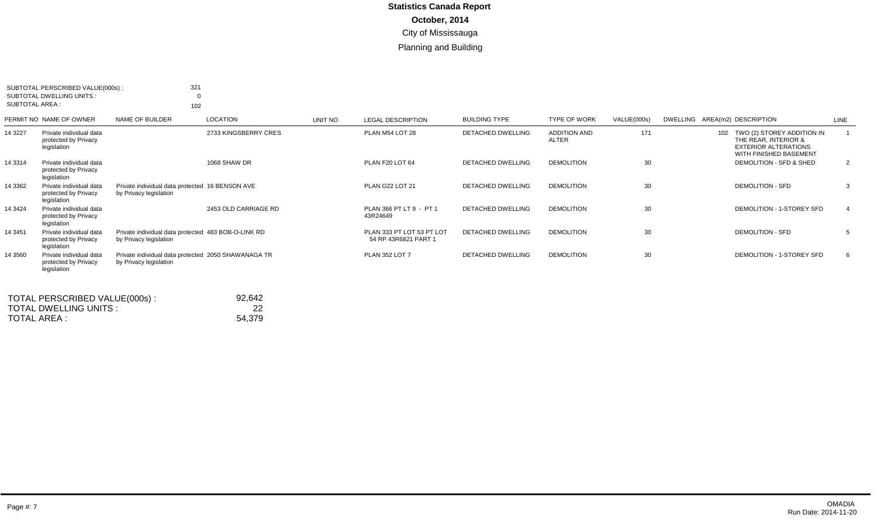# Statistics Canada Report

**October, 2014**

City of Mississauga

Planning and Building

SUBTOTAL PERSCRIBED VALUE(000s) : 321
SUBTOTAL DWELLING UNITS : 0
SUBTOTAL AREA : 102

| PERMIT NO | NAME OF OWNER | NAME OF BUILDER | LOCATION | UNIT NO | LEGAL DESCRIPTION | BUILDING TYPE | TYPE OF WORK | VALUE(000s) | DWELLING | AREA(m2) | DESCRIPTION | LINE |
|---|---|---|---|---|---|---|---|---|---|---|---|---|
| 14 3227 | Private individual data protected by Privacy legislation | | 2733 KINGSBERRY CRES | | PLAN M54 LOT 28 | DETACHED DWELLING | ADDITION AND ALTER | 171 | | 102 | TWO (2) STOREY ADDITION IN THE REAR, INTERIOR & EXTERIOR ALTERATIONS WITH FINISHED BASEMENT | 1 |
| 14 3314 | Private individual data protected by Privacy legislation | | 1068 SHAW DR | | PLAN F20 LOT 64 | DETACHED DWELLING | DEMOLITION | 30 | | | DEMOLITION - SFD & SHED | 2 |
| 14 3362 | Private individual data protected by Privacy legislation | Private individual data protected by Privacy legislation | 16 BENSON AVE | | PLAN G22 LOT 21 | DETACHED DWELLING | DEMOLITION | 30 | | | DEMOLITION - SFD | 3 |
| 14 3424 | Private individual data protected by Privacy legislation | | 2453 OLD CARRIAGE RD | | PLAN 366 PT LT 9 - PT 1 43R24649 | DETACHED DWELLING | DEMOLITION | 30 | | | DEMOLITION - 1-STOREY SFD | 4 |
| 14 3451 | Private individual data protected by Privacy legislation | Private individual data protected by Privacy legislation | 483 BOB-O-LINK RD | | PLAN 333 PT LOT 53 PT LOT 54 RP 43R6821 PART 1 | DETACHED DWELLING | DEMOLITION | 30 | | | DEMOLITION - SFD | 5 |
| 14 3560 | Private individual data protected by Privacy legislation | Private individual data protected by Privacy legislation | 2050 SHAWANAGA TR | | PLAN 352 LOT 7 | DETACHED DWELLING | DEMOLITION | 30 | | | DEMOLITION - 1-STOREY SFD | 6 |

TOTAL PERSCRIBED VALUE(000s) : 92,642
TOTAL DWELLING UNITS : 22
TOTAL AREA : 54,379

OMADIA
Run Date: 2014-11-20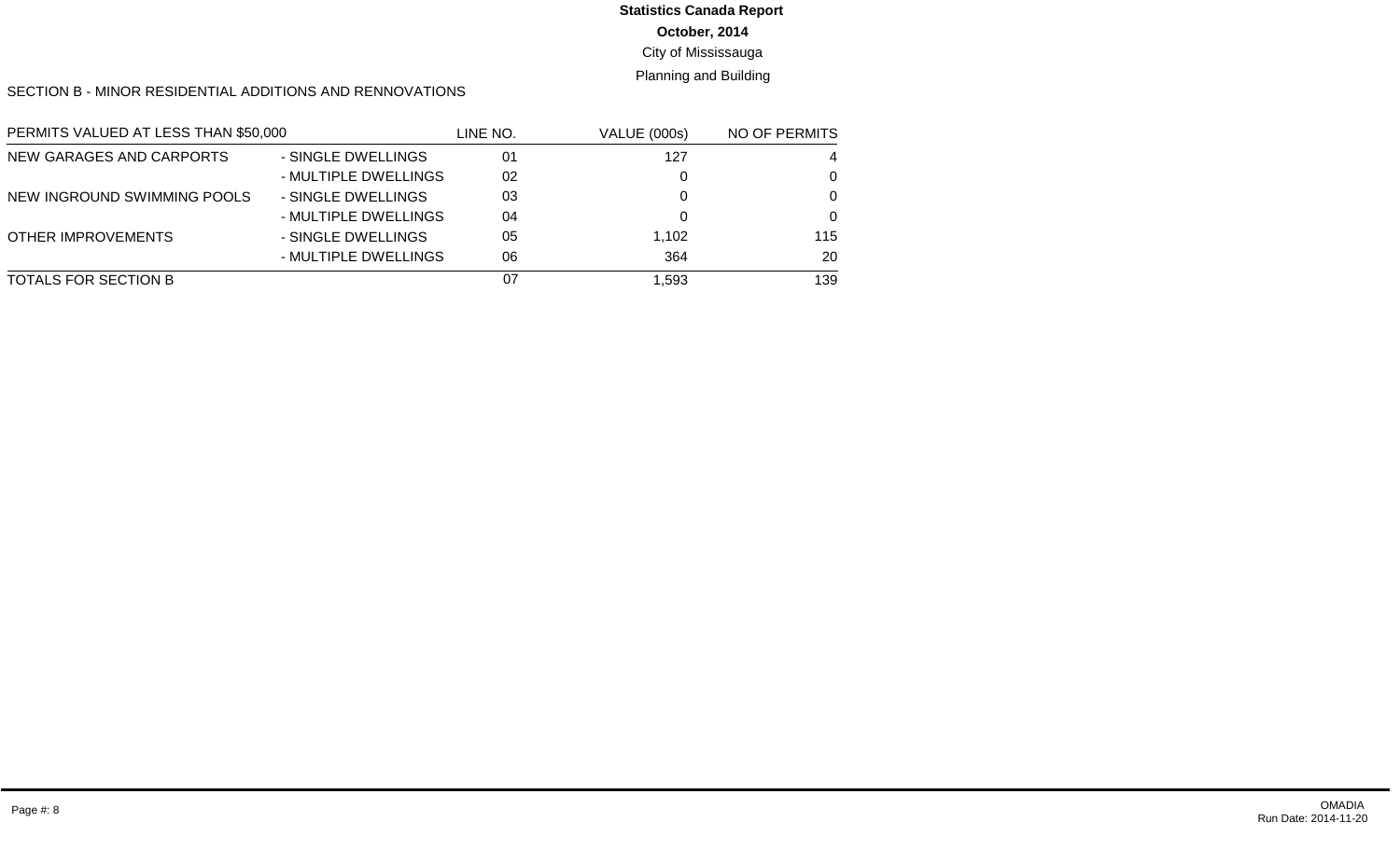**Statistics Canada Report**

**October, 2014**

City of Mississauga

Planning and Building

SECTION B - MINOR RESIDENTIAL ADDITIONS AND RENNOVATIONS

| PERMITS VALUED AT LESS THAN $50,000 | | LINE NO. | VALUE (000s) | NO OF PERMITS |
|---|---|---|---|---|
| NEW GARAGES AND CARPORTS | - SINGLE DWELLINGS | 01 | 127 | 4 |
| | - MULTIPLE DWELLINGS | 02 | 0 | 0 |
| NEW INGROUND SWIMMING POOLS | - SINGLE DWELLINGS | 03 | 0 | 0 |
| | - MULTIPLE DWELLINGS | 04 | 0 | 0 |
| OTHER IMPROVEMENTS | - SINGLE DWELLINGS | 05 | 1,102 | 115 |
| | - MULTIPLE DWELLINGS | 06 | 364 | 20 |
| TOTALS FOR SECTION B | | 07 | 1,593 | 139 |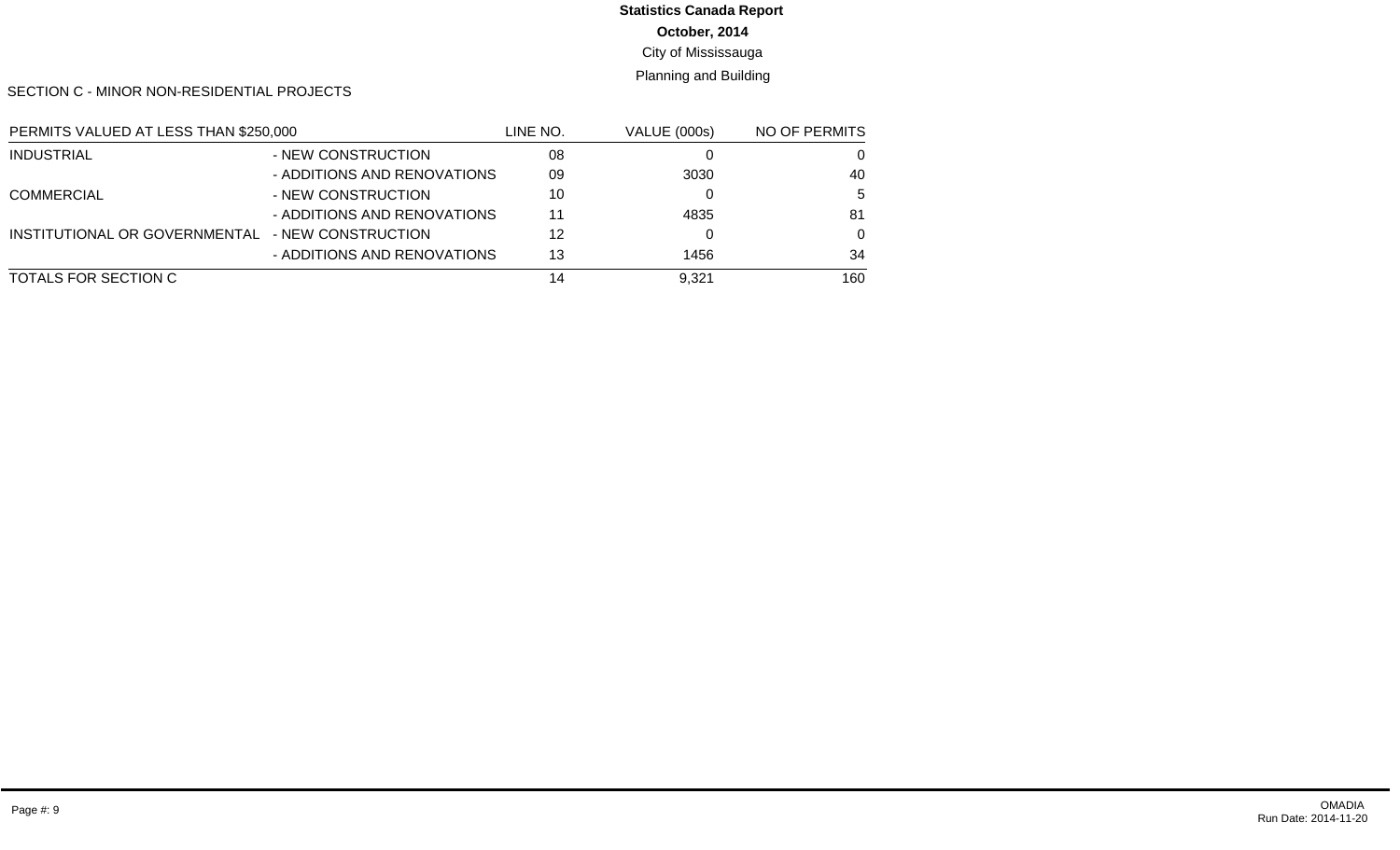**Statistics Canada Report**

**October, 2014**

City of Mississauga

Planning and Building

SECTION C - MINOR NON-RESIDENTIAL PROJECTS

| PERMITS VALUED AT LESS THAN $250,000 | | LINE NO. | VALUE (000s) | NO OF PERMITS |
|---|---|---|---|---|
| INDUSTRIAL | - NEW CONSTRUCTION | 08 | 0 | 0 |
| | - ADDITIONS AND RENOVATIONS | 09 | 3030 | 40 |
| COMMERCIAL | - NEW CONSTRUCTION | 10 | 0 | 5 |
| | - ADDITIONS AND RENOVATIONS | 11 | 4835 | 81 |
| INSTITUTIONAL OR GOVERNMENTAL | - NEW CONSTRUCTION | 12 | 0 | 0 |
| | - ADDITIONS AND RENOVATIONS | 13 | 1456 | 34 |
| TOTALS FOR SECTION C | | 14 | 9,321 | 160 |

OMADIA
Run Date: 2014-11-20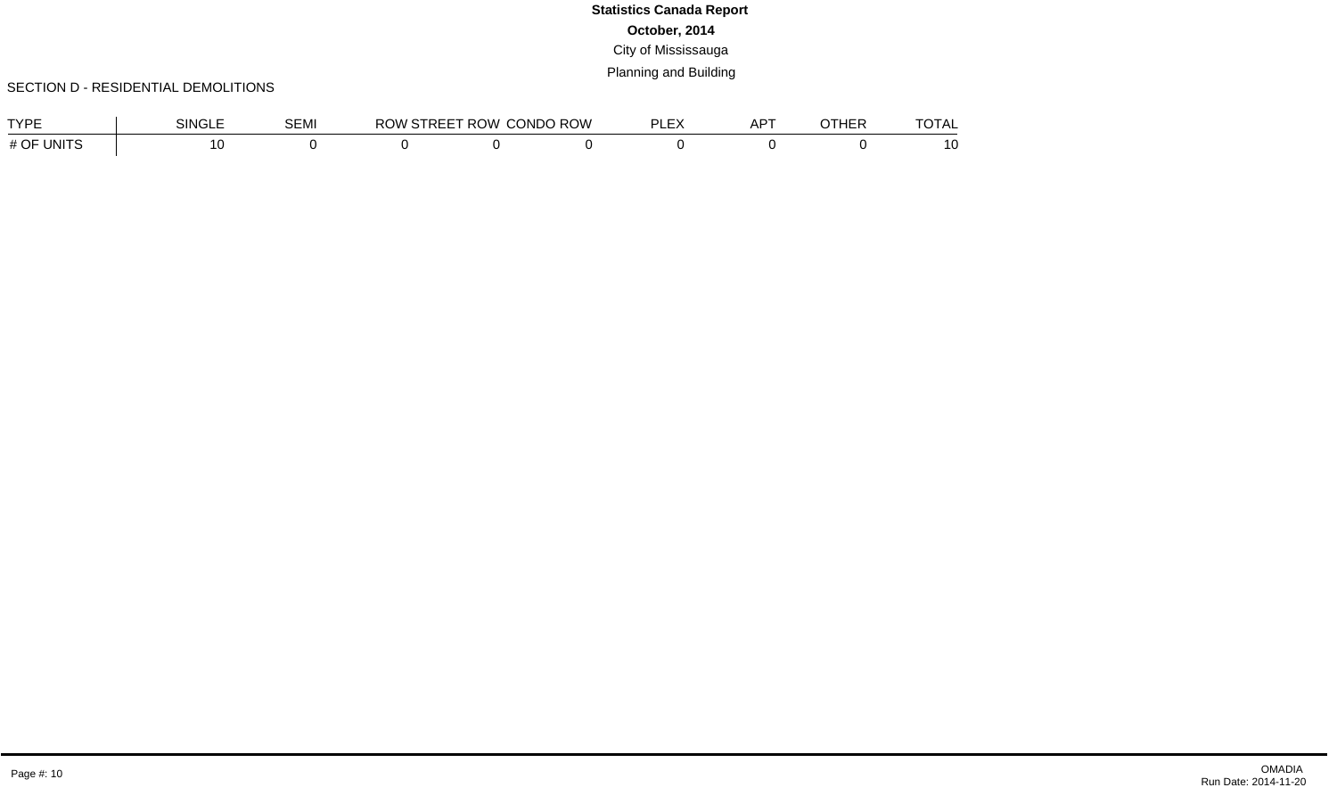# Statistics Canada Report

**October, 2014**

City of Mississauga

Planning and Building

SECTION D - RESIDENTIAL DEMOLITIONS

| TYPE | SINGLE | SEMI | ROW STREET | ROW CONDO | ROW PLEX | APT | OTHER | TOTAL |
|---|---|---|---|---|---|---|---|---|
| # OF UNITS | 10 | 0 | 0 | 0 | 0 | 0 | 0 | 10 |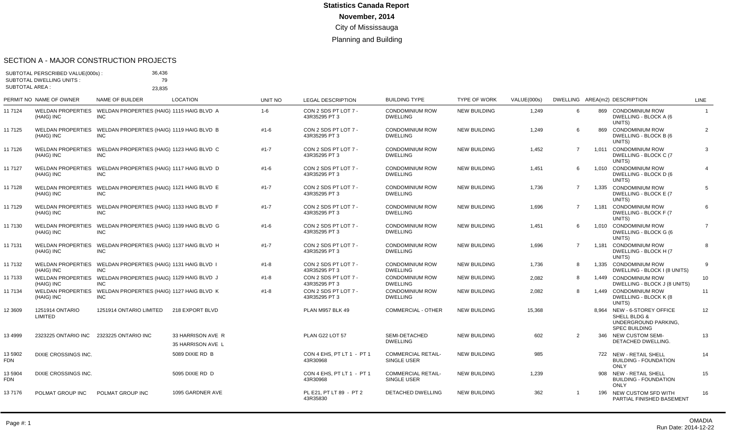# Statistics Canada Report

**November, 2014**

City of Mississauga

Planning and Building

## SECTION A - MAJOR CONSTRUCTION PROJECTS

SUBTOTAL PERSCRIBED VALUE(000s) : 36,436
SUBTOTAL DWELLING UNITS : 79
SUBTOTAL AREA : 23,835

| PERMIT NO | NAME OF OWNER | NAME OF BUILDER | LOCATION | UNIT NO | LEGAL DESCRIPTION | BUILDING TYPE | TYPE OF WORK | VALUE(000s) | DWELLING | AREA(m2) | DESCRIPTION | LINE |
|---|---|---|---|---|---|---|---|---|---|---|---|---|
| 11 7124 | WELDAN PROPERTIES (HAIG) INC | WELDAN PROPERTIES (HAIG) INC | 1115 HAIG BLVD A | 1-6 | CON 2 SDS PT LOT 7 - 43R35295 PT 3 | CONDOMINIUM ROW DWELLING | NEW BUILDING | 1,249 | 6 | 869 | CONDOMINIUM ROW DWELLING - BLOCK A (6 UNITS) | 1 |
| 11 7125 | WELDAN PROPERTIES (HAIG) INC | WELDAN PROPERTIES (HAIG) INC | 1119 HAIG BLVD B | #1-6 | CON 2 SDS PT LOT 7 - 43R35295 PT 3 | CONDOMINIUM ROW DWELLING | NEW BUILDING | 1,249 | 6 | 869 | CONDOMINIUM ROW DWELLING - BLOCK B (6 UNITS) | 2 |
| 11 7126 | WELDAN PROPERTIES (HAIG) INC | WELDAN PROPERTIES (HAIG) INC | 1123 HAIG BLVD C | #1-7 | CON 2 SDS PT LOT 7 - 43R35295 PT 3 | CONDOMINIUM ROW DWELLING | NEW BUILDING | 1,452 | 7 | 1,011 | CONDOMINIUM ROW DWELLING - BLOCK C (7 UNITS) | 3 |
| 11 7127 | WELDAN PROPERTIES (HAIG) INC | WELDAN PROPERTIES (HAIG) INC | 1117 HAIG BLVD D | #1-6 | CON 2 SDS PT LOT 7 - 43R35295 PT 3 | CONDOMINIUM ROW DWELLING | NEW BUILDING | 1,451 | 6 | 1,010 | CONDOMINIUM ROW DWELLING - BLOCK D (6 UNITS) | 4 |
| 11 7128 | WELDAN PROPERTIES (HAIG) INC | WELDAN PROPERTIES (HAIG) INC | 1121 HAIG BLVD E | #1-7 | CON 2 SDS PT LOT 7 - 43R35295 PT 3 | CONDOMINIUM ROW DWELLING | NEW BUILDING | 1,736 | 7 | 1,335 | CONDOMINIUM ROW DWELLING - BLOCK E (7 UNITS) | 5 |
| 11 7129 | WELDAN PROPERTIES (HAIG) INC | WELDAN PROPERTIES (HAIG) INC | 1133 HAIG BLVD F | #1-7 | CON 2 SDS PT LOT 7 - 43R35295 PT 3 | CONDOMINIUM ROW DWELLING | NEW BUILDING | 1,696 | 7 | 1,181 | CONDOMINIUM ROW DWELLING - BLOCK F (7 UNITS) | 6 |
| 11 7130 | WELDAN PROPERTIES (HAIG) INC | WELDAN PROPERTIES (HAIG) INC | 1139 HAIG BLVD G | #1-6 | CON 2 SDS PT LOT 7 - 43R35295 PT 3 | CONDOMINIUM ROW DWELLING | NEW BUILDING | 1,451 | 6 | 1,010 | CONDOMINIUM ROW DWELLING - BLOCK G (6 UNITS) | 7 |
| 11 7131 | WELDAN PROPERTIES (HAIG) INC | WELDAN PROPERTIES (HAIG) INC | 1137 HAIG BLVD H | #1-7 | CON 2 SDS PT LOT 7 - 43R35295 PT 3 | CONDOMINIUM ROW DWELLING | NEW BUILDING | 1,696 | 7 | 1,181 | CONDOMINIUM ROW DWELLING - BLOCK H (7 UNITS) | 8 |
| 11 7132 | WELDAN PROPERTIES (HAIG) INC | WELDAN PROPERTIES (HAIG) INC | 1131 HAIG BLVD I | #1-8 | CON 2 SDS PT LOT 7 - 43R35295 PT 3 | CONDOMINIUM ROW DWELLING | NEW BUILDING | 1,736 | 8 | 1,335 | CONDOMINIUM ROW DWELLING - BLOCK I (8 UNITS) | 9 |
| 11 7133 | WELDAN PROPERTIES (HAIG) INC | WELDAN PROPERTIES (HAIG) INC | 1129 HAIG BLVD J | #1-8 | CON 2 SDS PT LOT 7 - 43R35295 PT 3 | CONDOMINIUM ROW DWELLING | NEW BUILDING | 2,082 | 8 | 1,449 | CONDOMINIUM ROW DWELLING - BLOCK J (8 UNITS) | 10 |
| 11 7134 | WELDAN PROPERTIES (HAIG) INC | WELDAN PROPERTIES (HAIG) INC | 1127 HAIG BLVD K | #1-8 | CON 2 SDS PT LOT 7 - 43R35295 PT 3 | CONDOMINIUM ROW DWELLING | NEW BUILDING | 2,082 | 8 | 1,449 | CONDOMINIUM ROW DWELLING - BLOCK K (8 UNITS) | 11 |
| 12 3609 | 1251914 ONTARIO LIMITED | 1251914 ONTARIO LIMITED | 218 EXPORT BLVD | | PLAN M957 BLK 49 | COMMERCIAL - OTHER | NEW BUILDING | 15,368 | | 8,964 | NEW - 6-STOREY OFFICE SHELL BLDG & UNDERGROUND PARKING, SPEC BUILDING | 12 |
| 13 4999 | 2323225 ONTARIO INC | 2323225 ONTARIO INC | 33 HARRISON AVE R 35 HARRISON AVE L | | PLAN G22 LOT 57 | SEMI-DETACHED DWELLING | NEW BUILDING | 602 | 2 | 346 | NEW CUSTOM SEMI-DETACHED DWELLING. | 13 |
| 13 5902 FDN | DIXIE CROSSINGS INC. | | 5089 DIXIE RD B | | CON 4 EHS, PT LT 1 - PT 1 43R30968 | COMMERCIAL RETAIL-SINGLE USER | NEW BUILDING | 985 | | 722 | NEW - RETAIL SHELL BUILDING - FOUNDATION ONLY | 14 |
| 13 5904 FDN | DIXIE CROSSINGS INC. | | 5095 DIXIE RD D | | CON 4 EHS, PT LT 1 - PT 1 43R30968 | COMMERCIAL RETAIL-SINGLE USER | NEW BUILDING | 1,239 | | 908 | NEW - RETAIL SHELL BUILDING - FOUNDATION ONLY | 15 |
| 13 7176 | POLMAT GROUP INC | POLMAT GROUP INC | 1095 GARDNER AVE | | PL E21, PT LT 89 - PT 2 43R35830 | DETACHED DWELLING | NEW BUILDING | 362 | 1 | 196 | NEW CUSTOM SFD WITH PARTIAL FINISHED BASEMENT | 16 |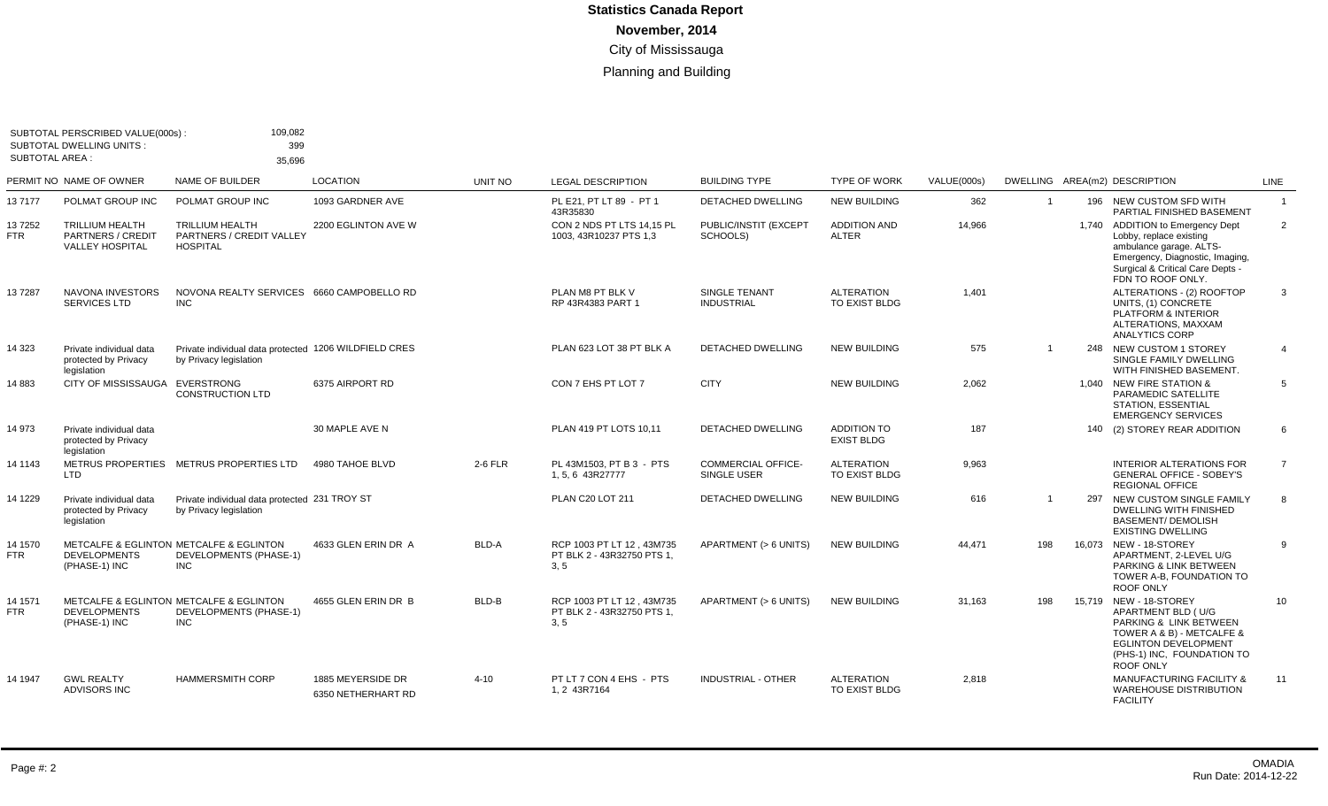# Statistics Canada Report

**November, 2014**

City of Mississauga

Planning and Building

SUBTOTAL PERSCRIBED VALUE(000s) : 109,082
SUBTOTAL DWELLING UNITS : 399
SUBTOTAL AREA : 35,696

| PERMIT NO | NAME OF OWNER | NAME OF BUILDER | LOCATION | UNIT NO | LEGAL DESCRIPTION | BUILDING TYPE | TYPE OF WORK | VALUE(000s) | DWELLING | AREA(m2) | DESCRIPTION | LINE |
|---|---|---|---|---|---|---|---|---|---|---|---|---|
| 13 7177 | POLMAT GROUP INC | POLMAT GROUP INC | 1093 GARDNER AVE | | PL E21, PT LT 89 - PT 1 43R35830 | DETACHED DWELLING | NEW BUILDING | 362 | 1 | 196 | NEW CUSTOM SFD WITH PARTIAL FINISHED BASEMENT | 1 |
| 13 7252 FTR | TRILLIUM HEALTH PARTNERS / CREDIT VALLEY HOSPITAL | TRILLIUM HEALTH PARTNERS / CREDIT VALLEY HOSPITAL | 2200 EGLINTON AVE W | | CON 2 NDS PT LTS 14,15 PL 1003, 43R10237 PTS 1,3 | PUBLIC/INSTIT (EXCEPT SCHOOLS) | ADDITION AND ALTER | 14,966 | | 1,740 | ADDITION to Emergency Dept Lobby, replace existing ambulance garage. ALTS-Emergency, Diagnostic, Imaging, Surgical & Critical Care Depts - FDN TO ROOF ONLY. | 2 |
| 13 7287 | NAVONA INVESTORS SERVICES LTD | NOVONA REALTY SERVICES INC | 6660 CAMPOBELLO RD | | PLAN M8 PT BLK V RP 43R4383 PART 1 | SINGLE TENANT INDUSTRIAL | ALTERATION TO EXIST BLDG | 1,401 | | | ALTERATIONS - (2) ROOFTOP UNITS, (1) CONCRETE PLATFORM & INTERIOR ALTERATIONS, MAXXAM ANALYTICS CORP | 3 |
| 14 323 | Private individual data protected by Privacy legislation | Private individual data protected by Privacy legislation | 1206 WILDFIELD CRES | | PLAN 623 LOT 38 PT BLK A | DETACHED DWELLING | NEW BUILDING | 575 | 1 | 248 | NEW CUSTOM 1 STOREY SINGLE FAMILY DWELLING WITH FINISHED BASEMENT. | 4 |
| 14 883 | CITY OF MISSISSAUGA | EVERSTRONG CONSTRUCTION LTD | 6375 AIRPORT RD | | CON 7 EHS PT LOT 7 | CITY | NEW BUILDING | 2,062 | | 1,040 | NEW FIRE STATION & PARAMEDIC SATELLITE STATION, ESSENTIAL EMERGENCY SERVICES | 5 |
| 14 973 | Private individual data protected by Privacy legislation | | 30 MAPLE AVE N | | PLAN 419 PT LOTS 10,11 | DETACHED DWELLING | ADDITION TO EXIST BLDG | 187 | | 140 | (2) STOREY REAR ADDITION | 6 |
| 14 1143 | METRUS PROPERTIES LTD | METRUS PROPERTIES LTD | 4980 TAHOE BLVD | 2-6 FLR | PL 43M1503, PT B 3 - PTS 1, 5, 6 43R27777 | COMMERCIAL OFFICE-SINGLE USER | ALTERATION TO EXIST BLDG | 9,963 | | | INTERIOR ALTERATIONS FOR GENERAL OFFICE - SOBEY'S REGIONAL OFFICE | 7 |
| 14 1229 | Private individual data protected by Privacy legislation | Private individual data protected by Privacy legislation | 231 TROY ST | | PLAN C20 LOT 211 | DETACHED DWELLING | NEW BUILDING | 616 | 1 | 297 | NEW CUSTOM SINGLE FAMILY DWELLING WITH FINISHED BASEMENT/ DEMOLISH EXISTING DWELLING | 8 |
| 14 1570 FTR | METCALFE & EGLINTON DEVELOPMENTS (PHASE-1) INC | METCALFE & EGLINTON DEVELOPMENTS (PHASE-1) INC | 4633 GLEN ERIN DR A | BLD-A | RCP 1003 PT LT 12 , 43M735 PT BLK 2 - 43R32750 PTS 1, 3, 5 | APARTMENT (> 6 UNITS) | NEW BUILDING | 44,471 | 198 | 16,073 | NEW - 18-STOREY APARTMENT, 2-LEVEL U/G PARKING & LINK BETWEEN TOWER A-B, FOUNDATION TO ROOF ONLY | 9 |
| 14 1571 FTR | METCALFE & EGLINTON DEVELOPMENTS (PHASE-1) INC | METCALFE & EGLINTON DEVELOPMENTS (PHASE-1) INC | 4655 GLEN ERIN DR B | BLD-B | RCP 1003 PT LT 12 , 43M735 PT BLK 2 - 43R32750 PTS 1, 3, 5 | APARTMENT (> 6 UNITS) | NEW BUILDING | 31,163 | 198 | 15,719 | NEW - 18-STOREY APARTMENT BLD ( U/G PARKING & LINK BETWEEN TOWER A & B) - METCALFE & EGLINTON DEVELOPMENT (PHS-1) INC, FOUNDATION TO ROOF ONLY | 10 |
| 14 1947 | GWL REALTY ADVISORS INC | HAMMERSMITH CORP | 1885 MEYERSIDE DR 6350 NETHERHART RD | 4-10 | PT LT 7 CON 4 EHS - PTS 1, 2 43R7164 | INDUSTRIAL - OTHER | ALTERATION TO EXIST BLDG | 2,818 | | | MANUFACTURING FACILITY & WAREHOUSE DISTRIBUTION FACILITY | 11 |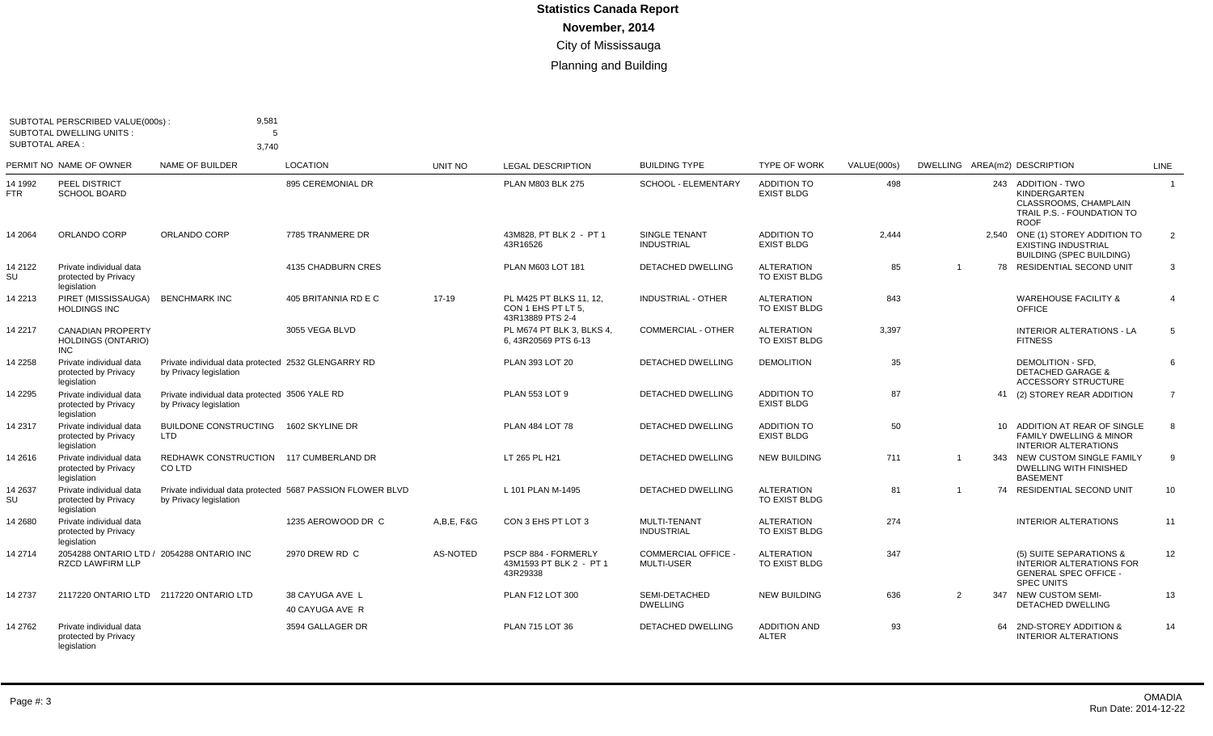# Statistics Canada Report

## November, 2014

City of Mississauga

Planning and Building

SUBTOTAL PERSCRIBED VALUE(000s) : 9,581
SUBTOTAL DWELLING UNITS : 5
SUBTOTAL AREA : 3,740

| PERMIT NO | NAME OF OWNER | NAME OF BUILDER | LOCATION | UNIT NO | LEGAL DESCRIPTION | BUILDING TYPE | TYPE OF WORK | VALUE(000s) | DWELLING | AREA(m2) | DESCRIPTION | LINE |
|---|---|---|---|---|---|---|---|---|---|---|---|---|
| 14 1992 FTR | PEEL DISTRICT SCHOOL BOARD | | 895 CEREMONIAL DR | | PLAN M803 BLK 275 | SCHOOL - ELEMENTARY | ADDITION TO EXIST BLDG | 498 | | 243 | ADDITION - TWO KINDERGARTEN CLASSROOMS, CHAMPLAIN TRAIL P.S. - FOUNDATION TO ROOF | 1 |
| 14 2064 | ORLANDO CORP | ORLANDO CORP | 7785 TRANMERE DR | | 43M828, PT BLK 2 - PT 1 43R16526 | SINGLE TENANT INDUSTRIAL | ADDITION TO EXIST BLDG | 2,444 | | 2,540 | ONE (1) STOREY ADDITION TO EXISTING INDUSTRIAL BUILDING (SPEC BUILDING) | 2 |
| 14 2122 SU | Private individual data protected by Privacy legislation | | 4135 CHADBURN CRES | | PLAN M603 LOT 181 | DETACHED DWELLING | ALTERATION TO EXIST BLDG | 85 | 1 | 78 | RESIDENTIAL SECOND UNIT | 3 |
| 14 2213 | PIRET (MISSISSAUGA) HOLDINGS INC | BENCHMARK INC | 405 BRITANNIA RD E C | 17-19 | PL M425 PT BLKS 11, 12, CON 1 EHS PT LT 5, 43R13889 PTS 2-4 | INDUSTRIAL - OTHER | ALTERATION TO EXIST BLDG | 843 | | | WAREHOUSE FACILITY & OFFICE | 4 |
| 14 2217 | CANADIAN PROPERTY HOLDINGS (ONTARIO) INC | | 3055 VEGA BLVD | | PL M674 PT BLK 3, BLKS 4, 6, 43R20569 PTS 6-13 | COMMERCIAL - OTHER | ALTERATION TO EXIST BLDG | 3,397 | | | INTERIOR ALTERATIONS - LA FITNESS | 5 |
| 14 2258 | Private individual data protected by Privacy legislation | Private individual data protected by Privacy legislation | 2532 GLENGARRY RD | | PLAN 393 LOT 20 | DETACHED DWELLING | DEMOLITION | 35 | | | DEMOLITION - SFD, DETACHED GARAGE & ACCESSORY STRUCTURE | 6 |
| 14 2295 | Private individual data protected by Privacy legislation | Private individual data protected by Privacy legislation | 3506 YALE RD | | PLAN 553 LOT 9 | DETACHED DWELLING | ADDITION TO EXIST BLDG | 87 | | 41 | (2) STOREY REAR ADDITION | 7 |
| 14 2317 | Private individual data protected by Privacy legislation | BUILDONE CONSTRUCTING LTD | 1602 SKYLINE DR | | PLAN 484 LOT 78 | DETACHED DWELLING | ADDITION TO EXIST BLDG | 50 | | 10 | ADDITION AT REAR OF SINGLE FAMILY DWELLING & MINOR INTERIOR ALTERATIONS | 8 |
| 14 2616 | Private individual data protected by Privacy legislation | REDHAWK CONSTRUCTION CO LTD | 117 CUMBERLAND DR | | LT 265 PL H21 | DETACHED DWELLING | NEW BUILDING | 711 | 1 | 343 | NEW CUSTOM SINGLE FAMILY DWELLING WITH FINISHED BASEMENT | 9 |
| 14 2637 SU | Private individual data protected by Privacy legislation | Private individual data protected by Privacy legislation | 5687 PASSION FLOWER BLVD | | L 101 PLAN M-1495 | DETACHED DWELLING | ALTERATION TO EXIST BLDG | 81 | 1 | 74 | RESIDENTIAL SECOND UNIT | 10 |
| 14 2680 | Private individual data protected by Privacy legislation | | 1235 AEROWOOD DR C | A,B,E, F&G | CON 3 EHS PT LOT 3 | MULTI-TENANT INDUSTRIAL | ALTERATION TO EXIST BLDG | 274 | | | INTERIOR ALTERATIONS | 11 |
| 14 2714 | 2054288 ONTARIO LTD / RZCD LAWFIRM LLP | 2054288 ONTARIO INC | 2970 DREW RD C | AS-NOTED | PSCP 884 - FORMERLY 43M1593 PT BLK 2 - PT 1 43R29338 | COMMERCIAL OFFICE - MULTI-USER | ALTERATION TO EXIST BLDG | 347 | | | (5) SUITE SEPARATIONS & INTERIOR ALTERATIONS FOR GENERAL SPEC OFFICE - SPEC UNITS | 12 |
| 14 2737 | 2117220 ONTARIO LTD | 2117220 ONTARIO LTD | 38 CAYUGA AVE L<br>40 CAYUGA AVE R | | PLAN F12 LOT 300 | SEMI-DETACHED DWELLING | NEW BUILDING | 636 | 2 | 347 | NEW CUSTOM SEMI-DETACHED DWELLING | 13 |
| 14 2762 | Private individual data protected by Privacy legislation | | 3594 GALLAGER DR | | PLAN 715 LOT 36 | DETACHED DWELLING | ADDITION AND ALTER | 93 | | 64 | 2ND-STOREY ADDITION & INTERIOR ALTERATIONS | 14 |

OMADIA
Run Date: 2014-12-22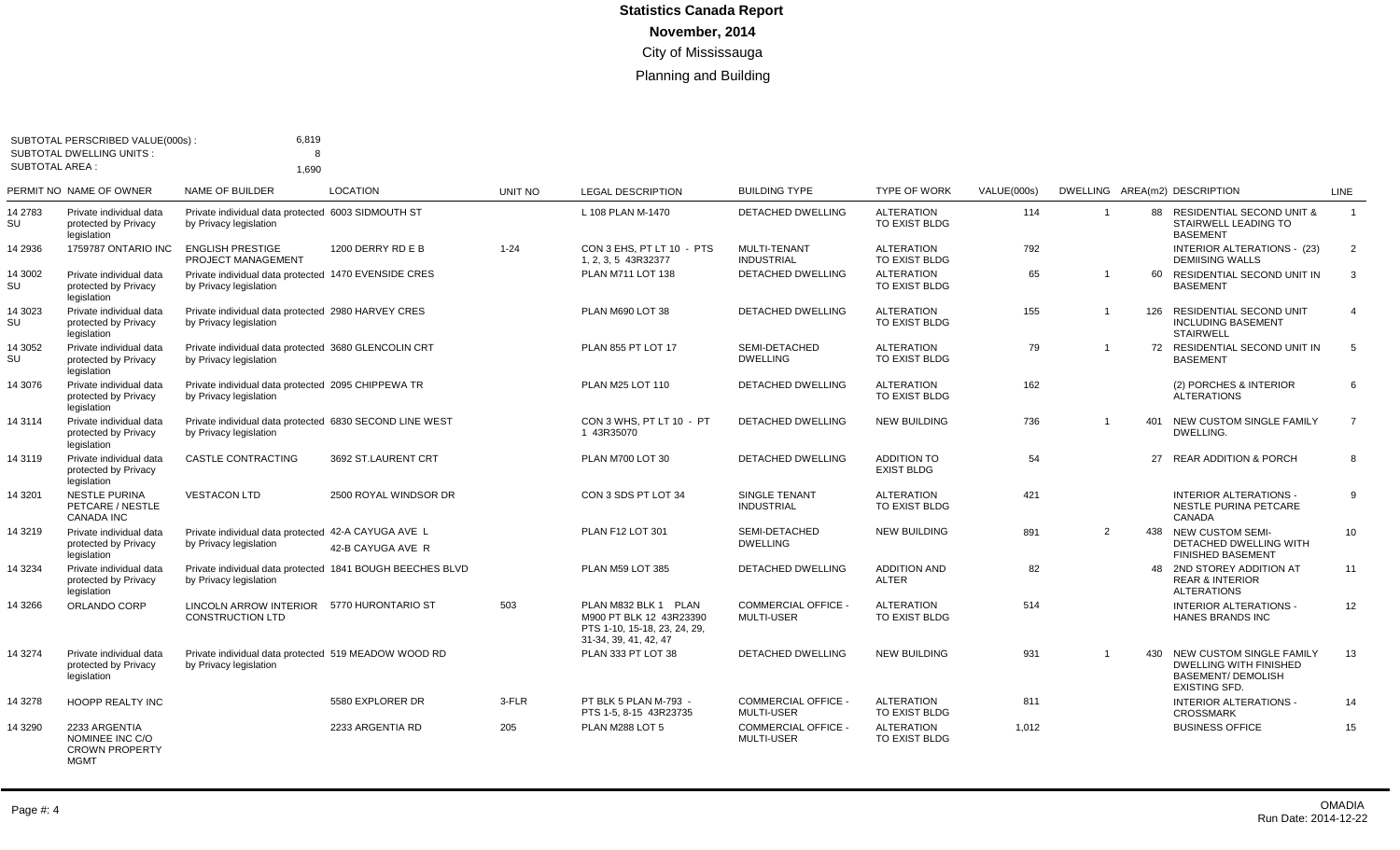# Statistics Canada Report

**November, 2014**

City of Mississauga

Planning and Building

SUBTOTAL PERSCRIBED VALUE(000s) : 6,819
SUBTOTAL DWELLING UNITS : 8
SUBTOTAL AREA : 1,690

| PERMIT NO | NAME OF OWNER | NAME OF BUILDER | LOCATION | UNIT NO | LEGAL DESCRIPTION | BUILDING TYPE | TYPE OF WORK | VALUE(000s) | DWELLING | AREA(m2) | DESCRIPTION | LINE |
|---|---|---|---|---|---|---|---|---|---|---|---|---|
| 14 2783 SU | Private individual data protected by Privacy legislation | Private individual data protected by Privacy legislation | 6003 SIDMOUTH ST | | L 108 PLAN M-1470 | DETACHED DWELLING | ALTERATION TO EXIST BLDG | 114 | 1 | 88 | RESIDENTIAL SECOND UNIT & STAIRWELL LEADING TO BASEMENT | 1 |
| 14 2936 | 1759787 ONTARIO INC | ENGLISH PRESTIGE PROJECT MANAGEMENT | 1200 DERRY RD E B | 1-24 | CON 3 EHS, PT LT 10 - PTS 1, 2, 3, 5 43R32377 | MULTI-TENANT INDUSTRIAL | ALTERATION TO EXIST BLDG | 792 | | | INTERIOR ALTERATIONS - (23) DEMIISING WALLS | 2 |
| 14 3002 SU | Private individual data protected by Privacy legislation | Private individual data protected by Privacy legislation | 1470 EVENSIDE CRES | | PLAN M711 LOT 138 | DETACHED DWELLING | ALTERATION TO EXIST BLDG | 65 | 1 | 60 | RESIDENTIAL SECOND UNIT IN BASEMENT | 3 |
| 14 3023 SU | Private individual data protected by Privacy legislation | Private individual data protected by Privacy legislation | 2980 HARVEY CRES | | PLAN M690 LOT 38 | DETACHED DWELLING | ALTERATION TO EXIST BLDG | 155 | 1 | 126 | RESIDENTIAL SECOND UNIT INCLUDING BASEMENT STAIRWELL | 4 |
| 14 3052 SU | Private individual data protected by Privacy legislation | Private individual data protected by Privacy legislation | 3680 GLENCOLIN CRT | | PLAN 855 PT LOT 17 | SEMI-DETACHED DWELLING | ALTERATION TO EXIST BLDG | 79 | 1 | 72 | RESIDENTIAL SECOND UNIT IN BASEMENT | 5 |
| 14 3076 | Private individual data protected by Privacy legislation | Private individual data protected by Privacy legislation | 2095 CHIPPEWA TR | | PLAN M25 LOT 110 | DETACHED DWELLING | ALTERATION TO EXIST BLDG | 162 | | | (2) PORCHES & INTERIOR ALTERATIONS | 6 |
| 14 3114 | Private individual data protected by Privacy legislation | Private individual data protected by Privacy legislation | 6830 SECOND LINE WEST | | CON 3 WHS, PT LT 10 - PT 1 43R35070 | DETACHED DWELLING | NEW BUILDING | 736 | 1 | 401 | NEW CUSTOM SINGLE FAMILY DWELLING. | 7 |
| 14 3119 | Private individual data protected by Privacy legislation | CASTLE CONTRACTING | 3692 ST.LAURENT CRT | | PLAN M700 LOT 30 | DETACHED DWELLING | ADDITION TO EXIST BLDG | 54 | | 27 | REAR ADDITION & PORCH | 8 |
| 14 3201 | NESTLE PURINA PETCARE / NESTLE CANADA INC | VESTACON LTD | 2500 ROYAL WINDSOR DR | | CON 3 SDS PT LOT 34 | SINGLE TENANT INDUSTRIAL | ALTERATION TO EXIST BLDG | 421 | | | INTERIOR ALTERATIONS - NESTLE PURINA PETCARE CANADA | 9 |
| 14 3219 | Private individual data protected by Privacy legislation | Private individual data protected by Privacy legislation | 42-A CAYUGA AVE L<br>42-B CAYUGA AVE R | | PLAN F12 LOT 301 | SEMI-DETACHED DWELLING | NEW BUILDING | 891 | 2 | 438 | NEW CUSTOM SEMI-DETACHED DWELLING WITH FINISHED BASEMENT | 10 |
| 14 3234 | Private individual data protected by Privacy legislation | Private individual data protected by Privacy legislation | 1841 BOUGH BEECHES BLVD | | PLAN M59 LOT 385 | DETACHED DWELLING | ADDITION AND ALTER | 82 | | 48 | 2ND STOREY ADDITION AT REAR & INTERIOR ALTERATIONS | 11 |
| 14 3266 | ORLANDO CORP | LINCOLN ARROW INTERIOR CONSTRUCTION LTD | 5770 HURONTARIO ST | 503 | PLAN M832 BLK 1 PLAN M900 PT BLK 12 43R23390 PTS 1-10, 15-18, 23, 24, 29, 31-34, 39, 41, 42, 47 | COMMERCIAL OFFICE - MULTI-USER | ALTERATION TO EXIST BLDG | 514 | | | INTERIOR ALTERATIONS - HANES BRANDS INC | 12 |
| 14 3274 | Private individual data protected by Privacy legislation | Private individual data protected by Privacy legislation | 519 MEADOW WOOD RD | | PLAN 333 PT LOT 38 | DETACHED DWELLING | NEW BUILDING | 931 | 1 | 430 | NEW CUSTOM SINGLE FAMILY DWELLING WITH FINISHED BASEMENT/ DEMOLISH EXISTING SFD. | 13 |
| 14 3278 | HOOPP REALTY INC | | 5580 EXPLORER DR | 3-FLR | PT BLK 5 PLAN M-793 - PTS 1-5, 8-15 43R23735 | COMMERCIAL OFFICE - MULTI-USER | ALTERATION TO EXIST BLDG | 811 | | | INTERIOR ALTERATIONS - CROSSMARK | 14 |
| 14 3290 | 2233 ARGENTIA NOMINEE INC C/O CROWN PROPERTY MGMT | | 2233 ARGENTIA RD | 205 | PLAN M288 LOT 5 | COMMERCIAL OFFICE - MULTI-USER | ALTERATION TO EXIST BLDG | 1,012 | | | BUSINESS OFFICE | 15 |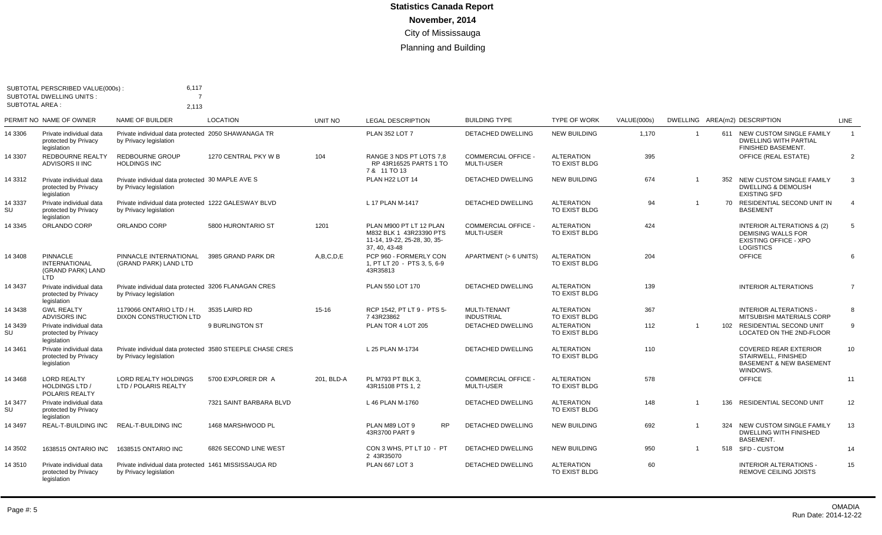# Statistics Canada Report

## November, 2014

### City of Mississauga

### Planning and Building

SUBTOTAL PERSCRIBED VALUE(000s) : 6,117
SUBTOTAL DWELLING UNITS : 7
SUBTOTAL AREA : 2,113

| PERMIT NO | NAME OF OWNER | NAME OF BUILDER | LOCATION | UNIT NO | LEGAL DESCRIPTION | BUILDING TYPE | TYPE OF WORK | VALUE(000s) | DWELLING | AREA(m2) | DESCRIPTION | LINE |
|---|---|---|---|---|---|---|---|---|---|---|---|---|
| 14 3306 | Private individual data protected by Privacy legislation | Private individual data protected by Privacy legislation | 2050 SHAWANAGA TR | | PLAN 352 LOT 7 | DETACHED DWELLING | NEW BUILDING | 1,170 | 1 | 611 | NEW CUSTOM SINGLE FAMILY DWELLING WITH PARTIAL FINISHED BASEMENT. | 1 |
| 14 3307 | REDBOURNE REALTY ADVISORS II INC | REDBOURNE GROUP HOLDINGS INC | 1270 CENTRAL PKY W B | 104 | RANGE 3 NDS PT LOTS 7,8 RP 43R16525 PARTS 1 TO 7 & 11 TO 13 | COMMERCIAL OFFICE - MULTI-USER | ALTERATION TO EXIST BLDG | 395 | | | OFFICE (REAL ESTATE) | 2 |
| 14 3312 | Private individual data protected by Privacy legislation | Private individual data protected by Privacy legislation | 30 MAPLE AVE S | | PLAN H22 LOT 14 | DETACHED DWELLING | NEW BUILDING | 674 | 1 | 352 | NEW CUSTOM SINGLE FAMILY DWELLING & DEMOLISH EXISTING SFD | 3 |
| 14 3337 SU | Private individual data protected by Privacy legislation | Private individual data protected by Privacy legislation | 1222 GALESWAY BLVD | | L 17 PLAN M-1417 | DETACHED DWELLING | ALTERATION TO EXIST BLDG | 94 | 1 | 70 | RESIDENTIAL SECOND UNIT IN BASEMENT | 4 |
| 14 3345 | ORLANDO CORP | ORLANDO CORP | 5800 HURONTARIO ST | 1201 | PLAN M900 PT LT 12 PLAN M832 BLK 1 43R23390 PTS 11-14, 19-22, 25-28, 30, 35-37, 40, 43-48 | COMMERCIAL OFFICE - MULTI-USER | ALTERATION TO EXIST BLDG | 424 | | | INTERIOR ALTERATIONS & (2) DEMISING WALLS FOR EXISTING OFFICE - XPO LOGISTICS | 5 |
| 14 3408 | PINNACLE INTERNATIONAL (GRAND PARK) LAND LTD | PINNACLE INTERNATIONAL (GRAND PARK) LAND LTD | 3985 GRAND PARK DR | A,B,C,D,E | PCP 960 - FORMERLY CON 1, PT LT 20 - PTS 3, 5, 6-9 43R35813 | APARTMENT (> 6 UNITS) | ALTERATION TO EXIST BLDG | 204 | | | OFFICE | 6 |
| 14 3437 | Private individual data protected by Privacy legislation | Private individual data protected by Privacy legislation | 3206 FLANAGAN CRES | | PLAN 550 LOT 170 | DETACHED DWELLING | ALTERATION TO EXIST BLDG | 139 | | | INTERIOR ALTERATIONS | 7 |
| 14 3438 | GWL REALTY ADVISORS INC | 1179066 ONTARIO LTD / H. DIXON CONSTRUCTION LTD | 3535 LAIRD RD | 15-16 | RCP 1542, PT LT 9 - PTS 5-7 43R23862 | MULTI-TENANT INDUSTRIAL | ALTERATION TO EXIST BLDG | 367 | | | INTERIOR ALTERATIONS - MITSUBISHI MATERIALS CORP | 8 |
| 14 3439 SU | Private individual data protected by Privacy legislation | | 9 BURLINGTON ST | | PLAN TOR 4 LOT 205 | DETACHED DWELLING | ALTERATION TO EXIST BLDG | 112 | 1 | 102 | RESIDENTIAL SECOND UNIT LOCATED ON THE 2ND-FLOOR | 9 |
| 14 3461 | Private individual data protected by Privacy legislation | Private individual data protected by Privacy legislation | 3580 STEEPLE CHASE CRES | | L 25 PLAN M-1734 | DETACHED DWELLING | ALTERATION TO EXIST BLDG | 110 | | | COVERED REAR EXTERIOR STAIRWELL, FINISHED BASEMENT & NEW BASEMENT WINDOWS. | 10 |
| 14 3468 | LORD REALTY HOLDINGS LTD / POLARIS REALTY | LORD REALTY HOLDINGS LTD / POLARIS REALTY | 5700 EXPLORER DR A | 201, BLD-A | PL M793 PT BLK 3, 43R15108 PTS 1, 2 | COMMERCIAL OFFICE - MULTI-USER | ALTERATION TO EXIST BLDG | 578 | | | OFFICE | 11 |
| 14 3477 SU | Private individual data protected by Privacy legislation | | 7321 SAINT BARBARA BLVD | | L 46 PLAN M-1760 | DETACHED DWELLING | ALTERATION TO EXIST BLDG | 148 | 1 | 136 | RESIDENTIAL SECOND UNIT | 12 |
| 14 3497 | REAL-T-BUILDING INC | REAL-T-BUILDING INC | 1468 MARSHWOOD PL | | PLAN M89 LOT 9 RP 43R3700 PART 9 | DETACHED DWELLING | NEW BUILDING | 692 | 1 | 324 | NEW CUSTOM SINGLE FAMILY DWELLING WITH FINISHED BASEMENT. | 13 |
| 14 3502 | 1638515 ONTARIO INC | 1638515 ONTARIO INC | 6826 SECOND LINE WEST | | CON 3 WHS, PT LT 10 - PT 2 43R35070 | DETACHED DWELLING | NEW BUILDING | 950 | 1 | 518 | SFD - CUSTOM | 14 |
| 14 3510 | Private individual data protected by Privacy legislation | Private individual data protected by Privacy legislation | 1461 MISSISSAUGA RD | | PLAN 667 LOT 3 | DETACHED DWELLING | ALTERATION TO EXIST BLDG | 60 | | | INTERIOR ALTERATIONS - REMOVE CEILING JOISTS | 15 |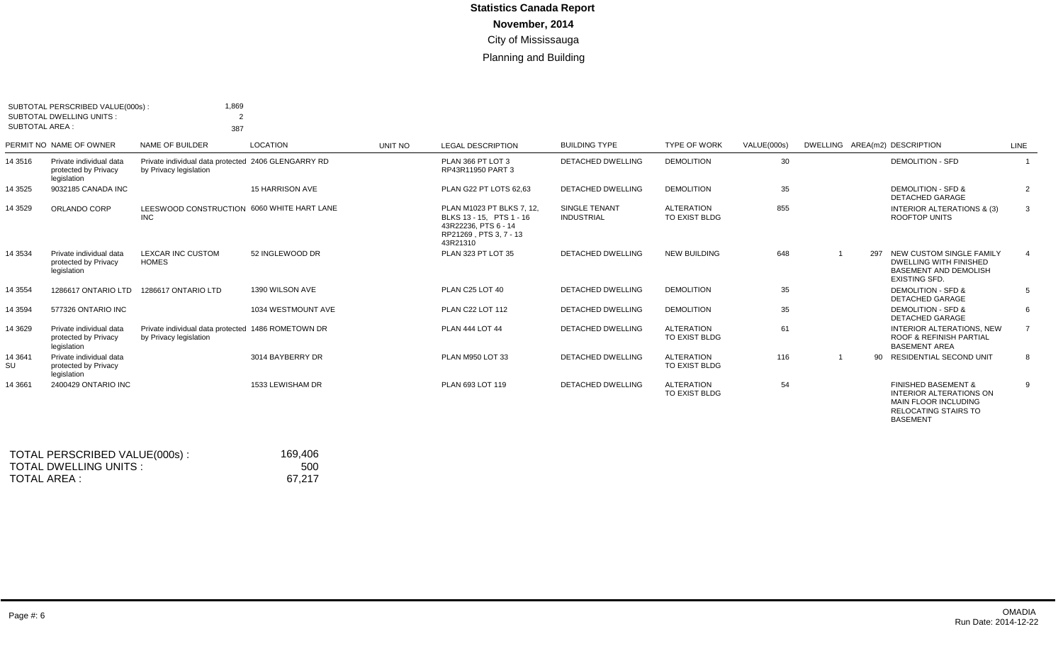# Statistics Canada Report
## November, 2014
City of Mississauga

Planning and Building

SUBTOTAL PERSCRIBED VALUE(000s) : 1,869
SUBTOTAL DWELLING UNITS : 2
SUBTOTAL AREA : 387

| PERMIT NO | NAME OF OWNER | NAME OF BUILDER | LOCATION | UNIT NO | LEGAL DESCRIPTION | BUILDING TYPE | TYPE OF WORK | VALUE(000s) | DWELLING | AREA(m2) | DESCRIPTION | LINE |
|---|---|---|---|---|---|---|---|---|---|---|---|---|
| 14 3516 | Private individual data protected by Privacy legislation | Private individual data protected by Privacy legislation | 2406 GLENGARRY RD | | PLAN 366 PT LOT 3 RP43R11950 PART 3 | DETACHED DWELLING | DEMOLITION | 30 | | | DEMOLITION - SFD | 1 |
| 14 3525 | 9032185 CANADA INC | | 15 HARRISON AVE | | PLAN G22 PT LOTS 62,63 | DETACHED DWELLING | DEMOLITION | 35 | | | DEMOLITION - SFD & DETACHED GARAGE | 2 |
| 14 3529 | ORLANDO CORP | LEESWOOD CONSTRUCTION INC | 6060 WHITE HART LANE | | PLAN M1023 PT BLKS 7, 12, BLKS 13 - 15, PTS 1 - 16 43R22236, PTS 6 - 14 RP21269 , PTS 3, 7 - 13 43R21310 | SINGLE TENANT INDUSTRIAL | ALTERATION TO EXIST BLDG | 855 | | | INTERIOR ALTERATIONS & (3) ROOFTOP UNITS | 3 |
| 14 3534 | Private individual data protected by Privacy legislation | LEXCAR INC CUSTOM HOMES | 52 INGLEWOOD DR | | PLAN 323 PT LOT 35 | DETACHED DWELLING | NEW BUILDING | 648 | 1 | 297 | NEW CUSTOM SINGLE FAMILY DWELLING WITH FINISHED BASEMENT AND DEMOLISH EXISTING SFD. | 4 |
| 14 3554 | 1286617 ONTARIO LTD | 1286617 ONTARIO LTD | 1390 WILSON AVE | | PLAN C25 LOT 40 | DETACHED DWELLING | DEMOLITION | 35 | | | DEMOLITION - SFD & DETACHED GARAGE | 5 |
| 14 3594 | 577326 ONTARIO INC | | 1034 WESTMOUNT AVE | | PLAN C22 LOT 112 | DETACHED DWELLING | DEMOLITION | 35 | | | DEMOLITION - SFD & DETACHED GARAGE | 6 |
| 14 3629 | Private individual data protected by Privacy legislation | Private individual data protected by Privacy legislation | 1486 ROMETOWN DR | | PLAN 444 LOT 44 | DETACHED DWELLING | ALTERATION TO EXIST BLDG | 61 | | | INTERIOR ALTERATIONS, NEW ROOF & REFINISH PARTIAL BASEMENT AREA | 7 |
| 14 3641 SU | Private individual data protected by Privacy legislation | | 3014 BAYBERRY DR | | PLAN M950 LOT 33 | DETACHED DWELLING | ALTERATION TO EXIST BLDG | 116 | 1 | 90 | RESIDENTIAL SECOND UNIT | 8 |
| 14 3661 | 2400429 ONTARIO INC | | 1533 LEWISHAM DR | | PLAN 693 LOT 119 | DETACHED DWELLING | ALTERATION TO EXIST BLDG | 54 | | | FINISHED BASEMENT & INTERIOR ALTERATIONS ON MAIN FLOOR INCLUDING RELOCATING STAIRS TO BASEMENT | 9 |

TOTAL PERSCRIBED VALUE(000s) : 169,406
TOTAL DWELLING UNITS : 500
TOTAL AREA : 67,217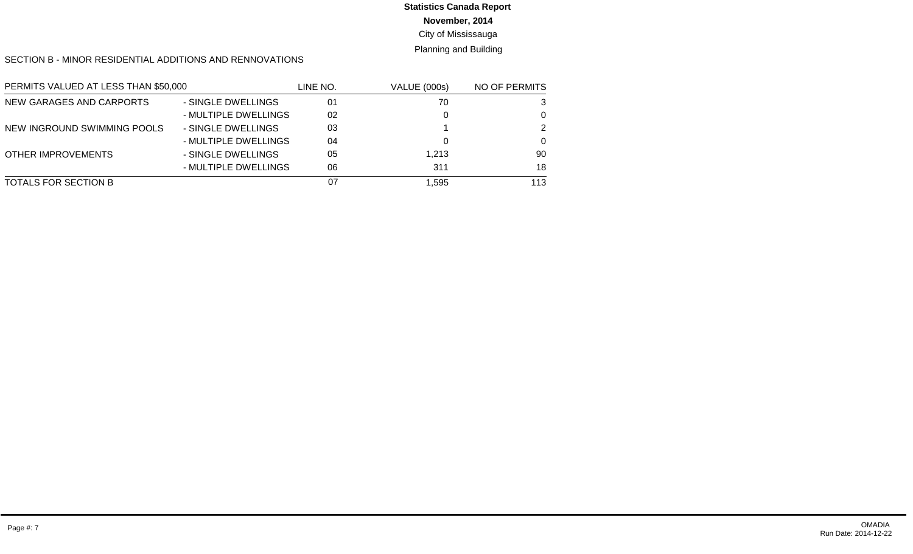**Statistics Canada Report**

**November, 2014**

City of Mississauga

Planning and Building

SECTION B - MINOR RESIDENTIAL ADDITIONS AND RENNOVATIONS

| PERMITS VALUED AT LESS THAN $50,000 | | LINE NO. | VALUE (000s) | NO OF PERMITS |
|---|---|---|---|---|
| NEW GARAGES AND CARPORTS | - SINGLE DWELLINGS | 01 | 70 | 3 |
| | - MULTIPLE DWELLINGS | 02 | 0 | 0 |
| NEW INGROUND SWIMMING POOLS | - SINGLE DWELLINGS | 03 | 1 | 2 |
| | - MULTIPLE DWELLINGS | 04 | 0 | 0 |
| OTHER IMPROVEMENTS | - SINGLE DWELLINGS | 05 | 1,213 | 90 |
| | - MULTIPLE DWELLINGS | 06 | 311 | 18 |
| TOTALS FOR SECTION B | | 07 | 1,595 | 113 |

Page #: 7

OMADIA
Run Date: 2014-12-22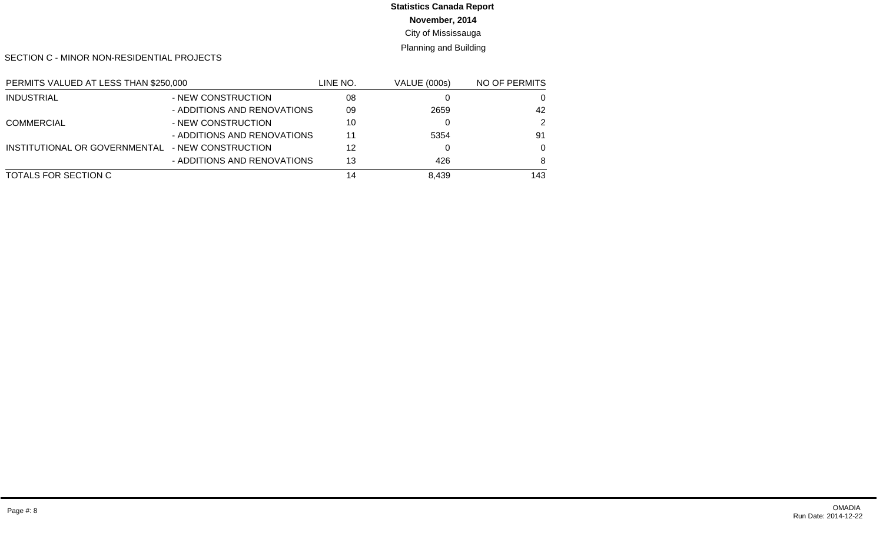**Statistics Canada Report**

**November, 2014**

City of Mississauga

Planning and Building

SECTION C - MINOR NON-RESIDENTIAL PROJECTS

| PERMITS VALUED AT LESS THAN $250,000 | | LINE NO. | VALUE (000s) | NO OF PERMITS |
|---|---|---|---|---|
| INDUSTRIAL | - NEW CONSTRUCTION | 08 | 0 | 0 |
| | - ADDITIONS AND RENOVATIONS | 09 | 2659 | 42 |
| COMMERCIAL | - NEW CONSTRUCTION | 10 | 0 | 2 |
| | - ADDITIONS AND RENOVATIONS | 11 | 5354 | 91 |
| INSTITUTIONAL OR GOVERNMENTAL | - NEW CONSTRUCTION | 12 | 0 | 0 |
| | - ADDITIONS AND RENOVATIONS | 13 | 426 | 8 |
| TOTALS FOR SECTION C | | 14 | 8,439 | 143 |

Page #: 8

OMADIA
Run Date: 2014-12-22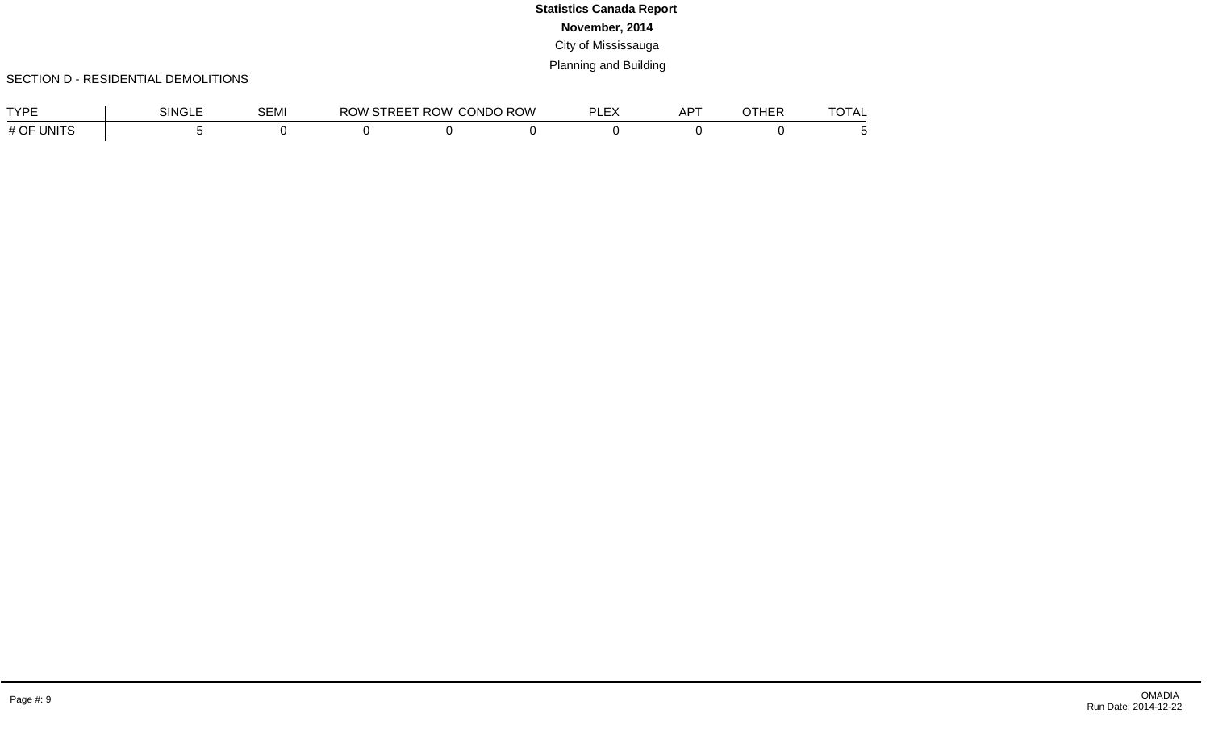# Statistics Canada Report

**November, 2014**

City of Mississauga

Planning and Building

SECTION D - RESIDENTIAL DEMOLITIONS

| TYPE | SINGLE | SEMI | ROW STREET | ROW CONDO | ROW PLEX | APT | OTHER | TOTAL |
|---|---|---|---|---|---|---|---|---|
| # OF UNITS | 5 | 0 | 0 | 0 | 0 | 0 | 0 | 0 | 5 |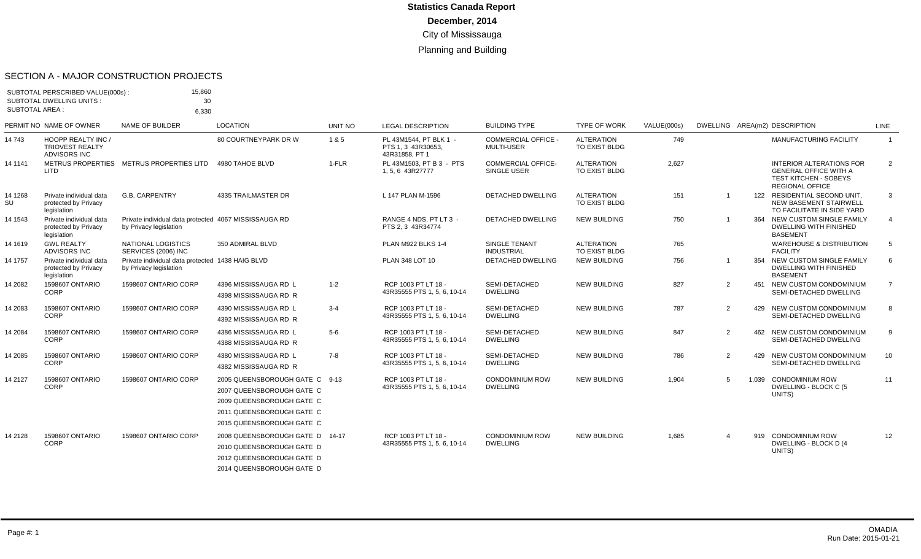# Statistics Canada Report

**December, 2014**

City of Mississauga

Planning and Building

## SECTION A - MAJOR CONSTRUCTION PROJECTS

SUBTOTAL PERSCRIBED VALUE(000s) : 15,860
SUBTOTAL DWELLING UNITS : 30
SUBTOTAL AREA : 6,330

| PERMIT NO | NAME OF OWNER | NAME OF BUILDER | LOCATION | UNIT NO | LEGAL DESCRIPTION | BUILDING TYPE | TYPE OF WORK | VALUE(000s) | DWELLING | AREA(m2) | DESCRIPTION | LINE |
|---|---|---|---|---|---|---|---|---|---|---|---|---|
| 14 743 | HOOPP REALTY INC / TRIOVEST REALTY ADVISORS INC | | 80 COURTNEYPARK DR W | 1 & 5 | PL 43M1544, PT BLK 1 - PTS 1, 3 43R30653, 43R31858, PT 1 | COMMERCIAL OFFICE - MULTI-USER | ALTERATION TO EXIST BLDG | 749 | | | MANUFACTURING FACILITY | 1 |
| 14 1141 | METRUS PROPERTIES LITD | METRUS PROPERTIES LITD | 4980 TAHOE BLVD | 1-FLR | PL 43M1503, PT B 3 - PTS 1, 5, 6 43R27777 | COMMERCIAL OFFICE- SINGLE USER | ALTERATION TO EXIST BLDG | 2,627 | | | INTERIOR ALTERATIONS FOR GENERAL OFFICE WITH A TEST KITCHEN - SOBEYS REGIONAL OFFICE | 2 |
| 14 1268 SU | Private individual data protected by Privacy legislation | G.B. CARPENTRY | 4335 TRAILMASTER DR | | L 147 PLAN M-1596 | DETACHED DWELLING | ALTERATION TO EXIST BLDG | 151 | 1 | 122 | RESIDENTIAL SECOND UNIT, NEW BASEMENT STAIRWELL TO FACILITATE IN SIDE YARD | 3 |
| 14 1543 | Private individual data protected by Privacy legislation | Private individual data protected by Privacy legislation | 4067 MISSISSAUGA RD | | RANGE 4 NDS, PT LT 3 - PTS 2, 3 43R34774 | DETACHED DWELLING | NEW BUILDING | 750 | 1 | 364 | NEW CUSTOM SINGLE FAMILY DWELLING WITH FINISHED BASEMENT | 4 |
| 14 1619 | GWL REALTY ADVISORS INC | NATIONAL LOGISTICS SERVICES (2006) INC | 350 ADMIRAL BLVD | | PLAN M922 BLKS 1-4 | SINGLE TENANT INDUSTRIAL | ALTERATION TO EXIST BLDG | 765 | | | WAREHOUSE & DISTRIBUTION FACILITY | 5 |
| 14 1757 | Private individual data protected by Privacy legislation | Private individual data protected by Privacy legislation | 1438 HAIG BLVD | | PLAN 348 LOT 10 | DETACHED DWELLING | NEW BUILDING | 756 | 1 | 354 | NEW CUSTOM SINGLE FAMILY DWELLING WITH FINISHED BASEMENT | 6 |
| 14 2082 | 1598607 ONTARIO CORP | 1598607 ONTARIO CORP | 4396 MISSISSAUGA RD L<br>4398 MISSISSAUGA RD R | 1-2 | RCP 1003 PT LT 18 - 43R35555 PTS 1, 5, 6, 10-14 | SEMI-DETACHED DWELLING | NEW BUILDING | 827 | 2 | 451 | NEW CUSTOM CONDOMINIUM SEMI-DETACHED DWELLING | 7 |
| 14 2083 | 1598607 ONTARIO CORP | 1598607 ONTARIO CORP | 4390 MISSISSAUGA RD L<br>4392 MISSISSAUGA RD R | 3-4 | RCP 1003 PT LT 18 - 43R35555 PTS 1, 5, 6, 10-14 | SEMI-DETACHED DWELLING | NEW BUILDING | 787 | 2 | 429 | NEW CUSTOM CONDOMINIUM SEMI-DETACHED DWELLING | 8 |
| 14 2084 | 1598607 ONTARIO CORP | 1598607 ONTARIO CORP | 4386 MISSISSAUGA RD L<br>4388 MISSISSAUGA RD R | 5-6 | RCP 1003 PT LT 18 - 43R35555 PTS 1, 5, 6, 10-14 | SEMI-DETACHED DWELLING | NEW BUILDING | 847 | 2 | 462 | NEW CUSTOM CONDOMINIUM SEMI-DETACHED DWELLING | 9 |
| 14 2085 | 1598607 ONTARIO CORP | 1598607 ONTARIO CORP | 4380 MISSISSAUGA RD L<br>4382 MISSISSAUGA RD R | 7-8 | RCP 1003 PT LT 18 - 43R35555 PTS 1, 5, 6, 10-14 | SEMI-DETACHED DWELLING | NEW BUILDING | 786 | 2 | 429 | NEW CUSTOM CONDOMINIUM SEMI-DETACHED DWELLING | 10 |
| 14 2127 | 1598607 ONTARIO CORP | 1598607 ONTARIO CORP | 2005 QUEENSBOROUGH GATE C<br>2007 QUEENSBOROUGH GATE C<br>2009 QUEENSBOROUGH GATE C<br>2011 QUEENSBOROUGH GATE C<br>2015 QUEENSBOROUGH GATE C | 9-13 | RCP 1003 PT LT 18 - 43R35555 PTS 1, 5, 6, 10-14 | CONDOMINIUM ROW DWELLING | NEW BUILDING | 1,904 | 5 | 1,039 | CONDOMINIUM ROW DWELLING - BLOCK C (5 UNITS) | 11 |
| 14 2128 | 1598607 ONTARIO CORP | 1598607 ONTARIO CORP | 2008 QUEENSBOROUGH GATE D<br>2010 QUEENSBOROUGH GATE D<br>2012 QUEENSBOROUGH GATE D<br>2014 QUEENSBOROUGH GATE D | 14-17 | RCP 1003 PT LT 18 - 43R35555 PTS 1, 5, 6, 10-14 | CONDOMINIUM ROW DWELLING | NEW BUILDING | 1,685 | 4 | 919 | CONDOMINIUM ROW DWELLING - BLOCK D (4 UNITS) | 12 |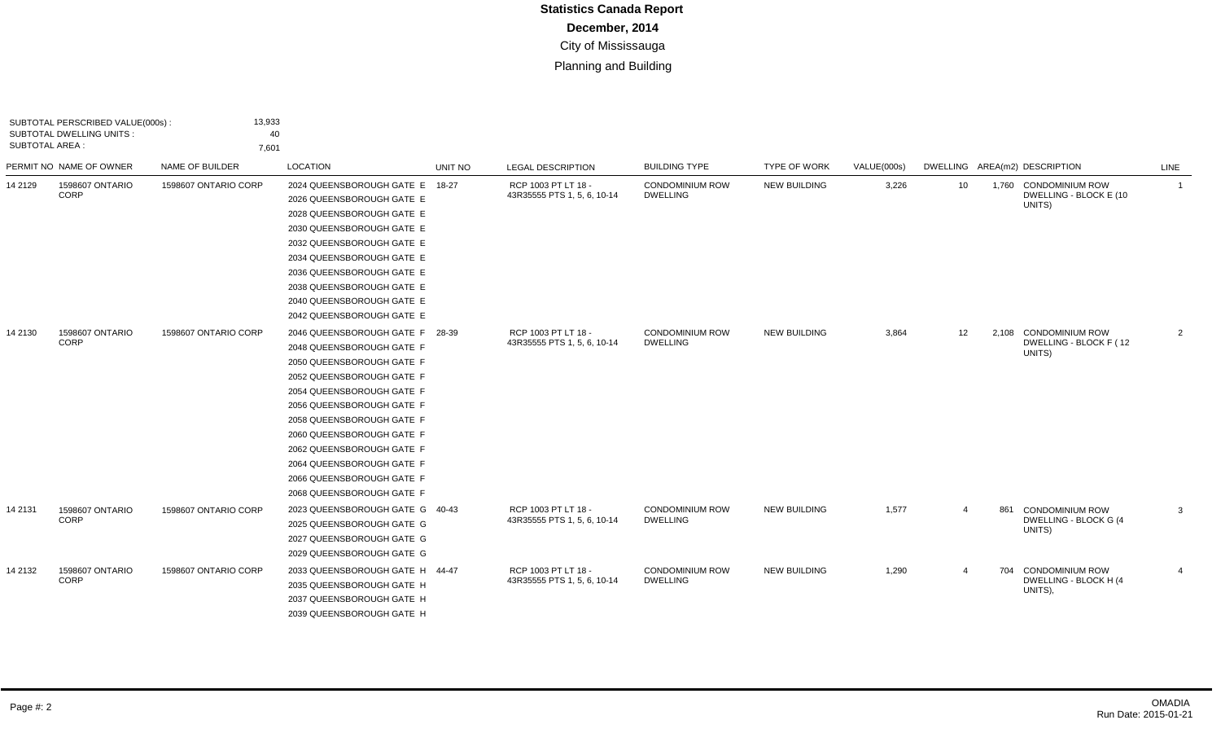# Statistics Canada Report

## December, 2014

City of Mississauga

Planning and Building

SUBTOTAL PERSCRIBED VALUE(000s) : 13,933
SUBTOTAL DWELLING UNITS : 40
SUBTOTAL AREA : 7,601

| PERMIT NO | NAME OF OWNER | NAME OF BUILDER | LOCATION | UNIT NO | LEGAL DESCRIPTION | BUILDING TYPE | TYPE OF WORK | VALUE(000s) | DWELLING | AREA(m2) | DESCRIPTION | LINE |
|---|---|---|---|---|---|---|---|---|---|---|---|---|
| 14 2129 | 1598607 ONTARIO CORP | 1598607 ONTARIO CORP | 2024 QUEENSBOROUGH GATE E<br>2026 QUEENSBOROUGH GATE E<br>2028 QUEENSBOROUGH GATE E<br>2030 QUEENSBOROUGH GATE E<br>2032 QUEENSBOROUGH GATE E<br>2034 QUEENSBOROUGH GATE E<br>2036 QUEENSBOROUGH GATE E<br>2038 QUEENSBOROUGH GATE E<br>2040 QUEENSBOROUGH GATE E<br>2042 QUEENSBOROUGH GATE E | 18-27 | RCP 1003 PT LT 18 - 43R35555 PTS 1, 5, 6, 10-14 | CONDOMINIUM ROW DWELLING | NEW BUILDING | 3,226 | 10 | 1,760 | CONDOMINIUM ROW DWELLING - BLOCK E (10 UNITS) | 1 |
| 14 2130 | 1598607 ONTARIO CORP | 1598607 ONTARIO CORP | 2046 QUEENSBOROUGH GATE F<br>2048 QUEENSBOROUGH GATE F<br>2050 QUEENSBOROUGH GATE F<br>2052 QUEENSBOROUGH GATE F<br>2054 QUEENSBOROUGH GATE F<br>2056 QUEENSBOROUGH GATE F<br>2058 QUEENSBOROUGH GATE F<br>2060 QUEENSBOROUGH GATE F<br>2062 QUEENSBOROUGH GATE F<br>2064 QUEENSBOROUGH GATE F<br>2066 QUEENSBOROUGH GATE F<br>2068 QUEENSBOROUGH GATE F | 28-39 | RCP 1003 PT LT 18 - 43R35555 PTS 1, 5, 6, 10-14 | CONDOMINIUM ROW DWELLING | NEW BUILDING | 3,864 | 12 | 2,108 | CONDOMINIUM ROW DWELLING - BLOCK F ( 12 UNITS) | 2 |
| 14 2131 | 1598607 ONTARIO CORP | 1598607 ONTARIO CORP | 2023 QUEENSBOROUGH GATE G<br>2025 QUEENSBOROUGH GATE G<br>2027 QUEENSBOROUGH GATE G<br>2029 QUEENSBOROUGH GATE G | 40-43 | RCP 1003 PT LT 18 - 43R35555 PTS 1, 5, 6, 10-14 | CONDOMINIUM ROW DWELLING | NEW BUILDING | 1,577 | 4 | 861 | CONDOMINIUM ROW DWELLING - BLOCK G (4 UNITS) | 3 |
| 14 2132 | 1598607 ONTARIO CORP | 1598607 ONTARIO CORP | 2033 QUEENSBOROUGH GATE H<br>2035 QUEENSBOROUGH GATE H<br>2037 QUEENSBOROUGH GATE H<br>2039 QUEENSBOROUGH GATE H | 44-47 | RCP 1003 PT LT 18 - 43R35555 PTS 1, 5, 6, 10-14 | CONDOMINIUM ROW DWELLING | NEW BUILDING | 1,290 | 4 | 704 | CONDOMINIUM ROW DWELLING - BLOCK H (4 UNITS), | 4 |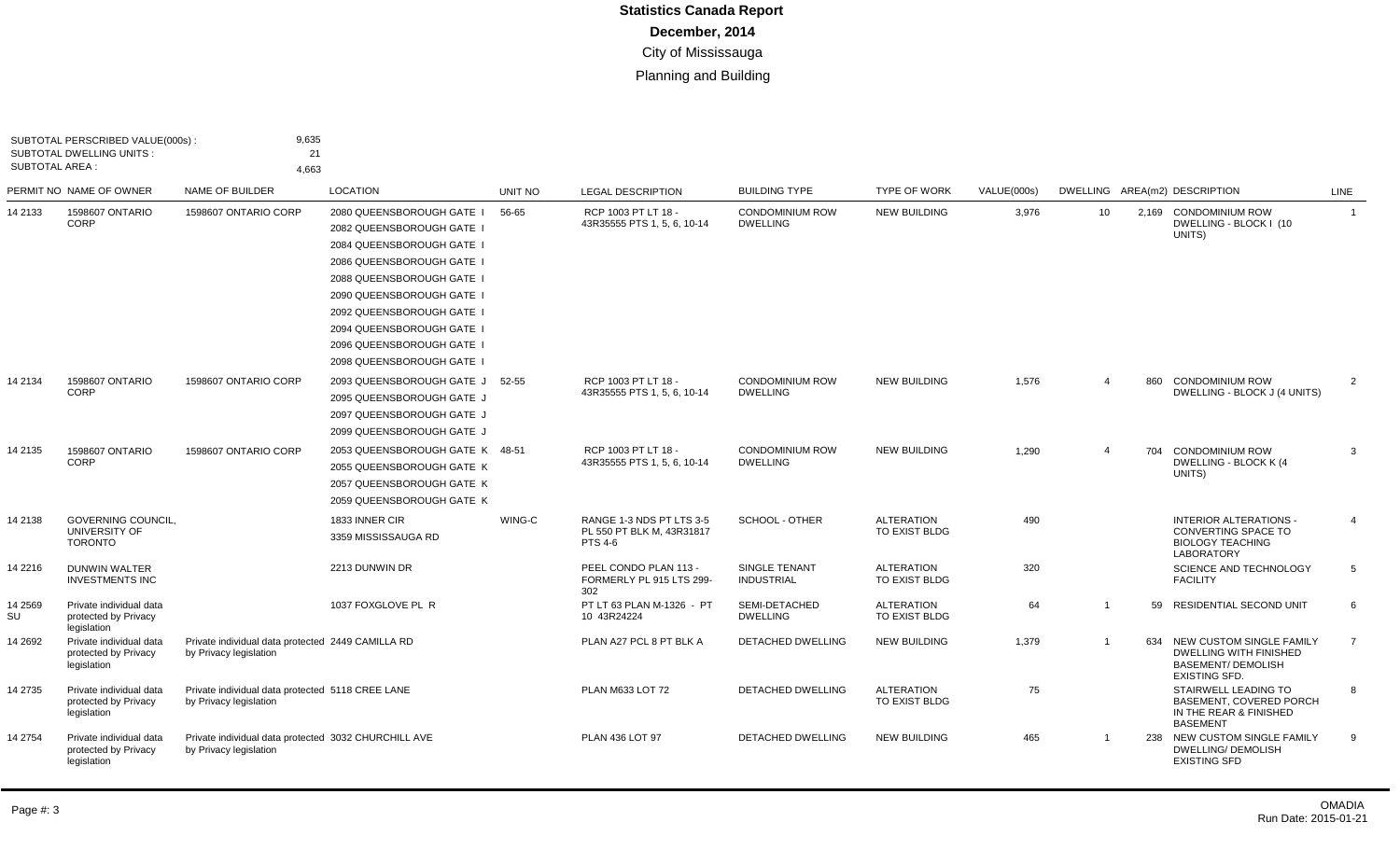**Statistics Canada Report**

**December, 2014**

City of Mississauga

Planning and Building

SUBTOTAL PERSCRIBED VALUE(000s) : 9,635
SUBTOTAL DWELLING UNITS : 21
SUBTOTAL AREA : 4,663

| PERMIT NO | NAME OF OWNER | NAME OF BUILDER | LOCATION | UNIT NO | LEGAL DESCRIPTION | BUILDING TYPE | TYPE OF WORK | VALUE(000s) | DWELLING | AREA(m2) | DESCRIPTION | LINE |
|---|---|---|---|---|---|---|---|---|---|---|---|---|
| 14 2133 | 1598607 ONTARIO CORP | 1598607 ONTARIO CORP | 2080 QUEENSBOROUGH GATE I<br>2082 QUEENSBOROUGH GATE I<br>2084 QUEENSBOROUGH GATE I<br>2086 QUEENSBOROUGH GATE I<br>2088 QUEENSBOROUGH GATE I<br>2090 QUEENSBOROUGH GATE I<br>2092 QUEENSBOROUGH GATE I<br>2094 QUEENSBOROUGH GATE I<br>2096 QUEENSBOROUGH GATE I<br>2098 QUEENSBOROUGH GATE I | 56-65 | RCP 1003 PT LT 18 - 43R35555 PTS 1, 5, 6, 10-14 | CONDOMINIUM ROW DWELLING | NEW BUILDING | 3,976 | 10 | 2,169 | CONDOMINIUM ROW DWELLING - BLOCK I (10 UNITS) | 1 |
| 14 2134 | 1598607 ONTARIO CORP | 1598607 ONTARIO CORP | 2093 QUEENSBOROUGH GATE J<br>2095 QUEENSBOROUGH GATE J<br>2097 QUEENSBOROUGH GATE J<br>2099 QUEENSBOROUGH GATE J | 52-55 | RCP 1003 PT LT 18 - 43R35555 PTS 1, 5, 6, 10-14 | CONDOMINIUM ROW DWELLING | NEW BUILDING | 1,576 | 4 | 860 | CONDOMINIUM ROW DWELLING - BLOCK J (4 UNITS) | 2 |
| 14 2135 | 1598607 ONTARIO CORP | 1598607 ONTARIO CORP | 2053 QUEENSBOROUGH GATE K<br>2055 QUEENSBOROUGH GATE K<br>2057 QUEENSBOROUGH GATE K<br>2059 QUEENSBOROUGH GATE K | 48-51 | RCP 1003 PT LT 18 - 43R35555 PTS 1, 5, 6, 10-14 | CONDOMINIUM ROW DWELLING | NEW BUILDING | 1,290 | 4 | 704 | CONDOMINIUM ROW DWELLING - BLOCK K (4 UNITS) | 3 |
| 14 2138 | GOVERNING COUNCIL, UNIVERSITY OF TORONTO | | 1833 INNER CIR<br>3359 MISSISSAUGA RD | WING-C | RANGE 1-3 NDS PT LTS 3-5 PL 550 PT BLK M, 43R31817 PTS 4-6 | SCHOOL - OTHER | ALTERATION TO EXIST BLDG | 490 | | | INTERIOR ALTERATIONS - CONVERTING SPACE TO BIOLOGY TEACHING LABORATORY | 4 |
| 14 2216 | DUNWIN WALTER INVESTMENTS INC | | 2213 DUNWIN DR | | PEEL CONDO PLAN 113 - FORMERLY PL 915 LTS 299-302 | SINGLE TENANT INDUSTRIAL | ALTERATION TO EXIST BLDG | 320 | | | SCIENCE AND TECHNOLOGY FACILITY | 5 |
| 14 2569 SU | Private individual data protected by Privacy legislation | | 1037 FOXGLOVE PL R | | PT LT 63 PLAN M-1326 - PT 10 43R24224 | SEMI-DETACHED DWELLING | ALTERATION TO EXIST BLDG | 64 | 1 | 59 | RESIDENTIAL SECOND UNIT | 6 |
| 14 2692 | Private individual data protected by Privacy legislation | Private individual data protected by Privacy legislation | 2449 CAMILLA RD | | PLAN A27 PCL 8 PT BLK A | DETACHED DWELLING | NEW BUILDING | 1,379 | 1 | 634 | NEW CUSTOM SINGLE FAMILY DWELLING WITH FINISHED BASEMENT/ DEMOLISH EXISTING SFD. | 7 |
| 14 2735 | Private individual data protected by Privacy legislation | Private individual data protected by Privacy legislation | 5118 CREE LANE | | PLAN M633 LOT 72 | DETACHED DWELLING | ALTERATION TO EXIST BLDG | 75 | | | STAIRWELL LEADING TO BASEMENT, COVERED PORCH IN THE REAR & FINISHED BASEMENT | 8 |
| 14 2754 | Private individual data protected by Privacy legislation | Private individual data protected by Privacy legislation | 3032 CHURCHILL AVE | | PLAN 436 LOT 97 | DETACHED DWELLING | NEW BUILDING | 465 | 1 | 238 | NEW CUSTOM SINGLE FAMILY DWELLING/ DEMOLISH EXISTING SFD | 9 |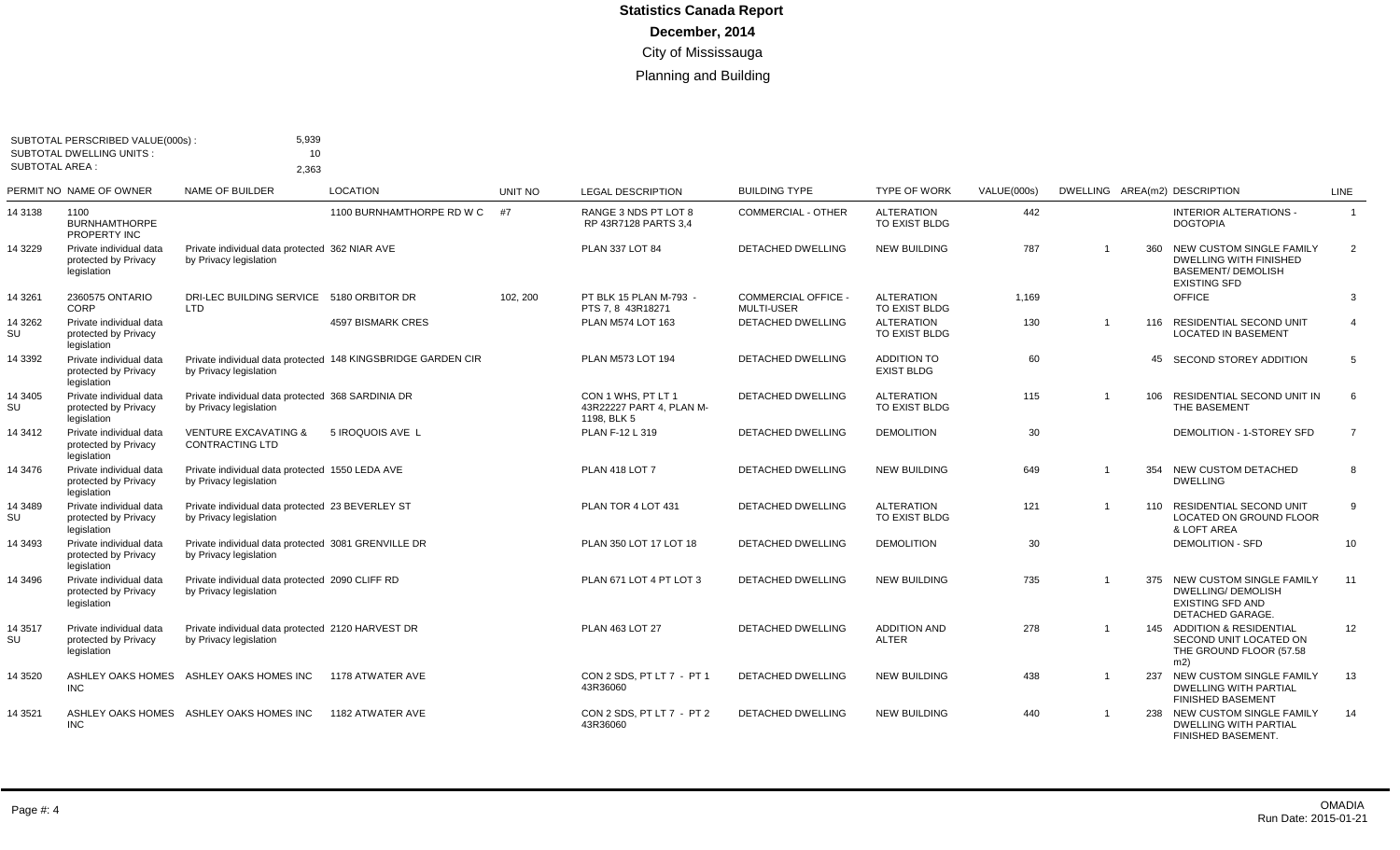# Statistics Canada Report

**December, 2014**

City of Mississauga

Planning and Building

SUBTOTAL PERSCRIBED VALUE(000s) : 5,939
SUBTOTAL DWELLING UNITS : 10
SUBTOTAL AREA : 2,363

| PERMIT NO | NAME OF OWNER | NAME OF BUILDER | LOCATION | UNIT NO | LEGAL DESCRIPTION | BUILDING TYPE | TYPE OF WORK | VALUE(000s) | DWELLING | AREA(m2) | DESCRIPTION | LINE |
|---|---|---|---|---|---|---|---|---|---|---|---|---|
| 14 3138 | 1100 BURNHAMTHORPE PROPERTY INC | | 1100 BURNHAMTHORPE RD W C | #7 | RANGE 3 NDS PT LOT 8 RP 43R7128 PARTS 3,4 | COMMERCIAL - OTHER | ALTERATION TO EXIST BLDG | 442 | | | INTERIOR ALTERATIONS - DOGTOPIA | 1 |
| 14 3229 | Private individual data protected by Privacy legislation | Private individual data protected by Privacy legislation | 362 NIAR AVE | | PLAN 337 LOT 84 | DETACHED DWELLING | NEW BUILDING | 787 | 1 | 360 | NEW CUSTOM SINGLE FAMILY DWELLING WITH FINISHED BASEMENT/ DEMOLISH EXISTING SFD | 2 |
| 14 3261 | 2360575 ONTARIO CORP | DRI-LEC BUILDING SERVICE LTD | 5180 ORBITOR DR | 102, 200 | PT BLK 15 PLAN M-793 - PTS 7, 8 43R18271 | COMMERCIAL OFFICE - MULTI-USER | ALTERATION TO EXIST BLDG | 1,169 | | | OFFICE | 3 |
| 14 3262 SU | Private individual data protected by Privacy legislation | | 4597 BISMARK CRES | | PLAN M574 LOT 163 | DETACHED DWELLING | ALTERATION TO EXIST BLDG | 130 | 1 | 116 | RESIDENTIAL SECOND UNIT LOCATED IN BASEMENT | 4 |
| 14 3392 | Private individual data protected by Privacy legislation | Private individual data protected by Privacy legislation | 148 KINGSBRIDGE GARDEN CIR | | PLAN M573 LOT 194 | DETACHED DWELLING | ADDITION TO EXIST BLDG | 60 | | 45 | SECOND STOREY ADDITION | 5 |
| 14 3405 SU | Private individual data protected by Privacy legislation | Private individual data protected by Privacy legislation | 368 SARDINIA DR | | CON 1 WHS, PT LT 1 43R22227 PART 4, PLAN M-1198, BLK 5 | DETACHED DWELLING | ALTERATION TO EXIST BLDG | 115 | 1 | 106 | RESIDENTIAL SECOND UNIT IN THE BASEMENT | 6 |
| 14 3412 | Private individual data protected by Privacy legislation | VENTURE EXCAVATING & CONTRACTING LTD | 5 IROQUOIS AVE L | | PLAN F-12 L 319 | DETACHED DWELLING | DEMOLITION | 30 | | | DEMOLITION - 1-STOREY SFD | 7 |
| 14 3476 | Private individual data protected by Privacy legislation | Private individual data protected by Privacy legislation | 1550 LEDA AVE | | PLAN 418 LOT 7 | DETACHED DWELLING | NEW BUILDING | 649 | 1 | 354 | NEW CUSTOM DETACHED DWELLING | 8 |
| 14 3489 SU | Private individual data protected by Privacy legislation | Private individual data protected by Privacy legislation | 23 BEVERLEY ST | | PLAN TOR 4 LOT 431 | DETACHED DWELLING | ALTERATION TO EXIST BLDG | 121 | 1 | 110 | RESIDENTIAL SECOND UNIT LOCATED ON GROUND FLOOR & LOFT AREA | 9 |
| 14 3493 | Private individual data protected by Privacy legislation | Private individual data protected by Privacy legislation | 3081 GRENVILLE DR | | PLAN 350 LOT 17 LOT 18 | DETACHED DWELLING | DEMOLITION | 30 | | | DEMOLITION - SFD | 10 |
| 14 3496 | Private individual data protected by Privacy legislation | Private individual data protected by Privacy legislation | 2090 CLIFF RD | | PLAN 671 LOT 4 PT LOT 3 | DETACHED DWELLING | NEW BUILDING | 735 | 1 | 375 | NEW CUSTOM SINGLE FAMILY DWELLING/ DEMOLISH EXISTING SFD AND DETACHED GARAGE. | 11 |
| 14 3517 SU | Private individual data protected by Privacy legislation | Private individual data protected by Privacy legislation | 2120 HARVEST DR | | PLAN 463 LOT 27 | DETACHED DWELLING | ADDITION AND ALTER | 278 | 1 | 145 | ADDITION & RESIDENTIAL SECOND UNIT LOCATED ON THE GROUND FLOOR (57.58 m2) | 12 |
| 14 3520 | ASHLEY OAKS HOMES INC | ASHLEY OAKS HOMES INC | 1178 ATWATER AVE | | CON 2 SDS, PT LT 7 - PT 1 43R36060 | DETACHED DWELLING | NEW BUILDING | 438 | 1 | 237 | NEW CUSTOM SINGLE FAMILY DWELLING WITH PARTIAL FINISHED BASEMENT | 13 |
| 14 3521 | ASHLEY OAKS HOMES INC | ASHLEY OAKS HOMES INC | 1182 ATWATER AVE | | CON 2 SDS, PT LT 7 - PT 2 43R36060 | DETACHED DWELLING | NEW BUILDING | 440 | 1 | 238 | NEW CUSTOM SINGLE FAMILY DWELLING WITH PARTIAL FINISHED BASEMENT. | 14 |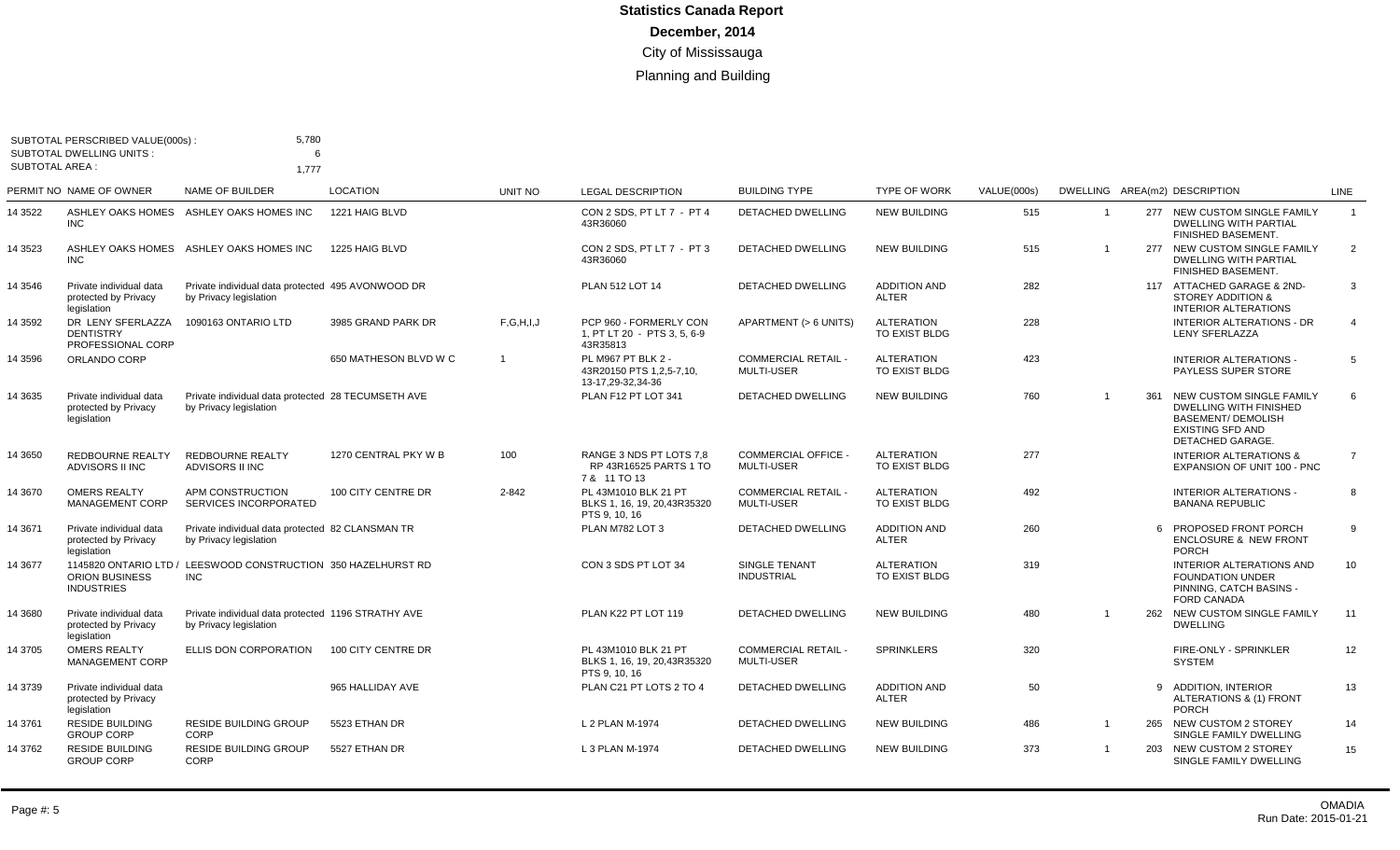# Statistics Canada Report

**December, 2014**

City of Mississauga

Planning and Building

SUBTOTAL PERSCRIBED VALUE(000s) : 5,780
SUBTOTAL DWELLING UNITS : 6
SUBTOTAL AREA : 1,777

| PERMIT NO | NAME OF OWNER | NAME OF BUILDER | LOCATION | UNIT NO | LEGAL DESCRIPTION | BUILDING TYPE | TYPE OF WORK | VALUE(000s) | DWELLING | AREA(m2) | DESCRIPTION | LINE |
|---|---|---|---|---|---|---|---|---|---|---|---|---|
| 14 3522 | ASHLEY OAKS HOMES INC | ASHLEY OAKS HOMES INC | 1221 HAIG BLVD | | CON 2 SDS, PT LT 7 - PT 4 43R36060 | DETACHED DWELLING | NEW BUILDING | 515 | 1 | 277 | NEW CUSTOM SINGLE FAMILY DWELLING WITH PARTIAL FINISHED BASEMENT. | 1 |
| 14 3523 | ASHLEY OAKS HOMES INC | ASHLEY OAKS HOMES INC | 1225 HAIG BLVD | | CON 2 SDS, PT LT 7 - PT 3 43R36060 | DETACHED DWELLING | NEW BUILDING | 515 | 1 | 277 | NEW CUSTOM SINGLE FAMILY DWELLING WITH PARTIAL FINISHED BASEMENT. | 2 |
| 14 3546 | Private individual data protected by Privacy legislation | Private individual data protected by Privacy legislation | 495 AVONWOOD DR | | PLAN 512 LOT 14 | DETACHED DWELLING | ADDITION AND ALTER | 282 | | 117 | ATTACHED GARAGE & 2ND-STOREY ADDITION & INTERIOR ALTERATIONS | 3 |
| 14 3592 | DR LENY SFERLAZZA DENTISTRY PROFESSIONAL CORP | 1090163 ONTARIO LTD | 3985 GRAND PARK DR | F,G,H,I,J | PCP 960 - FORMERLY CON 1, PT LT 20 - PTS 3, 5, 6-9 43R35813 | APARTMENT (> 6 UNITS) | ALTERATION TO EXIST BLDG | 228 | | | INTERIOR ALTERATIONS - DR LENY SFERLAZZA | 4 |
| 14 3596 | ORLANDO CORP | | 650 MATHESON BLVD W C | 1 | PL M967 PT BLK 2 - 43R20150 PTS 1,2,5-7,10, 13-17,29-32,34-36 | COMMERCIAL RETAIL - MULTI-USER | ALTERATION TO EXIST BLDG | 423 | | | INTERIOR ALTERATIONS - PAYLESS SUPER STORE | 5 |
| 14 3635 | Private individual data protected by Privacy legislation | Private individual data protected by Privacy legislation | 28 TECUMSETH AVE | | PLAN F12 PT LOT 341 | DETACHED DWELLING | NEW BUILDING | 760 | 1 | 361 | NEW CUSTOM SINGLE FAMILY DWELLING WITH FINISHED BASEMENT/ DEMOLISH EXISTING SFD AND DETACHED GARAGE. | 6 |
| 14 3650 | REDBOURNE REALTY ADVISORS II INC | REDBOURNE REALTY ADVISORS II INC | 1270 CENTRAL PKY W B | 100 | RANGE 3 NDS PT LOTS 7,8 RP 43R16525 PARTS 1 TO 7 & 11 TO 13 | COMMERCIAL OFFICE - MULTI-USER | ALTERATION TO EXIST BLDG | 277 | | | INTERIOR ALTERATIONS & EXPANSION OF UNIT 100 - PNC | 7 |
| 14 3670 | OMERS REALTY MANAGEMENT CORP | APM CONSTRUCTION SERVICES INCORPORATED | 100 CITY CENTRE DR | 2-842 | PL 43M1010 BLK 21 PT BLKS 1, 16, 19, 20,43R35320 PTS 9, 10, 16 | COMMERCIAL RETAIL - MULTI-USER | ALTERATION TO EXIST BLDG | 492 | | | INTERIOR ALTERATIONS - BANANA REPUBLIC | 8 |
| 14 3671 | Private individual data protected by Privacy legislation | Private individual data protected by Privacy legislation | 82 CLANSMAN TR | | PLAN M782 LOT 3 | DETACHED DWELLING | ADDITION AND ALTER | 260 | | 6 | PROPOSED FRONT PORCH ENCLOSURE & NEW FRONT PORCH | 9 |
| 14 3677 | 1145820 ONTARIO LTD / ORION BUSINESS INDUSTRIES | LEESWOOD CONSTRUCTION INC | 350 HAZELHURST RD | | CON 3 SDS PT LOT 34 | SINGLE TENANT INDUSTRIAL | ALTERATION TO EXIST BLDG | 319 | | | INTERIOR ALTERATIONS AND FOUNDATION UNDER PINNING, CATCH BASINS - FORD CANADA | 10 |
| 14 3680 | Private individual data protected by Privacy legislation | Private individual data protected by Privacy legislation | 1196 STRATHY AVE | | PLAN K22 PT LOT 119 | DETACHED DWELLING | NEW BUILDING | 480 | 1 | 262 | NEW CUSTOM SINGLE FAMILY DWELLING | 11 |
| 14 3705 | OMERS REALTY MANAGEMENT CORP | ELLIS DON CORPORATION | 100 CITY CENTRE DR | | PL 43M1010 BLK 21 PT BLKS 1, 16, 19, 20,43R35320 PTS 9, 10, 16 | COMMERCIAL RETAIL - MULTI-USER | SPRINKLERS | 320 | | | FIRE-ONLY - SPRINKLER SYSTEM | 12 |
| 14 3739 | Private individual data protected by Privacy legislation | | 965 HALLIDAY AVE | | PLAN C21 PT LOTS 2 TO 4 | DETACHED DWELLING | ADDITION AND ALTER | 50 | | 9 | ADDITION, INTERIOR ALTERATIONS & (1) FRONT PORCH | 13 |
| 14 3761 | RESIDE BUILDING GROUP CORP | RESIDE BUILDING GROUP CORP | 5523 ETHAN DR | | L 2 PLAN M-1974 | DETACHED DWELLING | NEW BUILDING | 486 | 1 | 265 | NEW CUSTOM 2 STOREY SINGLE FAMILY DWELLING | 14 |
| 14 3762 | RESIDE BUILDING GROUP CORP | RESIDE BUILDING GROUP CORP | 5527 ETHAN DR | | L 3 PLAN M-1974 | DETACHED DWELLING | NEW BUILDING | 373 | 1 | 203 | NEW CUSTOM 2 STOREY SINGLE FAMILY DWELLING | 15 |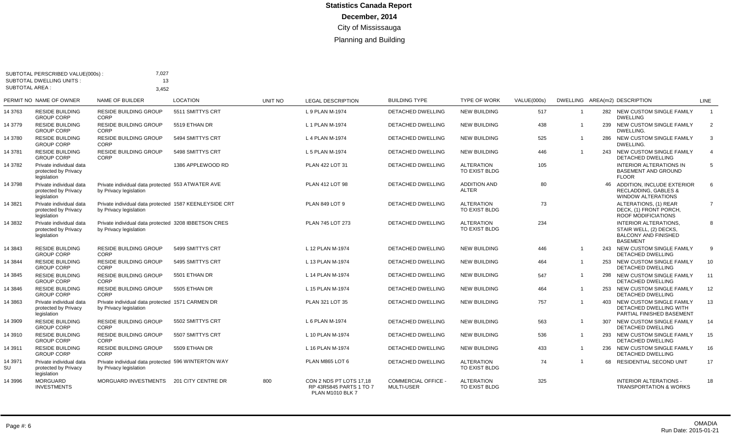# Statistics Canada Report

## December, 2014

### City of Mississauga

### Planning and Building

SUBTOTAL PERSCRIBED VALUE(000s) : 7,027
SUBTOTAL DWELLING UNITS : 13
SUBTOTAL AREA : 3,452

| PERMIT NO | NAME OF OWNER | NAME OF BUILDER | LOCATION | UNIT NO | LEGAL DESCRIPTION | BUILDING TYPE | TYPE OF WORK | VALUE(000s) | DWELLING | AREA(m2) | DESCRIPTION | LINE |
|---|---|---|---|---|---|---|---|---|---|---|---|---|
| 14 3763 | RESIDE BUILDING GROUP CORP | RESIDE BUILDING GROUP CORP | 5511 SMITTYS CRT | | L 9 PLAN M-1974 | DETACHED DWELLING | NEW BUILDING | 517 | 1 | 282 | NEW CUSTOM SINGLE FAMILY DWELLING | 1 |
| 14 3779 | RESIDE BUILDING GROUP CORP | RESIDE BUILDING GROUP CORP | 5519 ETHAN DR | | L 1 PLAN M-1974 | DETACHED DWELLING | NEW BUILDING | 438 | 1 | 239 | NEW CUSTOM SINGLE FAMILY DWELLING. | 2 |
| 14 3780 | RESIDE BUILDING GROUP CORP | RESIDE BUILDING GROUP CORP | 5494 SMITTYS CRT | | L 4 PLAN M-1974 | DETACHED DWELLING | NEW BUILDING | 525 | 1 | 286 | NEW CUSTOM SINGLE FAMILY DWELLING. | 3 |
| 14 3781 | RESIDE BUILDING GROUP CORP | RESIDE BUILDING GROUP CORP | 5498 SMITTYS CRT | | L 5 PLAN M-1974 | DETACHED DWELLING | NEW BUILDING | 446 | 1 | 243 | NEW CUSTOM SINGLE FAMILY DETACHED DWELLING | 4 |
| 14 3782 | Private individual data protected by Privacy legislation | | 1386 APPLEWOOD RD | | PLAN 422 LOT 31 | DETACHED DWELLING | ALTERATION TO EXIST BLDG | 105 | | | INTERIOR ALTERATIONS IN BASEMENT AND GROUND FLOOR | 5 |
| 14 3798 | Private individual data protected by Privacy legislation | Private individual data protected by Privacy legislation | 553 ATWATER AVE | | PLAN 412 LOT 98 | DETACHED DWELLING | ADDITION AND ALTER | 80 | | 46 | ADDITION, INCLUDE EXTERIOR RECLADDING, GABLES & WINDOW ALTERATIONS | 6 |
| 14 3821 | Private individual data protected by Privacy legislation | Private individual data protected by Privacy legislation | 1587 KEENLEYSIDE CRT | | PLAN 849 LOT 9 | DETACHED DWELLING | ALTERATION TO EXIST BLDG | 73 | | | ALTERATIONS, (1) REAR DECK, (1) FRONT PORCH, ROOF MODIFICIATIONS | 7 |
| 14 3832 | Private individual data protected by Privacy legislation | Private individual data protected by Privacy legislation | 3208 IBBETSON CRES | | PLAN 745 LOT 273 | DETACHED DWELLING | ALTERATION TO EXIST BLDG | 234 | | | INTERIOR ALTERATIONS, STAIR WELL, (2) DECKS, BALCONY AND FINISHED BASEMENT | 8 |
| 14 3843 | RESIDE BUILDING GROUP CORP | RESIDE BUILDING GROUP CORP | 5499 SMITTYS CRT | | L 12 PLAN M-1974 | DETACHED DWELLING | NEW BUILDING | 446 | 1 | 243 | NEW CUSTOM SINGLE FAMILY DETACHED DWELLING | 9 |
| 14 3844 | RESIDE BUILDING GROUP CORP | RESIDE BUILDING GROUP CORP | 5495 SMITTYS CRT | | L 13 PLAN M-1974 | DETACHED DWELLING | NEW BUILDING | 464 | 1 | 253 | NEW CUSTOM SINGLE FAMILY DETACHED DWELLING | 10 |
| 14 3845 | RESIDE BUILDING GROUP CORP | RESIDE BUILDING GROUP CORP | 5501 ETHAN DR | | L 14 PLAN M-1974 | DETACHED DWELLING | NEW BUILDING | 547 | 1 | 298 | NEW CUSTOM SINGLE FAMILY DETACHED DWELLING | 11 |
| 14 3846 | RESIDE BUILDING GROUP CORP | RESIDE BUILDING GROUP CORP | 5505 ETHAN DR | | L 15 PLAN M-1974 | DETACHED DWELLING | NEW BUILDING | 464 | 1 | 253 | NEW CUSTOM SINGLE FAMILY DETACHED DWELLING | 12 |
| 14 3863 | Private individual data protected by Privacy legislation | Private individual data protected by Privacy legislation | 1571 CARMEN DR | | PLAN 321 LOT 35 | DETACHED DWELLING | NEW BUILDING | 757 | 1 | 403 | NEW CUSTOM SINGLE FAMILY DETACHED DWELLING WITH PARTIAL FINISHED BASEMENT | 13 |
| 14 3909 | RESIDE BUILDING GROUP CORP | RESIDE BUILDING GROUP CORP | 5502 SMITTYS CRT | | L 6 PLAN M-1974 | DETACHED DWELLING | NEW BUILDING | 563 | 1 | 307 | NEW CUSTOM SINGLE FAMILY DETACHED DWELLING | 14 |
| 14 3910 | RESIDE BUILDING GROUP CORP | RESIDE BUILDING GROUP CORP | 5507 SMITTYS CRT | | L 10 PLAN M-1974 | DETACHED DWELLING | NEW BUILDING | 536 | 1 | 293 | NEW CUSTOM SINGLE FAMILY DETACHED DWELLING | 15 |
| 14 3911 | RESIDE BUILDING GROUP CORP | RESIDE BUILDING GROUP CORP | 5509 ETHAN DR | | L 16 PLAN M-1974 | DETACHED DWELLING | NEW BUILDING | 433 | 1 | 236 | NEW CUSTOM SINGLE FAMILY DETACHED DWELLING | 16 |
| 14 3971 SU | Private individual data protected by Privacy legislation | Private individual data protected by Privacy legislation | 596 WINTERTON WAY | | PLAN M865 LOT 6 | DETACHED DWELLING | ALTERATION TO EXIST BLDG | 74 | 1 | 68 | RESIDENTIAL SECOND UNIT | 17 |
| 14 3996 | MORGUARD INVESTMENTS | MORGUARD INVESTMENTS | 201 CITY CENTRE DR | 800 | CON 2 NDS PT LOTS 17,18 RP 43R5845 PARTS 1 TO 7 PLAN M1010 BLK 7 | COMMERCIAL OFFICE - MULTI-USER | ALTERATION TO EXIST BLDG | 325 | | | INTERIOR ALTERATIONS - TRANSPORTATION & WORKS | 18 |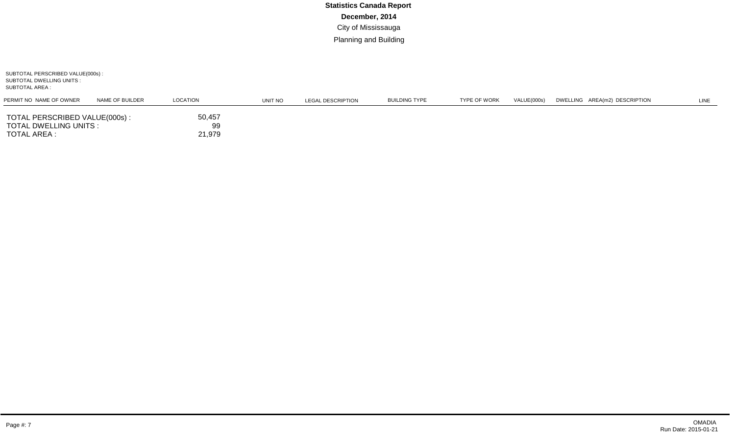**Statistics Canada Report**

**December, 2014**

City of Mississauga

Planning and Building

SUBTOTAL PERSCRIBED VALUE(000s) :
SUBTOTAL DWELLING UNITS :
SUBTOTAL AREA :

| PERMIT NO | NAME OF OWNER | NAME OF BUILDER | LOCATION | UNIT NO | LEGAL DESCRIPTION | BUILDING TYPE | TYPE OF WORK | VALUE(000s) | DWELLING | AREA(m2) | DESCRIPTION | LINE |
|---|---|---|---|---|---|---|---|---|---|---|---|---|

TOTAL PERSCRIBED VALUE(000s) : 50,457
TOTAL DWELLING UNITS : 99
TOTAL AREA : 21,979

OMADIA
Run Date: 2015-01-21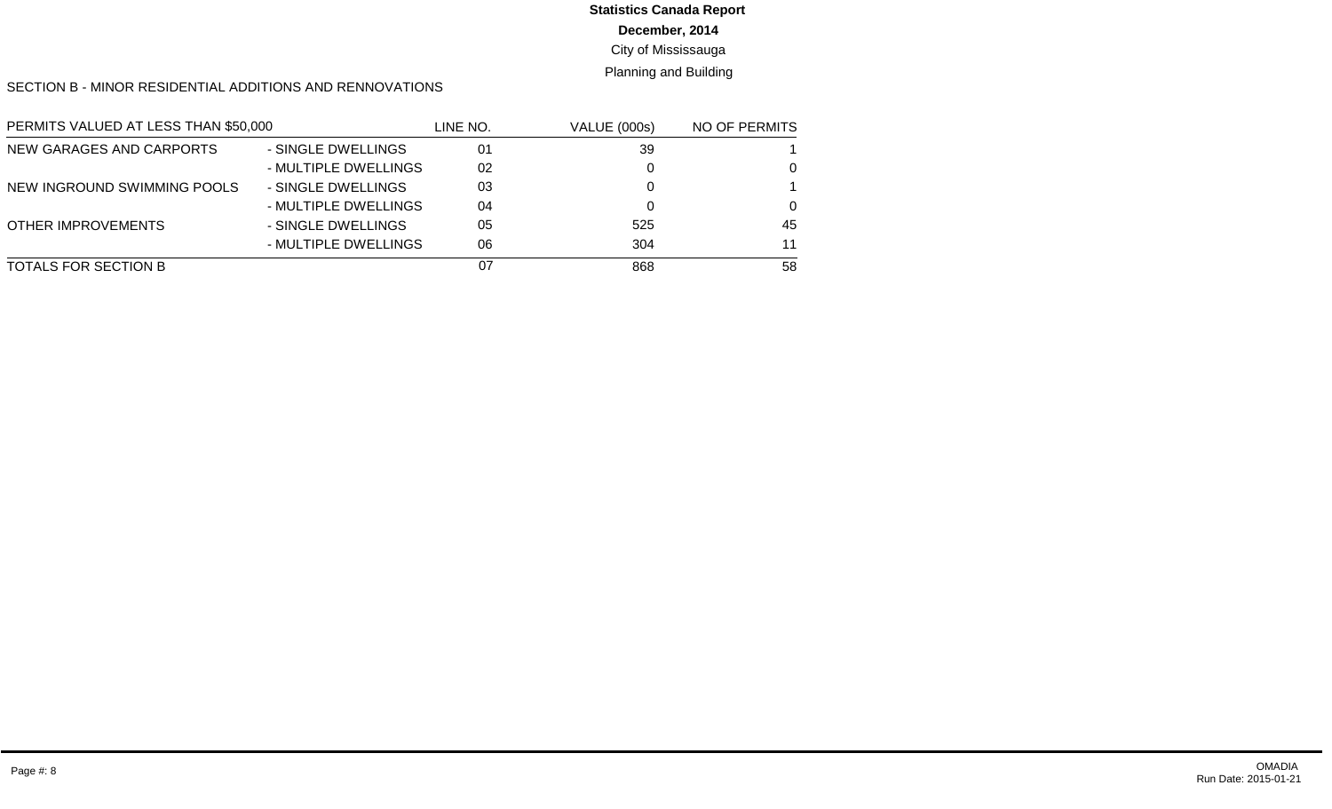**Statistics Canada Report**

**December, 2014**

City of Mississauga

Planning and Building

SECTION B - MINOR RESIDENTIAL ADDITIONS AND RENNOVATIONS

| PERMITS VALUED AT LESS THAN $50,000 | | LINE NO. | VALUE (000s) | NO OF PERMITS |
|---|---|---|---|---|
| NEW GARAGES AND CARPORTS | - SINGLE DWELLINGS | 01 | 39 | 1 |
| | - MULTIPLE DWELLINGS | 02 | 0 | 0 |
| NEW INGROUND SWIMMING POOLS | - SINGLE DWELLINGS | 03 | 0 | 1 |
| | - MULTIPLE DWELLINGS | 04 | 0 | 0 |
| OTHER IMPROVEMENTS | - SINGLE DWELLINGS | 05 | 525 | 45 |
| | - MULTIPLE DWELLINGS | 06 | 304 | 11 |
| TOTALS FOR SECTION B | | 07 | 868 | 58 |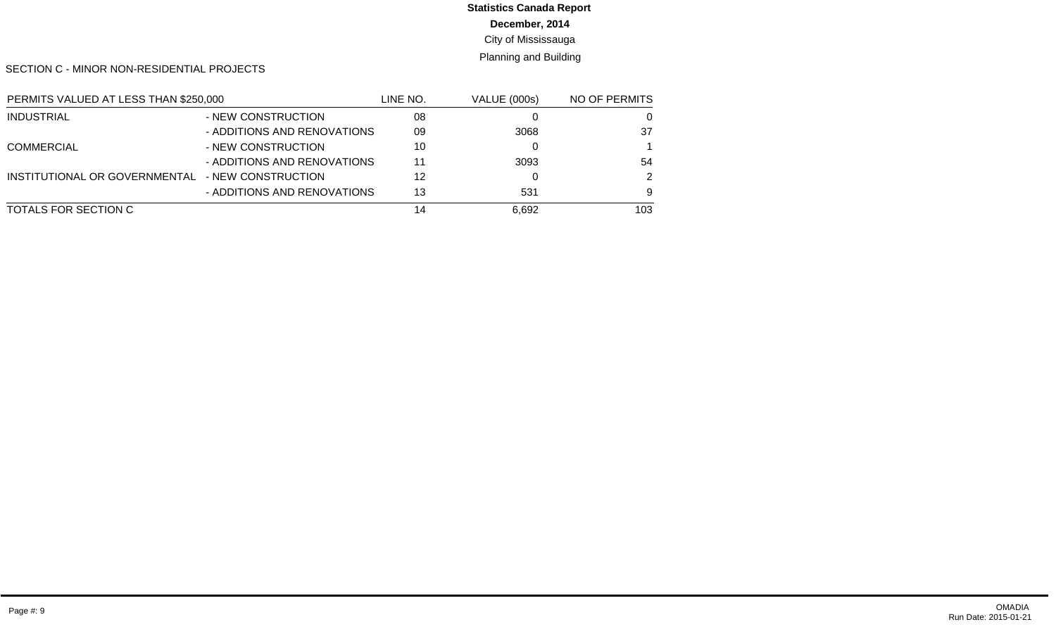# Statistics Canada Report

**December, 2014**

City of Mississauga

Planning and Building

SECTION C - MINOR NON-RESIDENTIAL PROJECTS

| PERMITS VALUED AT LESS THAN $250,000 | | LINE NO. | VALUE (000s) | NO OF PERMITS |
|---|---|---|---|---|
| INDUSTRIAL | - NEW CONSTRUCTION | 08 | 0 | 0 |
| | - ADDITIONS AND RENOVATIONS | 09 | 3068 | 37 |
| COMMERCIAL | - NEW CONSTRUCTION | 10 | 0 | 1 |
| | - ADDITIONS AND RENOVATIONS | 11 | 3093 | 54 |
| INSTITUTIONAL OR GOVERNMENTAL | - NEW CONSTRUCTION | 12 | 0 | 2 |
| | - ADDITIONS AND RENOVATIONS | 13 | 531 | 9 |
| TOTALS FOR SECTION C | | 14 | 6,692 | 103 |

OMADIA
Run Date: 2015-01-21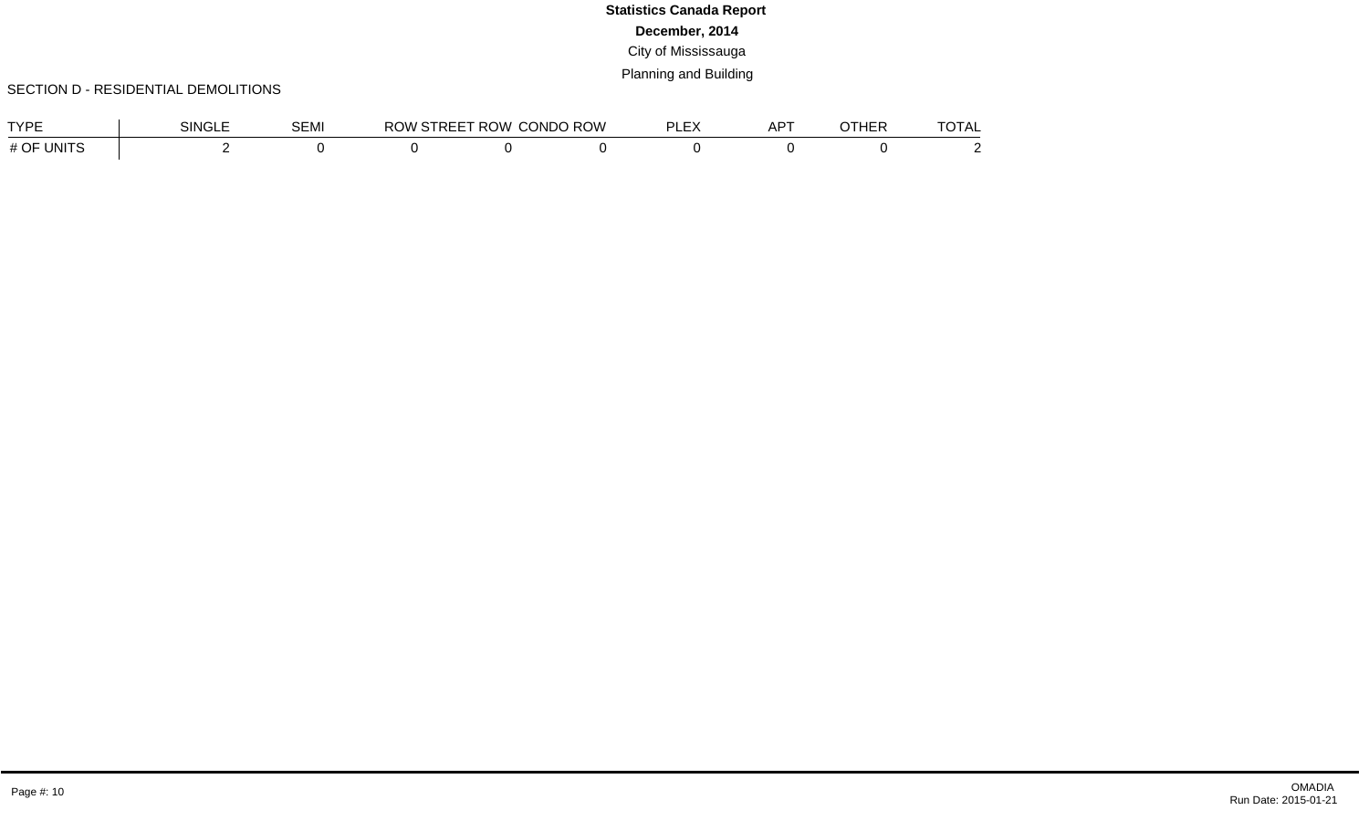**Statistics Canada Report**

**December, 2014**

City of Mississauga

Planning and Building

SECTION D - RESIDENTIAL DEMOLITIONS

| TYPE | SINGLE | SEMI | ROW STREET | ROW CONDO ROW | PLEX | APT | OTHER | TOTAL |
|---|---|---|---|---|---|---|---|---|
| # OF UNITS | 2 | 0 | 0 | 0 | 0 | 0 | 0 | 0 | 2 |

Page #: 10

OMADIA
Run Date: 2015-01-21